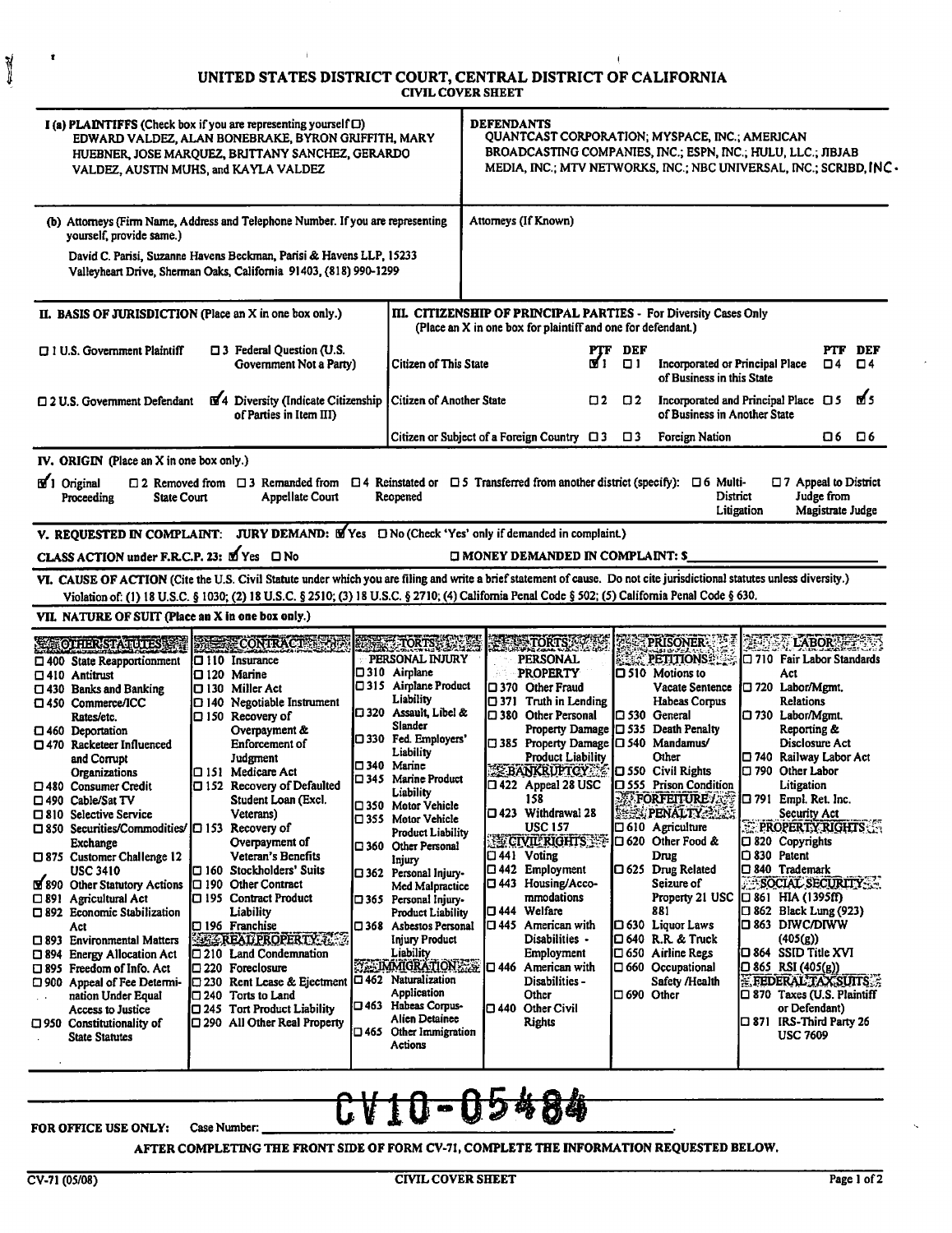# UNITED STATES DISTRICT COURT, CENTRAL DISTRICT OF CALIFORNIA
## CIVIL COVER SHEET

**I (a) PLAINTIFFS** (Check box if you are representing yourself ☐)
EDWARD VALDEZ, ALAN BONEBRAKE, BYRON GRIFFITH, MARY HUEBNER, JOSE MARQUEZ, BRITTANY SANCHEZ, GERARDO VALDEZ, AUSTIN MUHS, and KAYLA VALDEZ

**DEFENDANTS**
QUANTCAST CORPORATION; MYSPACE, INC.; AMERICAN BROADCASTING COMPANIES, INC.; ESPN, INC.; HULU, LLC.; JIBJAB MEDIA, INC.; MTV NETWORKS, INC.; NBC UNIVERSAL, INC.; SCRIBD, INC.

**(b) Attorneys** (Firm Name, Address and Telephone Number. If you are representing yourself, provide same.)
David C. Parisi, Suzanne Havens Beckman, Parisi & Havens LLP, 15233 Valleyheart Drive, Sherman Oaks, California 91403, (818) 990-1299

**Attorneys (If Known)**

**II. BASIS OF JURISDICTION** (Place an X in one box only.)

- ☐ 1 U.S. Government Plaintiff
- ☐ 3 Federal Question (U.S. Government Not a Party)
- ☐ 2 U.S. Government Defendant
- ☑ 4 Diversity (Indicate Citizenship of Parties in Item III)

**III. CITIZENSHIP OF PRINCIPAL PARTIES** - For Diversity Cases Only (Place an X in one box for plaintiff and one for defendant.)

| | PTF | DEF | | PTF | DEF |
|---|---|---|---|---|---|
| Citizen of This State | ☑ 1 | ☐ 1 | Incorporated or Principal Place of Business in this State | ☐ 4 | ☐ 4 |
| Citizen of Another State | ☐ 2 | ☐ 2 | Incorporated and Principal Place of Business in Another State | ☐ 5 | ☑ 5 |
| Citizen or Subject of a Foreign Country | ☐ 3 | ☐ 3 | Foreign Nation | ☐ 6 | ☐ 6 |

**IV. ORIGIN** (Place an X in one box only.)

☑ 1 Original Proceeding ☐ 2 Removed from State Court ☐ 3 Remanded from Appellate Court ☐ 4 Reinstated or Reopened ☐ 5 Transferred from another district (specify): ☐ 6 Multi-District Litigation ☐ 7 Appeal to District Judge from Magistrate Judge

**V. REQUESTED IN COMPLAINT: JURY DEMAND:** ☑ Yes ☐ No (Check 'Yes' only if demanded in complaint.)

**CLASS ACTION under F.R.C.P. 23:** ☑ Yes ☐ No ☐ **MONEY DEMANDED IN COMPLAINT: $**

**VI. CAUSE OF ACTION** (Cite the U.S. Civil Statute under which you are filing and write a brief statement of cause. Do not cite jurisdictional statutes unless diversity.)
Violation of: (1) 18 U.S.C. § 1030; (2) 18 U.S.C. § 2510; (3) 18 U.S.C. § 2710; (4) California Penal Code § 502; (5) California Penal Code § 630.

**VII. NATURE OF SUIT** (Place an X in one box only.)

**OTHER STATUTES**
- ☐ 400 State Reapportionment
- ☐ 410 Antitrust
- ☐ 430 Banks and Banking
- ☐ 450 Commerce/ICC Rates/etc.
- ☐ 460 Deportation
- ☐ 470 Racketeer Influenced and Corrupt Organizations
- ☐ 480 Consumer Credit
- ☐ 490 Cable/Sat TV
- ☐ 810 Selective Service
- ☐ 850 Securities/Commodities/ Exchange
- ☐ 875 Customer Challenge 12 USC 3410
- ☑ 890 Other Statutory Actions
- ☐ 891 Agricultural Act
- ☐ 892 Economic Stabilization Act
- ☐ 893 Environmental Matters
- ☐ 894 Energy Allocation Act
- ☐ 895 Freedom of Info. Act
- ☐ 900 Appeal of Fee Determination Under Equal Access to Justice
- ☐ 950 Constitutionality of State Statutes

**CONTRACT**
- ☐ 110 Insurance
- ☐ 120 Marine
- ☐ 130 Miller Act
- ☐ 140 Negotiable Instrument
- ☐ 150 Recovery of Overpayment & Enforcement of Judgment
- ☐ 151 Medicare Act
- ☐ 152 Recovery of Defaulted Student Loan (Excl. Veterans)
- ☐ 153 Recovery of Overpayment of Veteran's Benefits
- ☐ 160 Stockholders' Suits
- ☐ 190 Other Contract
- ☐ 195 Contract Product Liability
- ☐ 196 Franchise

**REAL PROPERTY**
- ☐ 210 Land Condemnation
- ☐ 220 Foreclosure
- ☐ 230 Rent Lease & Ejectment
- ☐ 240 Torts to Land
- ☐ 245 Tort Product Liability
- ☐ 290 All Other Real Property

**TORTS — PERSONAL INJURY**
- ☐ 310 Airplane
- ☐ 315 Airplane Product Liability
- ☐ 320 Assault, Libel & Slander
- ☐ 330 Fed. Employers' Liability
- ☐ 340 Marine
- ☐ 345 Marine Product Liability
- ☐ 350 Motor Vehicle
- ☐ 355 Motor Vehicle Product Liability
- ☐ 360 Other Personal Injury
- ☐ 362 Personal Injury-Med Malpractice
- ☐ 365 Personal Injury-Product Liability
- ☐ 368 Asbestos Personal Injury Product Liability

**IMMIGRATION**
- ☐ 462 Naturalization Application
- ☐ 463 Habeas Corpus-Alien Detainee
- ☐ 465 Other Immigration Actions

**TORTS — PERSONAL PROPERTY**
- ☐ 370 Other Fraud
- ☐ 371 Truth in Lending
- ☐ 380 Other Personal Property Damage
- ☐ 385 Property Damage Product Liability

**BANKRUPTCY**
- ☐ 422 Appeal 28 USC 158
- ☐ 423 Withdrawal 28 USC 157

**CIVIL RIGHTS**
- ☐ 441 Voting
- ☐ 442 Employment
- ☐ 443 Housing/Accommodations
- ☐ 444 Welfare
- ☐ 445 American with Disabilities - Employment
- ☐ 446 American with Disabilities - Other
- ☐ 440 Other Civil Rights

**PRISONER PETITIONS**
- ☐ 510 Motions to Vacate Sentence Habeas Corpus
- ☐ 530 General
- ☐ 535 Death Penalty
- ☐ 540 Mandamus/ Other
- ☐ 550 Civil Rights
- ☐ 555 Prison Condition

**FORFEITURE / PENALTY**
- ☐ 610 Agriculture
- ☐ 620 Other Food & Drug
- ☐ 625 Drug Related Seizure of Property 21 USC 881
- ☐ 630 Liquor Laws
- ☐ 640 R.R. & Truck
- ☐ 650 Airline Regs
- ☐ 660 Occupational Safety /Health
- ☐ 690 Other

**LABOR**
- ☐ 710 Fair Labor Standards Act
- ☐ 720 Labor/Mgmt. Relations
- ☐ 730 Labor/Mgmt. Reporting & Disclosure Act
- ☐ 740 Railway Labor Act
- ☐ 790 Other Labor Litigation
- ☐ 791 Empl. Ret. Inc. Security Act

**PROPERTY RIGHTS**
- ☐ 820 Copyrights
- ☐ 830 Patent
- ☐ 840 Trademark

**SOCIAL SECURITY**
- ☐ 861 HIA (1395ff)
- ☐ 862 Black Lung (923)
- ☐ 863 DIWC/DIWW (405(g))
- ☐ 864 SSID Title XVI
- ☐ 865 RSI (405(g))

**FEDERAL TAX SUITS**
- ☐ 870 Taxes (U.S. Plaintiff or Defendant)
- ☐ 871 IRS-Third Party 26 USC 7609

**FOR OFFICE USE ONLY:** Case Number: CV10-05484

**AFTER COMPLETING THE FRONT SIDE OF FORM CV-71, COMPLETE THE INFORMATION REQUESTED BELOW.**

CV-71 (05/08) CIVIL COVER SHEET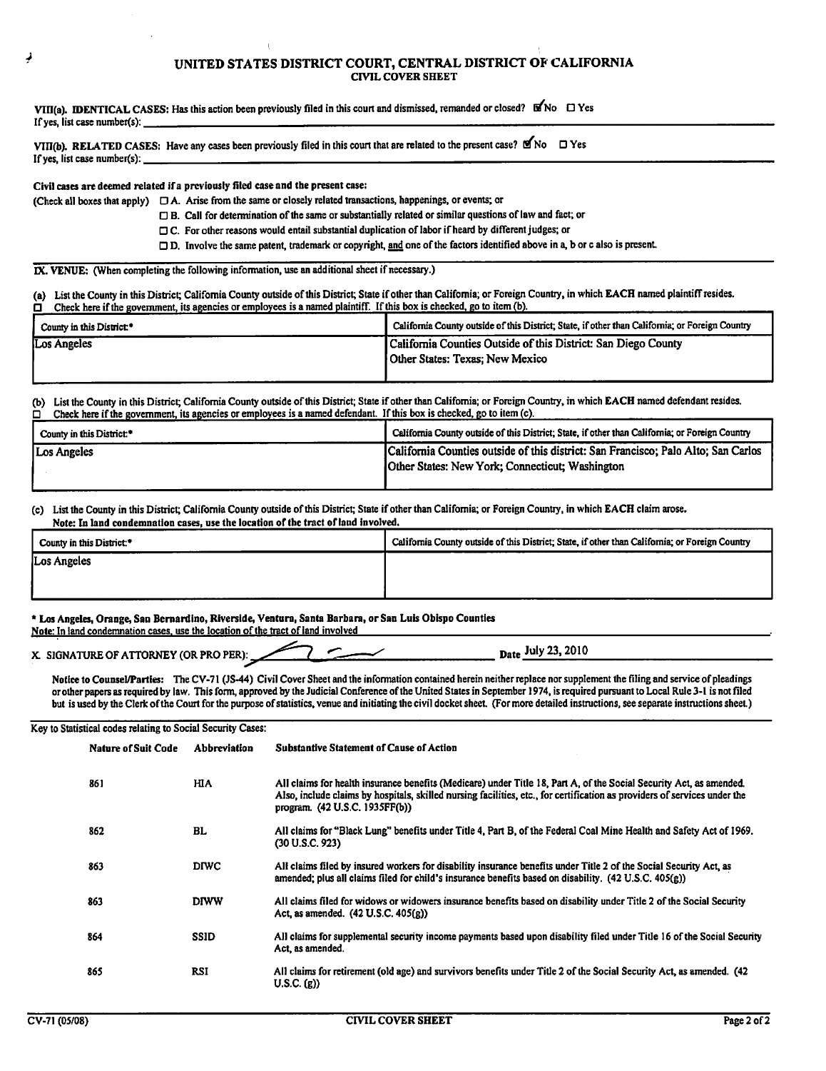# UNITED STATES DISTRICT COURT, CENTRAL DISTRICT OF CALIFORNIA
## CIVIL COVER SHEET

**VIII(a). IDENTICAL CASES:** Has this action been previously filed in this court and dismissed, remanded or closed? ☑ No ☐ Yes
If yes, list case number(s): \_\_\_\_\_\_\_\_\_\_

**VIII(b). RELATED CASES:** Have any cases been previously filed in this court that are related to the present case? ☑ No ☐ Yes
If yes, list case number(s): \_\_\_\_\_\_\_\_\_\_

**Civil cases are deemed related if a previously filed case and the present case:**

(Check all boxes that apply)
- ☐ A. Arise from the same or closely related transactions, happenings, or events; or
- ☐ B. Call for determination of the same or substantially related or similar questions of law and fact; or
- ☐ C. For other reasons would entail substantial duplication of labor if heard by different judges; or
- ☐ D. Involve the same patent, trademark or copyright, and one of the factors identified above in a, b or c also is present.

**IX. VENUE:** (When completing the following information, use an additional sheet if necessary.)

(a) List the County in this District; California County outside of this District; State if other than California; or Foreign Country, in which **EACH** named plaintiff resides.
☐ Check here if the government, its agencies or employees is a named plaintiff. If this box is checked, go to item (b).

| County in this District:* | California County outside of this District; State, if other than California; or Foreign Country |
|---|---|
| Los Angeles | California Counties Outside of this District: San Diego County<br>Other States: Texas; New Mexico |

(b) List the County in this District; California County outside of this District; State if other than California; or Foreign Country, in which **EACH** named defendant resides.
☐ Check here if the government, its agencies or employees is a named defendant. If this box is checked, go to item (c).

| County in this District:* | California County outside of this District; State, if other than California; or Foreign Country |
|---|---|
| Los Angeles | California Counties outside of this district: San Francisco; Palo Alto; San Carlos<br>Other States: New York; Connecticut; Washington |

(c) List the County in this District; California County outside of this District; State if other than California; or Foreign Country, in which **EACH** claim arose.
**Note: In land condemnation cases, use the location of the tract of land involved.**

| County in this District:* | California County outside of this District; State, if other than California; or Foreign Country |
|---|---|
| Los Angeles | |

**\* Los Angeles, Orange, San Bernardino, Riverside, Ventura, Santa Barbara, or San Luis Obispo Counties**
Note: In land condemnation cases, use the location of the tract of land involved

X. SIGNATURE OF ATTORNEY (OR PRO PER): [signature] Date July 23, 2010

**Notice to Counsel/Parties:** The CV-71 (JS-44) Civil Cover Sheet and the information contained herein neither replace nor supplement the filing and service of pleadings or other papers as required by law. This form, approved by the Judicial Conference of the United States in September 1974, is required pursuant to Local Rule 3-1 is not filed but is used by the Clerk of the Court for the purpose of statistics, venue and initiating the civil docket sheet. (For more detailed instructions, see separate instructions sheet.)

Key to Statistical codes relating to Social Security Cases:

| Nature of Suit Code | Abbreviation | Substantive Statement of Cause of Action |
|---|---|---|
| 861 | HIA | All claims for health insurance benefits (Medicare) under Title 18, Part A, of the Social Security Act, as amended. Also, include claims by hospitals, skilled nursing facilities, etc., for certification as providers of services under the program. (42 U.S.C. 1935FF(b)) |
| 862 | BL | All claims for "Black Lung" benefits under Title 4, Part B, of the Federal Coal Mine Health and Safety Act of 1969. (30 U.S.C. 923) |
| 863 | DIWC | All claims filed by insured workers for disability insurance benefits under Title 2 of the Social Security Act, as amended; plus all claims filed for child's insurance benefits based on disability. (42 U.S.C. 405(g)) |
| 863 | DIWW | All claims filed for widows or widowers insurance benefits based on disability under Title 2 of the Social Security Act, as amended. (42 U.S.C. 405(g)) |
| 864 | SSID | All claims for supplemental security income payments based upon disability filed under Title 16 of the Social Security Act, as amended. |
| 865 | RSI | All claims for retirement (old age) and survivors benefits under Title 2 of the Social Security Act, as amended. (42 U.S.C. (g)) |

CV-71 (05/08) CIVIL COVER SHEET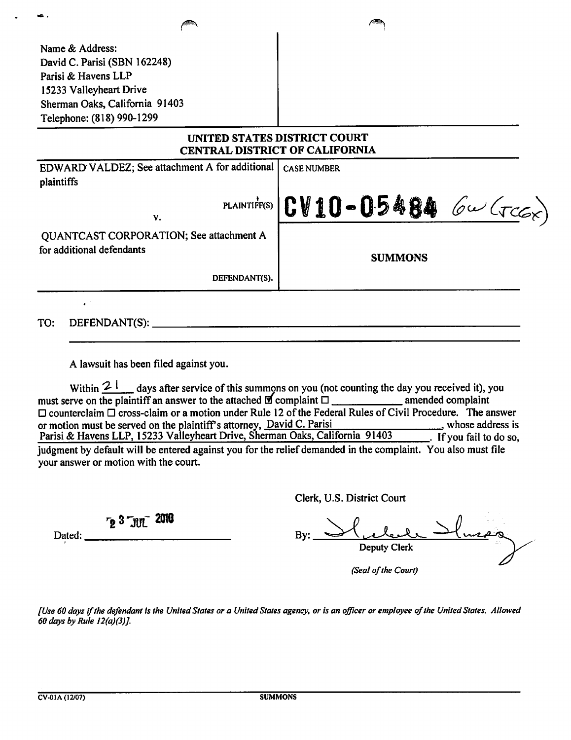Name & Address:
David C. Parisi (SBN 162248)
Parisi & Havens LLP
15233 Valleyheart Drive
Sherman Oaks, California 91403
Telephone: (818) 990-1299

**UNITED STATES DISTRICT COURT**
**CENTRAL DISTRICT OF CALIFORNIA**

| | |
|---|---|
| EDWARD VALDEZ; See attachment A for additional plaintiffs<br><br>PLAINTIFF(S)<br>v.<br><br>QUANTCAST CORPORATION; See attachment A for additional defendants<br><br>DEFENDANT(S). | CASE NUMBER<br><br>**CV10-05484** GW (JCGx)<br><br>**SUMMONS** |

TO: DEFENDANT(S): ______________________________

A lawsuit has been filed against you.

Within 21 days after service of this summons on you (not counting the day you received it), you must serve on the plaintiff an answer to the attached ☑ complaint ☐ ____________ amended complaint ☐ counterclaim ☐ cross-claim or a motion under Rule 12 of the Federal Rules of Civil Procedure. The answer or motion must be served on the plaintiff's attorney, David C. Parisi, whose address is Parisi & Havens LLP, 15233 Valleyheart Drive, Sherman Oaks, California 91403. If you fail to do so, judgment by default will be entered against you for the relief demanded in the complaint. You also must file your answer or motion with the court.

Clerk, U.S. District Court

Dated: 23 JUL 2010

By: [signature]
Deputy Clerk

*(Seal of the Court)*

*[Use 60 days if the defendant is the United States or a United States agency, or is an officer or employee of the United States. Allowed 60 days by Rule 12(a)(3)].*

CV-01A (12/07) SUMMONS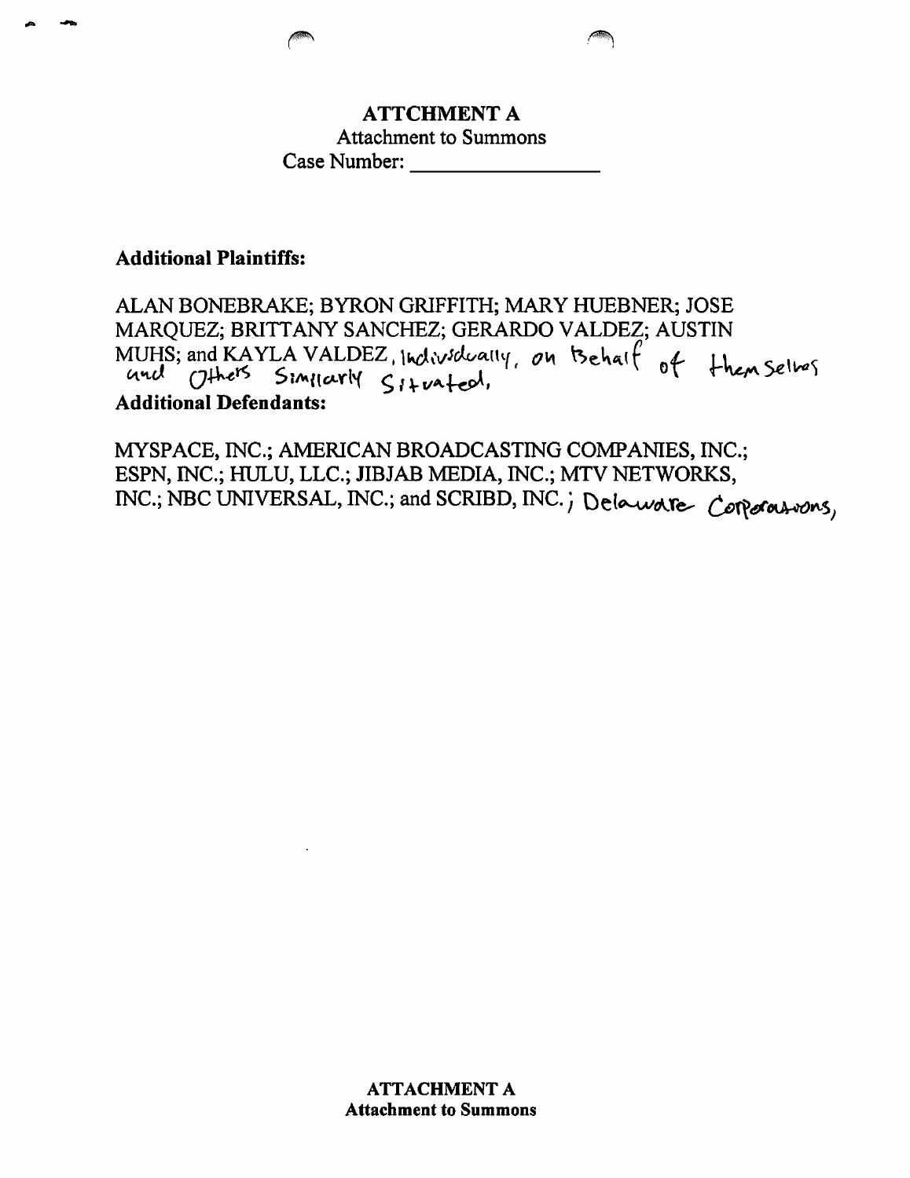**ATTCHMENT A**

Attachment to Summons

Case Number: _______________

**Additional Plaintiffs:**

ALAN BONEBRAKE; BYRON GRIFFITH; MARY HUEBNER; JOSE MARQUEZ; BRITTANY SANCHEZ; GERARDO VALDEZ; AUSTIN MUHS; and KAYLA VALDEZ, Individually, on Behalf of themselves and Others Similarly Situated,

**Additional Defendants:**

MYSPACE, INC.; AMERICAN BROADCASTING COMPANIES, INC.; ESPN, INC.; HULU, LLC.; JIBJAB MEDIA, INC.; MTV NETWORKS, INC.; NBC UNIVERSAL, INC.; and SCRIBD, INC.; Delaware Corporations,

**ATTACHMENT A**
**Attachment to Summons**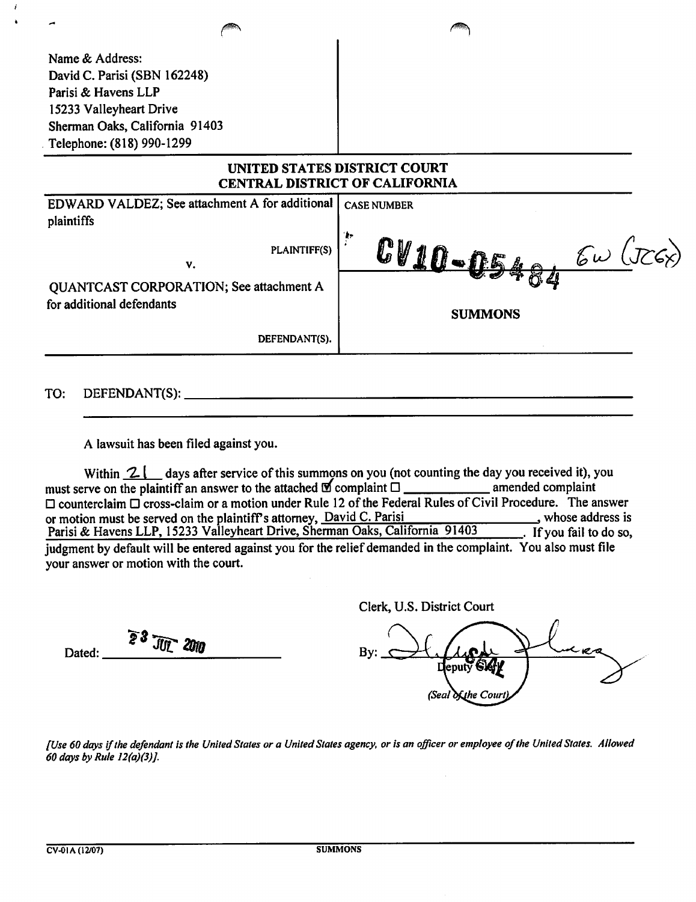Name & Address:
David C. Parisi (SBN 162248)
Parisi & Havens LLP
15233 Valleyheart Drive
Sherman Oaks, California 91403
Telephone: (818) 990-1299

## UNITED STATES DISTRICT COURT
## CENTRAL DISTRICT OF CALIFORNIA

| | |
|---|---|
| EDWARD VALDEZ; See attachment A for additional plaintiffs<br><br>PLAINTIFF(S)<br><br>v.<br><br>QUANTCAST CORPORATION; See attachment A for additional defendants<br><br>DEFENDANT(S). | CASE NUMBER<br><br>CV10-05484 GW (JCGx)<br><br>**SUMMONS** |

TO: DEFENDANT(S): ______________________________

A lawsuit has been filed against you.

Within 21 days after service of this summons on you (not counting the day you received it), you must serve on the plaintiff an answer to the attached ☑ complaint ☐ ________ amended complaint ☐ counterclaim ☐ cross-claim or a motion under Rule 12 of the Federal Rules of Civil Procedure. The answer or motion must be served on the plaintiff's attorney, David C. Parisi, whose address is Parisi & Havens LLP, 15233 Valleyheart Drive, Sherman Oaks, California 91403. If you fail to do so, judgment by default will be entered against you for the relief demanded in the complaint. You also must file your answer or motion with the court.

Clerk, U.S. District Court

Dated: 23 JUL 2010

By: ______________________
Deputy Clerk

(Seal of the Court)

*[Use 60 days if the defendant is the United States or a United States agency, or is an officer or employee of the United States. Allowed 60 days by Rule 12(a)(3)].*

CV-01A (12/07) SUMMONS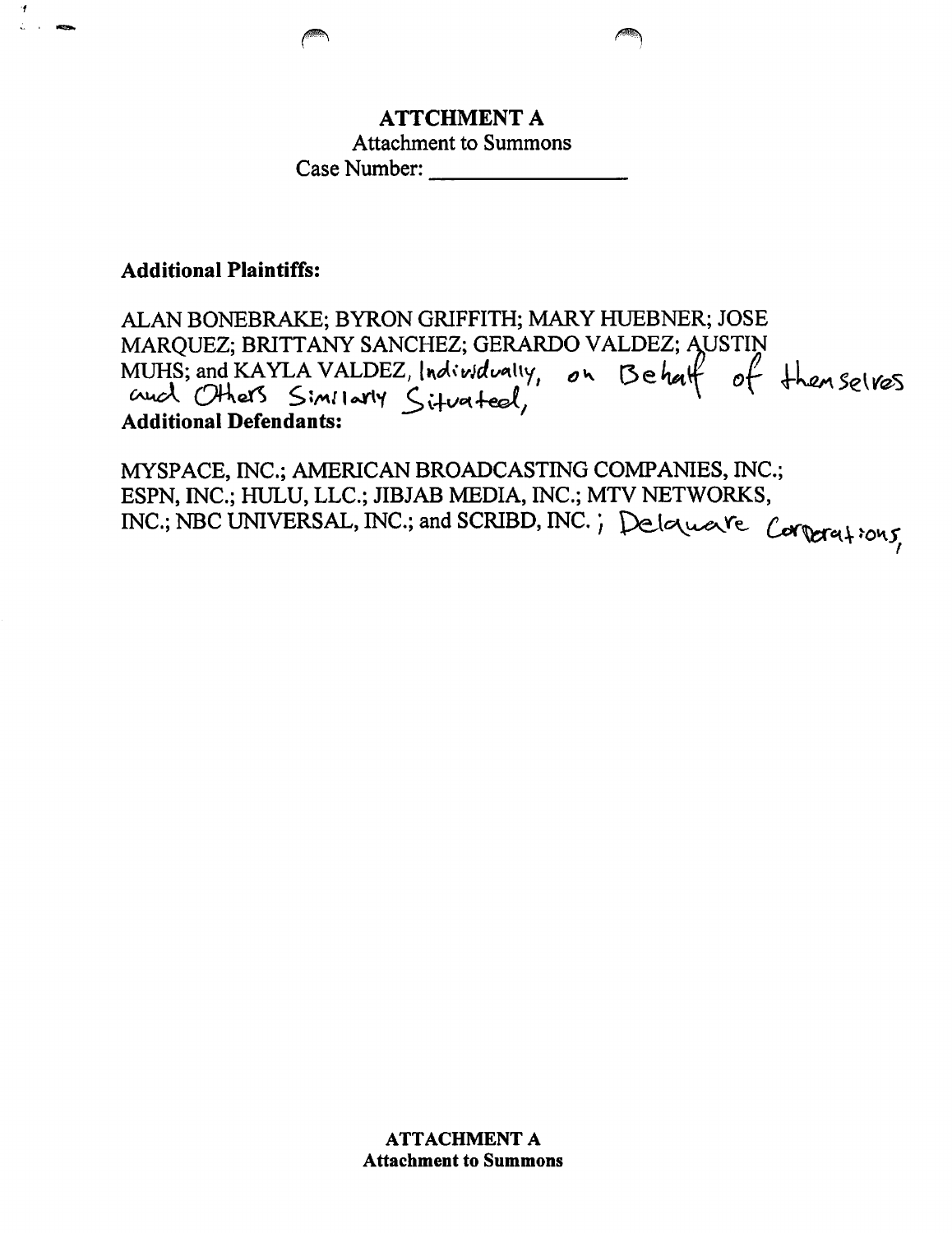**ATTCHMENT A**

Attachment to Summons

Case Number: ________________

**Additional Plaintiffs:**

ALAN BONEBRAKE; BYRON GRIFFITH; MARY HUEBNER; JOSE MARQUEZ; BRITTANY SANCHEZ; GERARDO VALDEZ; AUSTIN MUHS; and KAYLA VALDEZ, Individually, on Behalf of themselves and Others Similarly Situated,

**Additional Defendants:**

MYSPACE, INC.; AMERICAN BROADCASTING COMPANIES, INC.; ESPN, INC.; HULU, LLC.; JIBJAB MEDIA, INC.; MTV NETWORKS, INC.; NBC UNIVERSAL, INC.; and SCRIBD, INC.; Delaware Corporations,

**ATTACHMENT A**

**Attachment to Summons**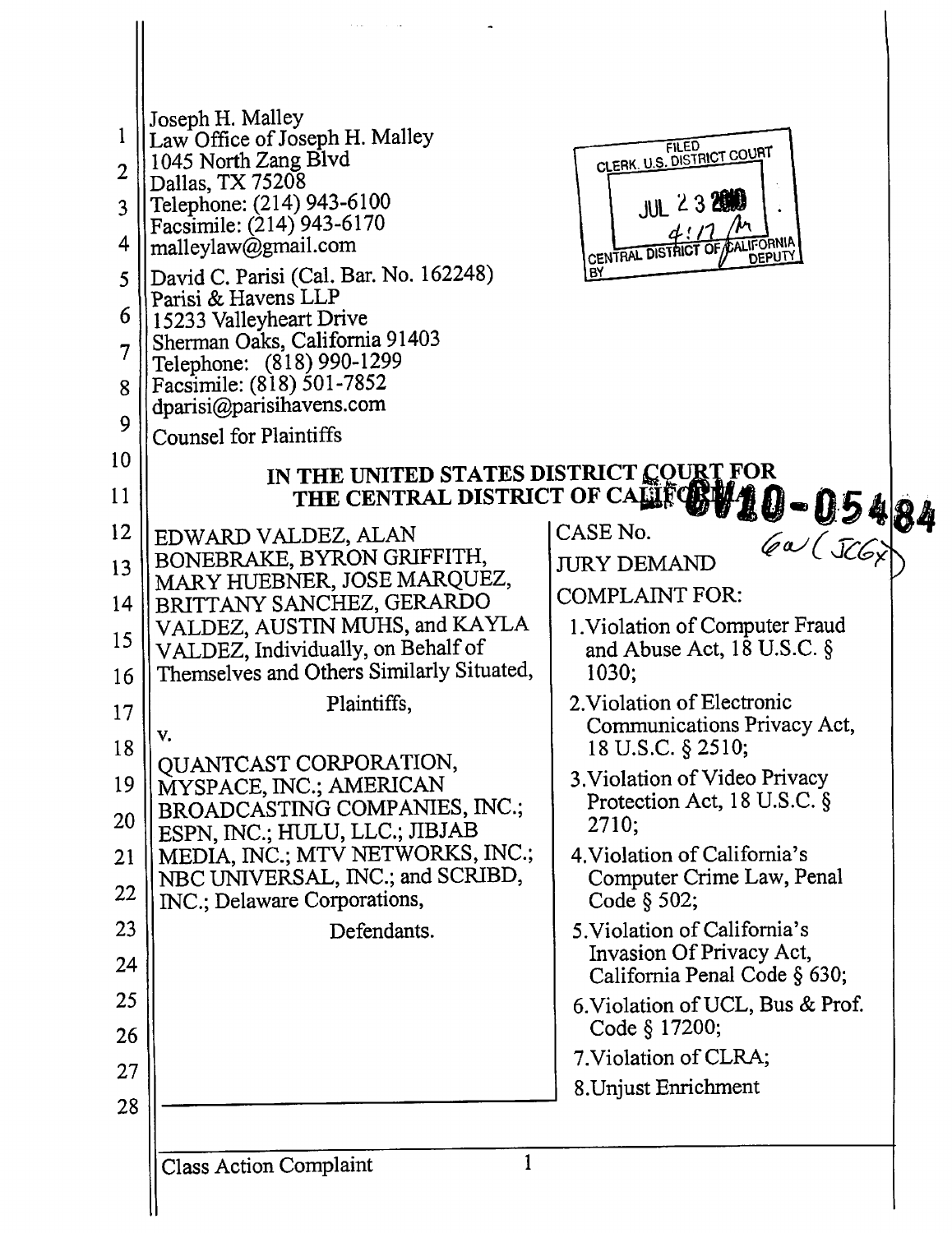Joseph H. Malley
Law Office of Joseph H. Malley
1045 North Zang Blvd
Dallas, TX 75208
Telephone: (214) 943-6100
Facsimile: (214) 943-6170
malleylaw@gmail.com

David C. Parisi (Cal. Bar. No. 162248)
Parisi & Havens LLP
15233 Valleyheart Drive
Sherman Oaks, California 91403
Telephone: (818) 990-1299
Facsimile: (818) 501-7852
dparisi@parisihavens.com

Counsel for Plaintiffs

FILED
CLERK, U.S. DISTRICT COURT
JUL 23 2010
4:17 pm
CENTRAL DISTRICT OF CALIFORNIA
BY DEPUTY

# IN THE UNITED STATES DISTRICT COURT FOR THE CENTRAL DISTRICT OF CALIFORNIA

EDWARD VALDEZ, ALAN BONEBRAKE, BYRON GRIFFITH, MARY HUEBNER, JOSE MARQUEZ, BRITTANY SANCHEZ, GERARDO VALDEZ, AUSTIN MUHS, and KAYLA VALDEZ, Individually, on Behalf of Themselves and Others Similarly Situated,

Plaintiffs,

v.

QUANTCAST CORPORATION, MYSPACE, INC.; AMERICAN BROADCASTING COMPANIES, INC.; ESPN, INC.; HULU, LLC.; JIBJAB MEDIA, INC.; MTV NETWORKS, INC.; NBC UNIVERSAL, INC.; and SCRIBD, INC.; Delaware Corporations,

Defendants.

CASE No. CV10-05484 GW (JCGx)

JURY DEMAND

COMPLAINT FOR:

1. Violation of Computer Fraud and Abuse Act, 18 U.S.C. § 1030;
2. Violation of Electronic Communications Privacy Act, 18 U.S.C. § 2510;
3. Violation of Video Privacy Protection Act, 18 U.S.C. § 2710;
4. Violation of California's Computer Crime Law, Penal Code § 502;
5. Violation of California's Invasion Of Privacy Act, California Penal Code § 630;
6. Violation of UCL, Bus & Prof. Code § 17200;
7. Violation of CLRA;
8. Unjust Enrichment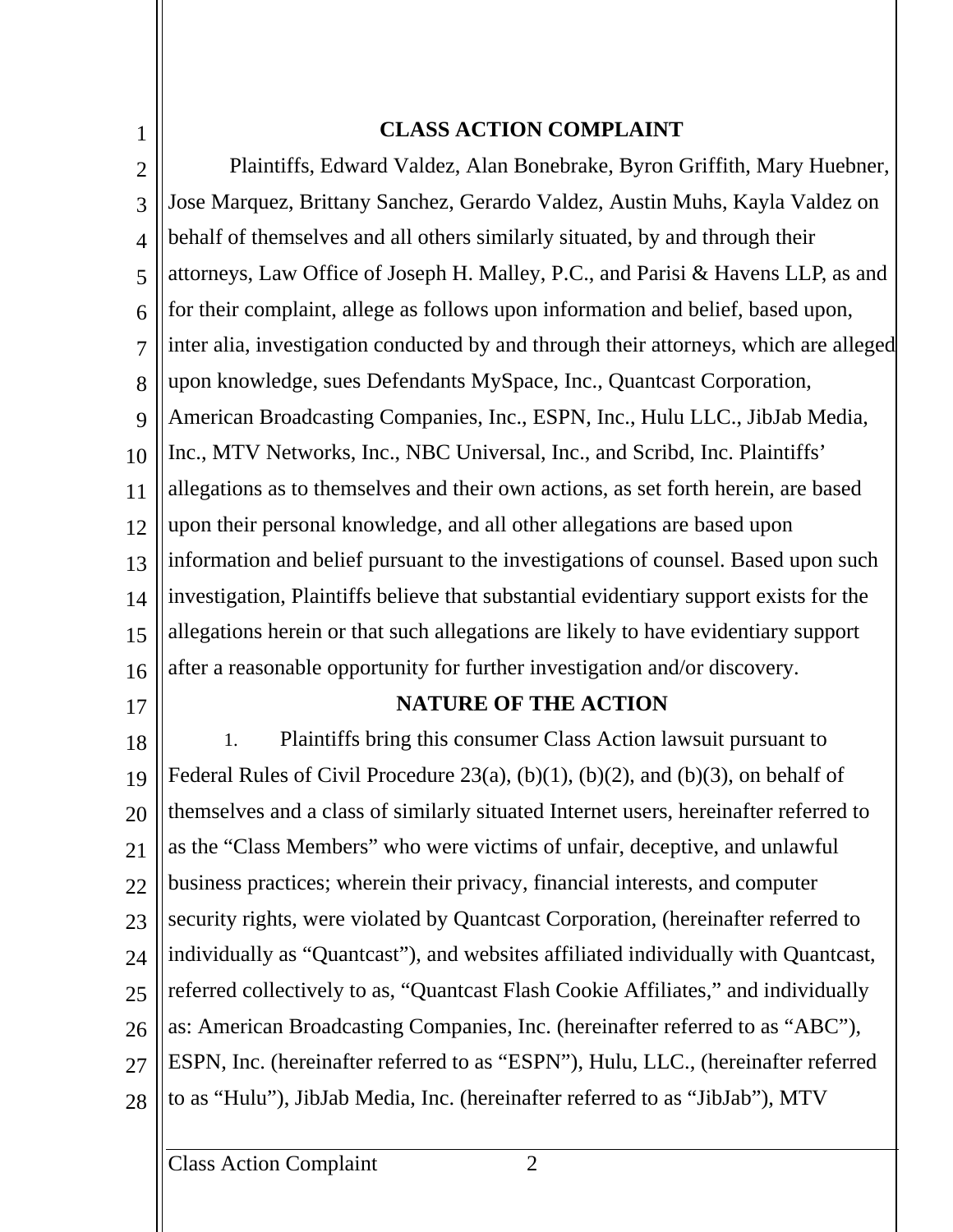## CLASS ACTION COMPLAINT

Plaintiffs, Edward Valdez, Alan Bonebrake, Byron Griffith, Mary Huebner, Jose Marquez, Brittany Sanchez, Gerardo Valdez, Austin Muhs, Kayla Valdez on behalf of themselves and all others similarly situated, by and through their attorneys, Law Office of Joseph H. Malley, P.C., and Parisi & Havens LLP, as and for their complaint, allege as follows upon information and belief, based upon, inter alia, investigation conducted by and through their attorneys, which are alleged upon knowledge, sues Defendants MySpace, Inc., Quantcast Corporation, American Broadcasting Companies, Inc., ESPN, Inc., Hulu LLC., JibJab Media, Inc., MTV Networks, Inc., NBC Universal, Inc., and Scribd, Inc. Plaintiffs' allegations as to themselves and their own actions, as set forth herein, are based upon their personal knowledge, and all other allegations are based upon information and belief pursuant to the investigations of counsel. Based upon such investigation, Plaintiffs believe that substantial evidentiary support exists for the allegations herein or that such allegations are likely to have evidentiary support after a reasonable opportunity for further investigation and/or discovery.

## NATURE OF THE ACTION

1. Plaintiffs bring this consumer Class Action lawsuit pursuant to Federal Rules of Civil Procedure 23(a), (b)(1), (b)(2), and (b)(3), on behalf of themselves and a class of similarly situated Internet users, hereinafter referred to as the "Class Members" who were victims of unfair, deceptive, and unlawful business practices; wherein their privacy, financial interests, and computer security rights, were violated by Quantcast Corporation, (hereinafter referred to individually as "Quantcast"), and websites affiliated individually with Quantcast, referred collectively to as, "Quantcast Flash Cookie Affiliates," and individually as: American Broadcasting Companies, Inc. (hereinafter referred to as "ABC"), ESPN, Inc. (hereinafter referred to as "ESPN"), Hulu, LLC., (hereinafter referred to as "Hulu"), JibJab Media, Inc. (hereinafter referred to as "JibJab"), MTV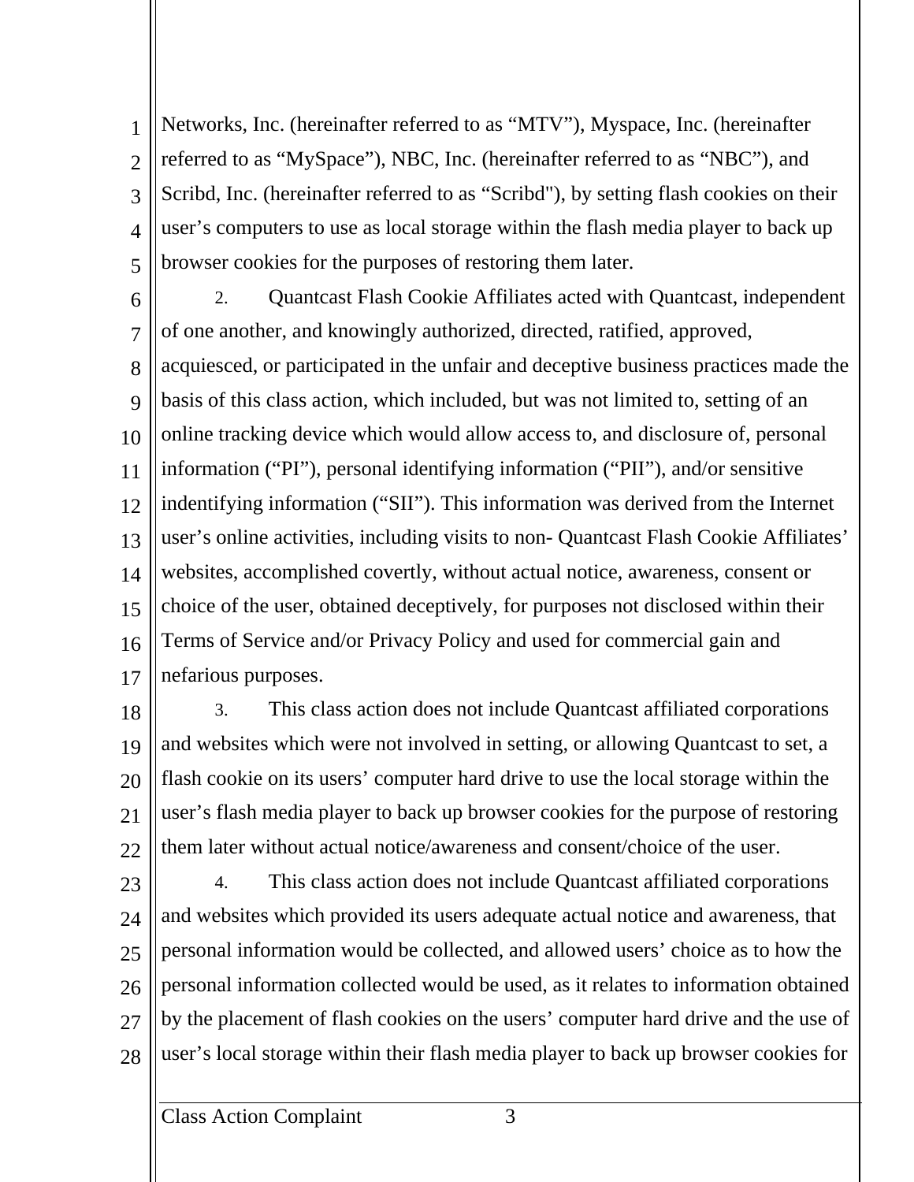Networks, Inc. (hereinafter referred to as “MTV”), Myspace, Inc. (hereinafter referred to as “MySpace”), NBC, Inc. (hereinafter referred to as “NBC”), and Scribd, Inc. (hereinafter referred to as “Scribd"), by setting flash cookies on their user’s computers to use as local storage within the flash media player to back up browser cookies for the purposes of restoring them later.

2. Quantcast Flash Cookie Affiliates acted with Quantcast, independent of one another, and knowingly authorized, directed, ratified, approved, acquiesced, or participated in the unfair and deceptive business practices made the basis of this class action, which included, but was not limited to, setting of an online tracking device which would allow access to, and disclosure of, personal information (“PI”), personal identifying information (“PII”), and/or sensitive indentifying information (“SII”). This information was derived from the Internet user’s online activities, including visits to non- Quantcast Flash Cookie Affiliates’ websites, accomplished covertly, without actual notice, awareness, consent or choice of the user, obtained deceptively, for purposes not disclosed within their Terms of Service and/or Privacy Policy and used for commercial gain and nefarious purposes.

3. This class action does not include Quantcast affiliated corporations and websites which were not involved in setting, or allowing Quantcast to set, a flash cookie on its users’ computer hard drive to use the local storage within the user’s flash media player to back up browser cookies for the purpose of restoring them later without actual notice/awareness and consent/choice of the user.

4. This class action does not include Quantcast affiliated corporations and websites which provided its users adequate actual notice and awareness, that personal information would be collected, and allowed users’ choice as to how the personal information collected would be used, as it relates to information obtained by the placement of flash cookies on the users’ computer hard drive and the use of user’s local storage within their flash media player to back up browser cookies for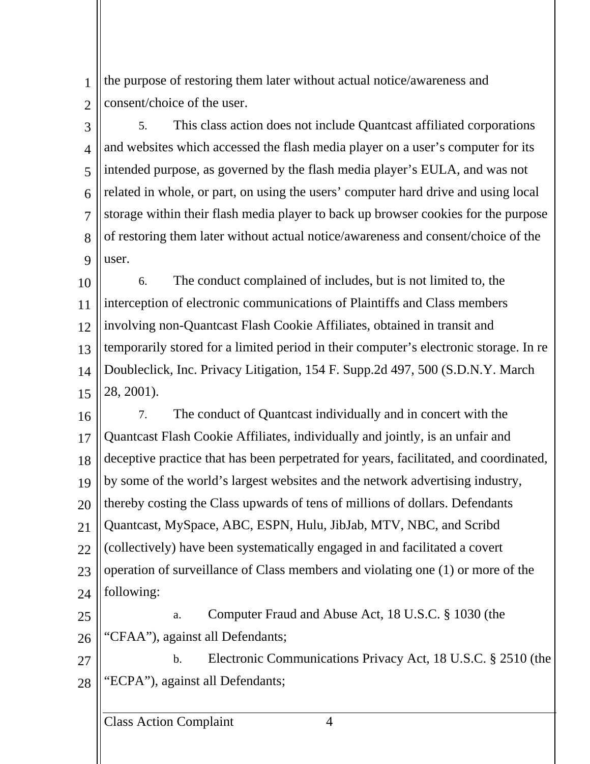the purpose of restoring them later without actual notice/awareness and consent/choice of the user.

5. This class action does not include Quantcast affiliated corporations and websites which accessed the flash media player on a user's computer for its intended purpose, as governed by the flash media player's EULA, and was not related in whole, or part, on using the users' computer hard drive and using local storage within their flash media player to back up browser cookies for the purpose of restoring them later without actual notice/awareness and consent/choice of the user.

6. The conduct complained of includes, but is not limited to, the interception of electronic communications of Plaintiffs and Class members involving non-Quantcast Flash Cookie Affiliates, obtained in transit and temporarily stored for a limited period in their computer's electronic storage. In re Doubleclick, Inc. Privacy Litigation, 154 F. Supp.2d 497, 500 (S.D.N.Y. March 28, 2001).

7. The conduct of Quantcast individually and in concert with the Quantcast Flash Cookie Affiliates, individually and jointly, is an unfair and deceptive practice that has been perpetrated for years, facilitated, and coordinated, by some of the world's largest websites and the network advertising industry, thereby costing the Class upwards of tens of millions of dollars. Defendants Quantcast, MySpace, ABC, ESPN, Hulu, JibJab, MTV, NBC, and Scribd (collectively) have been systematically engaged in and facilitated a covert operation of surveillance of Class members and violating one (1) or more of the following:

a. Computer Fraud and Abuse Act, 18 U.S.C. § 1030 (the "CFAA"), against all Defendants;

b. Electronic Communications Privacy Act, 18 U.S.C. § 2510 (the "ECPA"), against all Defendants;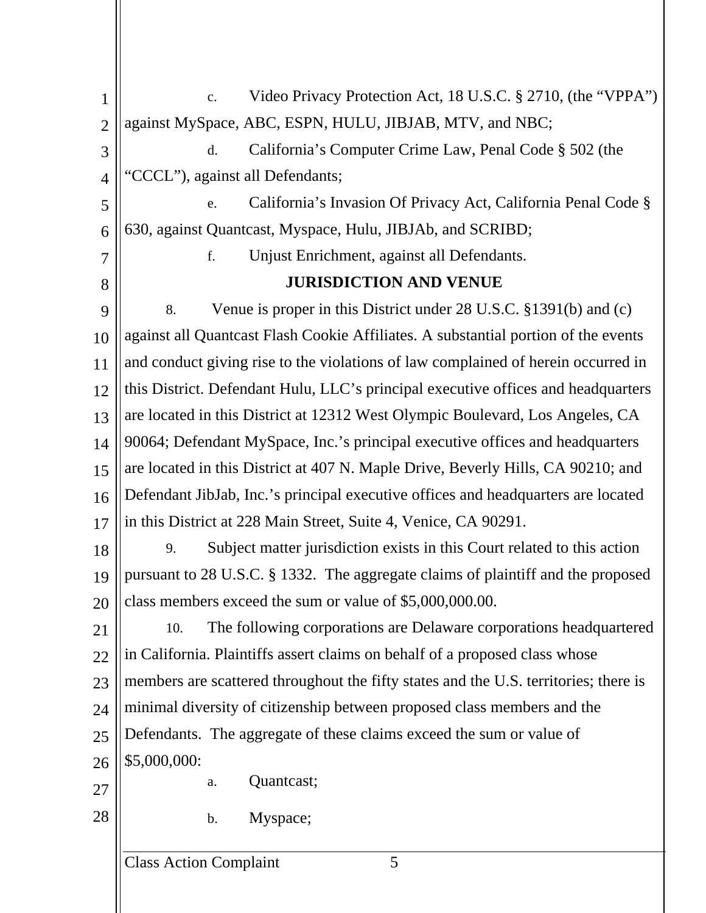c. Video Privacy Protection Act, 18 U.S.C. § 2710, (the "VPPA") against MySpace, ABC, ESPN, HULU, JIBJAB, MTV, and NBC;

d. California's Computer Crime Law, Penal Code § 502 (the "CCCL"), against all Defendants;

e. California's Invasion Of Privacy Act, California Penal Code § 630, against Quantcast, Myspace, Hulu, JIBJAb, and SCRIBD;

f. Unjust Enrichment, against all Defendants.

**JURISDICTION AND VENUE**

8. Venue is proper in this District under 28 U.S.C. §1391(b) and (c) against all Quantcast Flash Cookie Affiliates. A substantial portion of the events and conduct giving rise to the violations of law complained of herein occurred in this District. Defendant Hulu, LLC's principal executive offices and headquarters are located in this District at 12312 West Olympic Boulevard, Los Angeles, CA 90064; Defendant MySpace, Inc.'s principal executive offices and headquarters are located in this District at 407 N. Maple Drive, Beverly Hills, CA 90210; and Defendant JibJab, Inc.'s principal executive offices and headquarters are located in this District at 228 Main Street, Suite 4, Venice, CA 90291.

9. Subject matter jurisdiction exists in this Court related to this action pursuant to 28 U.S.C. § 1332. The aggregate claims of plaintiff and the proposed class members exceed the sum or value of $5,000,000.00.

10. The following corporations are Delaware corporations headquartered in California. Plaintiffs assert claims on behalf of a proposed class whose members are scattered throughout the fifty states and the U.S. territories; there is minimal diversity of citizenship between proposed class members and the Defendants. The aggregate of these claims exceed the sum or value of $5,000,000:

a. Quantcast;

b. Myspace;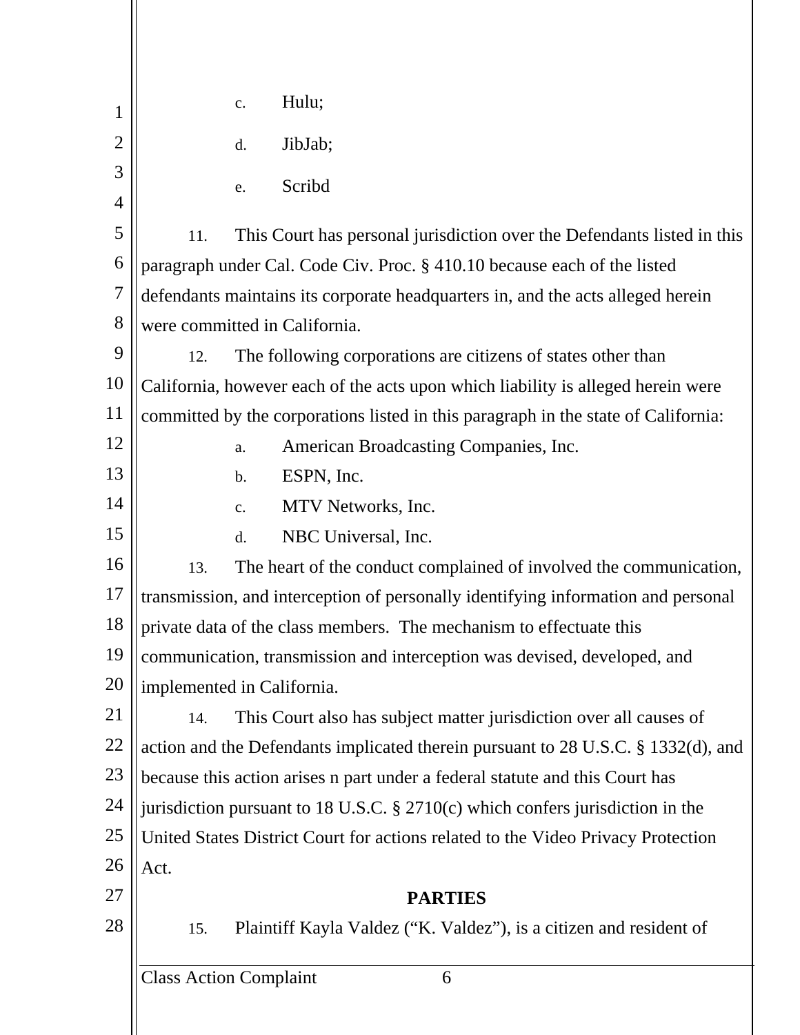c. Hulu;

d. JibJab;

e. Scribd

11. This Court has personal jurisdiction over the Defendants listed in this paragraph under Cal. Code Civ. Proc. § 410.10 because each of the listed defendants maintains its corporate headquarters in, and the acts alleged herein were committed in California.

12. The following corporations are citizens of states other than California, however each of the acts upon which liability is alleged herein were committed by the corporations listed in this paragraph in the state of California:

a. American Broadcasting Companies, Inc.

b. ESPN, Inc.

c. MTV Networks, Inc.

d. NBC Universal, Inc.

13. The heart of the conduct complained of involved the communication, transmission, and interception of personally identifying information and personal private data of the class members. The mechanism to effectuate this communication, transmission and interception was devised, developed, and implemented in California.

14. This Court also has subject matter jurisdiction over all causes of action and the Defendants implicated therein pursuant to 28 U.S.C. § 1332(d), and because this action arises n part under a federal statute and this Court has jurisdiction pursuant to 18 U.S.C. § 2710(c) which confers jurisdiction in the United States District Court for actions related to the Video Privacy Protection Act.

## PARTIES

15. Plaintiff Kayla Valdez ("K. Valdez"), is a citizen and resident of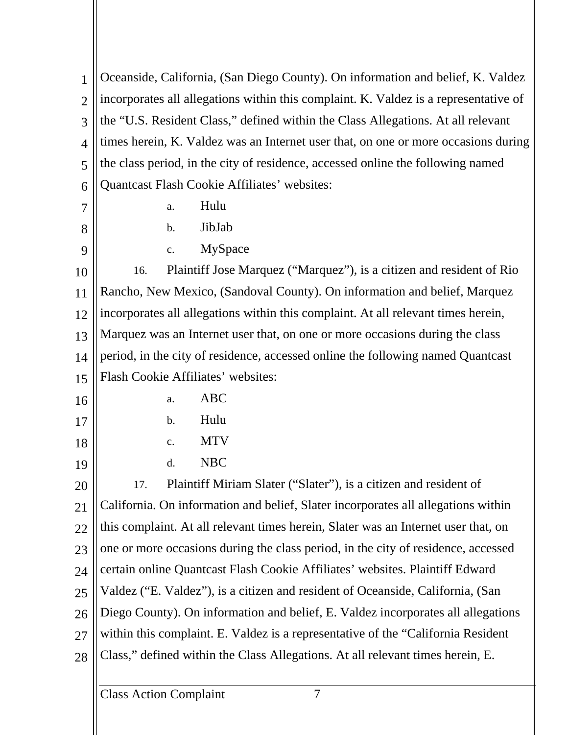Oceanside, California, (San Diego County). On information and belief, K. Valdez incorporates all allegations within this complaint. K. Valdez is a representative of the "U.S. Resident Class," defined within the Class Allegations. At all relevant times herein, K. Valdez was an Internet user that, on one or more occasions during the class period, in the city of residence, accessed online the following named Quantcast Flash Cookie Affiliates' websites:

a. Hulu

b. JibJab

c. MySpace

16. Plaintiff Jose Marquez ("Marquez"), is a citizen and resident of Rio Rancho, New Mexico, (Sandoval County). On information and belief, Marquez incorporates all allegations within this complaint. At all relevant times herein, Marquez was an Internet user that, on one or more occasions during the class period, in the city of residence, accessed online the following named Quantcast Flash Cookie Affiliates' websites:

a. ABC

b. Hulu

c. MTV

d. NBC

17. Plaintiff Miriam Slater ("Slater"), is a citizen and resident of California. On information and belief, Slater incorporates all allegations within this complaint. At all relevant times herein, Slater was an Internet user that, on one or more occasions during the class period, in the city of residence, accessed certain online Quantcast Flash Cookie Affiliates' websites. Plaintiff Edward Valdez ("E. Valdez"), is a citizen and resident of Oceanside, California, (San Diego County). On information and belief, E. Valdez incorporates all allegations within this complaint. E. Valdez is a representative of the "California Resident Class," defined within the Class Allegations. At all relevant times herein, E.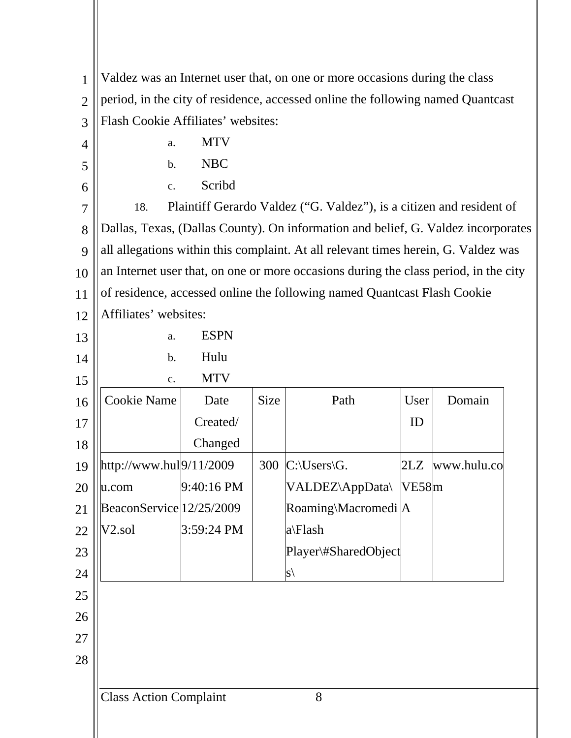Valdez was an Internet user that, on one or more occasions during the class period, in the city of residence, accessed online the following named Quantcast Flash Cookie Affiliates' websites:

a. MTV

b. NBC

c. Scribd

18. Plaintiff Gerardo Valdez ("G. Valdez"), is a citizen and resident of Dallas, Texas, (Dallas County). On information and belief, G. Valdez incorporates all allegations within this complaint. At all relevant times herein, G. Valdez was an Internet user that, on one or more occasions during the class period, in the city of residence, accessed online the following named Quantcast Flash Cookie Affiliates' websites:

a. ESPN

b. Hulu

c. MTV

| Cookie Name | Date Created/ Changed | Size | Path | User ID | Domain |
|---|---|---|---|---|---|
| http://www.hulu.com BeaconServiceV2.sol | 9/11/2009 9:40:16 PM 12/25/2009 3:59:24 PM | 300 | C:\Users\G. VALDEZ\AppData\Roaming\Macromedia\Flash Player\#SharedObjects\ | 2LZVE58A | www.hulu.com |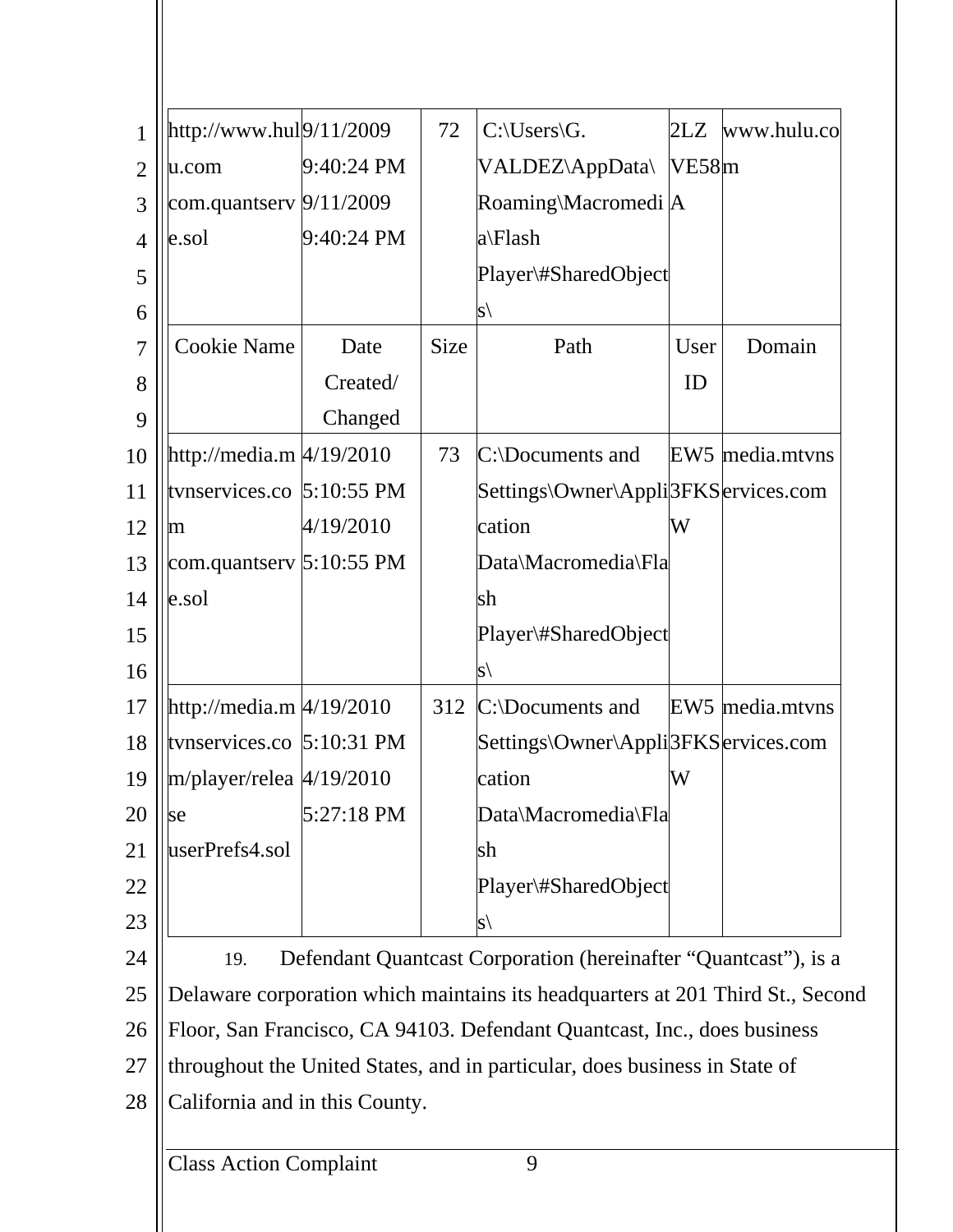| Cookie Name | Date Created/ Changed | Size | Path | User ID | Domain |
|---|---|---|---|---|---|
| http://www.hulu.com com.quantserve.sol | 9/11/2009 9:40:24 PM 9/11/2009 9:40:24 PM | 72 | C:\Users\G. VALDEZ\AppData\Roaming\Macromedia\Flash Player\#SharedObjects\ | 2LZVE58A | www.hulu.com |
| http://media.mtvnservices.com com.quantserve.sol | 4/19/2010 5:10:55 PM 4/19/2010 5:10:55 PM | 73 | C:\Documents and Settings\Owner\Application Data\Macromedia\Flash Player\#SharedObjects\ | EW53FKSW | media.mtvnservices.com |
| http://media.mtvnservices.com/player/release userPrefs4.sol | 4/19/2010 5:10:31 PM 4/19/2010 5:27:18 PM | 312 | C:\Documents and Settings\Owner\Application Data\Macromedia\Flash Player\#SharedObjects\ | EW53FKSW | media.mtvnservices.com |

19. Defendant Quantcast Corporation (hereinafter "Quantcast"), is a Delaware corporation which maintains its headquarters at 201 Third St., Second Floor, San Francisco, CA 94103. Defendant Quantcast, Inc., does business throughout the United States, and in particular, does business in State of California and in this County.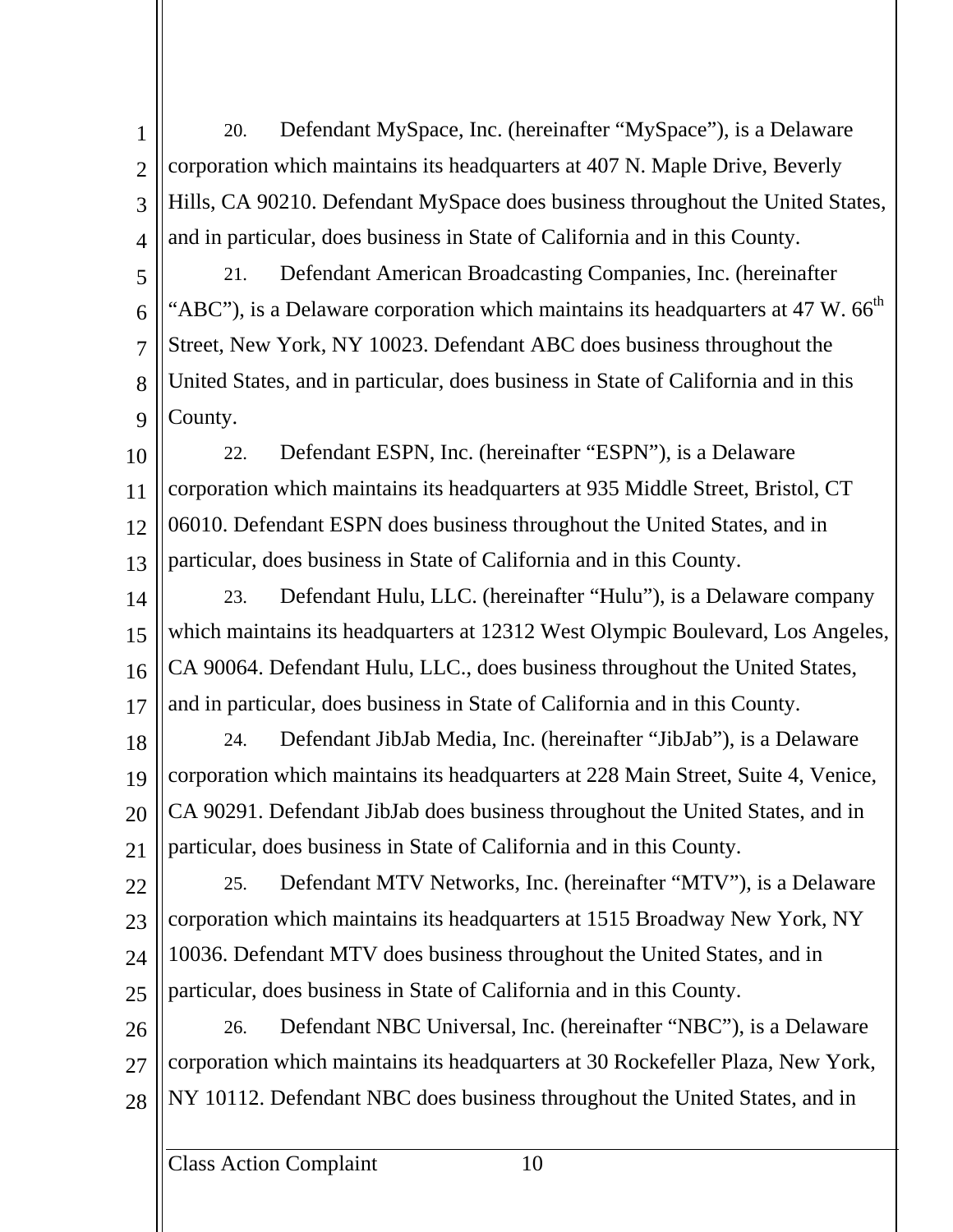20. Defendant MySpace, Inc. (hereinafter "MySpace"), is a Delaware corporation which maintains its headquarters at 407 N. Maple Drive, Beverly Hills, CA 90210. Defendant MySpace does business throughout the United States, and in particular, does business in State of California and in this County.

21. Defendant American Broadcasting Companies, Inc. (hereinafter "ABC"), is a Delaware corporation which maintains its headquarters at 47 W. 66th Street, New York, NY 10023. Defendant ABC does business throughout the United States, and in particular, does business in State of California and in this County.

22. Defendant ESPN, Inc. (hereinafter "ESPN"), is a Delaware corporation which maintains its headquarters at 935 Middle Street, Bristol, CT 06010. Defendant ESPN does business throughout the United States, and in particular, does business in State of California and in this County.

23. Defendant Hulu, LLC. (hereinafter "Hulu"), is a Delaware company which maintains its headquarters at 12312 West Olympic Boulevard, Los Angeles, CA 90064. Defendant Hulu, LLC., does business throughout the United States, and in particular, does business in State of California and in this County.

24. Defendant JibJab Media, Inc. (hereinafter "JibJab"), is a Delaware corporation which maintains its headquarters at 228 Main Street, Suite 4, Venice, CA 90291. Defendant JibJab does business throughout the United States, and in particular, does business in State of California and in this County.

25. Defendant MTV Networks, Inc. (hereinafter "MTV"), is a Delaware corporation which maintains its headquarters at 1515 Broadway New York, NY 10036. Defendant MTV does business throughout the United States, and in particular, does business in State of California and in this County.

26. Defendant NBC Universal, Inc. (hereinafter "NBC"), is a Delaware corporation which maintains its headquarters at 30 Rockefeller Plaza, New York, NY 10112. Defendant NBC does business throughout the United States, and in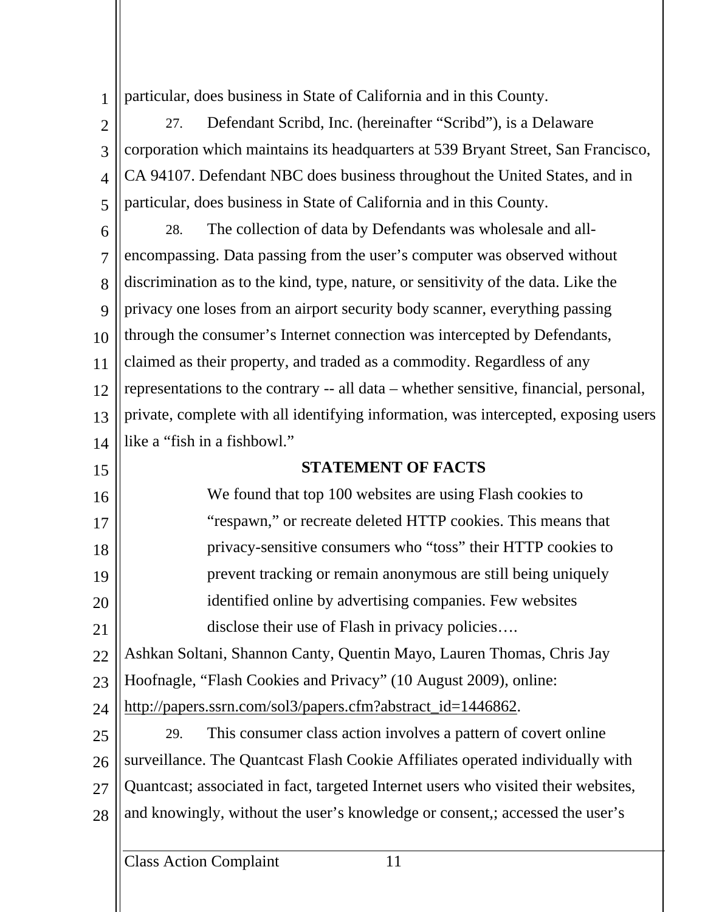particular, does business in State of California and in this County.

27. Defendant Scribd, Inc. (hereinafter "Scribd"), is a Delaware corporation which maintains its headquarters at 539 Bryant Street, San Francisco, CA 94107. Defendant NBC does business throughout the United States, and in particular, does business in State of California and in this County.

28. The collection of data by Defendants was wholesale and all-encompassing. Data passing from the user's computer was observed without discrimination as to the kind, type, nature, or sensitivity of the data. Like the privacy one loses from an airport security body scanner, everything passing through the consumer's Internet connection was intercepted by Defendants, claimed as their property, and traded as a commodity. Regardless of any representations to the contrary -- all data – whether sensitive, financial, personal, private, complete with all identifying information, was intercepted, exposing users like a "fish in a fishbowl."

## STATEMENT OF FACTS

> We found that top 100 websites are using Flash cookies to "respawn," or recreate deleted HTTP cookies. This means that privacy-sensitive consumers who "toss" their HTTP cookies to prevent tracking or remain anonymous are still being uniquely identified online by advertising companies. Few websites disclose their use of Flash in privacy policies….

Ashkan Soltani, Shannon Canty, Quentin Mayo, Lauren Thomas, Chris Jay Hoofnagle, "Flash Cookies and Privacy" (10 August 2009), online: http://papers.ssrn.com/sol3/papers.cfm?abstract_id=1446862.

29. This consumer class action involves a pattern of covert online surveillance. The Quantcast Flash Cookie Affiliates operated individually with Quantcast; associated in fact, targeted Internet users who visited their websites, and knowingly, without the user's knowledge or consent,; accessed the user's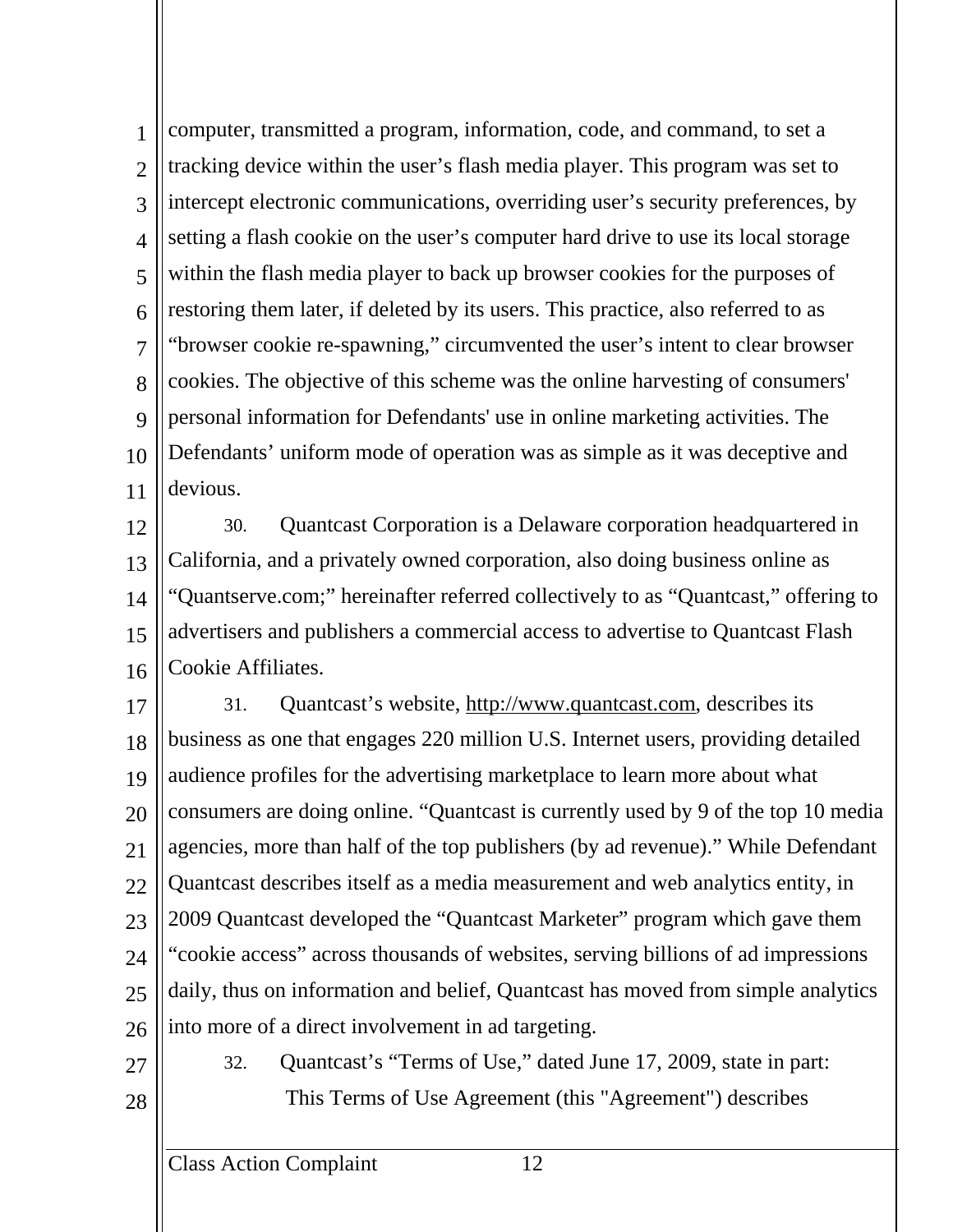computer, transmitted a program, information, code, and command, to set a tracking device within the user's flash media player. This program was set to intercept electronic communications, overriding user's security preferences, by setting a flash cookie on the user's computer hard drive to use its local storage within the flash media player to back up browser cookies for the purposes of restoring them later, if deleted by its users. This practice, also referred to as "browser cookie re-spawning," circumvented the user's intent to clear browser cookies. The objective of this scheme was the online harvesting of consumers' personal information for Defendants' use in online marketing activities. The Defendants' uniform mode of operation was as simple as it was deceptive and devious.

30. Quantcast Corporation is a Delaware corporation headquartered in California, and a privately owned corporation, also doing business online as "Quantserve.com;" hereinafter referred collectively to as "Quantcast," offering to advertisers and publishers a commercial access to advertise to Quantcast Flash Cookie Affiliates.

31. Quantcast's website, http://www.quantcast.com, describes its business as one that engages 220 million U.S. Internet users, providing detailed audience profiles for the advertising marketplace to learn more about what consumers are doing online. "Quantcast is currently used by 9 of the top 10 media agencies, more than half of the top publishers (by ad revenue)." While Defendant Quantcast describes itself as a media measurement and web analytics entity, in 2009 Quantcast developed the "Quantcast Marketer" program which gave them "cookie access" across thousands of websites, serving billions of ad impressions daily, thus on information and belief, Quantcast has moved from simple analytics into more of a direct involvement in ad targeting.

32. Quantcast's "Terms of Use," dated June 17, 2009, state in part:

> This Terms of Use Agreement (this "Agreement") describes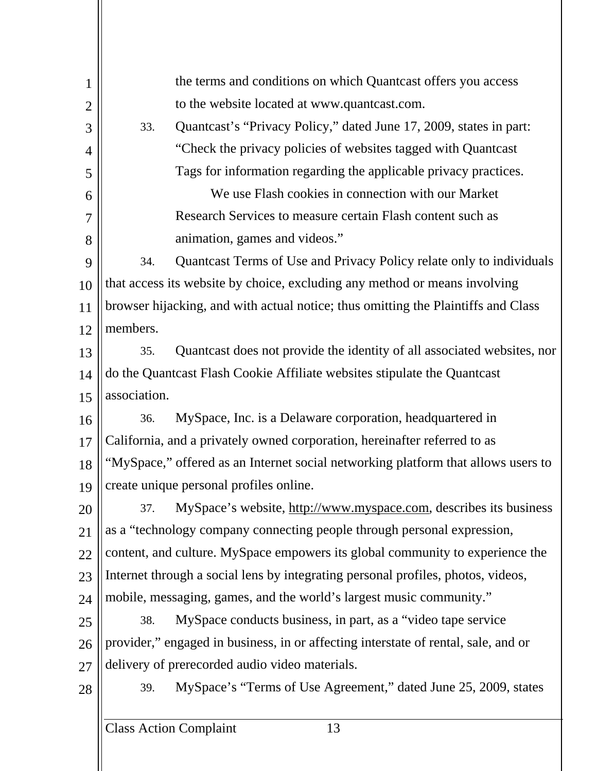the terms and conditions on which Quantcast offers you access to the website located at www.quantcast.com.

33. Quantcast's "Privacy Policy," dated June 17, 2009, states in part:

> "Check the privacy policies of websites tagged with Quantcast Tags for information regarding the applicable privacy practices.
>
> We use Flash cookies in connection with our Market Research Services to measure certain Flash content such as animation, games and videos."

34. Quantcast Terms of Use and Privacy Policy relate only to individuals that access its website by choice, excluding any method or means involving browser hijacking, and with actual notice; thus omitting the Plaintiffs and Class members.

35. Quantcast does not provide the identity of all associated websites, nor do the Quantcast Flash Cookie Affiliate websites stipulate the Quantcast association.

36. MySpace, Inc. is a Delaware corporation, headquartered in California, and a privately owned corporation, hereinafter referred to as "MySpace," offered as an Internet social networking platform that allows users to create unique personal profiles online.

37. MySpace's website, http://www.myspace.com, describes its business as a "technology company connecting people through personal expression, content, and culture. MySpace empowers its global community to experience the Internet through a social lens by integrating personal profiles, photos, videos, mobile, messaging, games, and the world's largest music community."

38. MySpace conducts business, in part, as a "video tape service provider," engaged in business, in or affecting interstate of rental, sale, and or delivery of prerecorded audio video materials.

39. MySpace's "Terms of Use Agreement," dated June 25, 2009, states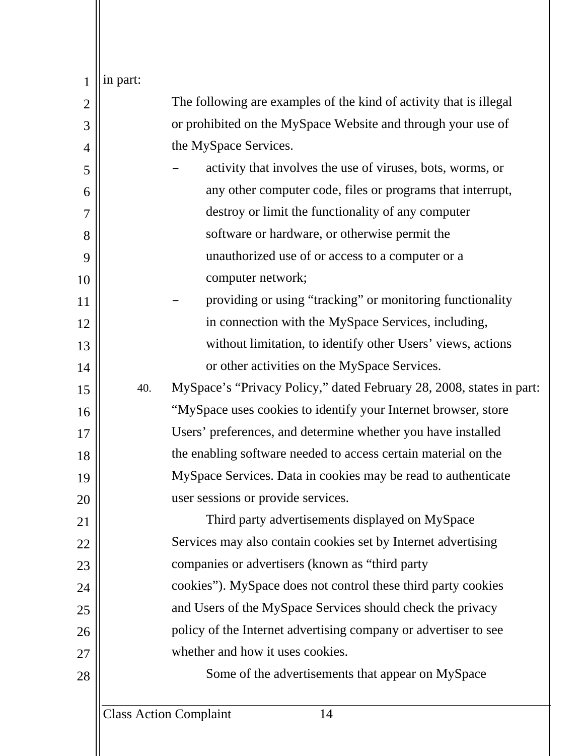in part:

> The following are examples of the kind of activity that is illegal or prohibited on the MySpace Website and through your use of the MySpace Services.
>
> – activity that involves the use of viruses, bots, worms, or any other computer code, files or programs that interrupt, destroy or limit the functionality of any computer software or hardware, or otherwise permit the unauthorized use of or access to a computer or a computer network;
>
> – providing or using "tracking" or monitoring functionality in connection with the MySpace Services, including, without limitation, to identify other Users' views, actions or other activities on the MySpace Services.

40. MySpace's "Privacy Policy," dated February 28, 2008, states in part:

> "MySpace uses cookies to identify your Internet browser, store Users' preferences, and determine whether you have installed the enabling software needed to access certain material on the MySpace Services. Data in cookies may be read to authenticate user sessions or provide services.
>
> Third party advertisements displayed on MySpace Services may also contain cookies set by Internet advertising companies or advertisers (known as "third party cookies"). MySpace does not control these third party cookies and Users of the MySpace Services should check the privacy policy of the Internet advertising company or advertiser to see whether and how it uses cookies.
>
> Some of the advertisements that appear on MySpace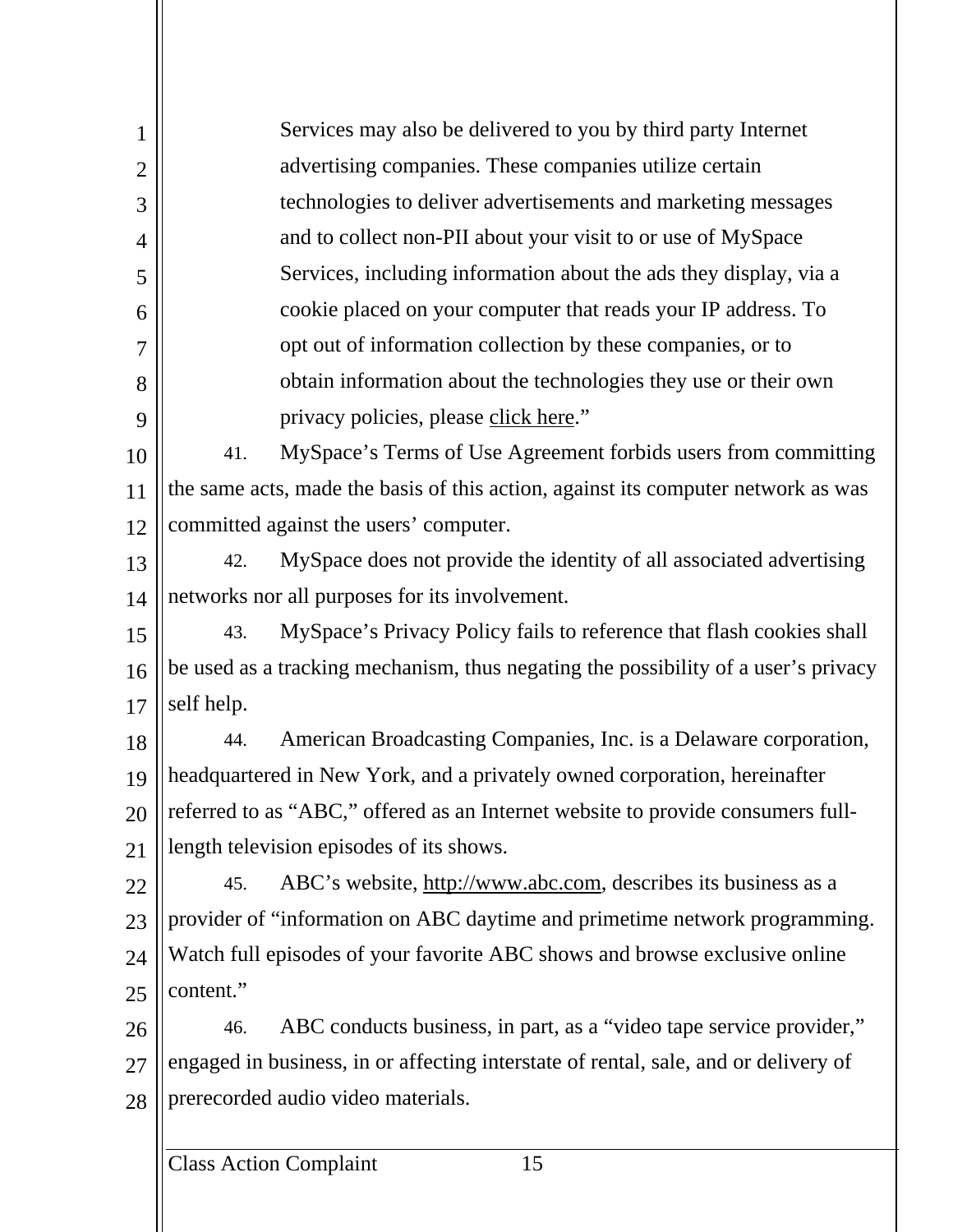> Services may also be delivered to you by third party Internet advertising companies. These companies utilize certain technologies to deliver advertisements and marketing messages and to collect non-PII about your visit to or use of MySpace Services, including information about the ads they display, via a cookie placed on your computer that reads your IP address. To opt out of information collection by these companies, or to obtain information about the technologies they use or their own privacy policies, please click here."

41. MySpace's Terms of Use Agreement forbids users from committing the same acts, made the basis of this action, against its computer network as was committed against the users' computer.

42. MySpace does not provide the identity of all associated advertising networks nor all purposes for its involvement.

43. MySpace's Privacy Policy fails to reference that flash cookies shall be used as a tracking mechanism, thus negating the possibility of a user's privacy self help.

44. American Broadcasting Companies, Inc. is a Delaware corporation, headquartered in New York, and a privately owned corporation, hereinafter referred to as "ABC," offered as an Internet website to provide consumers full-length television episodes of its shows.

45. ABC's website, http://www.abc.com, describes its business as a provider of "information on ABC daytime and primetime network programming. Watch full episodes of your favorite ABC shows and browse exclusive online content."

46. ABC conducts business, in part, as a "video tape service provider," engaged in business, in or affecting interstate of rental, sale, and or delivery of prerecorded audio video materials.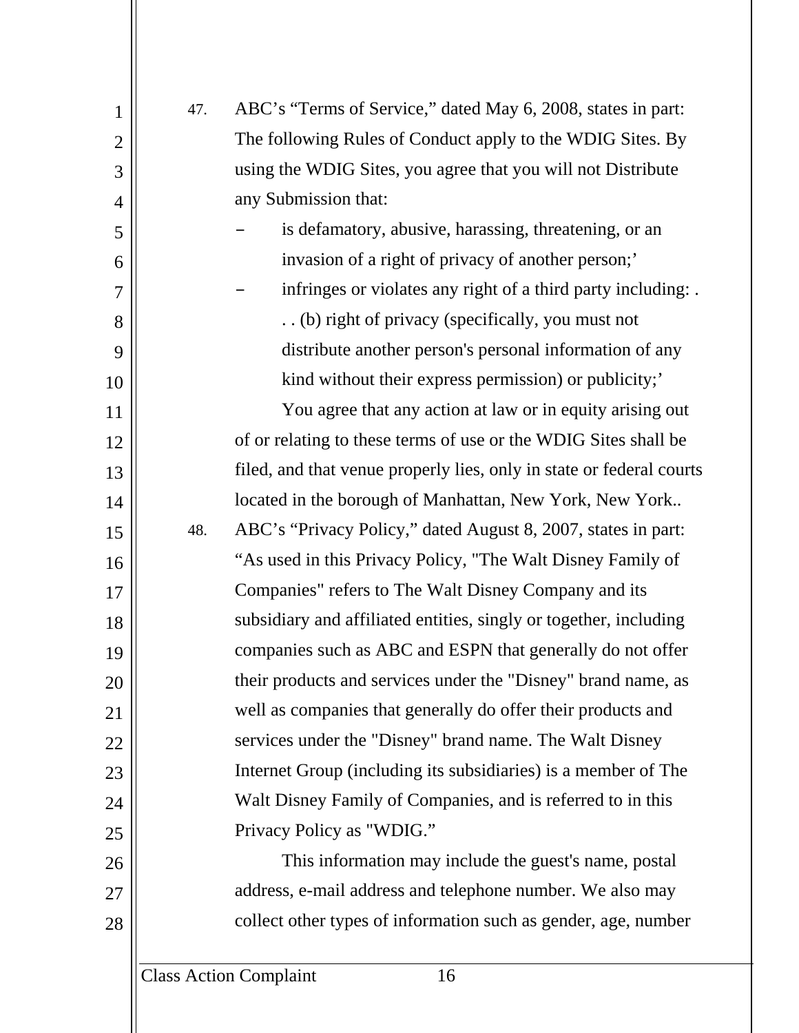47. ABC's "Terms of Service," dated May 6, 2008, states in part: The following Rules of Conduct apply to the WDIG Sites. By using the WDIG Sites, you agree that you will not Distribute any Submission that:

   – is defamatory, abusive, harassing, threatening, or an invasion of a right of privacy of another person;'

   – infringes or violates any right of a third party including: . . . (b) right of privacy (specifically, you must not distribute another person's personal information of any kind without their express permission) or publicity;'

   You agree that any action at law or in equity arising out of or relating to these terms of use or the WDIG Sites shall be filed, and that venue properly lies, only in state or federal courts located in the borough of Manhattan, New York, New York..

48. ABC's "Privacy Policy," dated August 8, 2007, states in part: "As used in this Privacy Policy, "The Walt Disney Family of Companies" refers to The Walt Disney Company and its subsidiary and affiliated entities, singly or together, including companies such as ABC and ESPN that generally do not offer their products and services under the "Disney" brand name, as well as companies that generally do offer their products and services under the "Disney" brand name. The Walt Disney Internet Group (including its subsidiaries) is a member of The Walt Disney Family of Companies, and is referred to in this Privacy Policy as "WDIG."

   This information may include the guest's name, postal address, e-mail address and telephone number. We also may collect other types of information such as gender, age, number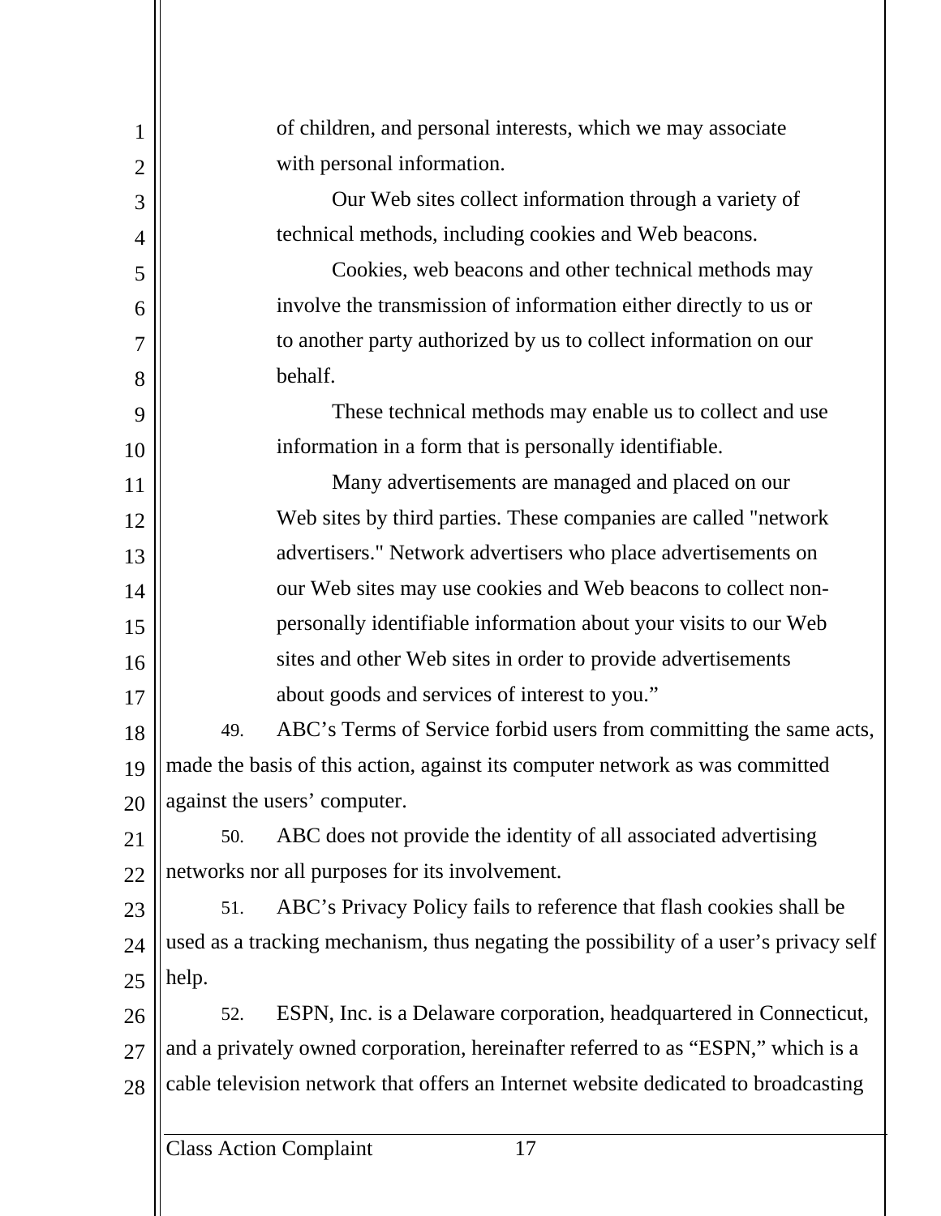> of children, and personal interests, which we may associate with personal information.
>
> Our Web sites collect information through a variety of technical methods, including cookies and Web beacons.
>
> Cookies, web beacons and other technical methods may involve the transmission of information either directly to us or to another party authorized by us to collect information on our behalf.
>
> These technical methods may enable us to collect and use information in a form that is personally identifiable.
>
> Many advertisements are managed and placed on our Web sites by third parties. These companies are called "network advertisers." Network advertisers who place advertisements on our Web sites may use cookies and Web beacons to collect non-personally identifiable information about your visits to our Web sites and other Web sites in order to provide advertisements about goods and services of interest to you."

49. ABC's Terms of Service forbid users from committing the same acts, made the basis of this action, against its computer network as was committed against the users' computer.

50. ABC does not provide the identity of all associated advertising networks nor all purposes for its involvement.

51. ABC's Privacy Policy fails to reference that flash cookies shall be used as a tracking mechanism, thus negating the possibility of a user's privacy self help.

52. ESPN, Inc. is a Delaware corporation, headquartered in Connecticut, and a privately owned corporation, hereinafter referred to as "ESPN," which is a cable television network that offers an Internet website dedicated to broadcasting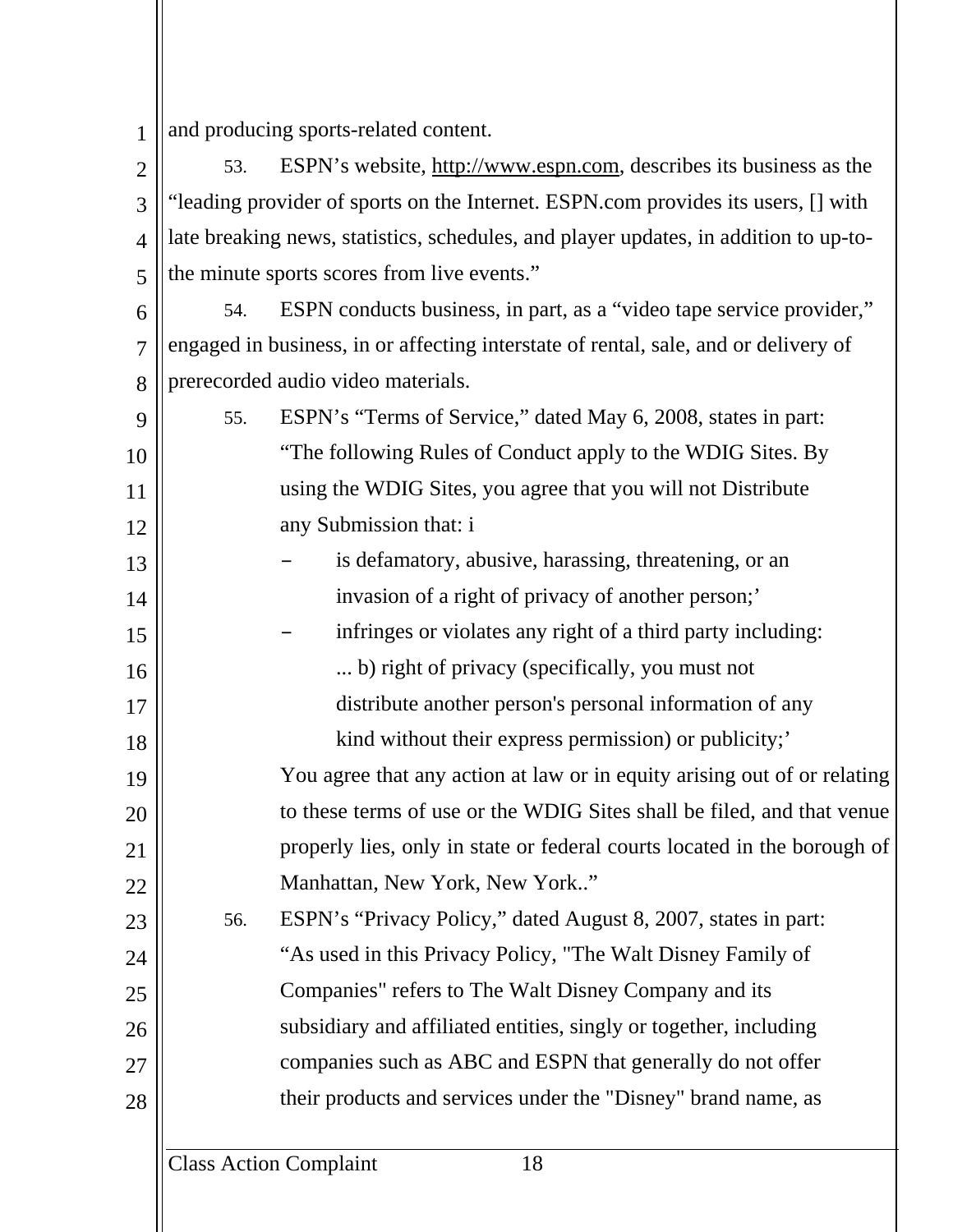and producing sports-related content.

53. ESPN's website, http://www.espn.com, describes its business as the "leading provider of sports on the Internet. ESPN.com provides its users, [] with late breaking news, statistics, schedules, and player updates, in addition to up-to-the minute sports scores from live events."

54. ESPN conducts business, in part, as a "video tape service provider," engaged in business, in or affecting interstate of rental, sale, and or delivery of prerecorded audio video materials.

55. ESPN's "Terms of Service," dated May 6, 2008, states in part:

> "The following Rules of Conduct apply to the WDIG Sites. By using the WDIG Sites, you agree that you will not Distribute any Submission that: i
>
> – is defamatory, abusive, harassing, threatening, or an invasion of a right of privacy of another person;'
>
> – infringes or violates any right of a third party including: ... b) right of privacy (specifically, you must not distribute another person's personal information of any kind without their express permission) or publicity;'
>
> You agree that any action at law or in equity arising out of or relating to these terms of use or the WDIG Sites shall be filed, and that venue properly lies, only in state or federal courts located in the borough of Manhattan, New York, New York.."

56. ESPN's "Privacy Policy," dated August 8, 2007, states in part:

> "As used in this Privacy Policy, "The Walt Disney Family of Companies" refers to The Walt Disney Company and its subsidiary and affiliated entities, singly or together, including companies such as ABC and ESPN that generally do not offer their products and services under the "Disney" brand name, as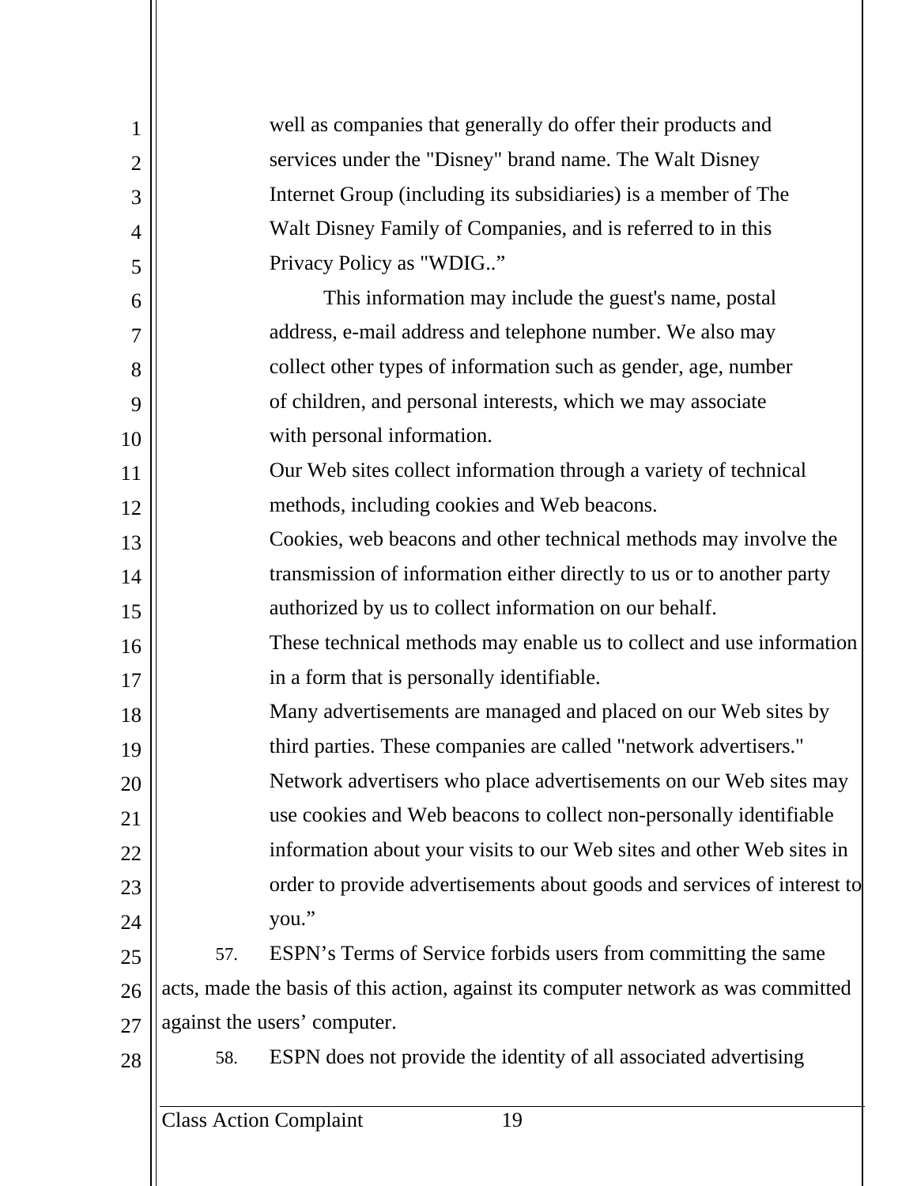well as companies that generally do offer their products and services under the "Disney" brand name. The Walt Disney Internet Group (including its subsidiaries) is a member of The Walt Disney Family of Companies, and is referred to in this Privacy Policy as "WDIG.."

> This information may include the guest's name, postal address, e-mail address and telephone number. We also may collect other types of information such as gender, age, number of children, and personal interests, which we may associate with personal information.
>
> Our Web sites collect information through a variety of technical methods, including cookies and Web beacons.
>
> Cookies, web beacons and other technical methods may involve the transmission of information either directly to us or to another party authorized by us to collect information on our behalf.
>
> These technical methods may enable us to collect and use information in a form that is personally identifiable.
>
> Many advertisements are managed and placed on our Web sites by third parties. These companies are called "network advertisers."
>
> Network advertisers who place advertisements on our Web sites may use cookies and Web beacons to collect non-personally identifiable information about your visits to our Web sites and other Web sites in order to provide advertisements about goods and services of interest to you."

57. ESPN's Terms of Service forbids users from committing the same acts, made the basis of this action, against its computer network as was committed against the users' computer.

58. ESPN does not provide the identity of all associated advertising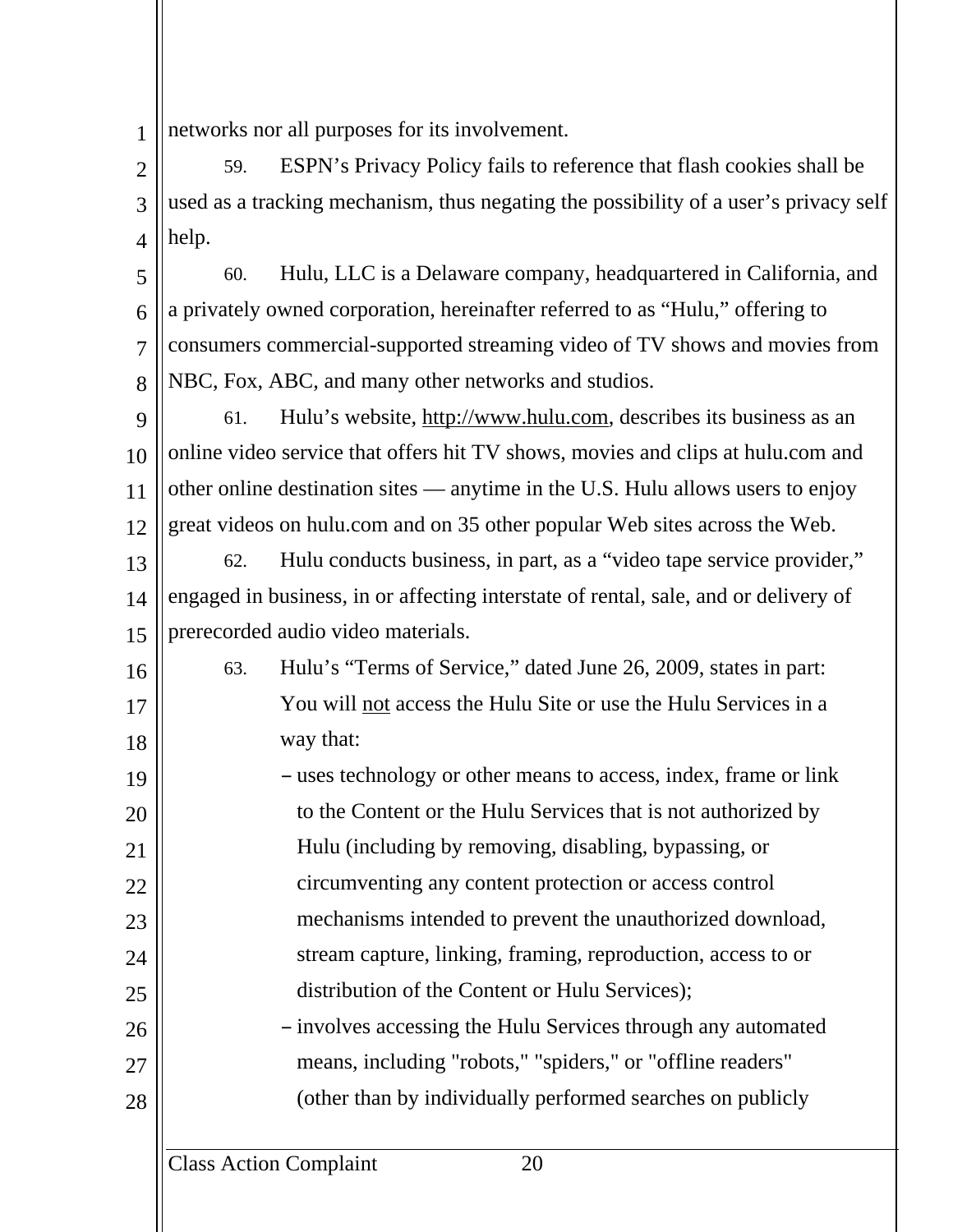networks nor all purposes for its involvement.

59. ESPN's Privacy Policy fails to reference that flash cookies shall be used as a tracking mechanism, thus negating the possibility of a user's privacy self help.

60. Hulu, LLC is a Delaware company, headquartered in California, and a privately owned corporation, hereinafter referred to as "Hulu," offering to consumers commercial-supported streaming video of TV shows and movies from NBC, Fox, ABC, and many other networks and studios.

61. Hulu's website, http://www.hulu.com, describes its business as an online video service that offers hit TV shows, movies and clips at hulu.com and other online destination sites — anytime in the U.S. Hulu allows users to enjoy great videos on hulu.com and on 35 other popular Web sites across the Web.

62. Hulu conducts business, in part, as a "video tape service provider," engaged in business, in or affecting interstate of rental, sale, and or delivery of prerecorded audio video materials.

63. Hulu's "Terms of Service," dated June 26, 2009, states in part:

> You will <u>not</u> access the Hulu Site or use the Hulu Services in a way that:
>
> – uses technology or other means to access, index, frame or link to the Content or the Hulu Services that is not authorized by Hulu (including by removing, disabling, bypassing, or circumventing any content protection or access control mechanisms intended to prevent the unauthorized download, stream capture, linking, framing, reproduction, access to or distribution of the Content or Hulu Services);
>
> – involves accessing the Hulu Services through any automated means, including "robots," "spiders," or "offline readers" (other than by individually performed searches on publicly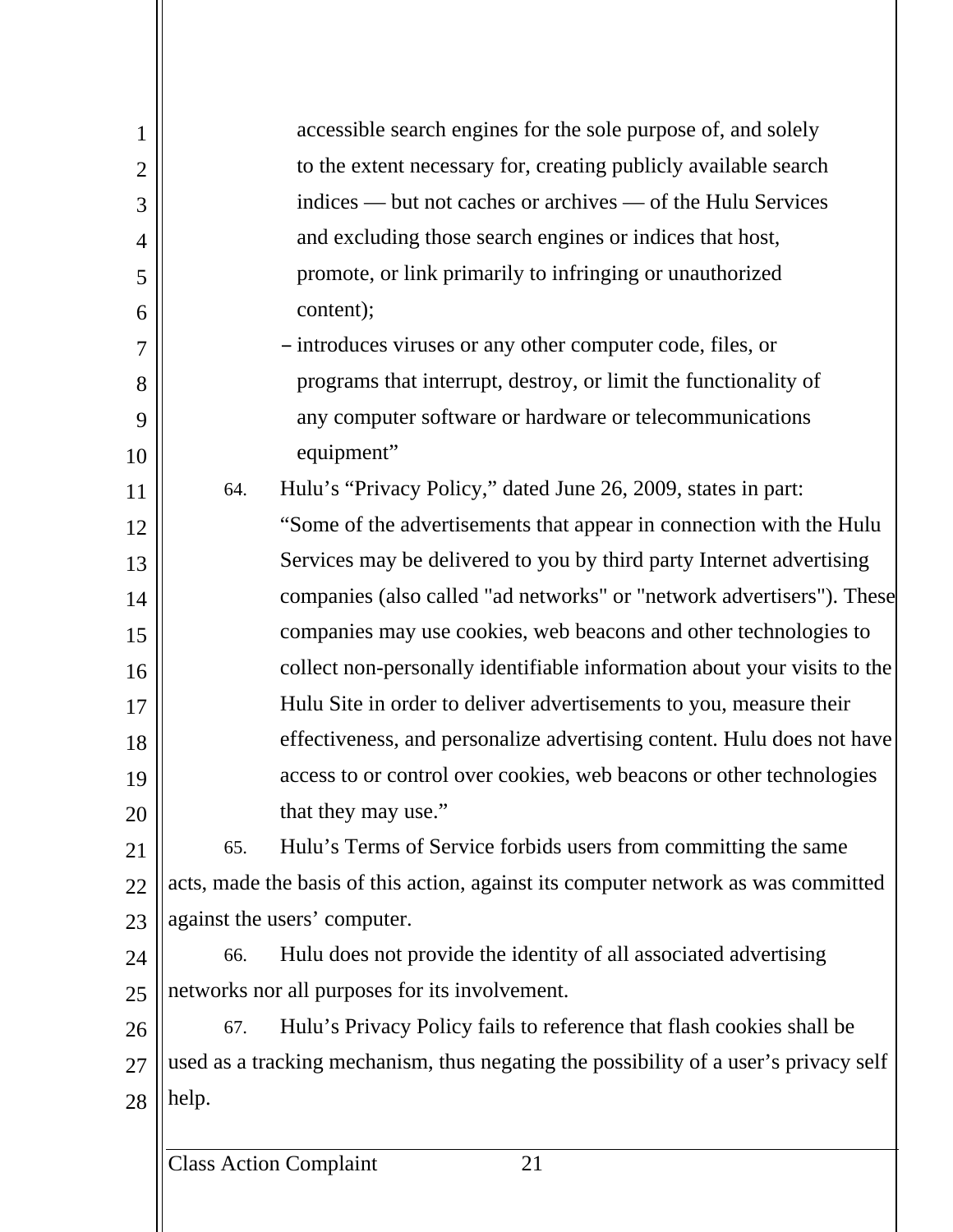accessible search engines for the sole purpose of, and solely to the extent necessary for, creating publicly available search indices — but not caches or archives — of the Hulu Services and excluding those search engines or indices that host, promote, or link primarily to infringing or unauthorized content);

- introduces viruses or any other computer code, files, or programs that interrupt, destroy, or limit the functionality of any computer software or hardware or telecommunications equipment"

64. Hulu's "Privacy Policy," dated June 26, 2009, states in part:

> "Some of the advertisements that appear in connection with the Hulu Services may be delivered to you by third party Internet advertising companies (also called "ad networks" or "network advertisers"). These companies may use cookies, web beacons and other technologies to collect non-personally identifiable information about your visits to the Hulu Site in order to deliver advertisements to you, measure their effectiveness, and personalize advertising content. Hulu does not have access to or control over cookies, web beacons or other technologies that they may use."

65. Hulu's Terms of Service forbids users from committing the same acts, made the basis of this action, against its computer network as was committed against the users' computer.

66. Hulu does not provide the identity of all associated advertising networks nor all purposes for its involvement.

67. Hulu's Privacy Policy fails to reference that flash cookies shall be used as a tracking mechanism, thus negating the possibility of a user's privacy self help.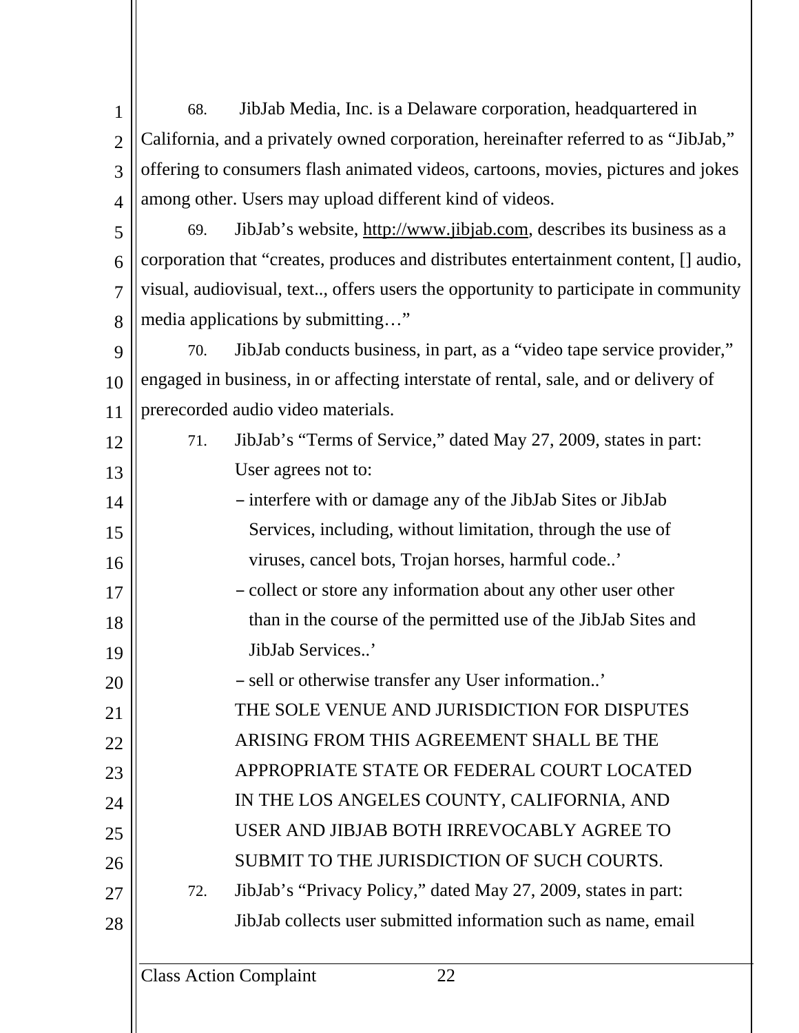68. JibJab Media, Inc. is a Delaware corporation, headquartered in California, and a privately owned corporation, hereinafter referred to as "JibJab," offering to consumers flash animated videos, cartoons, movies, pictures and jokes among other. Users may upload different kind of videos.

69. JibJab's website, http://www.jibjab.com, describes its business as a corporation that "creates, produces and distributes entertainment content, [] audio, visual, audiovisual, text.., offers users the opportunity to participate in community media applications by submitting…"

70. JibJab conducts business, in part, as a "video tape service provider," engaged in business, in or affecting interstate of rental, sale, and or delivery of prerecorded audio video materials.

71. JibJab's "Terms of Service," dated May 27, 2009, states in part:

> User agrees not to:
>
> – interfere with or damage any of the JibJab Sites or JibJab Services, including, without limitation, through the use of viruses, cancel bots, Trojan horses, harmful code..'
>
> – collect or store any information about any other user other than in the course of the permitted use of the JibJab Sites and JibJab Services..'
>
> – sell or otherwise transfer any User information..'
>
> THE SOLE VENUE AND JURISDICTION FOR DISPUTES ARISING FROM THIS AGREEMENT SHALL BE THE APPROPRIATE STATE OR FEDERAL COURT LOCATED IN THE LOS ANGELES COUNTY, CALIFORNIA, AND USER AND JIBJAB BOTH IRREVOCABLY AGREE TO SUBMIT TO THE JURISDICTION OF SUCH COURTS.

72. JibJab's "Privacy Policy," dated May 27, 2009, states in part:

> JibJab collects user submitted information such as name, email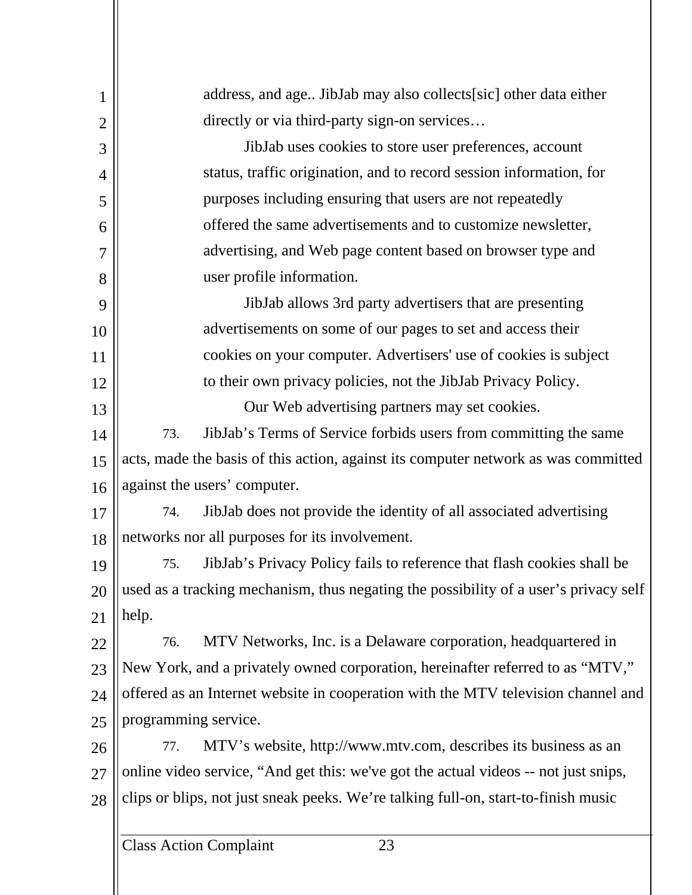> address, and age.. JibJab may also collects[sic] other data either directly or via third-party sign-on services…
>
> JibJab uses cookies to store user preferences, account status, traffic origination, and to record session information, for purposes including ensuring that users are not repeatedly offered the same advertisements and to customize newsletter, advertising, and Web page content based on browser type and user profile information.
>
> JibJab allows 3rd party advertisers that are presenting advertisements on some of our pages to set and access their cookies on your computer. Advertisers' use of cookies is subject to their own privacy policies, not the JibJab Privacy Policy.
>
> Our Web advertising partners may set cookies.

73. JibJab's Terms of Service forbids users from committing the same acts, made the basis of this action, against its computer network as was committed against the users' computer.

74. JibJab does not provide the identity of all associated advertising networks nor all purposes for its involvement.

75. JibJab's Privacy Policy fails to reference that flash cookies shall be used as a tracking mechanism, thus negating the possibility of a user's privacy self help.

76. MTV Networks, Inc. is a Delaware corporation, headquartered in New York, and a privately owned corporation, hereinafter referred to as "MTV," offered as an Internet website in cooperation with the MTV television channel and programming service.

77. MTV's website, http://www.mtv.com, describes its business as an online video service, "And get this: we've got the actual videos -- not just snips, clips or blips, not just sneak peeks. We're talking full-on, start-to-finish music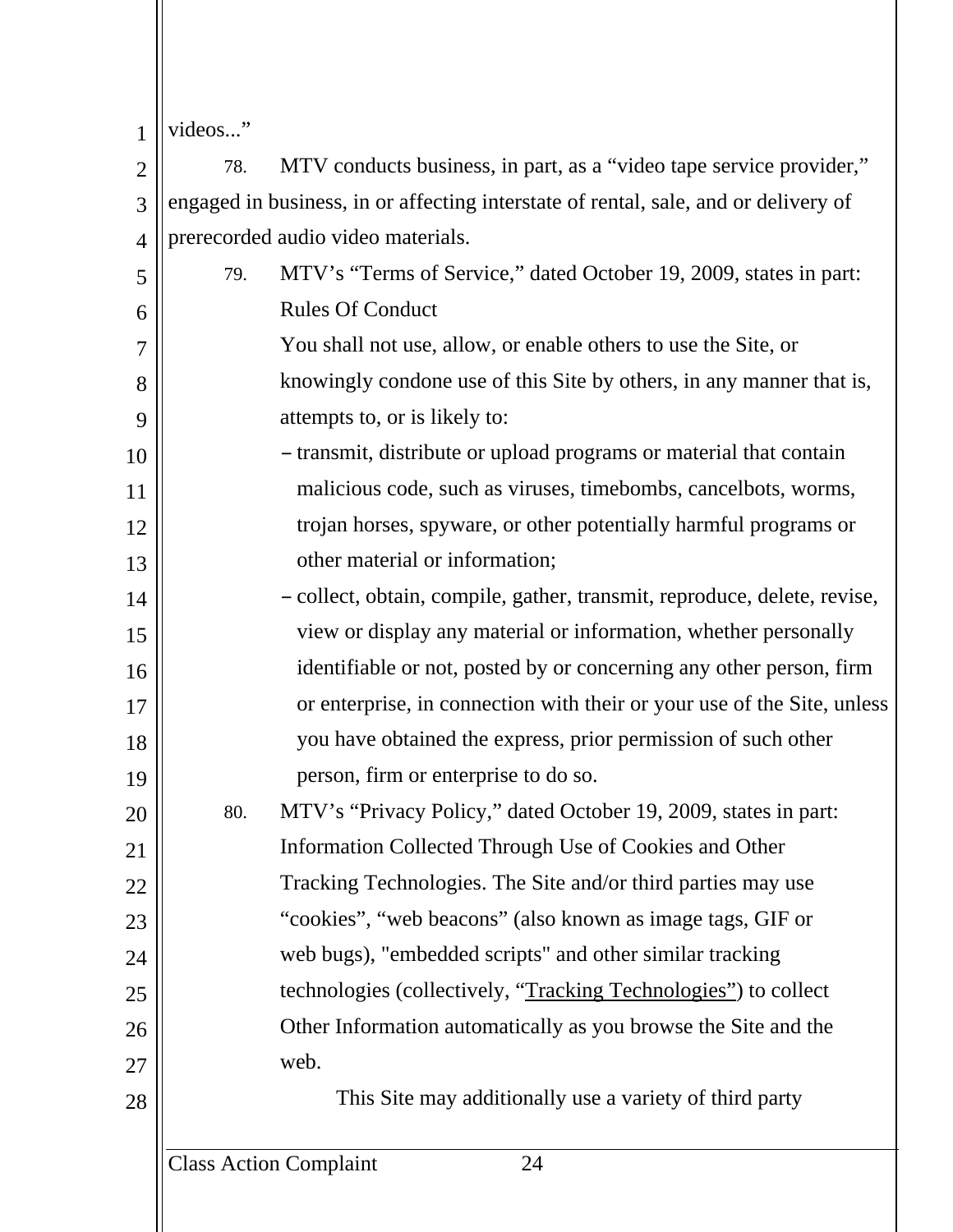videos..."

78. MTV conducts business, in part, as a "video tape service provider," engaged in business, in or affecting interstate of rental, sale, and or delivery of prerecorded audio video materials.

79. MTV's "Terms of Service," dated October 19, 2009, states in part:

> Rules Of Conduct
>
> You shall not use, allow, or enable others to use the Site, or knowingly condone use of this Site by others, in any manner that is, attempts to, or is likely to:
>
> – transmit, distribute or upload programs or material that contain malicious code, such as viruses, timebombs, cancelbots, worms, trojan horses, spyware, or other potentially harmful programs or other material or information;
>
> – collect, obtain, compile, gather, transmit, reproduce, delete, revise, view or display any material or information, whether personally identifiable or not, posted by or concerning any other person, firm or enterprise, in connection with their or your use of the Site, unless you have obtained the express, prior permission of such other person, firm or enterprise to do so.

80. MTV's "Privacy Policy," dated October 19, 2009, states in part:

> Information Collected Through Use of Cookies and Other Tracking Technologies. The Site and/or third parties may use "cookies", "web beacons" (also known as image tags, GIF or web bugs), "embedded scripts" and other similar tracking technologies (collectively, "Tracking Technologies") to collect Other Information automatically as you browse the Site and the web.
>
> This Site may additionally use a variety of third party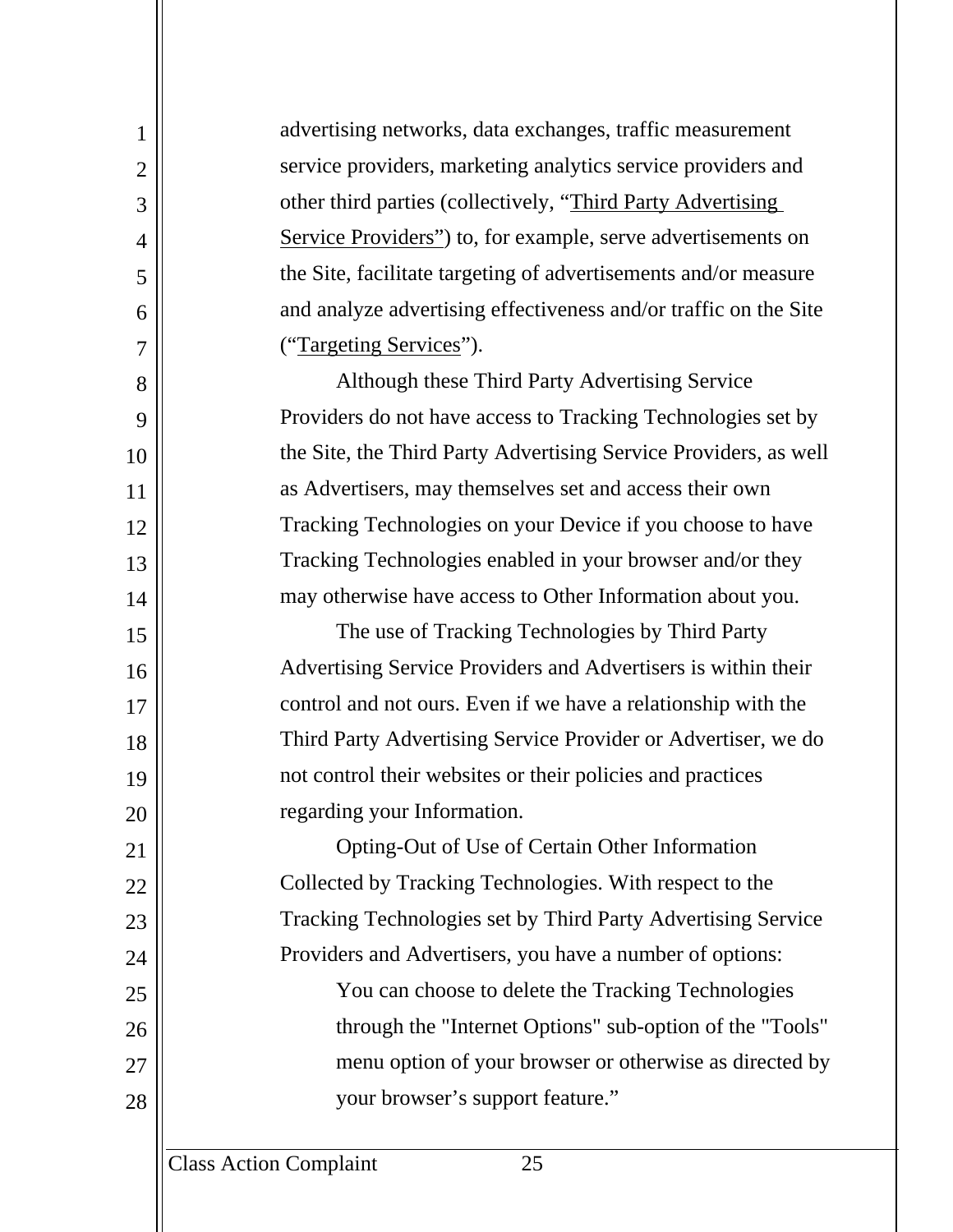advertising networks, data exchanges, traffic measurement service providers, marketing analytics service providers and other third parties (collectively, "Third Party Advertising Service Providers") to, for example, serve advertisements on the Site, facilitate targeting of advertisements and/or measure and analyze advertising effectiveness and/or traffic on the Site ("Targeting Services").

Although these Third Party Advertising Service Providers do not have access to Tracking Technologies set by the Site, the Third Party Advertising Service Providers, as well as Advertisers, may themselves set and access their own Tracking Technologies on your Device if you choose to have Tracking Technologies enabled in your browser and/or they may otherwise have access to Other Information about you.

The use of Tracking Technologies by Third Party Advertising Service Providers and Advertisers is within their control and not ours. Even if we have a relationship with the Third Party Advertising Service Provider or Advertiser, we do not control their websites or their policies and practices regarding your Information.

Opting-Out of Use of Certain Other Information Collected by Tracking Technologies. With respect to the Tracking Technologies set by Third Party Advertising Service Providers and Advertisers, you have a number of options:

> You can choose to delete the Tracking Technologies through the "Internet Options" sub-option of the "Tools" menu option of your browser or otherwise as directed by your browser's support feature."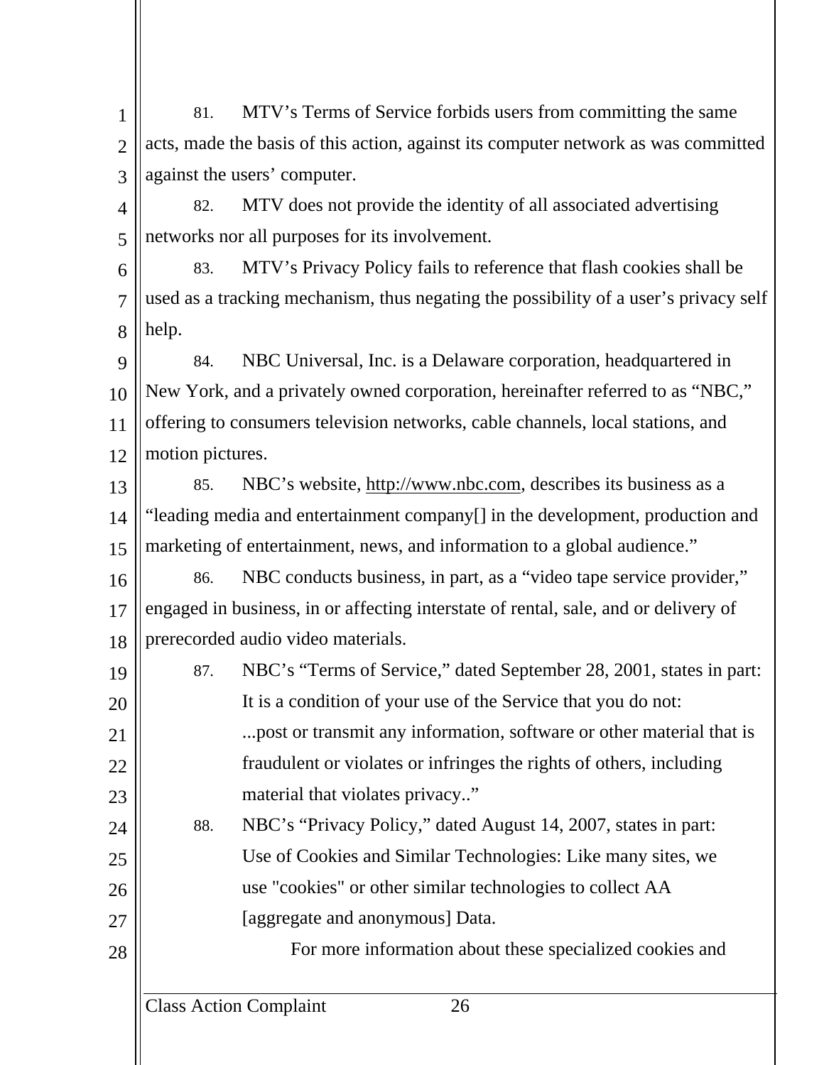81. MTV's Terms of Service forbids users from committing the same acts, made the basis of this action, against its computer network as was committed against the users' computer.

82. MTV does not provide the identity of all associated advertising networks nor all purposes for its involvement.

83. MTV's Privacy Policy fails to reference that flash cookies shall be used as a tracking mechanism, thus negating the possibility of a user's privacy self help.

84. NBC Universal, Inc. is a Delaware corporation, headquartered in New York, and a privately owned corporation, hereinafter referred to as "NBC," offering to consumers television networks, cable channels, local stations, and motion pictures.

85. NBC's website, http://www.nbc.com, describes its business as a "leading media and entertainment company[] in the development, production and marketing of entertainment, news, and information to a global audience."

86. NBC conducts business, in part, as a "video tape service provider," engaged in business, in or affecting interstate of rental, sale, and or delivery of prerecorded audio video materials.

87. NBC's "Terms of Service," dated September 28, 2001, states in part:

> It is a condition of your use of the Service that you do not:
> ...post or transmit any information, software or other material that is fraudulent or violates or infringes the rights of others, including material that violates privacy.."

88. NBC's "Privacy Policy," dated August 14, 2007, states in part:

> Use of Cookies and Similar Technologies: Like many sites, we use "cookies" or other similar technologies to collect AA [aggregate and anonymous] Data.
>
> For more information about these specialized cookies and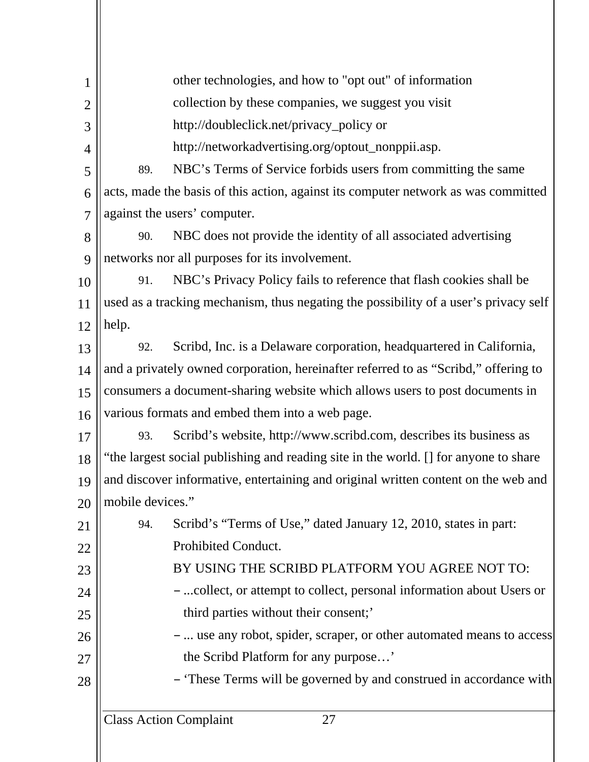other technologies, and how to "opt out" of information collection by these companies, we suggest you visit http://doubleclick.net/privacy_policy or http://networkadvertising.org/optout_nonppii.asp.

89. NBC’s Terms of Service forbids users from committing the same acts, made the basis of this action, against its computer network as was committed against the users’ computer.

90. NBC does not provide the identity of all associated advertising networks nor all purposes for its involvement.

91. NBC’s Privacy Policy fails to reference that flash cookies shall be used as a tracking mechanism, thus negating the possibility of a user’s privacy self help.

92. Scribd, Inc. is a Delaware corporation, headquartered in California, and a privately owned corporation, hereinafter referred to as “Scribd,” offering to consumers a document-sharing website which allows users to post documents in various formats and embed them into a web page.

93. Scribd’s website, http://www.scribd.com, describes its business as “the largest social publishing and reading site in the world. [] for anyone to share and discover informative, entertaining and original written content on the web and mobile devices.”

94. Scribd’s “Terms of Use,” dated January 12, 2010, states in part:

> Prohibited Conduct.
>
> BY USING THE SCRIBD PLATFORM YOU AGREE NOT TO:
>
> – ...collect, or attempt to collect, personal information about Users or third parties without their consent;’
>
> – ... use any robot, spider, scraper, or other automated means to access the Scribd Platform for any purpose…’
>
> – ‘These Terms will be governed by and construed in accordance with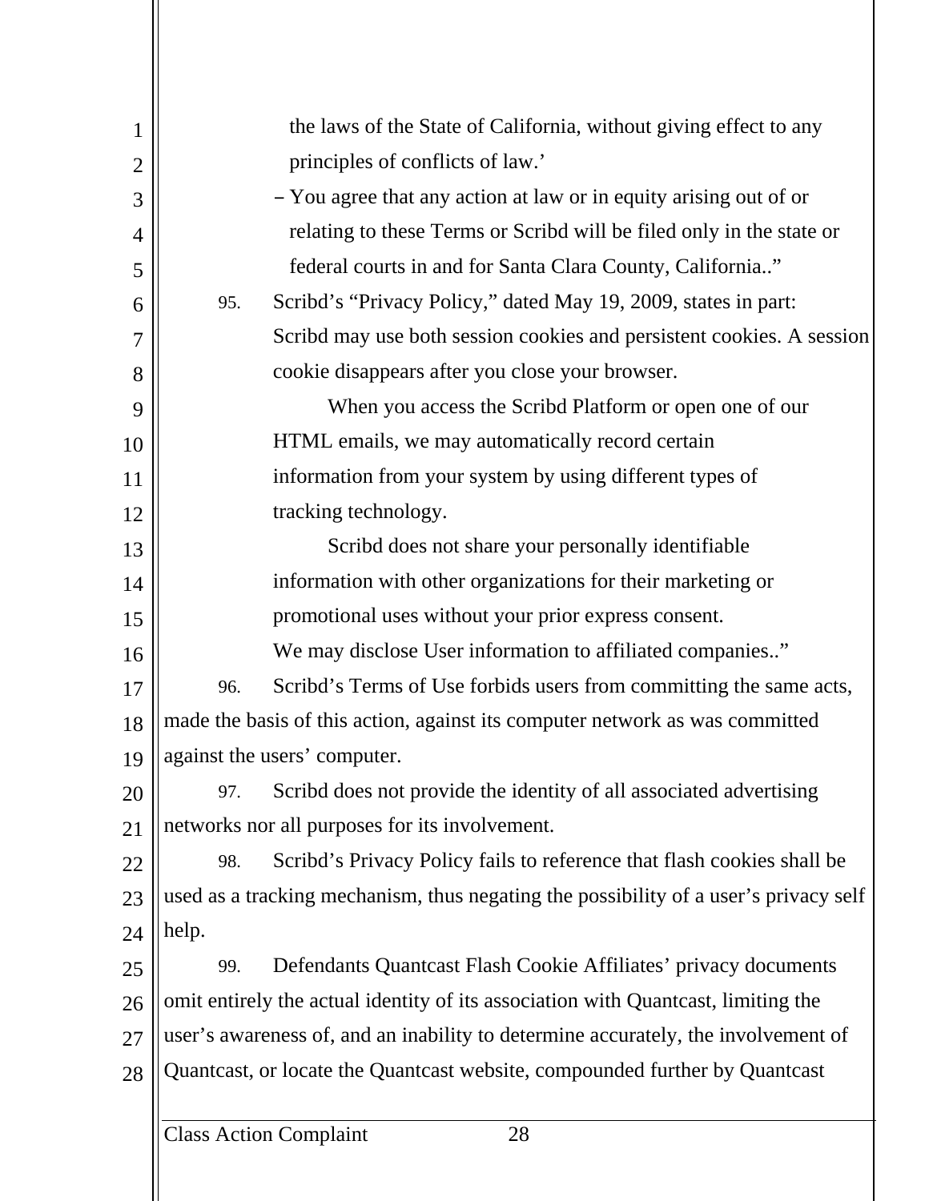the laws of the State of California, without giving effect to any principles of conflicts of law.'

– You agree that any action at law or in equity arising out of or relating to these Terms or Scribd will be filed only in the state or federal courts in and for Santa Clara County, California.."

95. Scribd's "Privacy Policy," dated May 19, 2009, states in part:

> Scribd may use both session cookies and persistent cookies. A session cookie disappears after you close your browser.
>
> When you access the Scribd Platform or open one of our HTML emails, we may automatically record certain information from your system by using different types of tracking technology.
>
> Scribd does not share your personally identifiable information with other organizations for their marketing or promotional uses without your prior express consent.
>
> We may disclose User information to affiliated companies.."

96. Scribd's Terms of Use forbids users from committing the same acts, made the basis of this action, against its computer network as was committed against the users' computer.

97. Scribd does not provide the identity of all associated advertising networks nor all purposes for its involvement.

98. Scribd's Privacy Policy fails to reference that flash cookies shall be used as a tracking mechanism, thus negating the possibility of a user's privacy self help.

99. Defendants Quantcast Flash Cookie Affiliates' privacy documents omit entirely the actual identity of its association with Quantcast, limiting the user's awareness of, and an inability to determine accurately, the involvement of Quantcast, or locate the Quantcast website, compounded further by Quantcast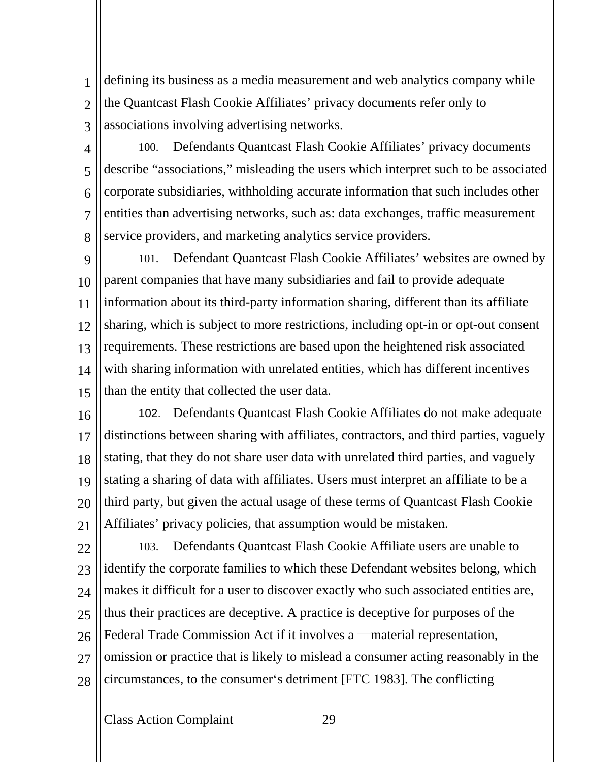defining its business as a media measurement and web analytics company while the Quantcast Flash Cookie Affiliates' privacy documents refer only to associations involving advertising networks.

100. Defendants Quantcast Flash Cookie Affiliates' privacy documents describe "associations," misleading the users which interpret such to be associated corporate subsidiaries, withholding accurate information that such includes other entities than advertising networks, such as: data exchanges, traffic measurement service providers, and marketing analytics service providers.

101. Defendant Quantcast Flash Cookie Affiliates' websites are owned by parent companies that have many subsidiaries and fail to provide adequate information about its third-party information sharing, different than its affiliate sharing, which is subject to more restrictions, including opt-in or opt-out consent requirements. These restrictions are based upon the heightened risk associated with sharing information with unrelated entities, which has different incentives than the entity that collected the user data.

102. Defendants Quantcast Flash Cookie Affiliates do not make adequate distinctions between sharing with affiliates, contractors, and third parties, vaguely stating, that they do not share user data with unrelated third parties, and vaguely stating a sharing of data with affiliates. Users must interpret an affiliate to be a third party, but given the actual usage of these terms of Quantcast Flash Cookie Affiliates' privacy policies, that assumption would be mistaken.

103. Defendants Quantcast Flash Cookie Affiliate users are unable to identify the corporate families to which these Defendant websites belong, which makes it difficult for a user to discover exactly who such associated entities are, thus their practices are deceptive. A practice is deceptive for purposes of the Federal Trade Commission Act if it involves a ―material representation, omission or practice that is likely to mislead a consumer acting reasonably in the circumstances, to the consumer's detriment [FTC 1983]. The conflicting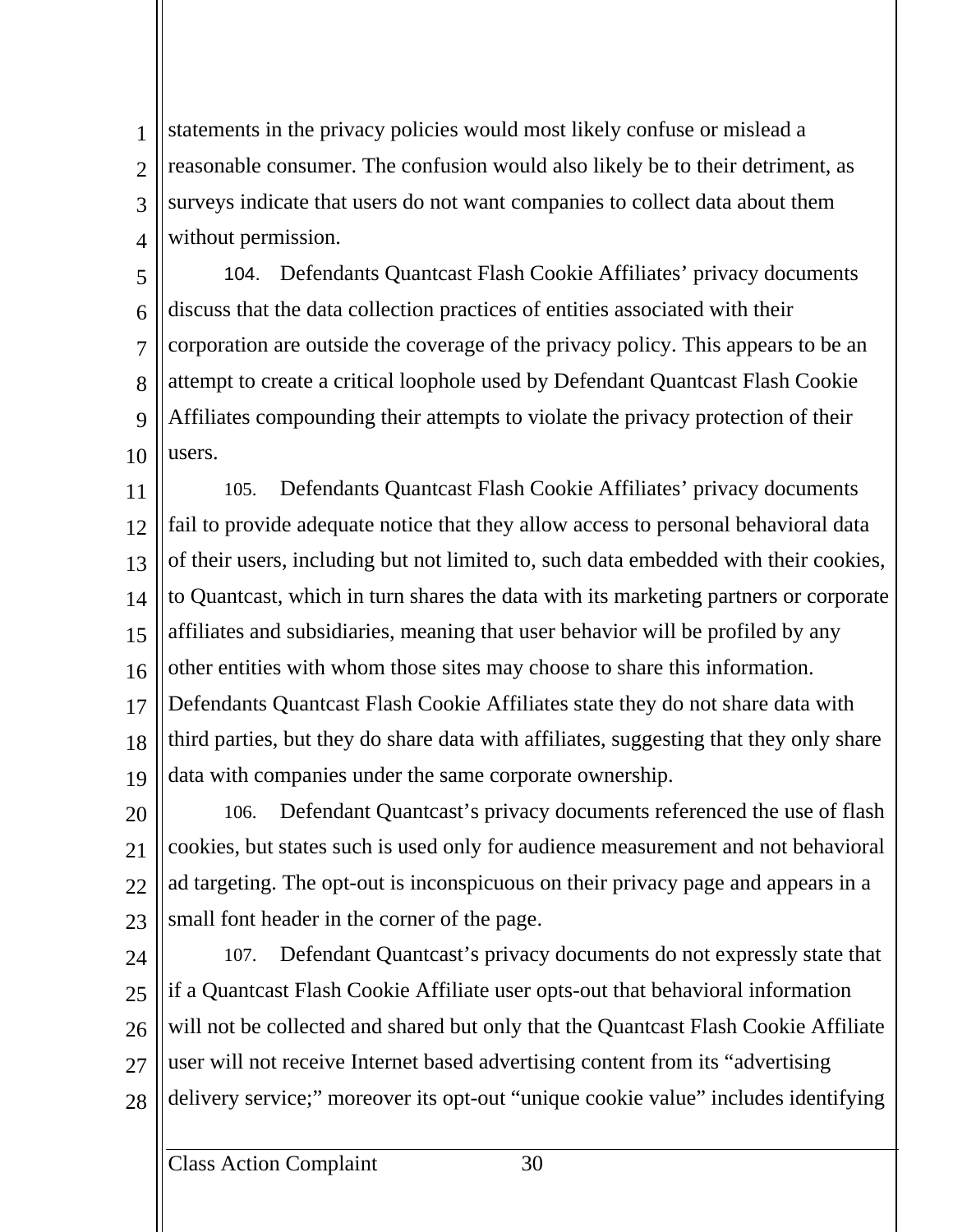statements in the privacy policies would most likely confuse or mislead a reasonable consumer. The confusion would also likely be to their detriment, as surveys indicate that users do not want companies to collect data about them without permission.

104. Defendants Quantcast Flash Cookie Affiliates' privacy documents discuss that the data collection practices of entities associated with their corporation are outside the coverage of the privacy policy. This appears to be an attempt to create a critical loophole used by Defendant Quantcast Flash Cookie Affiliates compounding their attempts to violate the privacy protection of their users.

105. Defendants Quantcast Flash Cookie Affiliates' privacy documents fail to provide adequate notice that they allow access to personal behavioral data of their users, including but not limited to, such data embedded with their cookies, to Quantcast, which in turn shares the data with its marketing partners or corporate affiliates and subsidiaries, meaning that user behavior will be profiled by any other entities with whom those sites may choose to share this information. Defendants Quantcast Flash Cookie Affiliates state they do not share data with third parties, but they do share data with affiliates, suggesting that they only share data with companies under the same corporate ownership.

106. Defendant Quantcast's privacy documents referenced the use of flash cookies, but states such is used only for audience measurement and not behavioral ad targeting. The opt-out is inconspicuous on their privacy page and appears in a small font header in the corner of the page.

107. Defendant Quantcast's privacy documents do not expressly state that if a Quantcast Flash Cookie Affiliate user opts-out that behavioral information will not be collected and shared but only that the Quantcast Flash Cookie Affiliate user will not receive Internet based advertising content from its "advertising delivery service;" moreover its opt-out "unique cookie value" includes identifying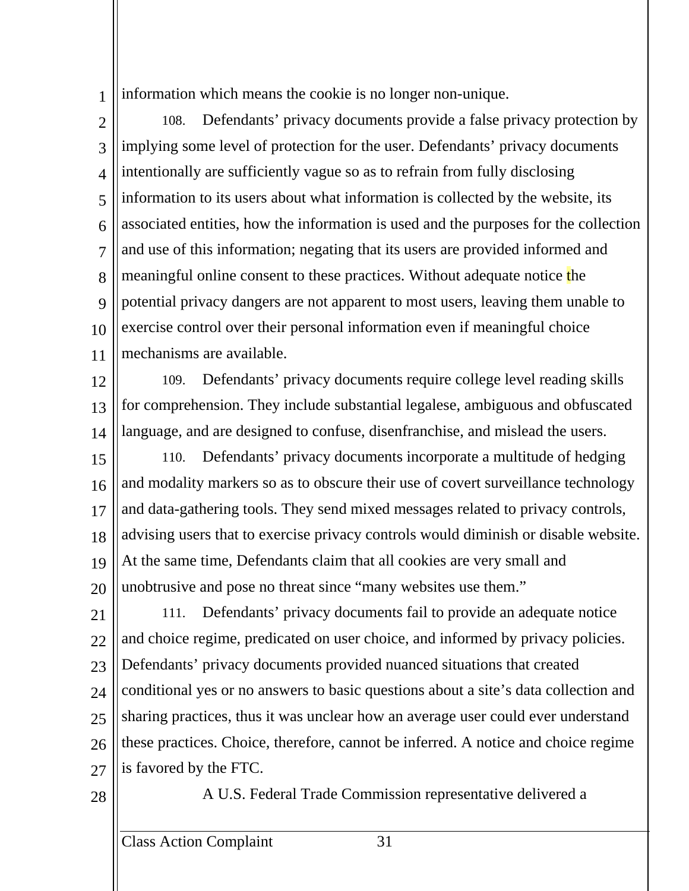information which means the cookie is no longer non-unique.

108. Defendants' privacy documents provide a false privacy protection by implying some level of protection for the user. Defendants' privacy documents intentionally are sufficiently vague so as to refrain from fully disclosing information to its users about what information is collected by the website, its associated entities, how the information is used and the purposes for the collection and use of this information; negating that its users are provided informed and meaningful online consent to these practices. Without adequate notice the potential privacy dangers are not apparent to most users, leaving them unable to exercise control over their personal information even if meaningful choice mechanisms are available.

109. Defendants' privacy documents require college level reading skills for comprehension. They include substantial legalese, ambiguous and obfuscated language, and are designed to confuse, disenfranchise, and mislead the users.

110. Defendants' privacy documents incorporate a multitude of hedging and modality markers so as to obscure their use of covert surveillance technology and data-gathering tools. They send mixed messages related to privacy controls, advising users that to exercise privacy controls would diminish or disable website. At the same time, Defendants claim that all cookies are very small and unobtrusive and pose no threat since "many websites use them."

111. Defendants' privacy documents fail to provide an adequate notice and choice regime, predicated on user choice, and informed by privacy policies. Defendants' privacy documents provided nuanced situations that created conditional yes or no answers to basic questions about a site's data collection and sharing practices, thus it was unclear how an average user could ever understand these practices. Choice, therefore, cannot be inferred. A notice and choice regime is favored by the FTC.

A U.S. Federal Trade Commission representative delivered a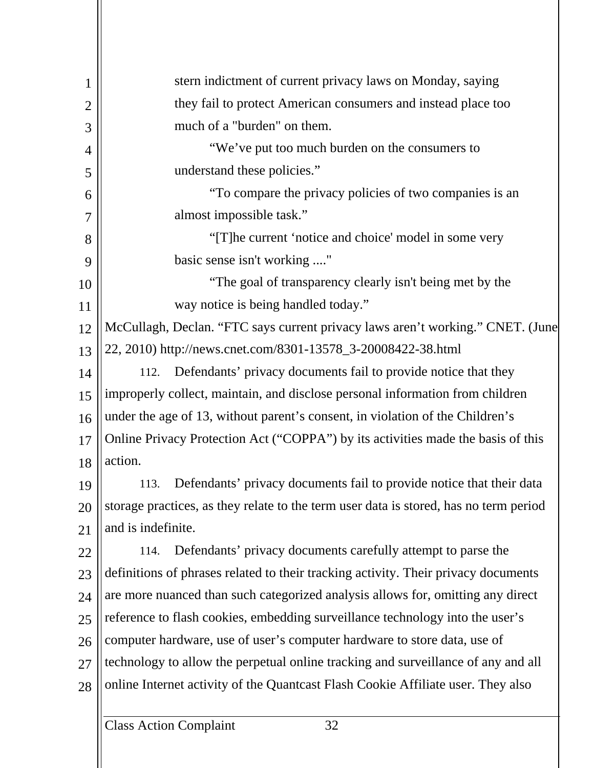> stern indictment of current privacy laws on Monday, saying they fail to protect American consumers and instead place too much of a "burden" on them.
>
> "We've put too much burden on the consumers to understand these policies."
>
> "To compare the privacy policies of two companies is an almost impossible task."
>
> "[T]he current 'notice and choice' model in some very basic sense isn't working ...."
>
> "The goal of transparency clearly isn't being met by the way notice is being handled today."

McCullagh, Declan. "FTC says current privacy laws aren't working." CNET. (June 22, 2010) http://news.cnet.com/8301-13578_3-20008422-38.html

112. Defendants' privacy documents fail to provide notice that they improperly collect, maintain, and disclose personal information from children under the age of 13, without parent's consent, in violation of the Children's Online Privacy Protection Act ("COPPA") by its activities made the basis of this action.

113. Defendants' privacy documents fail to provide notice that their data storage practices, as they relate to the term user data is stored, has no term period and is indefinite.

114. Defendants' privacy documents carefully attempt to parse the definitions of phrases related to their tracking activity. Their privacy documents are more nuanced than such categorized analysis allows for, omitting any direct reference to flash cookies, embedding surveillance technology into the user's computer hardware, use of user's computer hardware to store data, use of technology to allow the perpetual online tracking and surveillance of any and all online Internet activity of the Quantcast Flash Cookie Affiliate user. They also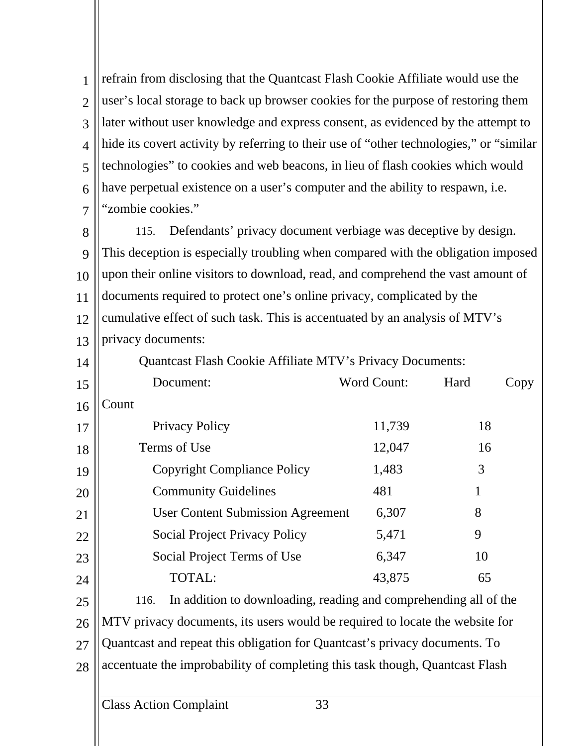refrain from disclosing that the Quantcast Flash Cookie Affiliate would use the user's local storage to back up browser cookies for the purpose of restoring them later without user knowledge and express consent, as evidenced by the attempt to hide its covert activity by referring to their use of "other technologies," or "similar technologies" to cookies and web beacons, in lieu of flash cookies which would have perpetual existence on a user's computer and the ability to respawn, i.e. "zombie cookies."

115. Defendants' privacy document verbiage was deceptive by design. This deception is especially troubling when compared with the obligation imposed upon their online visitors to download, read, and comprehend the vast amount of documents required to protect one's online privacy, complicated by the cumulative effect of such task. This is accentuated by an analysis of MTV's privacy documents:

Quantcast Flash Cookie Affiliate MTV's Privacy Documents:

| Document: | Word Count: | Hard Copy Count |
|---|---|---|
| Privacy Policy | 11,739 | 18 |
| Terms of Use | 12,047 | 16 |
| Copyright Compliance Policy | 1,483 | 3 |
| Community Guidelines | 481 | 1 |
| User Content Submission Agreement | 6,307 | 8 |
| Social Project Privacy Policy | 5,471 | 9 |
| Social Project Terms of Use | 6,347 | 10 |
| TOTAL: | 43,875 | 65 |

116. In addition to downloading, reading and comprehending all of the MTV privacy documents, its users would be required to locate the website for Quantcast and repeat this obligation for Quantcast's privacy documents. To accentuate the improbability of completing this task though, Quantcast Flash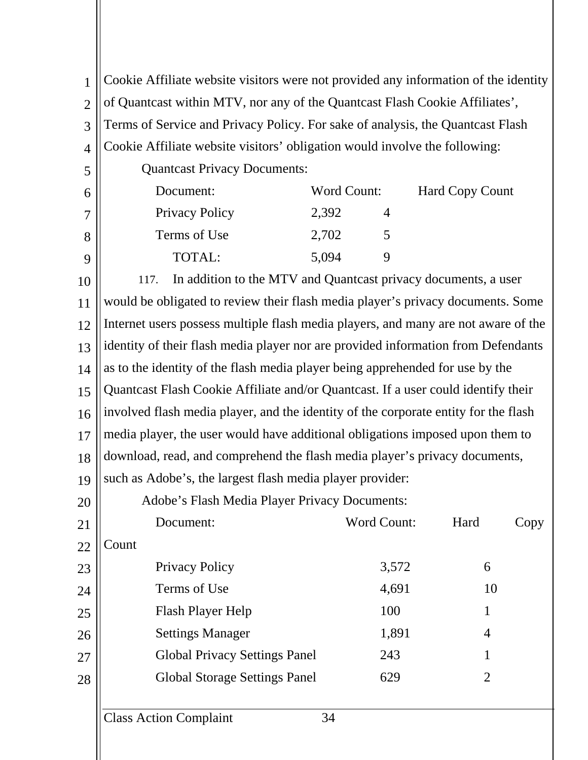Cookie Affiliate website visitors were not provided any information of the identity of Quantcast within MTV, nor any of the Quantcast Flash Cookie Affiliates', Terms of Service and Privacy Policy. For sake of analysis, the Quantcast Flash Cookie Affiliate website visitors' obligation would involve the following:

Quantcast Privacy Documents:

| Document: | Word Count: | Hard Copy Count |
|---|---|---|
| Privacy Policy | 2,392 | 4 |
| Terms of Use | 2,702 | 5 |
| TOTAL: | 5,094 | 9 |

117. In addition to the MTV and Quantcast privacy documents, a user would be obligated to review their flash media player's privacy documents. Some Internet users possess multiple flash media players, and many are not aware of the identity of their flash media player nor are provided information from Defendants as to the identity of the flash media player being apprehended for use by the Quantcast Flash Cookie Affiliate and/or Quantcast. If a user could identify their involved flash media player, and the identity of the corporate entity for the flash media player, the user would have additional obligations imposed upon them to download, read, and comprehend the flash media player's privacy documents, such as Adobe's, the largest flash media player provider:

Adobe's Flash Media Player Privacy Documents:

| Document: | Word Count: | Hard Copy Count |
|---|---|---|
| Privacy Policy | 3,572 | 6 |
| Terms of Use | 4,691 | 10 |
| Flash Player Help | 100 | 1 |
| Settings Manager | 1,891 | 4 |
| Global Privacy Settings Panel | 243 | 1 |
| Global Storage Settings Panel | 629 | 2 |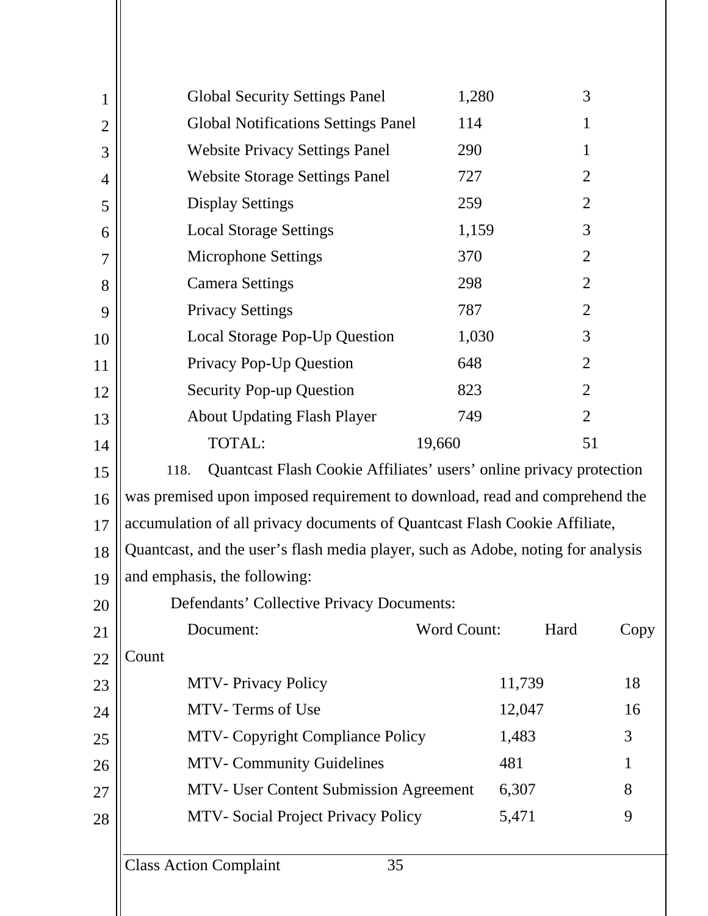| | | |
|---|---|---|
| Global Security Settings Panel | 1,280 | 3 |
| Global Notifications Settings Panel | 114 | 1 |
| Website Privacy Settings Panel | 290 | 1 |
| Website Storage Settings Panel | 727 | 2 |
| Display Settings | 259 | 2 |
| Local Storage Settings | 1,159 | 3 |
| Microphone Settings | 370 | 2 |
| Camera Settings | 298 | 2 |
| Privacy Settings | 787 | 2 |
| Local Storage Pop-Up Question | 1,030 | 3 |
| Privacy Pop-Up Question | 648 | 2 |
| Security Pop-up Question | 823 | 2 |
| About Updating Flash Player | 749 | 2 |
| TOTAL: | 19,660 | 51 |

118. Quantcast Flash Cookie Affiliates' users' online privacy protection was premised upon imposed requirement to download, read and comprehend the accumulation of all privacy documents of Quantcast Flash Cookie Affiliate, Quantcast, and the user's flash media player, such as Adobe, noting for analysis and emphasis, the following:

Defendants' Collective Privacy Documents:

| Document: | Word Count: | Hard Copy Count |
|---|---|---|
| MTV- Privacy Policy | 11,739 | 18 |
| MTV- Terms of Use | 12,047 | 16 |
| MTV- Copyright Compliance Policy | 1,483 | 3 |
| MTV- Community Guidelines | 481 | 1 |
| MTV- User Content Submission Agreement | 6,307 | 8 |
| MTV- Social Project Privacy Policy | 5,471 | 9 |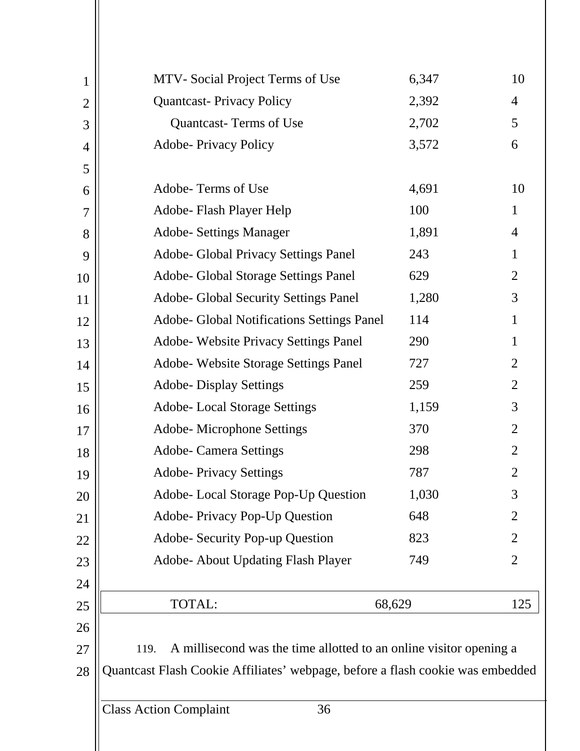| | | |
|---|---|---|
| MTV- Social Project Terms of Use | 6,347 | 10 |
| Quantcast- Privacy Policy | 2,392 | 4 |
| Quantcast- Terms of Use | 2,702 | 5 |
| Adobe- Privacy Policy | 3,572 | 6 |
| Adobe- Terms of Use | 4,691 | 10 |
| Adobe- Flash Player Help | 100 | 1 |
| Adobe- Settings Manager | 1,891 | 4 |
| Adobe- Global Privacy Settings Panel | 243 | 1 |
| Adobe- Global Storage Settings Panel | 629 | 2 |
| Adobe- Global Security Settings Panel | 1,280 | 3 |
| Adobe- Global Notifications Settings Panel | 114 | 1 |
| Adobe- Website Privacy Settings Panel | 290 | 1 |
| Adobe- Website Storage Settings Panel | 727 | 2 |
| Adobe- Display Settings | 259 | 2 |
| Adobe- Local Storage Settings | 1,159 | 3 |
| Adobe- Microphone Settings | 370 | 2 |
| Adobe- Camera Settings | 298 | 2 |
| Adobe- Privacy Settings | 787 | 2 |
| Adobe- Local Storage Pop-Up Question | 1,030 | 3 |
| Adobe- Privacy Pop-Up Question | 648 | 2 |
| Adobe- Security Pop-up Question | 823 | 2 |
| Adobe- About Updating Flash Player | 749 | 2 |
| TOTAL: | 68,629 | 125 |

119. A millisecond was the time allotted to an online visitor opening a Quantcast Flash Cookie Affiliates' webpage, before a flash cookie was embedded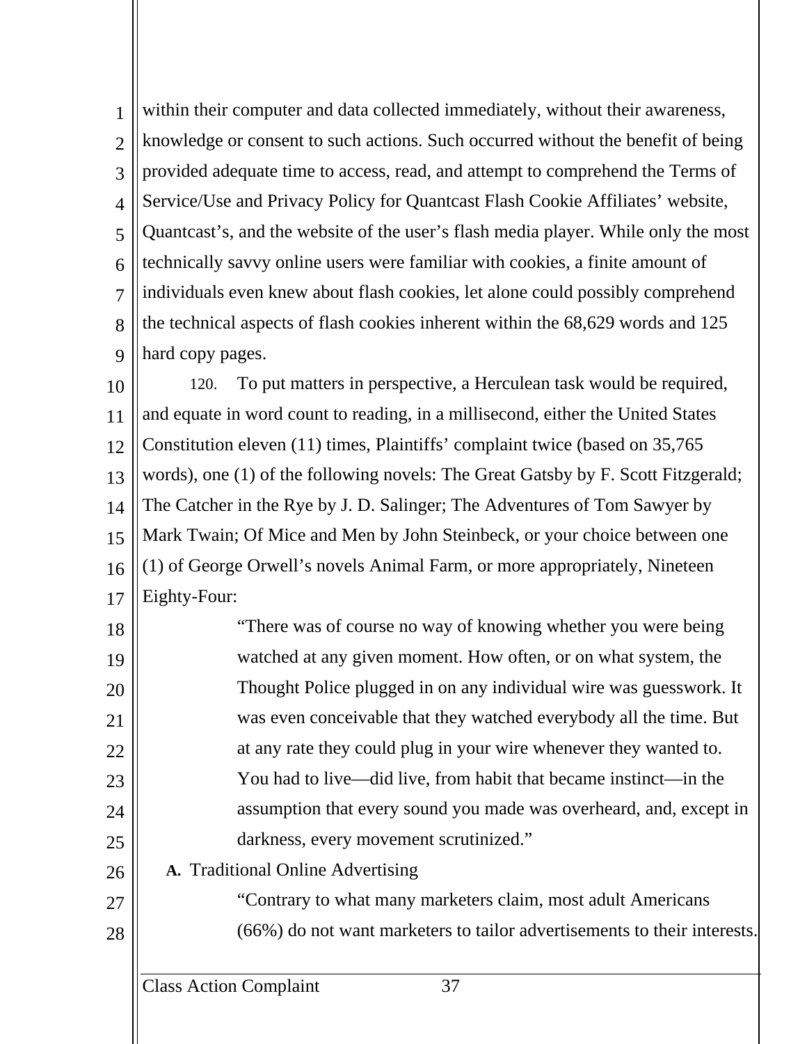within their computer and data collected immediately, without their awareness, knowledge or consent to such actions. Such occurred without the benefit of being provided adequate time to access, read, and attempt to comprehend the Terms of Service/Use and Privacy Policy for Quantcast Flash Cookie Affiliates' website, Quantcast's, and the website of the user's flash media player. While only the most technically savvy online users were familiar with cookies, a finite amount of individuals even knew about flash cookies, let alone could possibly comprehend the technical aspects of flash cookies inherent within the 68,629 words and 125 hard copy pages.

120. To put matters in perspective, a Herculean task would be required, and equate in word count to reading, in a millisecond, either the United States Constitution eleven (11) times, Plaintiffs' complaint twice (based on 35,765 words), one (1) of the following novels: The Great Gatsby by F. Scott Fitzgerald; The Catcher in the Rye by J. D. Salinger; The Adventures of Tom Sawyer by Mark Twain; Of Mice and Men by John Steinbeck, or your choice between one (1) of George Orwell's novels Animal Farm, or more appropriately, Nineteen Eighty-Four:

> "There was of course no way of knowing whether you were being watched at any given moment. How often, or on what system, the Thought Police plugged in on any individual wire was guesswork. It was even conceivable that they watched everybody all the time. But at any rate they could plug in your wire whenever they wanted to. You had to live—did live, from habit that became instinct—in the assumption that every sound you made was overheard, and, except in darkness, every movement scrutinized."

**A.** Traditional Online Advertising

> "Contrary to what many marketers claim, most adult Americans (66%) do not want marketers to tailor advertisements to their interests.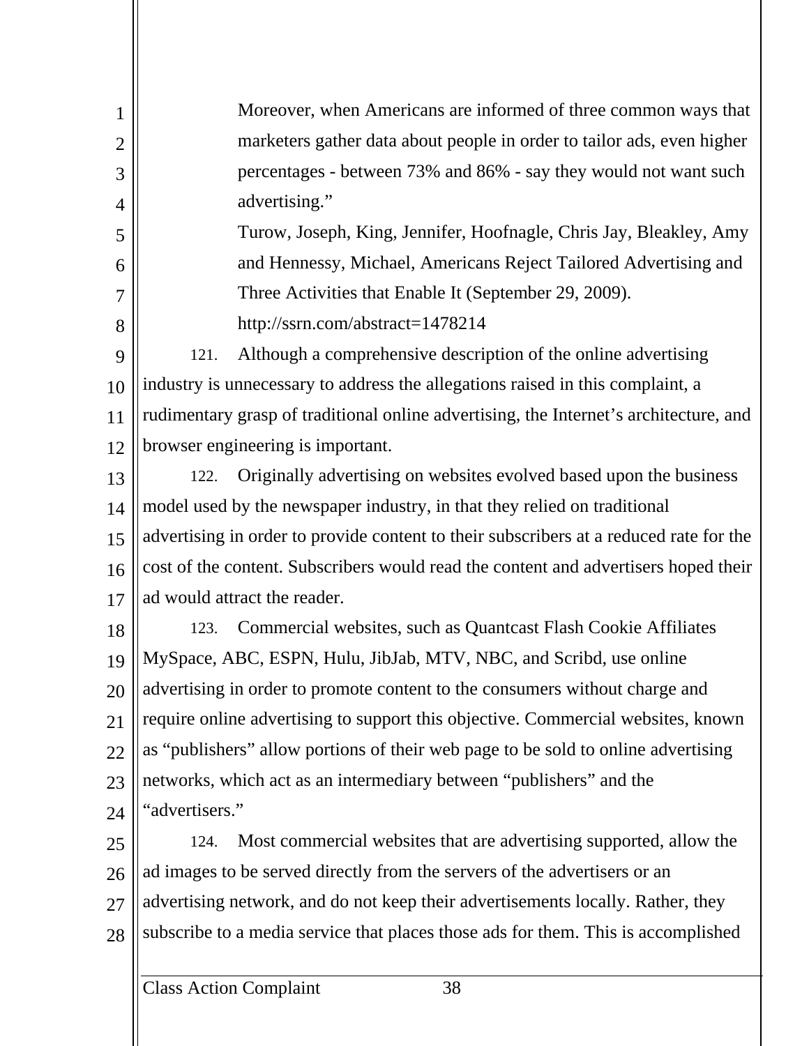> Moreover, when Americans are informed of three common ways that marketers gather data about people in order to tailor ads, even higher percentages - between 73% and 86% - say they would not want such advertising."
>
> Turow, Joseph, King, Jennifer, Hoofnagle, Chris Jay, Bleakley, Amy and Hennessy, Michael, Americans Reject Tailored Advertising and Three Activities that Enable It (September 29, 2009). http://ssrn.com/abstract=1478214

121. Although a comprehensive description of the online advertising industry is unnecessary to address the allegations raised in this complaint, a rudimentary grasp of traditional online advertising, the Internet's architecture, and browser engineering is important.

122. Originally advertising on websites evolved based upon the business model used by the newspaper industry, in that they relied on traditional advertising in order to provide content to their subscribers at a reduced rate for the cost of the content. Subscribers would read the content and advertisers hoped their ad would attract the reader.

123. Commercial websites, such as Quantcast Flash Cookie Affiliates MySpace, ABC, ESPN, Hulu, JibJab, MTV, NBC, and Scribd, use online advertising in order to promote content to the consumers without charge and require online advertising to support this objective. Commercial websites, known as "publishers" allow portions of their web page to be sold to online advertising networks, which act as an intermediary between "publishers" and the "advertisers."

124. Most commercial websites that are advertising supported, allow the ad images to be served directly from the servers of the advertisers or an advertising network, and do not keep their advertisements locally. Rather, they subscribe to a media service that places those ads for them. This is accomplished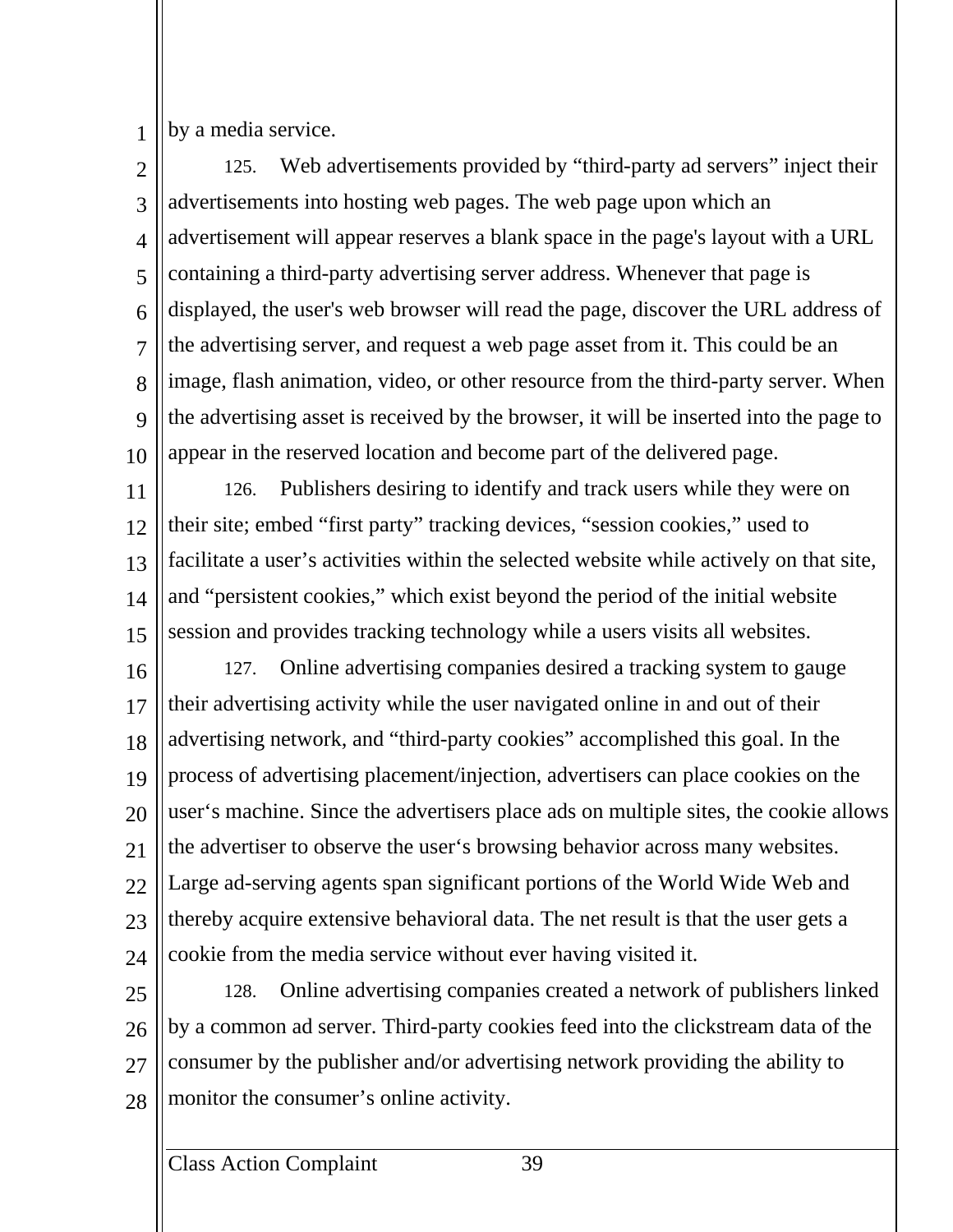by a media service.

125. Web advertisements provided by “third-party ad servers” inject their advertisements into hosting web pages. The web page upon which an advertisement will appear reserves a blank space in the page's layout with a URL containing a third-party advertising server address. Whenever that page is displayed, the user's web browser will read the page, discover the URL address of the advertising server, and request a web page asset from it. This could be an image, flash animation, video, or other resource from the third-party server. When the advertising asset is received by the browser, it will be inserted into the page to appear in the reserved location and become part of the delivered page.

126. Publishers desiring to identify and track users while they were on their site; embed “first party” tracking devices, “session cookies,” used to facilitate a user’s activities within the selected website while actively on that site, and “persistent cookies,” which exist beyond the period of the initial website session and provides tracking technology while a users visits all websites.

127. Online advertising companies desired a tracking system to gauge their advertising activity while the user navigated online in and out of their advertising network, and “third-party cookies” accomplished this goal. In the process of advertising placement/injection, advertisers can place cookies on the user‘s machine. Since the advertisers place ads on multiple sites, the cookie allows the advertiser to observe the user‘s browsing behavior across many websites. Large ad-serving agents span significant portions of the World Wide Web and thereby acquire extensive behavioral data. The net result is that the user gets a cookie from the media service without ever having visited it.

128. Online advertising companies created a network of publishers linked by a common ad server. Third-party cookies feed into the clickstream data of the consumer by the publisher and/or advertising network providing the ability to monitor the consumer’s online activity.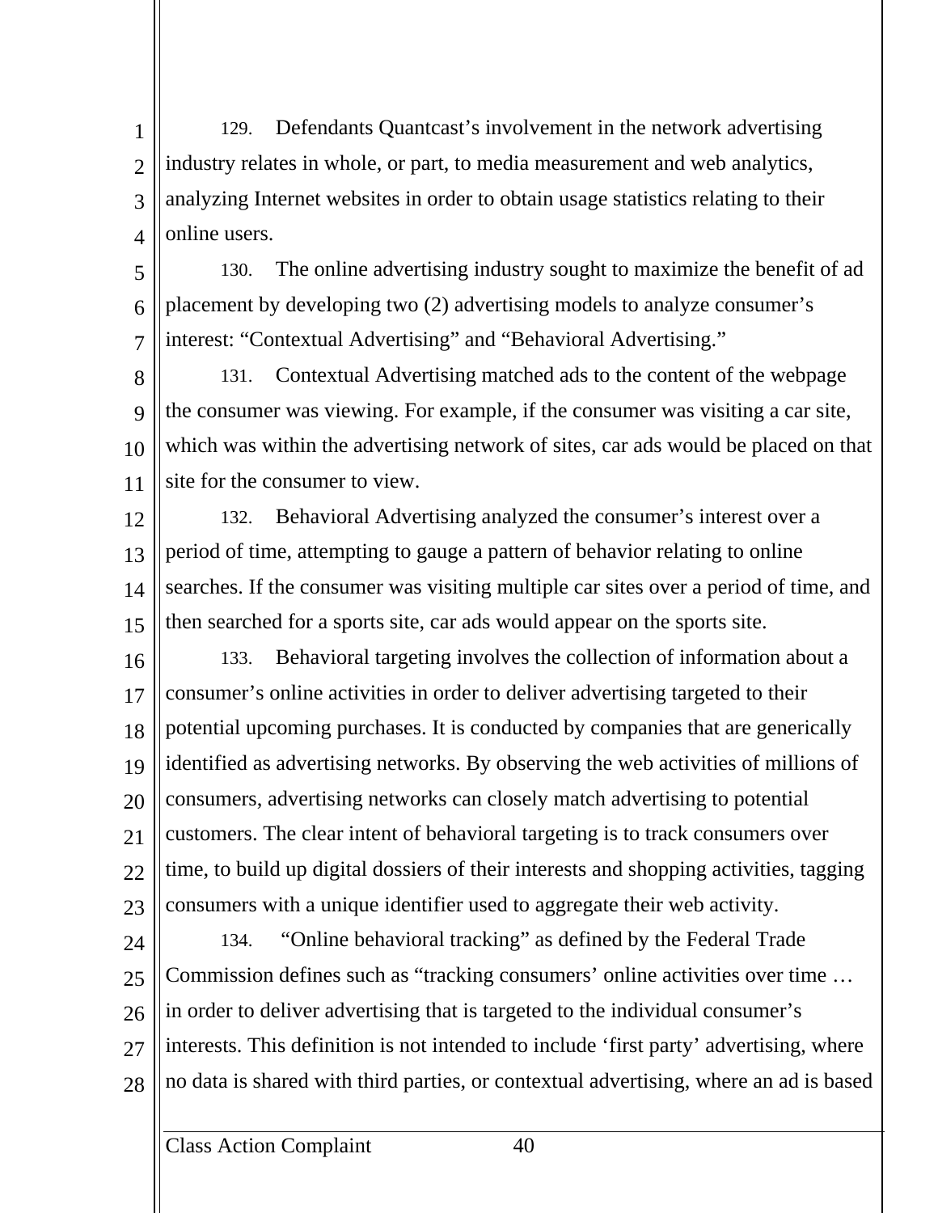129. Defendants Quantcast's involvement in the network advertising industry relates in whole, or part, to media measurement and web analytics, analyzing Internet websites in order to obtain usage statistics relating to their online users.

130. The online advertising industry sought to maximize the benefit of ad placement by developing two (2) advertising models to analyze consumer's interest: "Contextual Advertising" and "Behavioral Advertising."

131. Contextual Advertising matched ads to the content of the webpage the consumer was viewing. For example, if the consumer was visiting a car site, which was within the advertising network of sites, car ads would be placed on that site for the consumer to view.

132. Behavioral Advertising analyzed the consumer's interest over a period of time, attempting to gauge a pattern of behavior relating to online searches. If the consumer was visiting multiple car sites over a period of time, and then searched for a sports site, car ads would appear on the sports site.

133. Behavioral targeting involves the collection of information about a consumer's online activities in order to deliver advertising targeted to their potential upcoming purchases. It is conducted by companies that are generically identified as advertising networks. By observing the web activities of millions of consumers, advertising networks can closely match advertising to potential customers. The clear intent of behavioral targeting is to track consumers over time, to build up digital dossiers of their interests and shopping activities, tagging consumers with a unique identifier used to aggregate their web activity.

134. "Online behavioral tracking" as defined by the Federal Trade Commission defines such as "tracking consumers' online activities over time … in order to deliver advertising that is targeted to the individual consumer's interests. This definition is not intended to include 'first party' advertising, where no data is shared with third parties, or contextual advertising, where an ad is based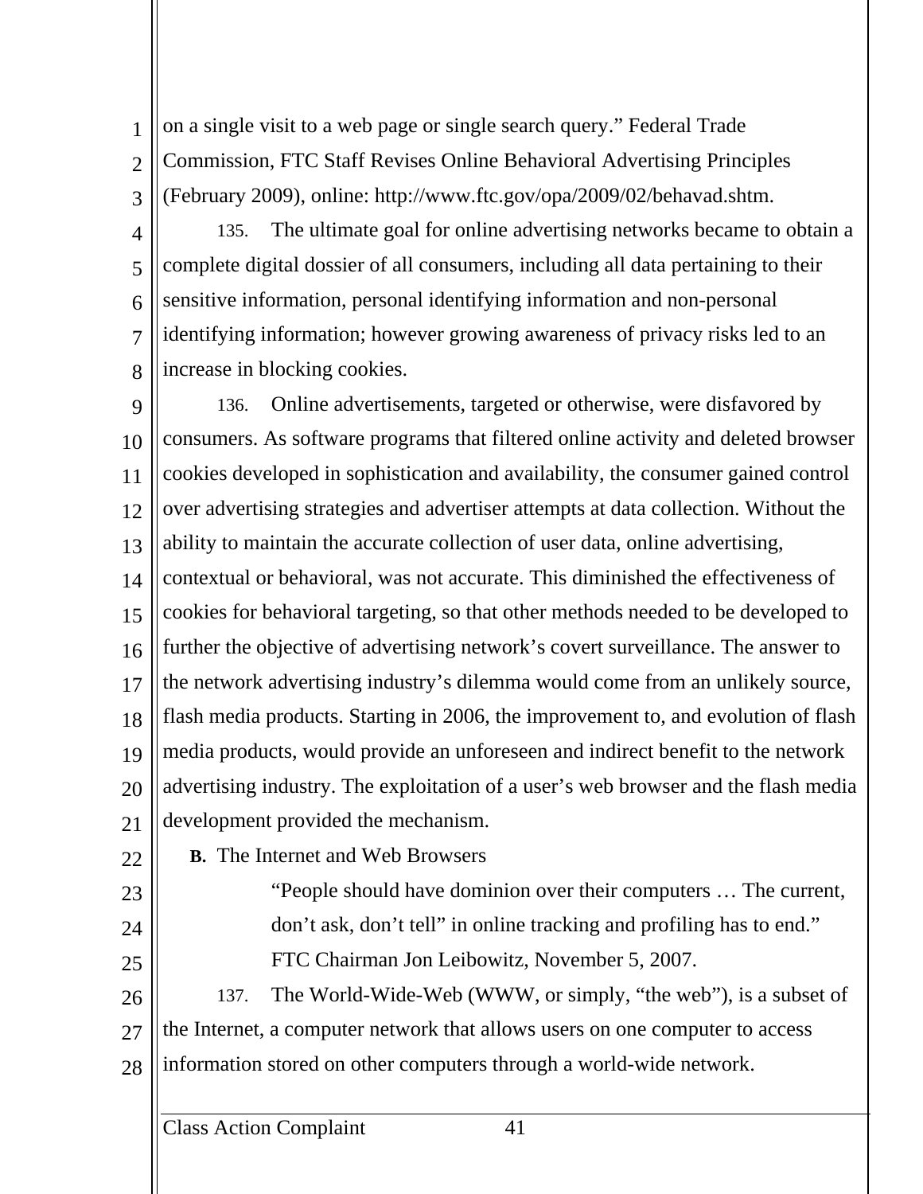on a single visit to a web page or single search query." Federal Trade Commission, FTC Staff Revises Online Behavioral Advertising Principles (February 2009), online: http://www.ftc.gov/opa/2009/02/behavad.shtm.

135. The ultimate goal for online advertising networks became to obtain a complete digital dossier of all consumers, including all data pertaining to their sensitive information, personal identifying information and non-personal identifying information; however growing awareness of privacy risks led to an increase in blocking cookies.

136. Online advertisements, targeted or otherwise, were disfavored by consumers. As software programs that filtered online activity and deleted browser cookies developed in sophistication and availability, the consumer gained control over advertising strategies and advertiser attempts at data collection. Without the ability to maintain the accurate collection of user data, online advertising, contextual or behavioral, was not accurate. This diminished the effectiveness of cookies for behavioral targeting, so that other methods needed to be developed to further the objective of advertising network's covert surveillance. The answer to the network advertising industry's dilemma would come from an unlikely source, flash media products. Starting in 2006, the improvement to, and evolution of flash media products, would provide an unforeseen and indirect benefit to the network advertising industry. The exploitation of a user's web browser and the flash media development provided the mechanism.

**B.** The Internet and Web Browsers

> "People should have dominion over their computers … The current, don't ask, don't tell" in online tracking and profiling has to end."
> FTC Chairman Jon Leibowitz, November 5, 2007.

137. The World-Wide-Web (WWW, or simply, "the web"), is a subset of the Internet, a computer network that allows users on one computer to access information stored on other computers through a world-wide network.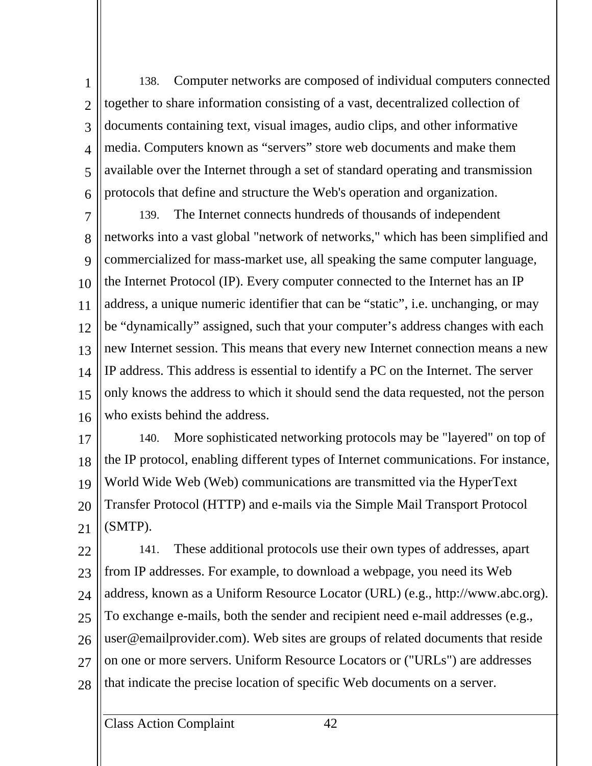138. Computer networks are composed of individual computers connected together to share information consisting of a vast, decentralized collection of documents containing text, visual images, audio clips, and other informative media. Computers known as “servers” store web documents and make them available over the Internet through a set of standard operating and transmission protocols that define and structure the Web's operation and organization.

139. The Internet connects hundreds of thousands of independent networks into a vast global "network of networks," which has been simplified and commercialized for mass-market use, all speaking the same computer language, the Internet Protocol (IP). Every computer connected to the Internet has an IP address, a unique numeric identifier that can be “static”, i.e. unchanging, or may be “dynamically” assigned, such that your computer’s address changes with each new Internet session. This means that every new Internet connection means a new IP address. This address is essential to identify a PC on the Internet. The server only knows the address to which it should send the data requested, not the person who exists behind the address.

140. More sophisticated networking protocols may be "layered" on top of the IP protocol, enabling different types of Internet communications. For instance, World Wide Web (Web) communications are transmitted via the HyperText Transfer Protocol (HTTP) and e-mails via the Simple Mail Transport Protocol (SMTP).

141. These additional protocols use their own types of addresses, apart from IP addresses. For example, to download a webpage, you need its Web address, known as a Uniform Resource Locator (URL) (e.g., http://www.abc.org). To exchange e-mails, both the sender and recipient need e-mail addresses (e.g., user@emailprovider.com). Web sites are groups of related documents that reside on one or more servers. Uniform Resource Locators or ("URLs") are addresses that indicate the precise location of specific Web documents on a server.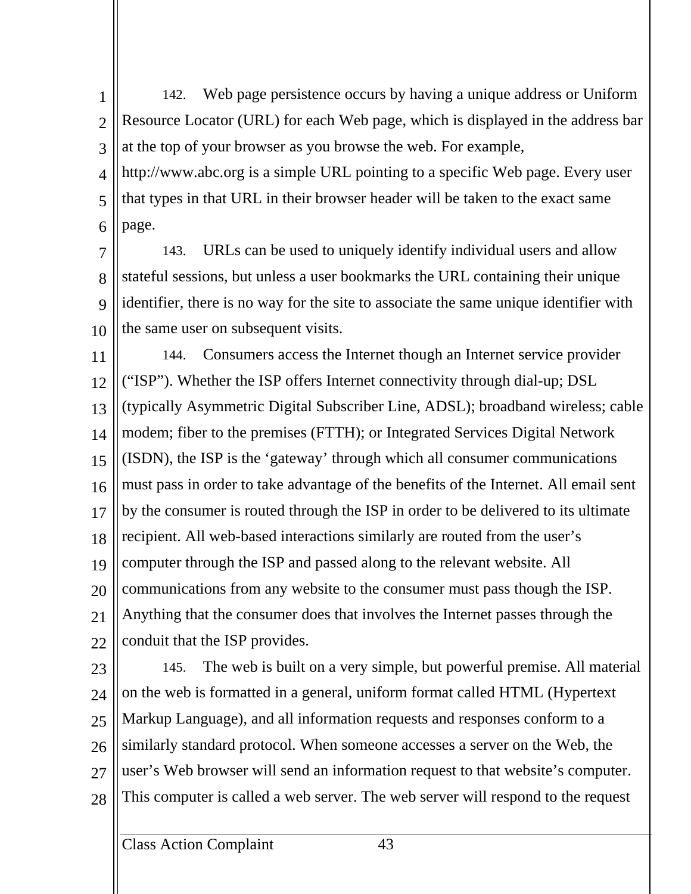142. Web page persistence occurs by having a unique address or Uniform Resource Locator (URL) for each Web page, which is displayed in the address bar at the top of your browser as you browse the web. For example, http://www.abc.org is a simple URL pointing to a specific Web page. Every user that types in that URL in their browser header will be taken to the exact same page.

143. URLs can be used to uniquely identify individual users and allow stateful sessions, but unless a user bookmarks the URL containing their unique identifier, there is no way for the site to associate the same unique identifier with the same user on subsequent visits.

144. Consumers access the Internet though an Internet service provider (“ISP”). Whether the ISP offers Internet connectivity through dial-up; DSL (typically Asymmetric Digital Subscriber Line, ADSL); broadband wireless; cable modem; fiber to the premises (FTTH); or Integrated Services Digital Network (ISDN), the ISP is the ‘gateway’ through which all consumer communications must pass in order to take advantage of the benefits of the Internet. All email sent by the consumer is routed through the ISP in order to be delivered to its ultimate recipient. All web-based interactions similarly are routed from the user’s computer through the ISP and passed along to the relevant website. All communications from any website to the consumer must pass though the ISP. Anything that the consumer does that involves the Internet passes through the conduit that the ISP provides.

145. The web is built on a very simple, but powerful premise. All material on the web is formatted in a general, uniform format called HTML (Hypertext Markup Language), and all information requests and responses conform to a similarly standard protocol. When someone accesses a server on the Web, the user’s Web browser will send an information request to that website’s computer. This computer is called a web server. The web server will respond to the request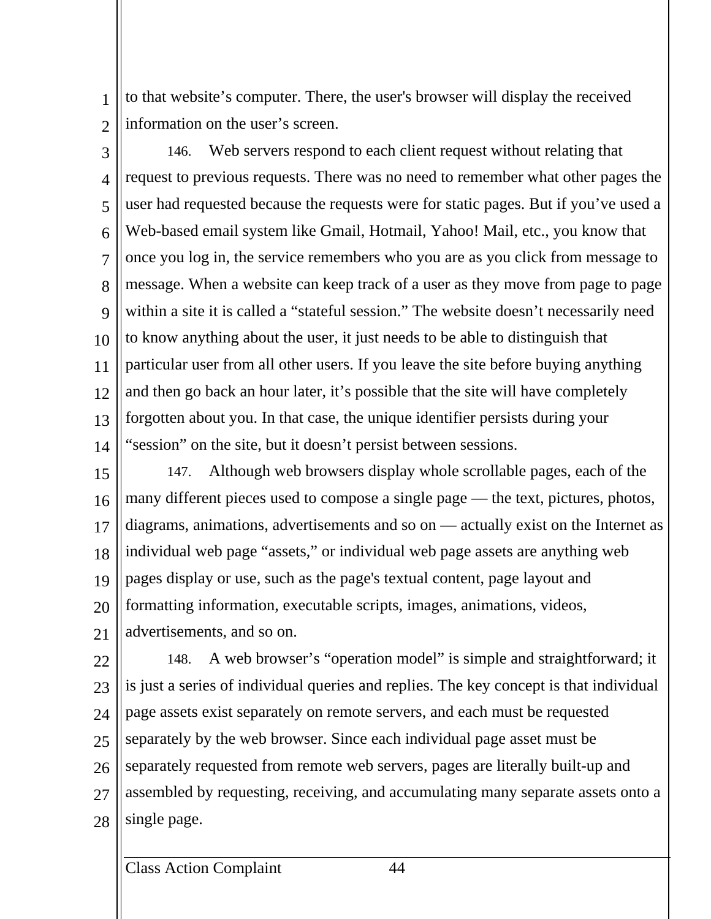to that website’s computer. There, the user's browser will display the received information on the user’s screen.

146. Web servers respond to each client request without relating that request to previous requests. There was no need to remember what other pages the user had requested because the requests were for static pages. But if you’ve used a Web-based email system like Gmail, Hotmail, Yahoo! Mail, etc., you know that once you log in, the service remembers who you are as you click from message to message. When a website can keep track of a user as they move from page to page within a site it is called a “stateful session.” The website doesn’t necessarily need to know anything about the user, it just needs to be able to distinguish that particular user from all other users. If you leave the site before buying anything and then go back an hour later, it’s possible that the site will have completely forgotten about you. In that case, the unique identifier persists during your “session” on the site, but it doesn’t persist between sessions.

147. Although web browsers display whole scrollable pages, each of the many different pieces used to compose a single page — the text, pictures, photos, diagrams, animations, advertisements and so on — actually exist on the Internet as individual web page “assets,” or individual web page assets are anything web pages display or use, such as the page's textual content, page layout and formatting information, executable scripts, images, animations, videos, advertisements, and so on.

148. A web browser’s “operation model” is simple and straightforward; it is just a series of individual queries and replies. The key concept is that individual page assets exist separately on remote servers, and each must be requested separately by the web browser. Since each individual page asset must be separately requested from remote web servers, pages are literally built-up and assembled by requesting, receiving, and accumulating many separate assets onto a single page.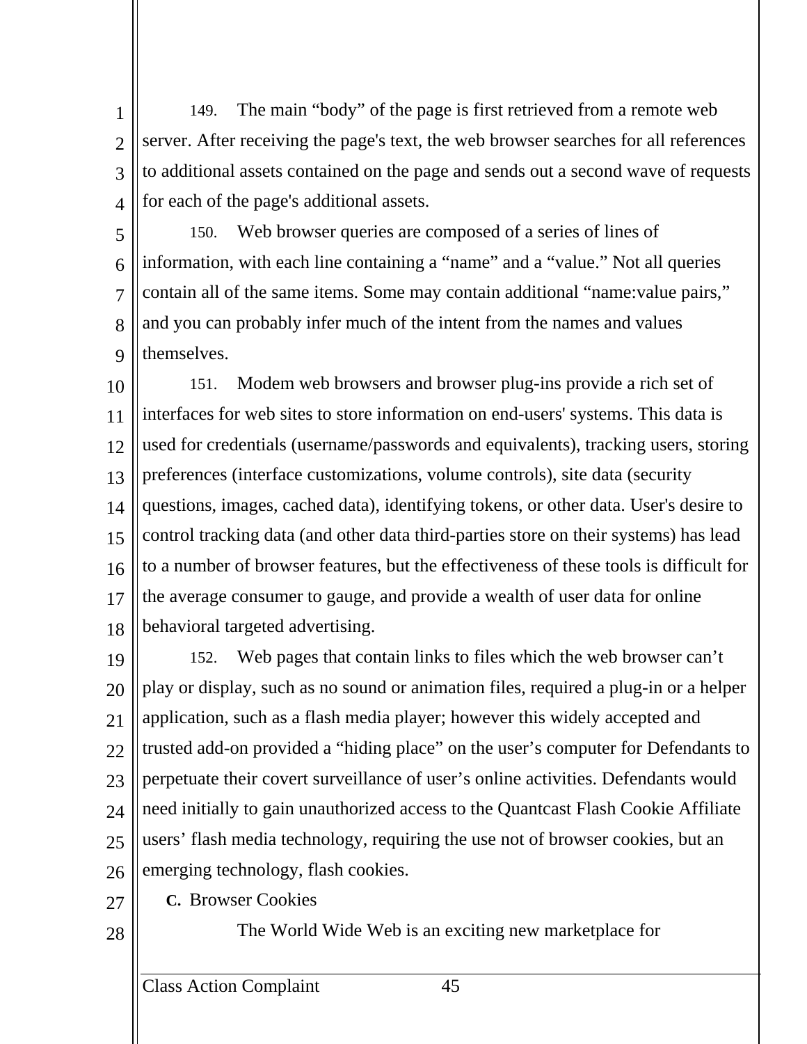149. The main "body" of the page is first retrieved from a remote web server. After receiving the page's text, the web browser searches for all references to additional assets contained on the page and sends out a second wave of requests for each of the page's additional assets.

150. Web browser queries are composed of a series of lines of information, with each line containing a "name" and a "value." Not all queries contain all of the same items. Some may contain additional "name:value pairs," and you can probably infer much of the intent from the names and values themselves.

151. Modem web browsers and browser plug-ins provide a rich set of interfaces for web sites to store information on end-users' systems. This data is used for credentials (username/passwords and equivalents), tracking users, storing preferences (interface customizations, volume controls), site data (security questions, images, cached data), identifying tokens, or other data. User's desire to control tracking data (and other data third-parties store on their systems) has lead to a number of browser features, but the effectiveness of these tools is difficult for the average consumer to gauge, and provide a wealth of user data for online behavioral targeted advertising.

152. Web pages that contain links to files which the web browser can't play or display, such as no sound or animation files, required a plug-in or a helper application, such as a flash media player; however this widely accepted and trusted add-on provided a "hiding place" on the user's computer for Defendants to perpetuate their covert surveillance of user's online activities. Defendants would need initially to gain unauthorized access to the Quantcast Flash Cookie Affiliate users' flash media technology, requiring the use not of browser cookies, but an emerging technology, flash cookies.

**C.** Browser Cookies

The World Wide Web is an exciting new marketplace for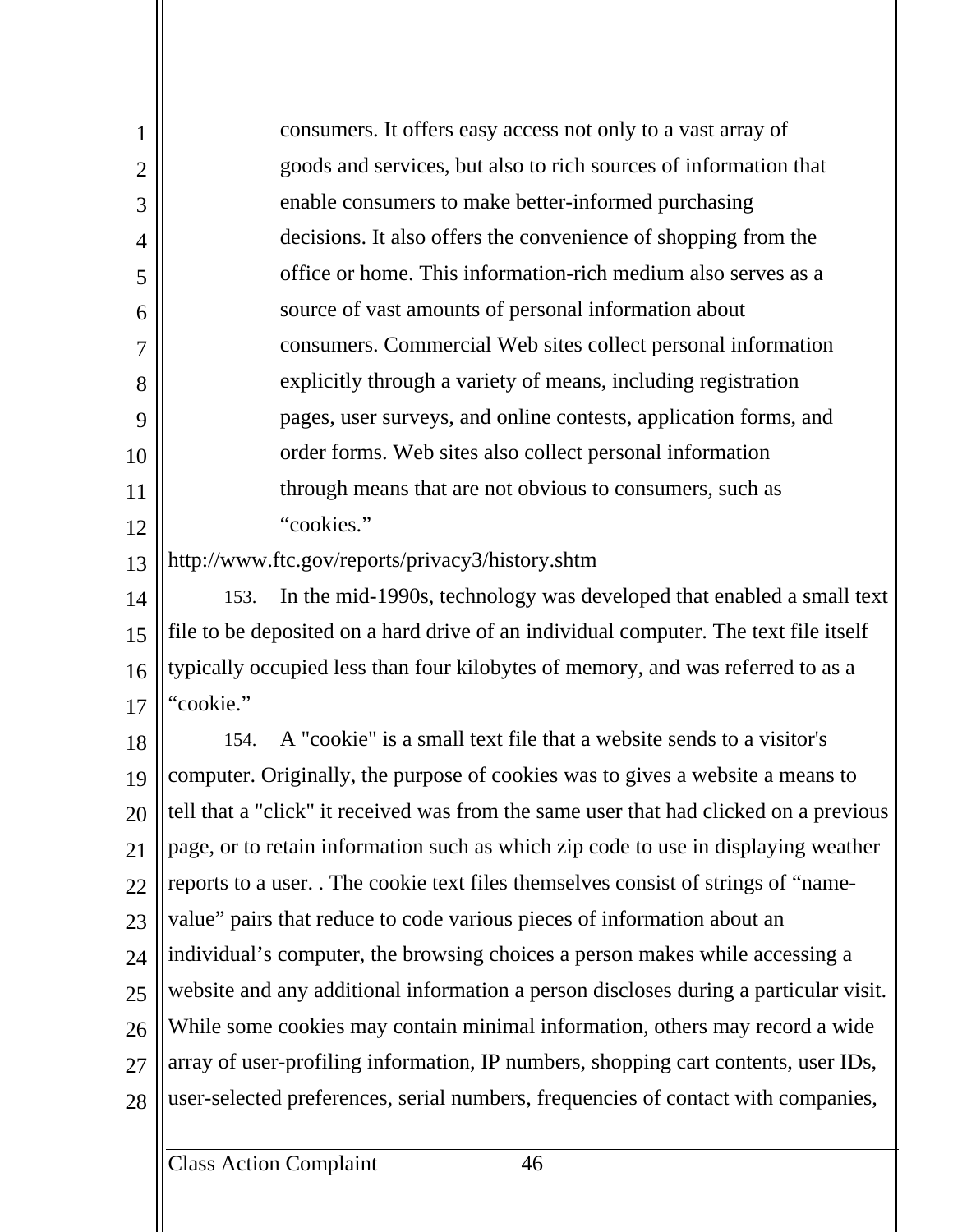> consumers. It offers easy access not only to a vast array of goods and services, but also to rich sources of information that enable consumers to make better-informed purchasing decisions. It also offers the convenience of shopping from the office or home. This information-rich medium also serves as a source of vast amounts of personal information about consumers. Commercial Web sites collect personal information explicitly through a variety of means, including registration pages, user surveys, and online contests, application forms, and order forms. Web sites also collect personal information through means that are not obvious to consumers, such as "cookies."

http://www.ftc.gov/reports/privacy3/history.shtm

153. In the mid-1990s, technology was developed that enabled a small text file to be deposited on a hard drive of an individual computer. The text file itself typically occupied less than four kilobytes of memory, and was referred to as a "cookie."

154. A "cookie" is a small text file that a website sends to a visitor's computer. Originally, the purpose of cookies was to gives a website a means to tell that a "click" it received was from the same user that had clicked on a previous page, or to retain information such as which zip code to use in displaying weather reports to a user. . The cookie text files themselves consist of strings of "name-value" pairs that reduce to code various pieces of information about an individual's computer, the browsing choices a person makes while accessing a website and any additional information a person discloses during a particular visit. While some cookies may contain minimal information, others may record a wide array of user-profiling information, IP numbers, shopping cart contents, user IDs, user-selected preferences, serial numbers, frequencies of contact with companies,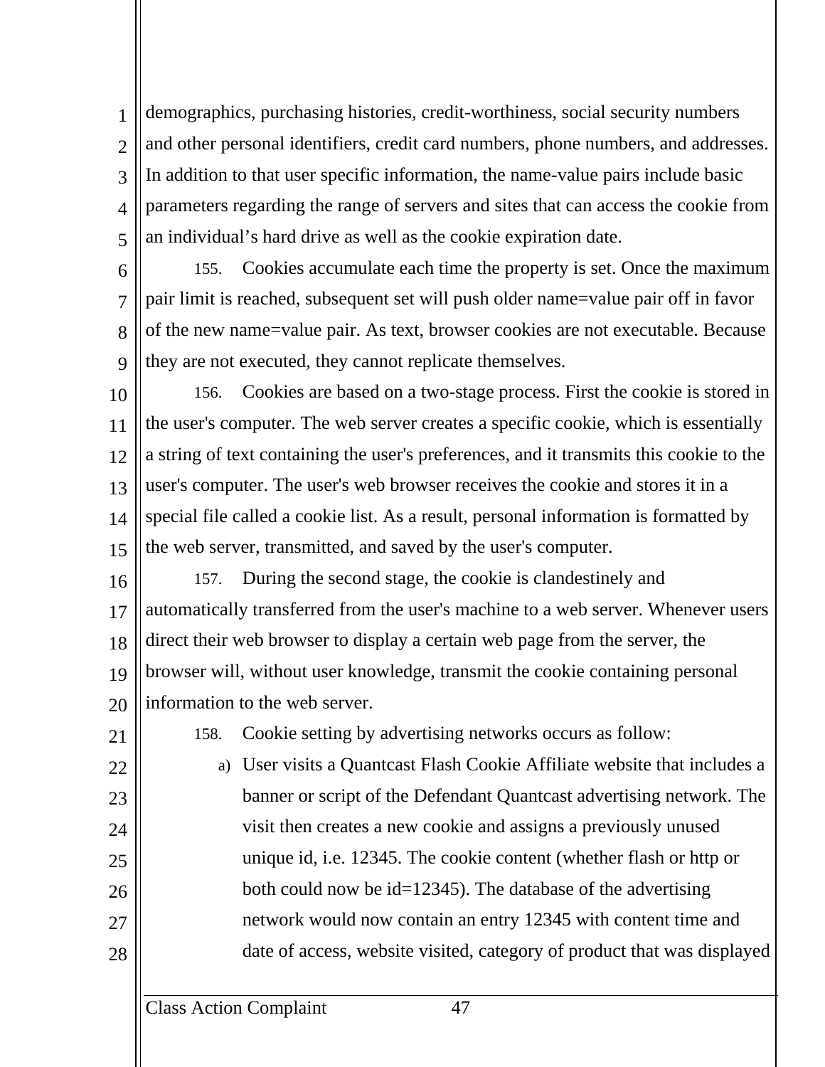demographics, purchasing histories, credit-worthiness, social security numbers and other personal identifiers, credit card numbers, phone numbers, and addresses. In addition to that user specific information, the name-value pairs include basic parameters regarding the range of servers and sites that can access the cookie from an individual's hard drive as well as the cookie expiration date.

155. Cookies accumulate each time the property is set. Once the maximum pair limit is reached, subsequent set will push older name=value pair off in favor of the new name=value pair. As text, browser cookies are not executable. Because they are not executed, they cannot replicate themselves.

156. Cookies are based on a two-stage process. First the cookie is stored in the user's computer. The web server creates a specific cookie, which is essentially a string of text containing the user's preferences, and it transmits this cookie to the user's computer. The user's web browser receives the cookie and stores it in a special file called a cookie list. As a result, personal information is formatted by the web server, transmitted, and saved by the user's computer.

157. During the second stage, the cookie is clandestinely and automatically transferred from the user's machine to a web server. Whenever users direct their web browser to display a certain web page from the server, the browser will, without user knowledge, transmit the cookie containing personal information to the web server.

158. Cookie setting by advertising networks occurs as follow:

a) User visits a Quantcast Flash Cookie Affiliate website that includes a banner or script of the Defendant Quantcast advertising network. The visit then creates a new cookie and assigns a previously unused unique id, i.e. 12345. The cookie content (whether flash or http or both could now be id=12345). The database of the advertising network would now contain an entry 12345 with content time and date of access, website visited, category of product that was displayed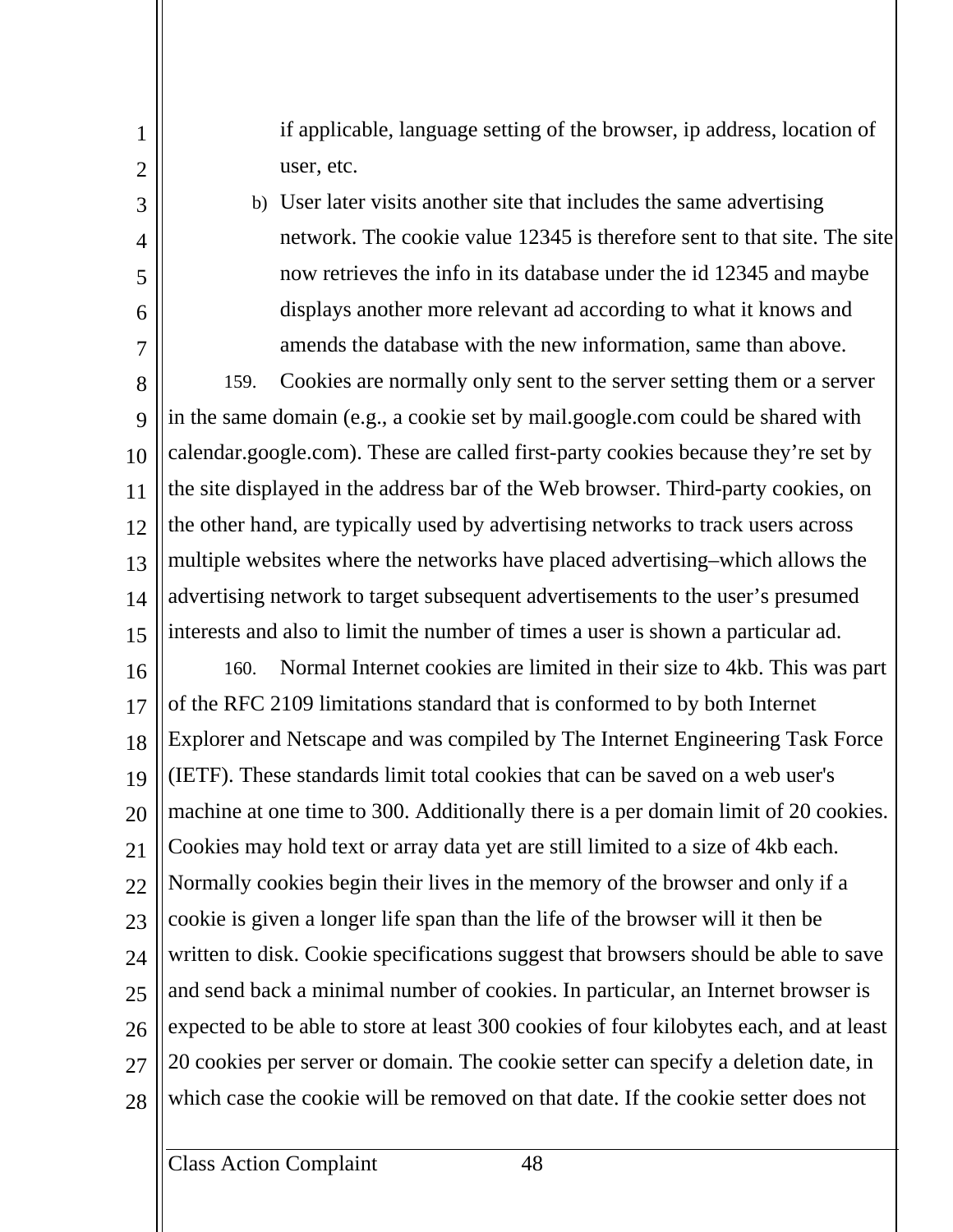if applicable, language setting of the browser, ip address, location of user, etc.

b) User later visits another site that includes the same advertising network. The cookie value 12345 is therefore sent to that site. The site now retrieves the info in its database under the id 12345 and maybe displays another more relevant ad according to what it knows and amends the database with the new information, same than above.

159. Cookies are normally only sent to the server setting them or a server in the same domain (e.g., a cookie set by mail.google.com could be shared with calendar.google.com). These are called first-party cookies because they're set by the site displayed in the address bar of the Web browser. Third-party cookies, on the other hand, are typically used by advertising networks to track users across multiple websites where the networks have placed advertising–which allows the advertising network to target subsequent advertisements to the user's presumed interests and also to limit the number of times a user is shown a particular ad.

160. Normal Internet cookies are limited in their size to 4kb. This was part of the RFC 2109 limitations standard that is conformed to by both Internet Explorer and Netscape and was compiled by The Internet Engineering Task Force (IETF). These standards limit total cookies that can be saved on a web user's machine at one time to 300. Additionally there is a per domain limit of 20 cookies. Cookies may hold text or array data yet are still limited to a size of 4kb each. Normally cookies begin their lives in the memory of the browser and only if a cookie is given a longer life span than the life of the browser will it then be written to disk. Cookie specifications suggest that browsers should be able to save and send back a minimal number of cookies. In particular, an Internet browser is expected to be able to store at least 300 cookies of four kilobytes each, and at least 20 cookies per server or domain. The cookie setter can specify a deletion date, in which case the cookie will be removed on that date. If the cookie setter does not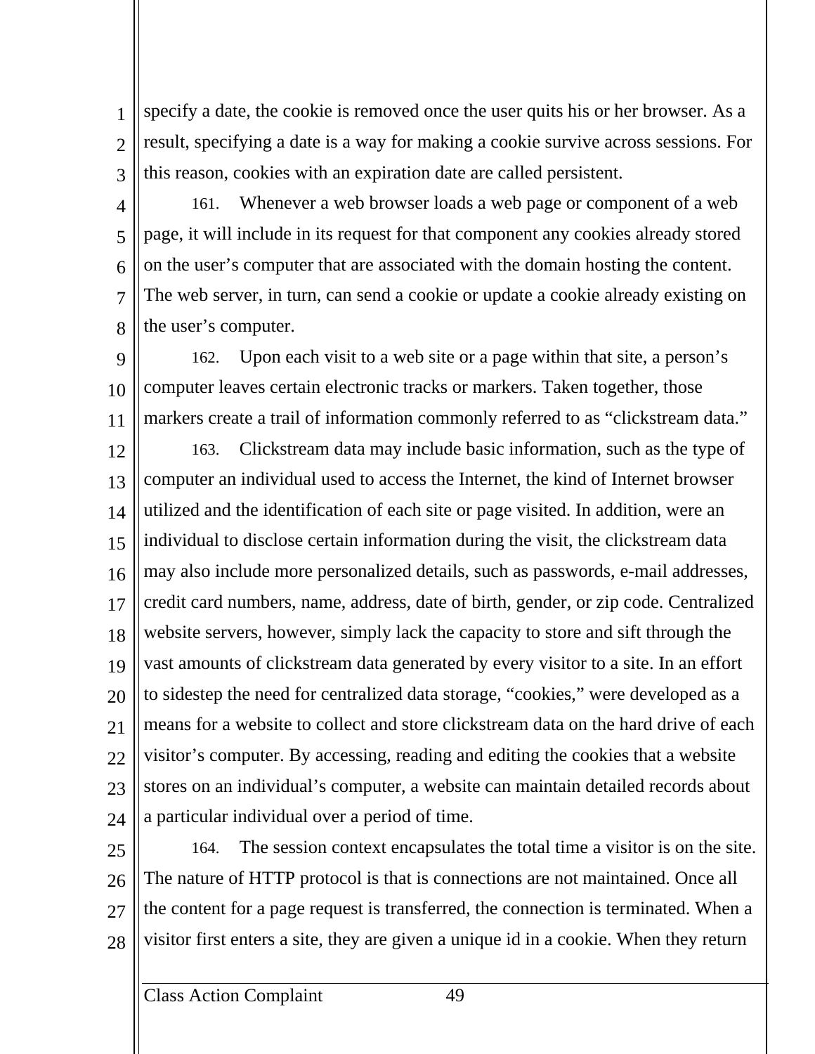specify a date, the cookie is removed once the user quits his or her browser. As a result, specifying a date is a way for making a cookie survive across sessions. For this reason, cookies with an expiration date are called persistent.

161. Whenever a web browser loads a web page or component of a web page, it will include in its request for that component any cookies already stored on the user's computer that are associated with the domain hosting the content. The web server, in turn, can send a cookie or update a cookie already existing on the user's computer.

162. Upon each visit to a web site or a page within that site, a person's computer leaves certain electronic tracks or markers. Taken together, those markers create a trail of information commonly referred to as "clickstream data."

163. Clickstream data may include basic information, such as the type of computer an individual used to access the Internet, the kind of Internet browser utilized and the identification of each site or page visited. In addition, were an individual to disclose certain information during the visit, the clickstream data may also include more personalized details, such as passwords, e-mail addresses, credit card numbers, name, address, date of birth, gender, or zip code. Centralized website servers, however, simply lack the capacity to store and sift through the vast amounts of clickstream data generated by every visitor to a site. In an effort to sidestep the need for centralized data storage, "cookies," were developed as a means for a website to collect and store clickstream data on the hard drive of each visitor's computer. By accessing, reading and editing the cookies that a website stores on an individual's computer, a website can maintain detailed records about a particular individual over a period of time.

164. The session context encapsulates the total time a visitor is on the site. The nature of HTTP protocol is that is connections are not maintained. Once all the content for a page request is transferred, the connection is terminated. When a visitor first enters a site, they are given a unique id in a cookie. When they return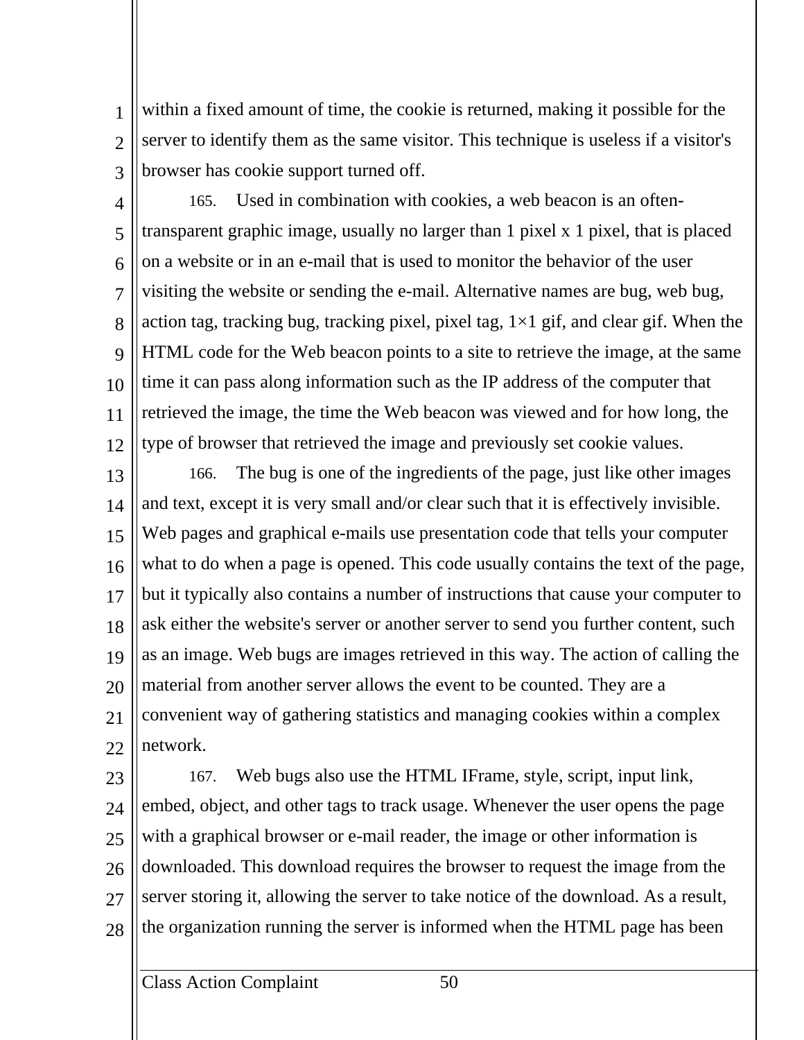within a fixed amount of time, the cookie is returned, making it possible for the server to identify them as the same visitor. This technique is useless if a visitor's browser has cookie support turned off.

165. Used in combination with cookies, a web beacon is an often-transparent graphic image, usually no larger than 1 pixel x 1 pixel, that is placed on a website or in an e-mail that is used to monitor the behavior of the user visiting the website or sending the e-mail. Alternative names are bug, web bug, action tag, tracking bug, tracking pixel, pixel tag, 1×1 gif, and clear gif. When the HTML code for the Web beacon points to a site to retrieve the image, at the same time it can pass along information such as the IP address of the computer that retrieved the image, the time the Web beacon was viewed and for how long, the type of browser that retrieved the image and previously set cookie values.

166. The bug is one of the ingredients of the page, just like other images and text, except it is very small and/or clear such that it is effectively invisible. Web pages and graphical e-mails use presentation code that tells your computer what to do when a page is opened. This code usually contains the text of the page, but it typically also contains a number of instructions that cause your computer to ask either the website's server or another server to send you further content, such as an image. Web bugs are images retrieved in this way. The action of calling the material from another server allows the event to be counted. They are a convenient way of gathering statistics and managing cookies within a complex network.

167. Web bugs also use the HTML IFrame, style, script, input link, embed, object, and other tags to track usage. Whenever the user opens the page with a graphical browser or e-mail reader, the image or other information is downloaded. This download requires the browser to request the image from the server storing it, allowing the server to take notice of the download. As a result, the organization running the server is informed when the HTML page has been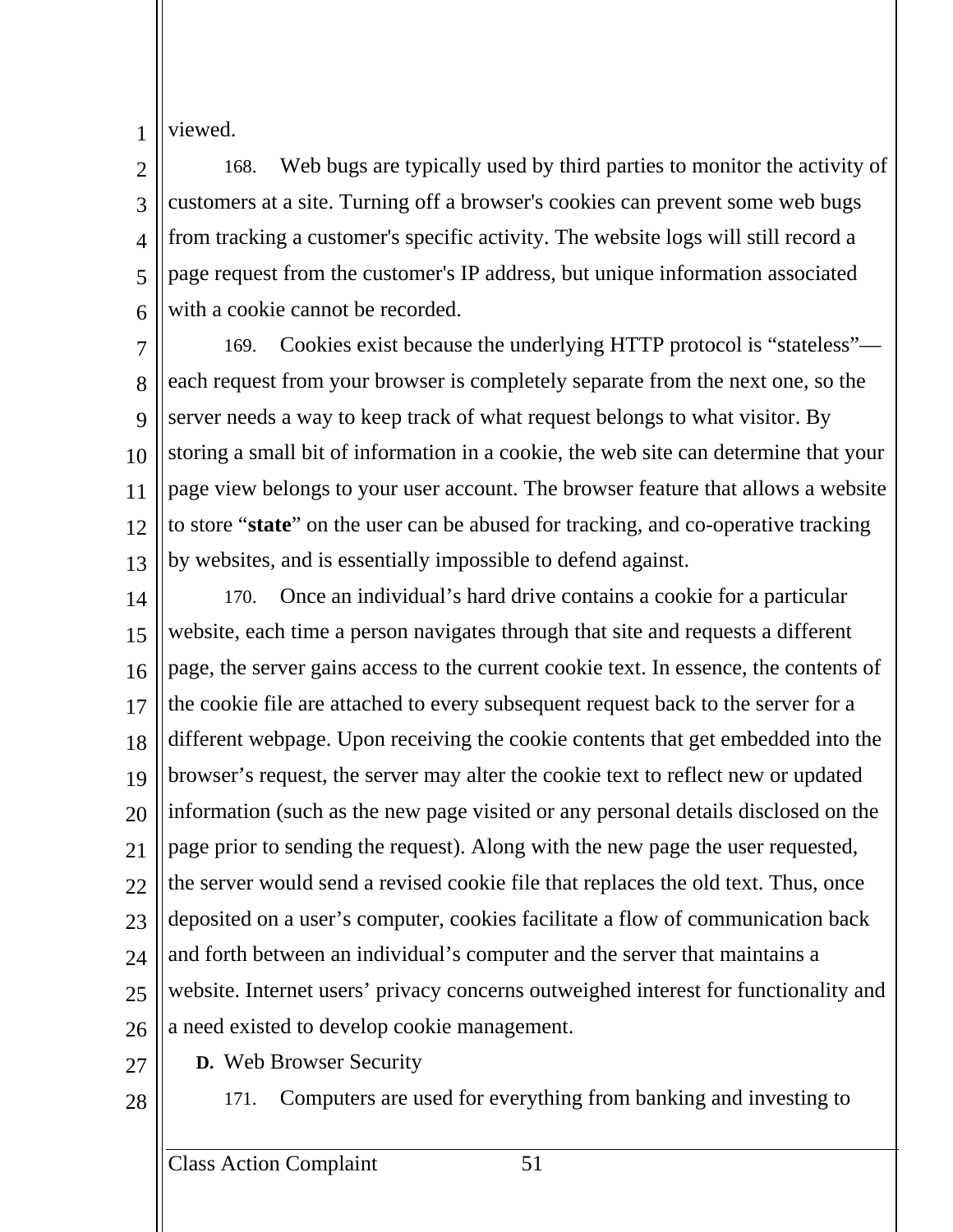viewed.

168. Web bugs are typically used by third parties to monitor the activity of customers at a site. Turning off a browser's cookies can prevent some web bugs from tracking a customer's specific activity. The website logs will still record a page request from the customer's IP address, but unique information associated with a cookie cannot be recorded.

169. Cookies exist because the underlying HTTP protocol is “stateless”—each request from your browser is completely separate from the next one, so the server needs a way to keep track of what request belongs to what visitor. By storing a small bit of information in a cookie, the web site can determine that your page view belongs to your user account. The browser feature that allows a website to store “**state**” on the user can be abused for tracking, and co-operative tracking by websites, and is essentially impossible to defend against.

170. Once an individual’s hard drive contains a cookie for a particular website, each time a person navigates through that site and requests a different page, the server gains access to the current cookie text. In essence, the contents of the cookie file are attached to every subsequent request back to the server for a different webpage. Upon receiving the cookie contents that get embedded into the browser’s request, the server may alter the cookie text to reflect new or updated information (such as the new page visited or any personal details disclosed on the page prior to sending the request). Along with the new page the user requested, the server would send a revised cookie file that replaces the old text. Thus, once deposited on a user’s computer, cookies facilitate a flow of communication back and forth between an individual’s computer and the server that maintains a website. Internet users’ privacy concerns outweighed interest for functionality and a need existed to develop cookie management.

**D.** Web Browser Security

171. Computers are used for everything from banking and investing to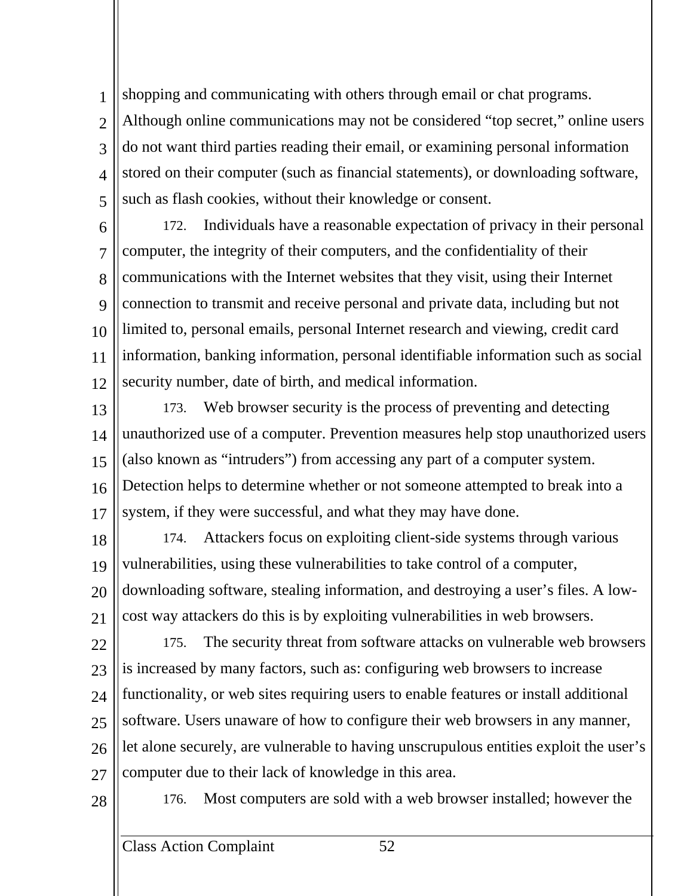shopping and communicating with others through email or chat programs. Although online communications may not be considered "top secret," online users do not want third parties reading their email, or examining personal information stored on their computer (such as financial statements), or downloading software, such as flash cookies, without their knowledge or consent.

172. Individuals have a reasonable expectation of privacy in their personal computer, the integrity of their computers, and the confidentiality of their communications with the Internet websites that they visit, using their Internet connection to transmit and receive personal and private data, including but not limited to, personal emails, personal Internet research and viewing, credit card information, banking information, personal identifiable information such as social security number, date of birth, and medical information.

173. Web browser security is the process of preventing and detecting unauthorized use of a computer. Prevention measures help stop unauthorized users (also known as "intruders") from accessing any part of a computer system. Detection helps to determine whether or not someone attempted to break into a system, if they were successful, and what they may have done.

174. Attackers focus on exploiting client-side systems through various vulnerabilities, using these vulnerabilities to take control of a computer, downloading software, stealing information, and destroying a user's files. A low-cost way attackers do this is by exploiting vulnerabilities in web browsers.

175. The security threat from software attacks on vulnerable web browsers is increased by many factors, such as: configuring web browsers to increase functionality, or web sites requiring users to enable features or install additional software. Users unaware of how to configure their web browsers in any manner, let alone securely, are vulnerable to having unscrupulous entities exploit the user's computer due to their lack of knowledge in this area.

176. Most computers are sold with a web browser installed; however the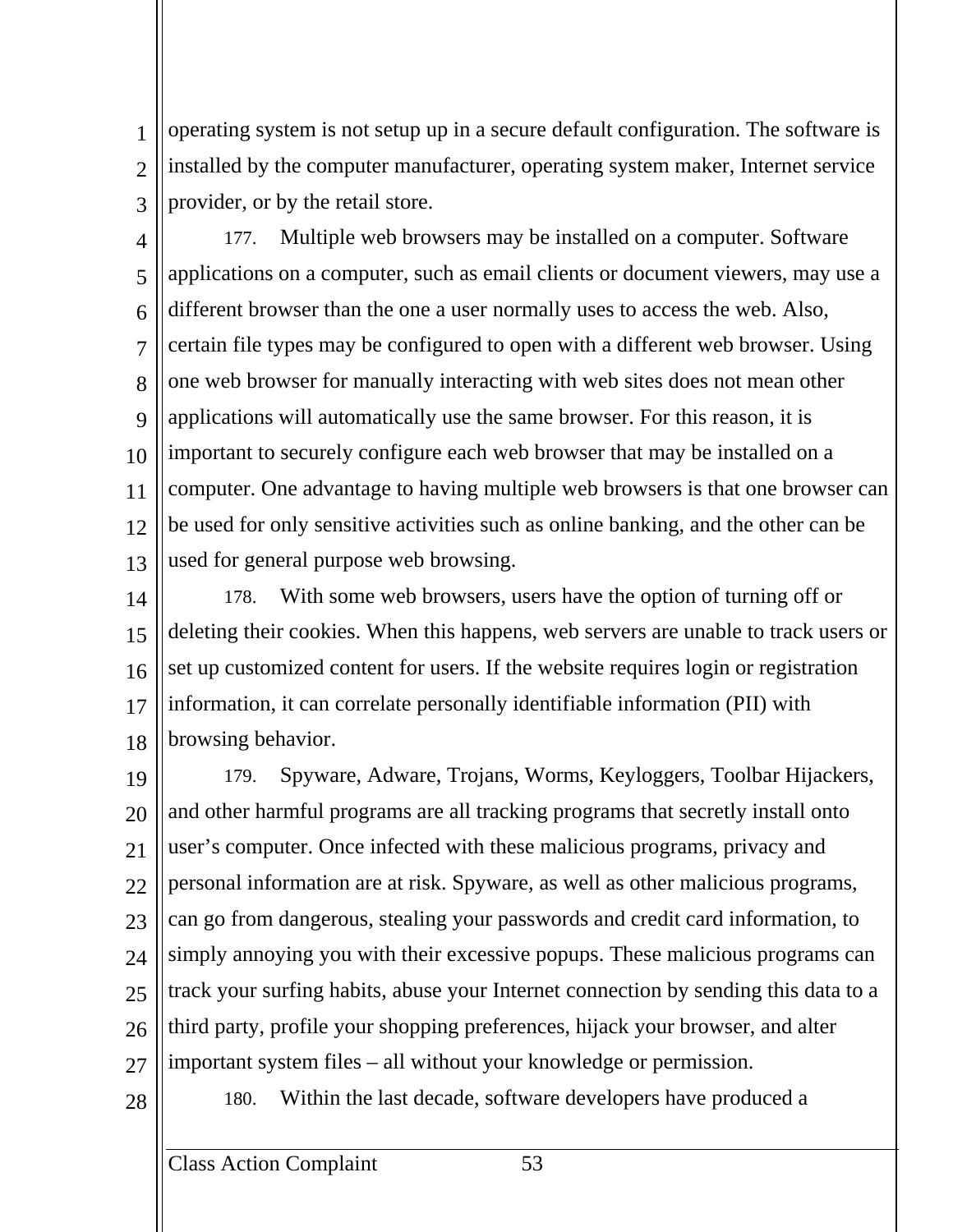operating system is not setup up in a secure default configuration. The software is installed by the computer manufacturer, operating system maker, Internet service provider, or by the retail store.

177. Multiple web browsers may be installed on a computer. Software applications on a computer, such as email clients or document viewers, may use a different browser than the one a user normally uses to access the web. Also, certain file types may be configured to open with a different web browser. Using one web browser for manually interacting with web sites does not mean other applications will automatically use the same browser. For this reason, it is important to securely configure each web browser that may be installed on a computer. One advantage to having multiple web browsers is that one browser can be used for only sensitive activities such as online banking, and the other can be used for general purpose web browsing.

178. With some web browsers, users have the option of turning off or deleting their cookies. When this happens, web servers are unable to track users or set up customized content for users. If the website requires login or registration information, it can correlate personally identifiable information (PII) with browsing behavior.

179. Spyware, Adware, Trojans, Worms, Keyloggers, Toolbar Hijackers, and other harmful programs are all tracking programs that secretly install onto user's computer. Once infected with these malicious programs, privacy and personal information are at risk. Spyware, as well as other malicious programs, can go from dangerous, stealing your passwords and credit card information, to simply annoying you with their excessive popups. These malicious programs can track your surfing habits, abuse your Internet connection by sending this data to a third party, profile your shopping preferences, hijack your browser, and alter important system files – all without your knowledge or permission.

180. Within the last decade, software developers have produced a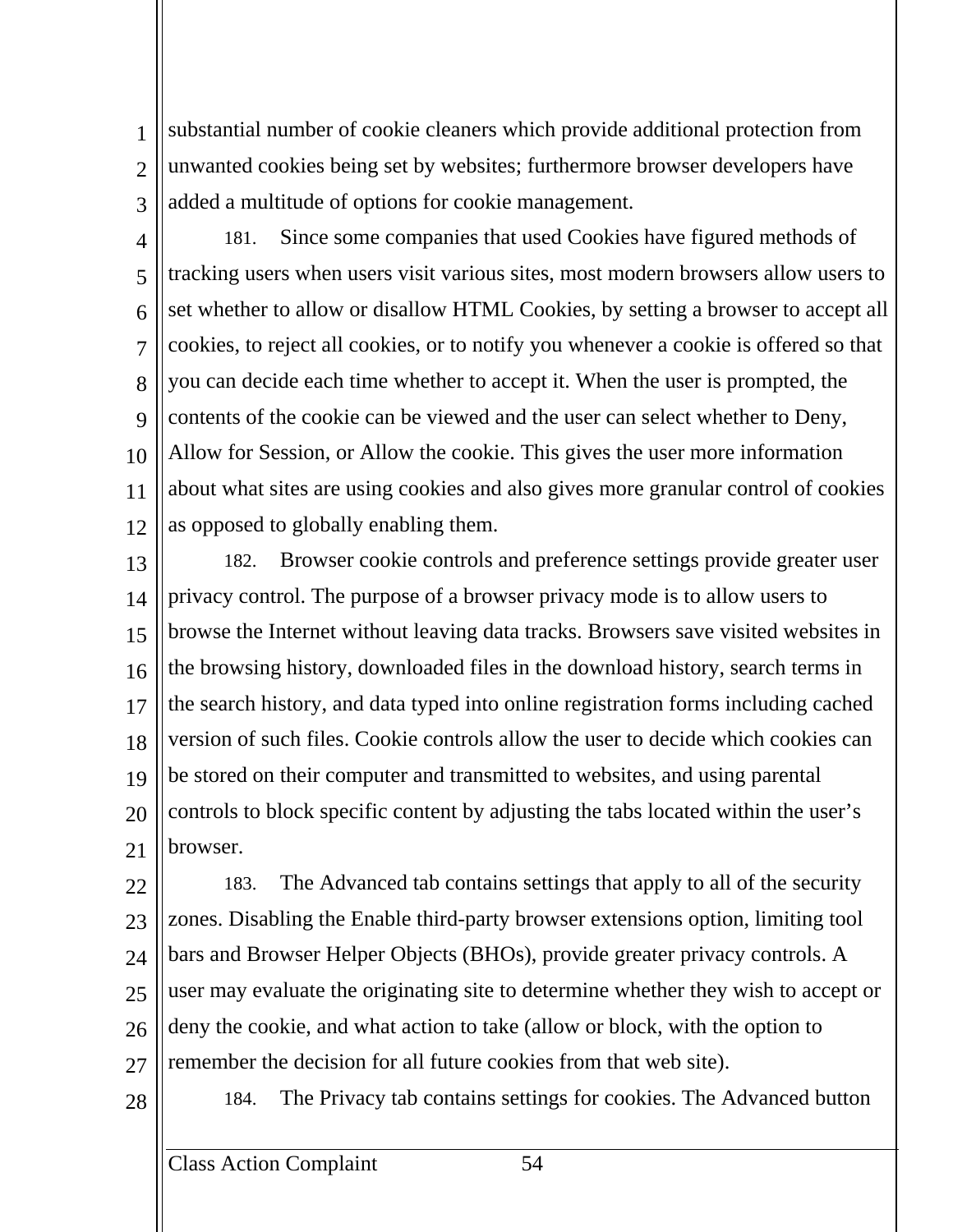substantial number of cookie cleaners which provide additional protection from unwanted cookies being set by websites; furthermore browser developers have added a multitude of options for cookie management.

181. Since some companies that used Cookies have figured methods of tracking users when users visit various sites, most modern browsers allow users to set whether to allow or disallow HTML Cookies, by setting a browser to accept all cookies, to reject all cookies, or to notify you whenever a cookie is offered so that you can decide each time whether to accept it. When the user is prompted, the contents of the cookie can be viewed and the user can select whether to Deny, Allow for Session, or Allow the cookie. This gives the user more information about what sites are using cookies and also gives more granular control of cookies as opposed to globally enabling them.

182. Browser cookie controls and preference settings provide greater user privacy control. The purpose of a browser privacy mode is to allow users to browse the Internet without leaving data tracks. Browsers save visited websites in the browsing history, downloaded files in the download history, search terms in the search history, and data typed into online registration forms including cached version of such files. Cookie controls allow the user to decide which cookies can be stored on their computer and transmitted to websites, and using parental controls to block specific content by adjusting the tabs located within the user's browser.

183. The Advanced tab contains settings that apply to all of the security zones. Disabling the Enable third-party browser extensions option, limiting tool bars and Browser Helper Objects (BHOs), provide greater privacy controls. A user may evaluate the originating site to determine whether they wish to accept or deny the cookie, and what action to take (allow or block, with the option to remember the decision for all future cookies from that web site).

184. The Privacy tab contains settings for cookies. The Advanced button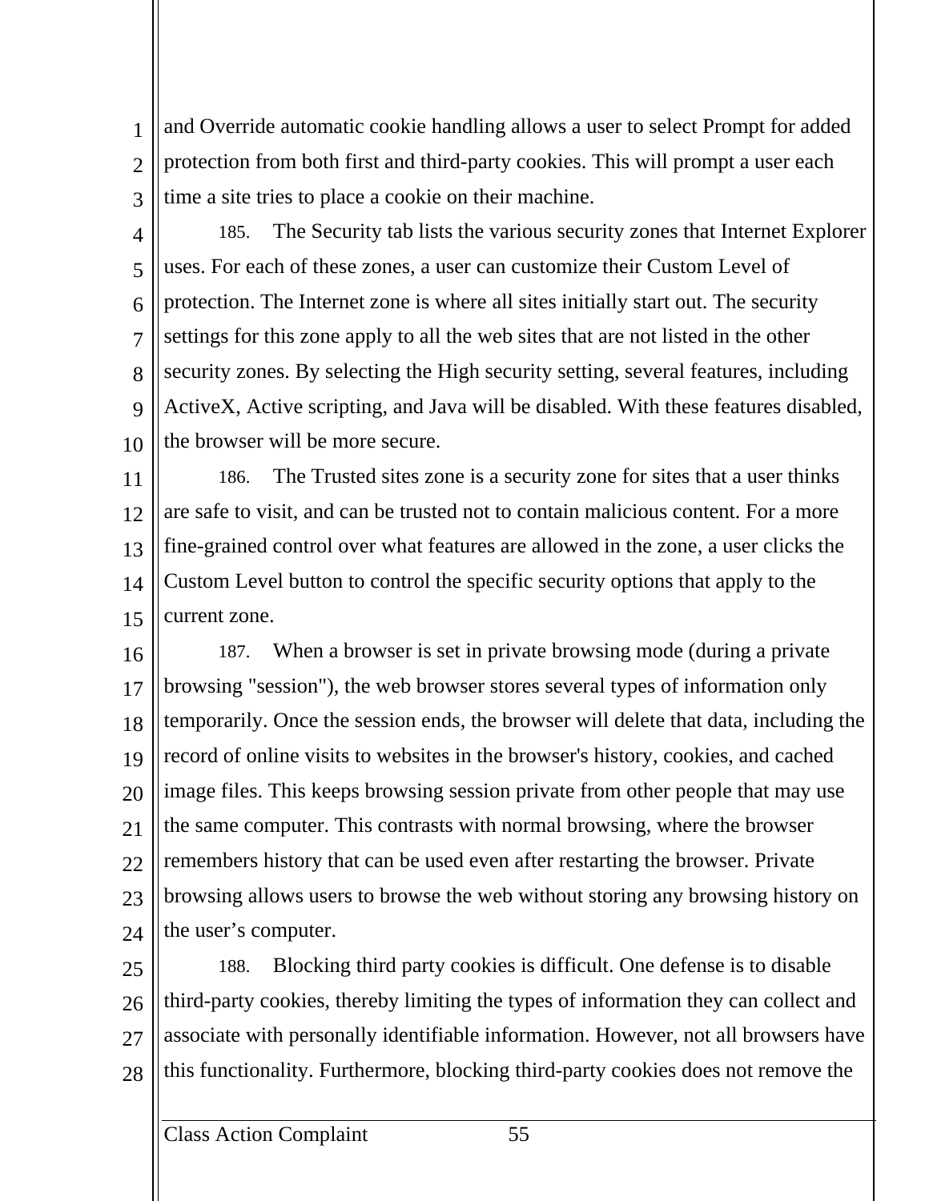and Override automatic cookie handling allows a user to select Prompt for added protection from both first and third-party cookies. This will prompt a user each time a site tries to place a cookie on their machine.

185. The Security tab lists the various security zones that Internet Explorer uses. For each of these zones, a user can customize their Custom Level of protection. The Internet zone is where all sites initially start out. The security settings for this zone apply to all the web sites that are not listed in the other security zones. By selecting the High security setting, several features, including ActiveX, Active scripting, and Java will be disabled. With these features disabled, the browser will be more secure.

186. The Trusted sites zone is a security zone for sites that a user thinks are safe to visit, and can be trusted not to contain malicious content. For a more fine-grained control over what features are allowed in the zone, a user clicks the Custom Level button to control the specific security options that apply to the current zone.

187. When a browser is set in private browsing mode (during a private browsing "session"), the web browser stores several types of information only temporarily. Once the session ends, the browser will delete that data, including the record of online visits to websites in the browser's history, cookies, and cached image files. This keeps browsing session private from other people that may use the same computer. This contrasts with normal browsing, where the browser remembers history that can be used even after restarting the browser. Private browsing allows users to browse the web without storing any browsing history on the user’s computer.

188. Blocking third party cookies is difficult. One defense is to disable third-party cookies, thereby limiting the types of information they can collect and associate with personally identifiable information. However, not all browsers have this functionality. Furthermore, blocking third-party cookies does not remove the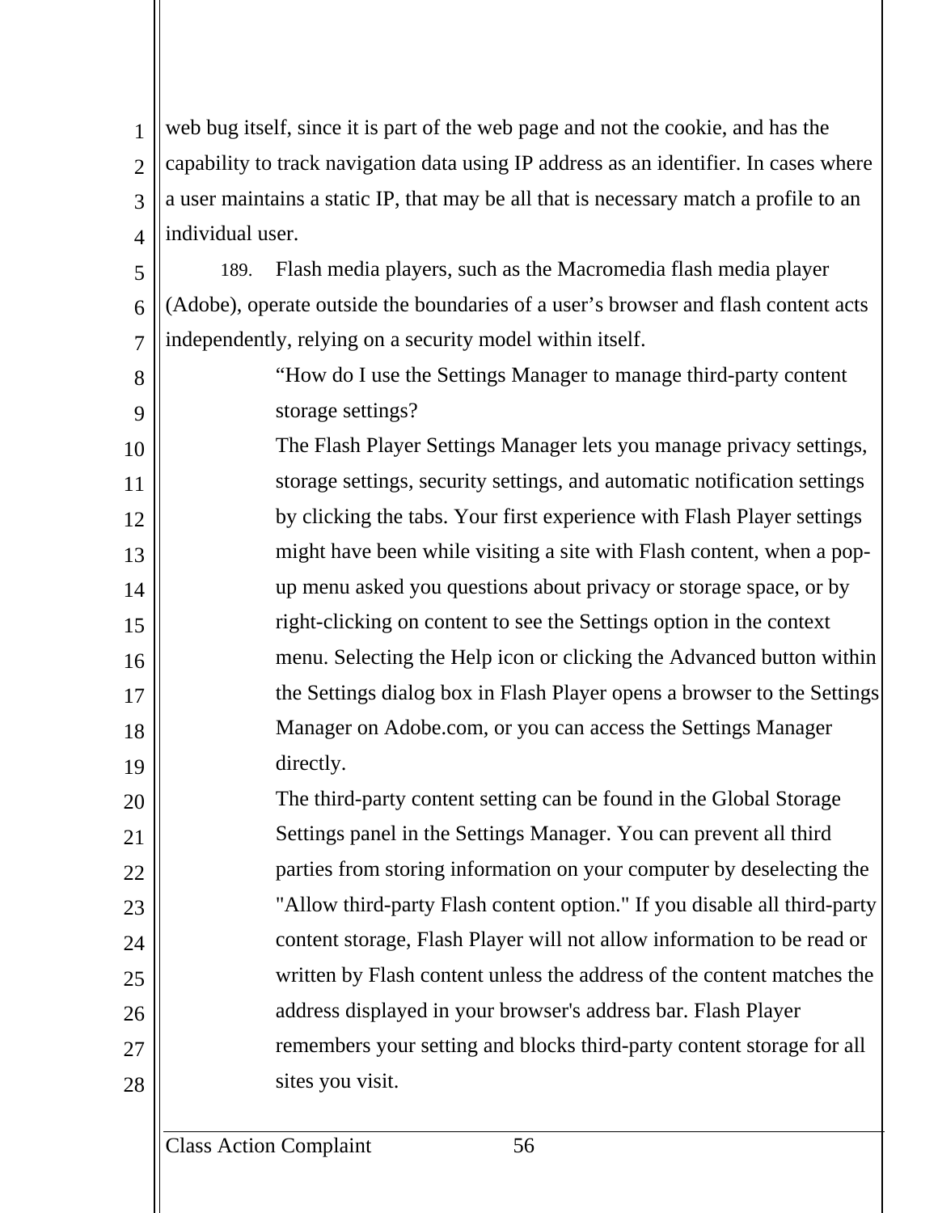web bug itself, since it is part of the web page and not the cookie, and has the capability to track navigation data using IP address as an identifier. In cases where a user maintains a static IP, that may be all that is necessary match a profile to an individual user.

189. Flash media players, such as the Macromedia flash media player (Adobe), operate outside the boundaries of a user's browser and flash content acts independently, relying on a security model within itself.

> "How do I use the Settings Manager to manage third-party content storage settings?
>
> The Flash Player Settings Manager lets you manage privacy settings, storage settings, security settings, and automatic notification settings by clicking the tabs. Your first experience with Flash Player settings might have been while visiting a site with Flash content, when a pop-up menu asked you questions about privacy or storage space, or by right-clicking on content to see the Settings option in the context menu. Selecting the Help icon or clicking the Advanced button within the Settings dialog box in Flash Player opens a browser to the Settings Manager on Adobe.com, or you can access the Settings Manager directly.
>
> The third-party content setting can be found in the Global Storage Settings panel in the Settings Manager. You can prevent all third parties from storing information on your computer by deselecting the "Allow third-party Flash content option." If you disable all third-party content storage, Flash Player will not allow information to be read or written by Flash content unless the address of the content matches the address displayed in your browser's address bar. Flash Player remembers your setting and blocks third-party content storage for all sites you visit.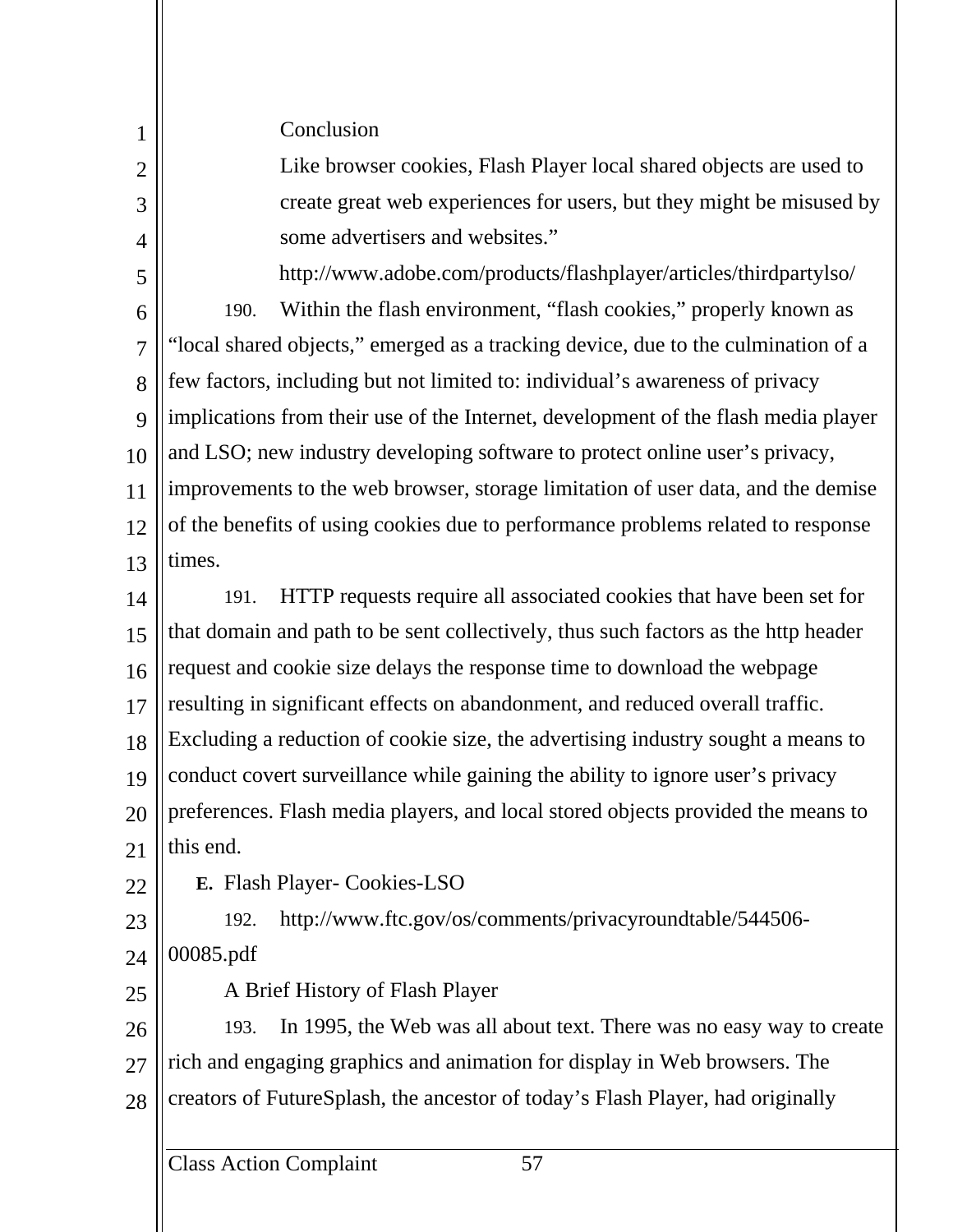Conclusion

Like browser cookies, Flash Player local shared objects are used to create great web experiences for users, but they might be misused by some advertisers and websites."

http://www.adobe.com/products/flashplayer/articles/thirdpartylso/

190. Within the flash environment, "flash cookies," properly known as "local shared objects," emerged as a tracking device, due to the culmination of a few factors, including but not limited to: individual's awareness of privacy implications from their use of the Internet, development of the flash media player and LSO; new industry developing software to protect online user's privacy, improvements to the web browser, storage limitation of user data, and the demise of the benefits of using cookies due to performance problems related to response times.

191. HTTP requests require all associated cookies that have been set for that domain and path to be sent collectively, thus such factors as the http header request and cookie size delays the response time to download the webpage resulting in significant effects on abandonment, and reduced overall traffic. Excluding a reduction of cookie size, the advertising industry sought a means to conduct covert surveillance while gaining the ability to ignore user's privacy preferences. Flash media players, and local stored objects provided the means to this end.

**E.** Flash Player- Cookies-LSO

192. http://www.ftc.gov/os/comments/privacyroundtable/544506-00085.pdf

A Brief History of Flash Player

193. In 1995, the Web was all about text. There was no easy way to create rich and engaging graphics and animation for display in Web browsers. The creators of FutureSplash, the ancestor of today's Flash Player, had originally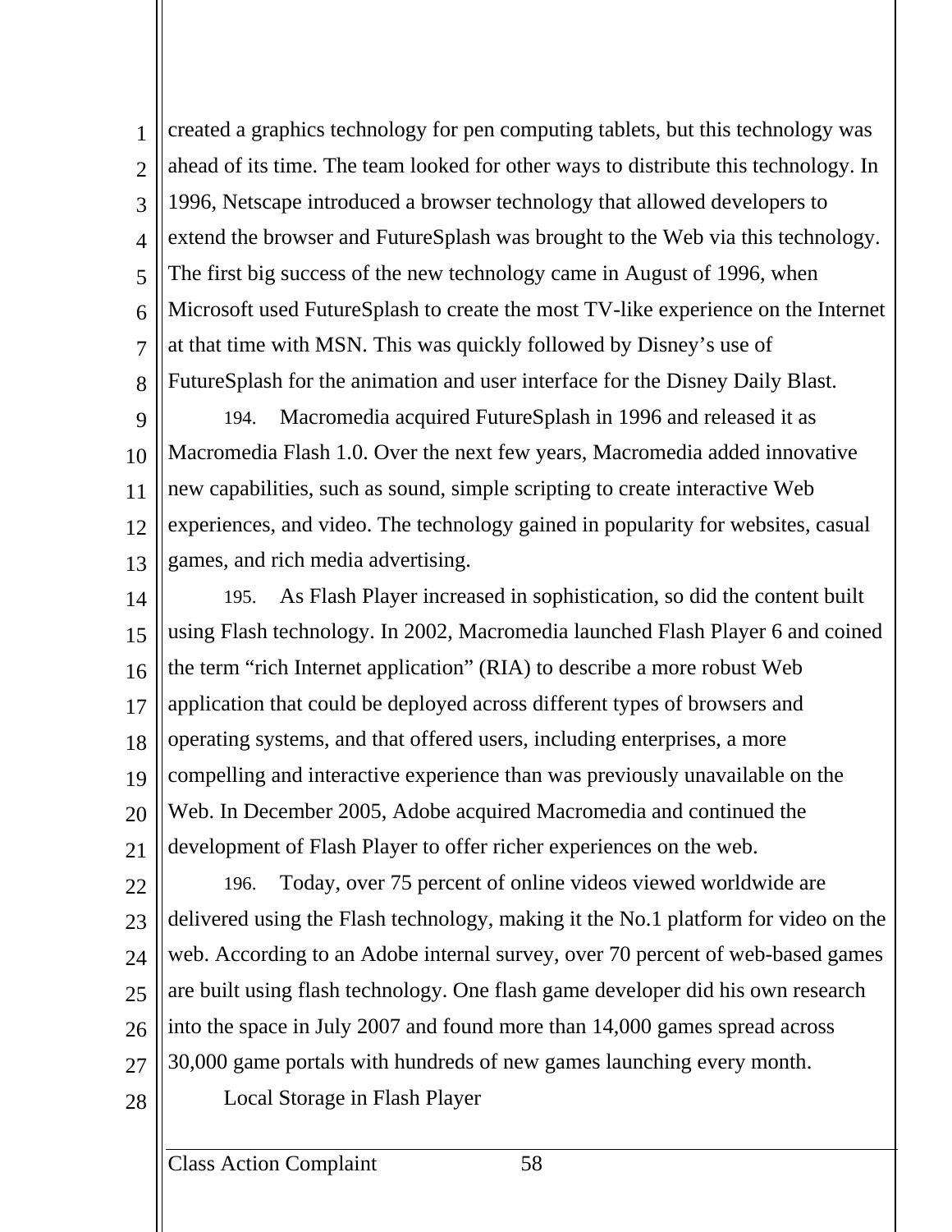created a graphics technology for pen computing tablets, but this technology was ahead of its time. The team looked for other ways to distribute this technology. In 1996, Netscape introduced a browser technology that allowed developers to extend the browser and FutureSplash was brought to the Web via this technology. The first big success of the new technology came in August of 1996, when Microsoft used FutureSplash to create the most TV-like experience on the Internet at that time with MSN. This was quickly followed by Disney's use of FutureSplash for the animation and user interface for the Disney Daily Blast.

194. Macromedia acquired FutureSplash in 1996 and released it as Macromedia Flash 1.0. Over the next few years, Macromedia added innovative new capabilities, such as sound, simple scripting to create interactive Web experiences, and video. The technology gained in popularity for websites, casual games, and rich media advertising.

195. As Flash Player increased in sophistication, so did the content built using Flash technology. In 2002, Macromedia launched Flash Player 6 and coined the term "rich Internet application" (RIA) to describe a more robust Web application that could be deployed across different types of browsers and operating systems, and that offered users, including enterprises, a more compelling and interactive experience than was previously unavailable on the Web. In December 2005, Adobe acquired Macromedia and continued the development of Flash Player to offer richer experiences on the web.

196. Today, over 75 percent of online videos viewed worldwide are delivered using the Flash technology, making it the No.1 platform for video on the web. According to an Adobe internal survey, over 70 percent of web-based games are built using flash technology. One flash game developer did his own research into the space in July 2007 and found more than 14,000 games spread across 30,000 game portals with hundreds of new games launching every month.

Local Storage in Flash Player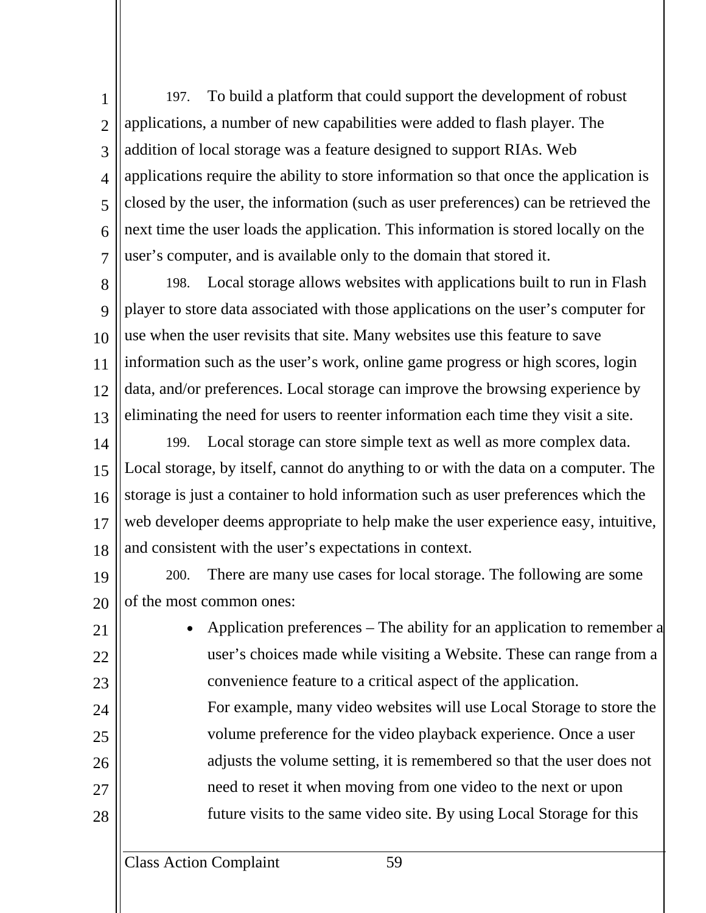197. To build a platform that could support the development of robust applications, a number of new capabilities were added to flash player. The addition of local storage was a feature designed to support RIAs. Web applications require the ability to store information so that once the application is closed by the user, the information (such as user preferences) can be retrieved the next time the user loads the application. This information is stored locally on the user's computer, and is available only to the domain that stored it.

198. Local storage allows websites with applications built to run in Flash player to store data associated with those applications on the user's computer for use when the user revisits that site. Many websites use this feature to save information such as the user's work, online game progress or high scores, login data, and/or preferences. Local storage can improve the browsing experience by eliminating the need for users to reenter information each time they visit a site.

199. Local storage can store simple text as well as more complex data. Local storage, by itself, cannot do anything to or with the data on a computer. The storage is just a container to hold information such as user preferences which the web developer deems appropriate to help make the user experience easy, intuitive, and consistent with the user's expectations in context.

200. There are many use cases for local storage. The following are some of the most common ones:

- Application preferences – The ability for an application to remember a user's choices made while visiting a Website. These can range from a convenience feature to a critical aspect of the application.
  For example, many video websites will use Local Storage to store the volume preference for the video playback experience. Once a user adjusts the volume setting, it is remembered so that the user does not need to reset it when moving from one video to the next or upon future visits to the same video site. By using Local Storage for this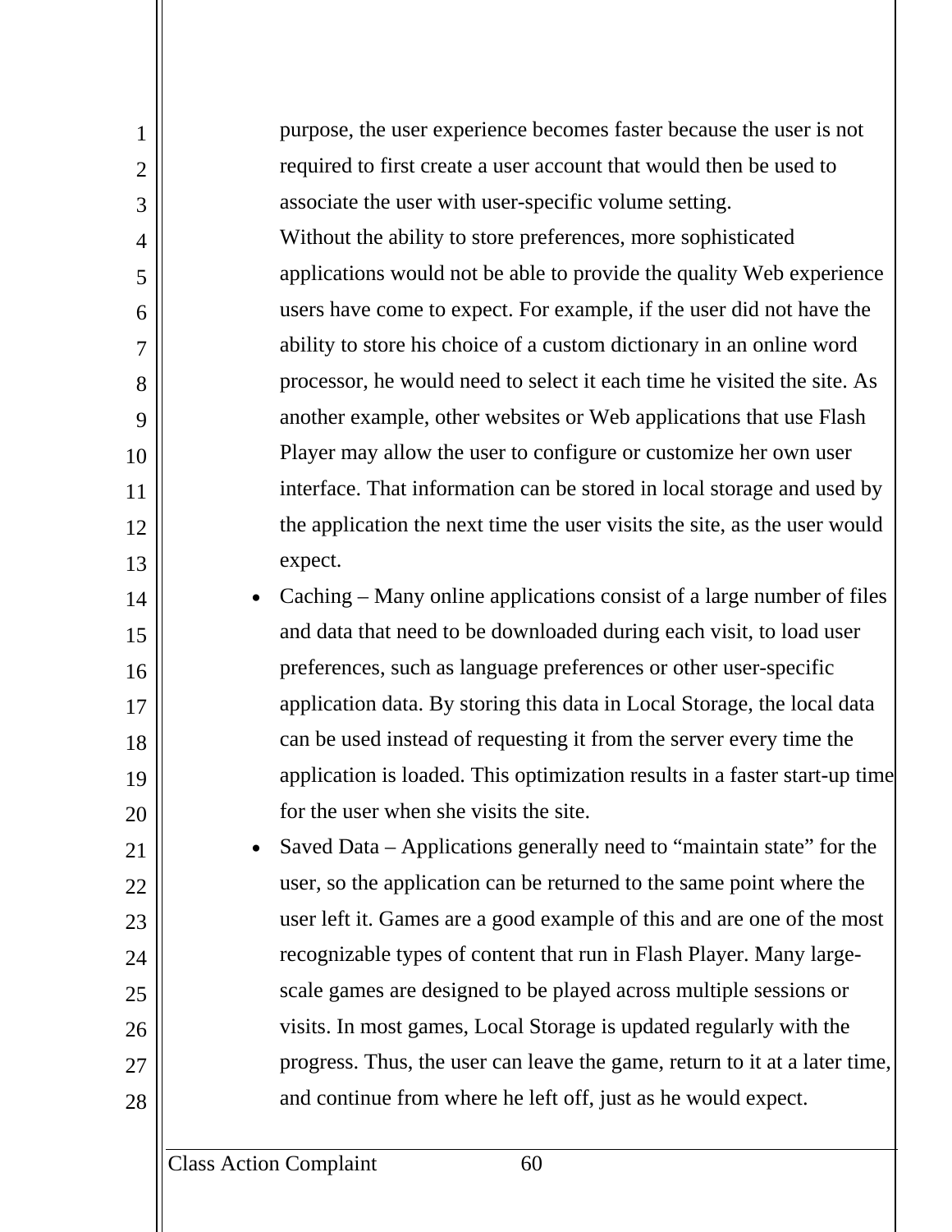purpose, the user experience becomes faster because the user is not required to first create a user account that would then be used to associate the user with user-specific volume setting.

Without the ability to store preferences, more sophisticated applications would not be able to provide the quality Web experience users have come to expect. For example, if the user did not have the ability to store his choice of a custom dictionary in an online word processor, he would need to select it each time he visited the site. As another example, other websites or Web applications that use Flash Player may allow the user to configure or customize her own user interface. That information can be stored in local storage and used by the application the next time the user visits the site, as the user would expect.

- Caching – Many online applications consist of a large number of files and data that need to be downloaded during each visit, to load user preferences, such as language preferences or other user-specific application data. By storing this data in Local Storage, the local data can be used instead of requesting it from the server every time the application is loaded. This optimization results in a faster start-up time for the user when she visits the site.
- Saved Data – Applications generally need to "maintain state" for the user, so the application can be returned to the same point where the user left it. Games are a good example of this and are one of the most recognizable types of content that run in Flash Player. Many large-scale games are designed to be played across multiple sessions or visits. In most games, Local Storage is updated regularly with the progress. Thus, the user can leave the game, return to it at a later time, and continue from where he left off, just as he would expect.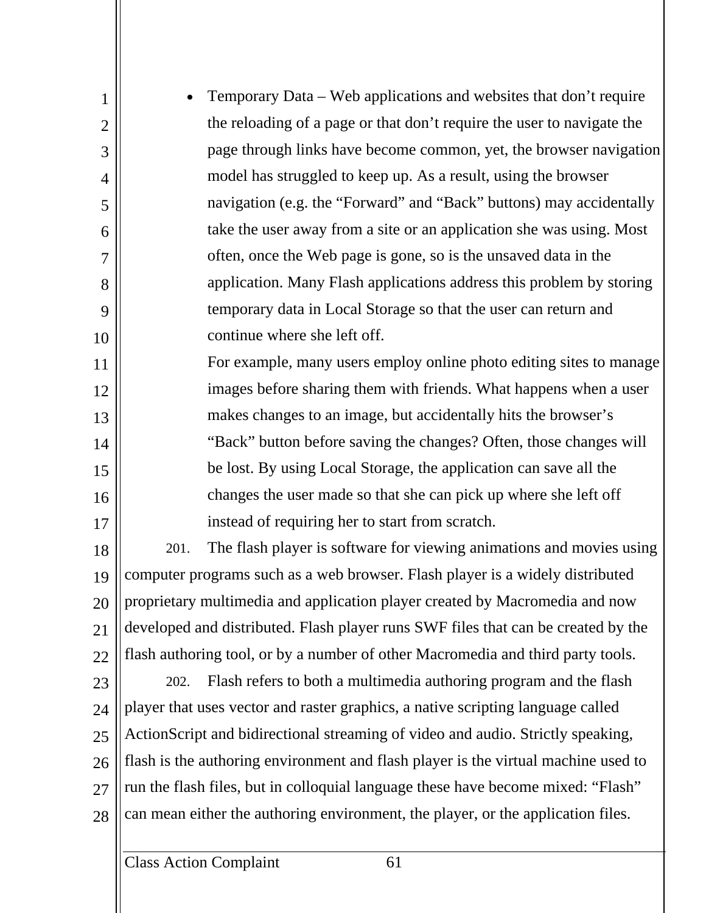- Temporary Data – Web applications and websites that don't require the reloading of a page or that don't require the user to navigate the page through links have become common, yet, the browser navigation model has struggled to keep up. As a result, using the browser navigation (e.g. the "Forward" and "Back" buttons) may accidentally take the user away from a site or an application she was using. Most often, once the Web page is gone, so is the unsaved data in the application. Many Flash applications address this problem by storing temporary data in Local Storage so that the user can return and continue where she left off.

  For example, many users employ online photo editing sites to manage images before sharing them with friends. What happens when a user makes changes to an image, but accidentally hits the browser's "Back" button before saving the changes? Often, those changes will be lost. By using Local Storage, the application can save all the changes the user made so that she can pick up where she left off instead of requiring her to start from scratch.

201. The flash player is software for viewing animations and movies using computer programs such as a web browser. Flash player is a widely distributed proprietary multimedia and application player created by Macromedia and now developed and distributed. Flash player runs SWF files that can be created by the flash authoring tool, or by a number of other Macromedia and third party tools.

202. Flash refers to both a multimedia authoring program and the flash player that uses vector and raster graphics, a native scripting language called ActionScript and bidirectional streaming of video and audio. Strictly speaking, flash is the authoring environment and flash player is the virtual machine used to run the flash files, but in colloquial language these have become mixed: "Flash" can mean either the authoring environment, the player, or the application files.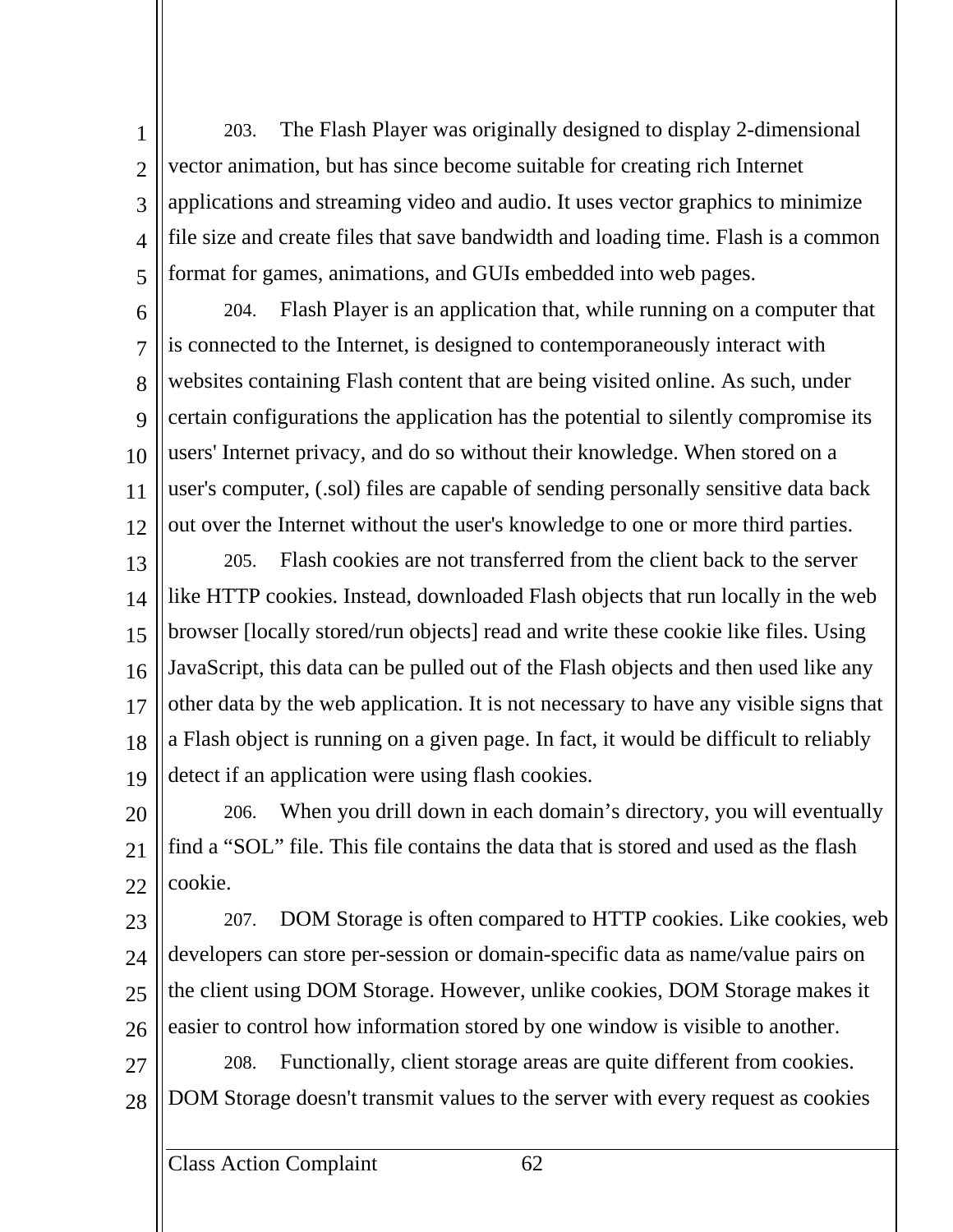203. The Flash Player was originally designed to display 2-dimensional vector animation, but has since become suitable for creating rich Internet applications and streaming video and audio. It uses vector graphics to minimize file size and create files that save bandwidth and loading time. Flash is a common format for games, animations, and GUIs embedded into web pages.

204. Flash Player is an application that, while running on a computer that is connected to the Internet, is designed to contemporaneously interact with websites containing Flash content that are being visited online. As such, under certain configurations the application has the potential to silently compromise its users' Internet privacy, and do so without their knowledge. When stored on a user's computer, (.sol) files are capable of sending personally sensitive data back out over the Internet without the user's knowledge to one or more third parties.

205. Flash cookies are not transferred from the client back to the server like HTTP cookies. Instead, downloaded Flash objects that run locally in the web browser [locally stored/run objects] read and write these cookie like files. Using JavaScript, this data can be pulled out of the Flash objects and then used like any other data by the web application. It is not necessary to have any visible signs that a Flash object is running on a given page. In fact, it would be difficult to reliably detect if an application were using flash cookies.

206. When you drill down in each domain's directory, you will eventually find a "SOL" file. This file contains the data that is stored and used as the flash cookie.

207. DOM Storage is often compared to HTTP cookies. Like cookies, web developers can store per-session or domain-specific data as name/value pairs on the client using DOM Storage. However, unlike cookies, DOM Storage makes it easier to control how information stored by one window is visible to another.

208. Functionally, client storage areas are quite different from cookies. DOM Storage doesn't transmit values to the server with every request as cookies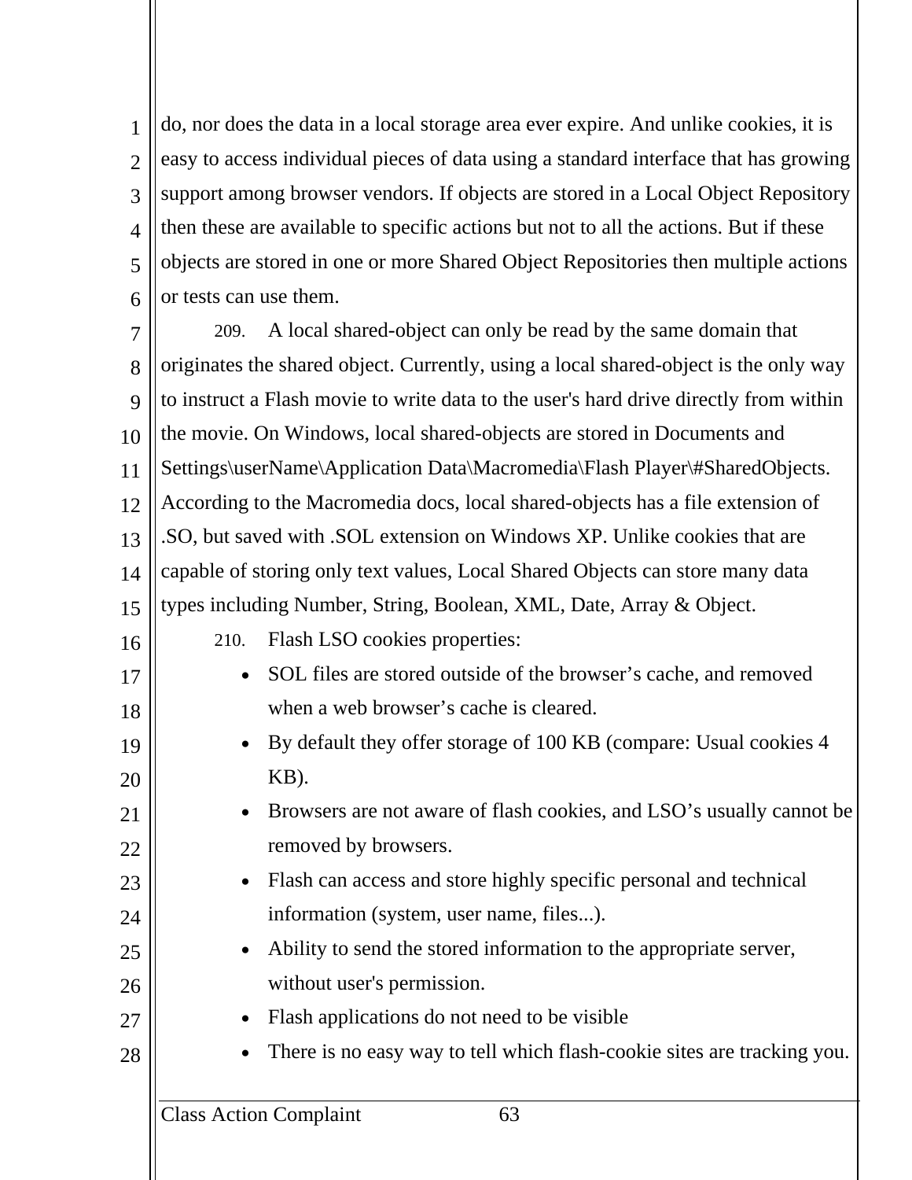do, nor does the data in a local storage area ever expire. And unlike cookies, it is easy to access individual pieces of data using a standard interface that has growing support among browser vendors. If objects are stored in a Local Object Repository then these are available to specific actions but not to all the actions. But if these objects are stored in one or more Shared Object Repositories then multiple actions or tests can use them.

209. A local shared-object can only be read by the same domain that originates the shared object. Currently, using a local shared-object is the only way to instruct a Flash movie to write data to the user's hard drive directly from within the movie. On Windows, local shared-objects are stored in Documents and Settings\userName\Application Data\Macromedia\Flash Player\#SharedObjects. According to the Macromedia docs, local shared-objects has a file extension of .SO, but saved with .SOL extension on Windows XP. Unlike cookies that are capable of storing only text values, Local Shared Objects can store many data types including Number, String, Boolean, XML, Date, Array & Object.

210. Flash LSO cookies properties:

- SOL files are stored outside of the browser’s cache, and removed when a web browser’s cache is cleared.
- By default they offer storage of 100 KB (compare: Usual cookies 4 KB).
- Browsers are not aware of flash cookies, and LSO’s usually cannot be removed by browsers.
- Flash can access and store highly specific personal and technical information (system, user name, files...).
- Ability to send the stored information to the appropriate server, without user's permission.
- Flash applications do not need to be visible
- There is no easy way to tell which flash-cookie sites are tracking you.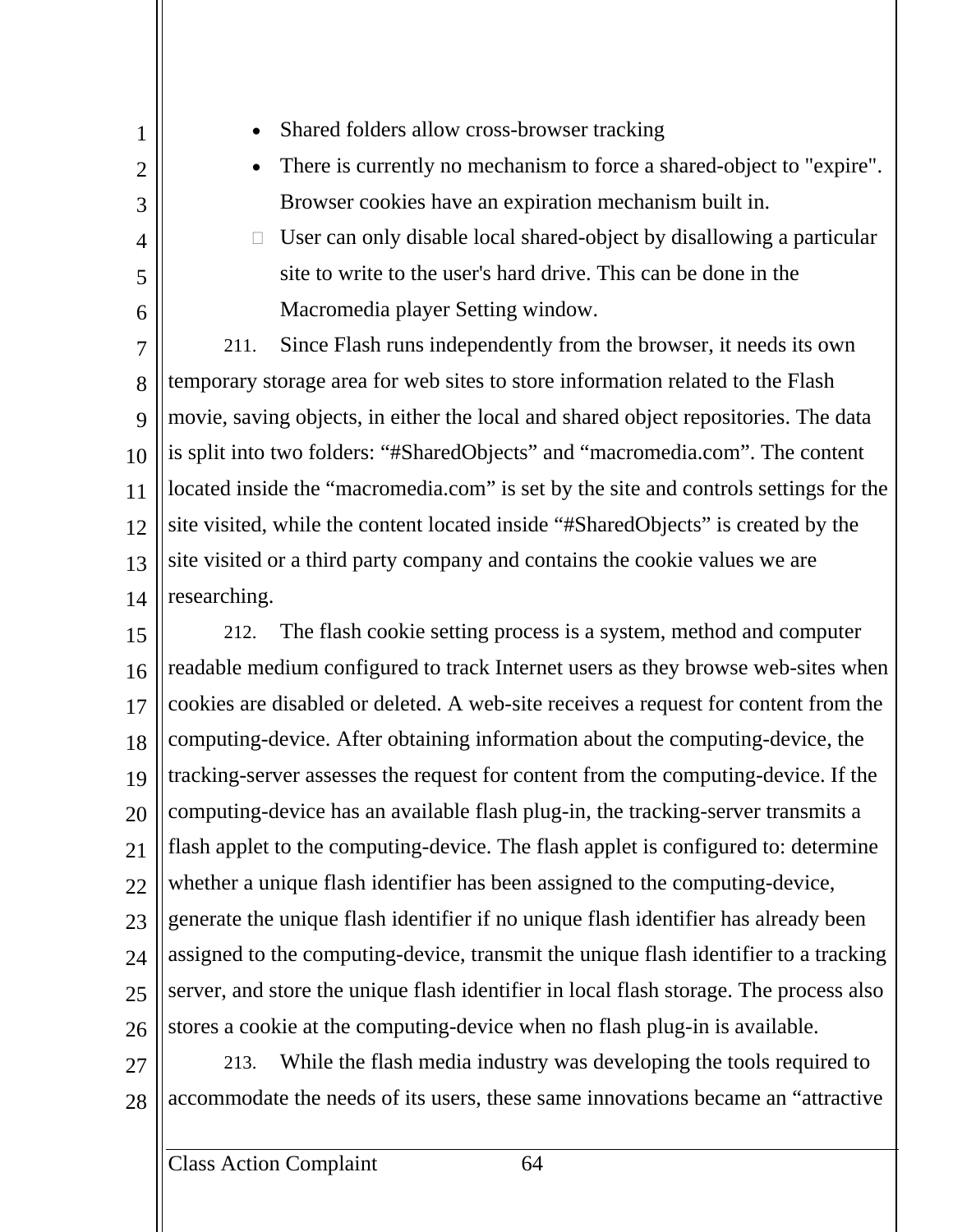- Shared folders allow cross-browser tracking
- There is currently no mechanism to force a shared-object to "expire". Browser cookies have an expiration mechanism built in.
- User can only disable local shared-object by disallowing a particular site to write to the user's hard drive. This can be done in the Macromedia player Setting window.

211. Since Flash runs independently from the browser, it needs its own temporary storage area for web sites to store information related to the Flash movie, saving objects, in either the local and shared object repositories. The data is split into two folders: “#SharedObjects” and “macromedia.com”. The content located inside the “macromedia.com” is set by the site and controls settings for the site visited, while the content located inside “#SharedObjects” is created by the site visited or a third party company and contains the cookie values we are researching.

212. The flash cookie setting process is a system, method and computer readable medium configured to track Internet users as they browse web-sites when cookies are disabled or deleted. A web-site receives a request for content from the computing-device. After obtaining information about the computing-device, the tracking-server assesses the request for content from the computing-device. If the computing-device has an available flash plug-in, the tracking-server transmits a flash applet to the computing-device. The flash applet is configured to: determine whether a unique flash identifier has been assigned to the computing-device, generate the unique flash identifier if no unique flash identifier has already been assigned to the computing-device, transmit the unique flash identifier to a tracking server, and store the unique flash identifier in local flash storage. The process also stores a cookie at the computing-device when no flash plug-in is available.

213. While the flash media industry was developing the tools required to accommodate the needs of its users, these same innovations became an “attractive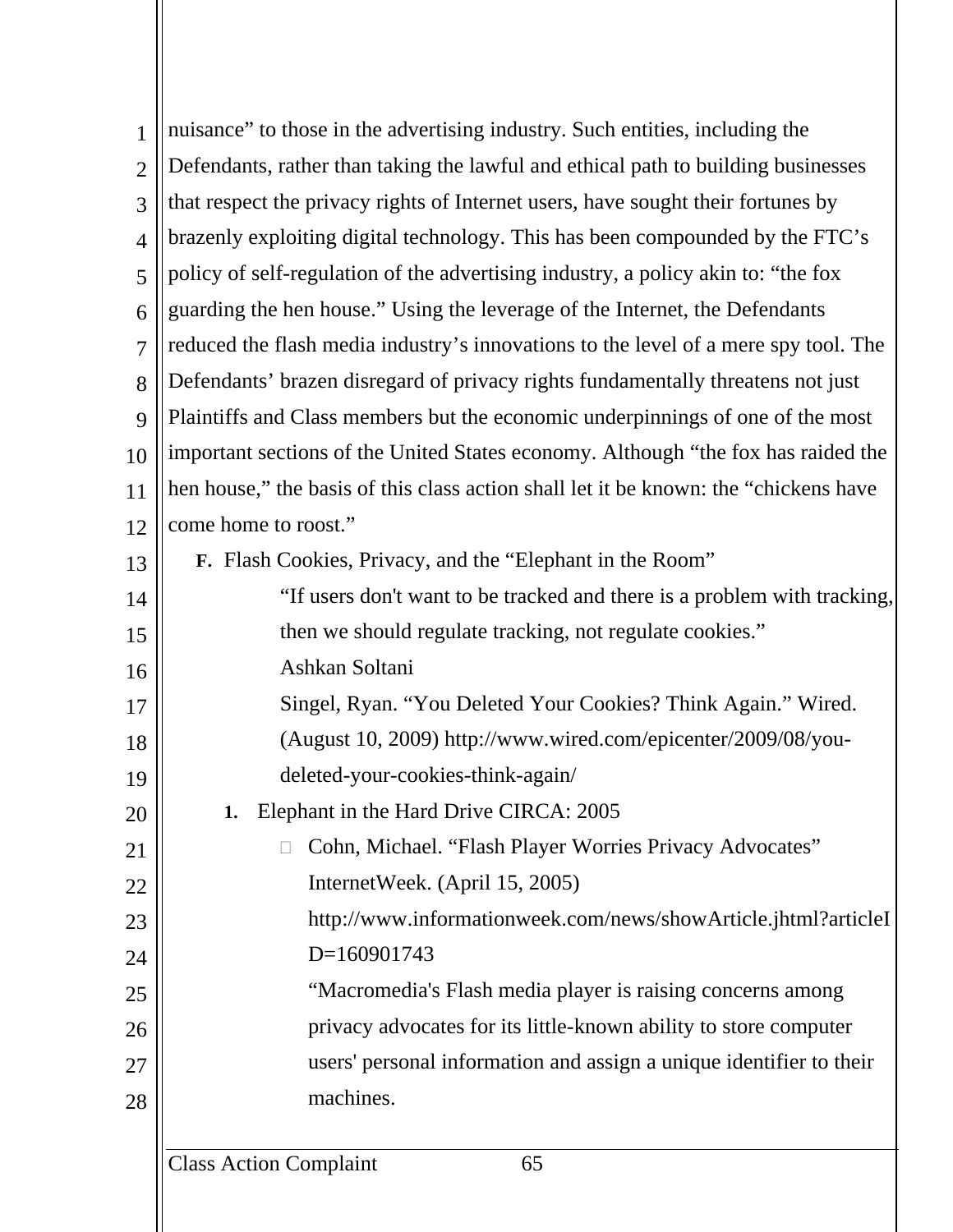nuisance" to those in the advertising industry. Such entities, including the Defendants, rather than taking the lawful and ethical path to building businesses that respect the privacy rights of Internet users, have sought their fortunes by brazenly exploiting digital technology. This has been compounded by the FTC's policy of self-regulation of the advertising industry, a policy akin to: "the fox guarding the hen house." Using the leverage of the Internet, the Defendants reduced the flash media industry's innovations to the level of a mere spy tool. The Defendants' brazen disregard of privacy rights fundamentally threatens not just Plaintiffs and Class members but the economic underpinnings of one of the most important sections of the United States economy. Although "the fox has raided the hen house," the basis of this class action shall let it be known: the "chickens have come home to roost."

**F.** Flash Cookies, Privacy, and the "Elephant in the Room"

> "If users don't want to be tracked and there is a problem with tracking, then we should regulate tracking, not regulate cookies."
> Ashkan Soltani
> Singel, Ryan. "You Deleted Your Cookies? Think Again." Wired. (August 10, 2009) http://www.wired.com/epicenter/2009/08/you-deleted-your-cookies-think-again/

**1.** Elephant in the Hard Drive CIRCA: 2005

- Cohn, Michael. "Flash Player Worries Privacy Advocates" InternetWeek. (April 15, 2005) http://www.informationweek.com/news/showArticle.jhtml?articleID=160901743

  "Macromedia's Flash media player is raising concerns among privacy advocates for its little-known ability to store computer users' personal information and assign a unique identifier to their machines.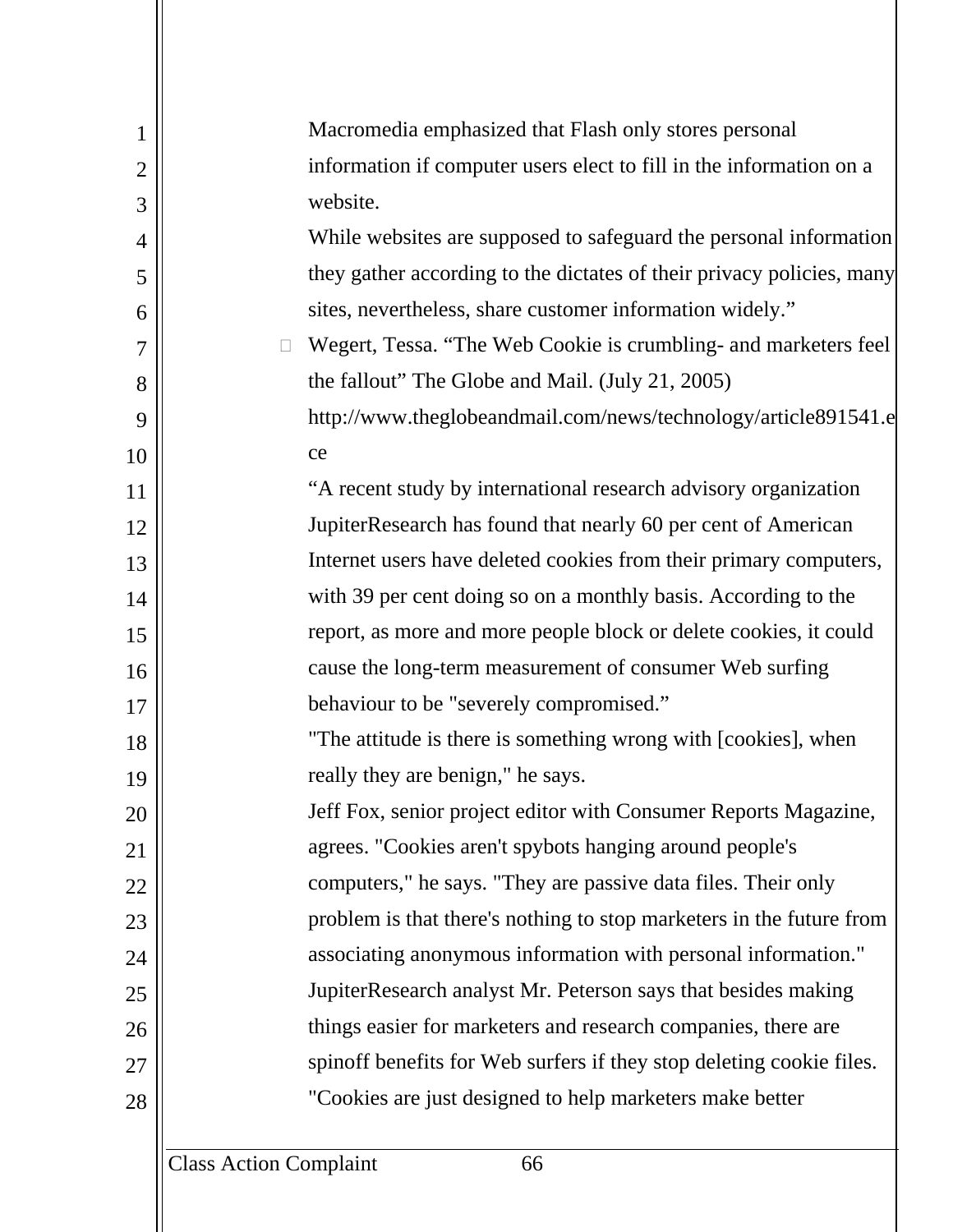Macromedia emphasized that Flash only stores personal information if computer users elect to fill in the information on a website.

While websites are supposed to safeguard the personal information they gather according to the dictates of their privacy policies, many sites, nevertheless, share customer information widely."

- Wegert, Tessa. "The Web Cookie is crumbling- and marketers feel the fallout" The Globe and Mail. (July 21, 2005) http://www.theglobeandmail.com/news/technology/article891541.ece

"A recent study by international research advisory organization JupiterResearch has found that nearly 60 per cent of American Internet users have deleted cookies from their primary computers, with 39 per cent doing so on a monthly basis. According to the report, as more and more people block or delete cookies, it could cause the long-term measurement of consumer Web surfing behaviour to be "severely compromised."

"The attitude is there is something wrong with [cookies], when really they are benign," he says.

Jeff Fox, senior project editor with Consumer Reports Magazine, agrees. "Cookies aren't spybots hanging around people's computers," he says. "They are passive data files. Their only problem is that there's nothing to stop marketers in the future from associating anonymous information with personal information."

JupiterResearch analyst Mr. Peterson says that besides making things easier for marketers and research companies, there are spinoff benefits for Web surfers if they stop deleting cookie files. "Cookies are just designed to help marketers make better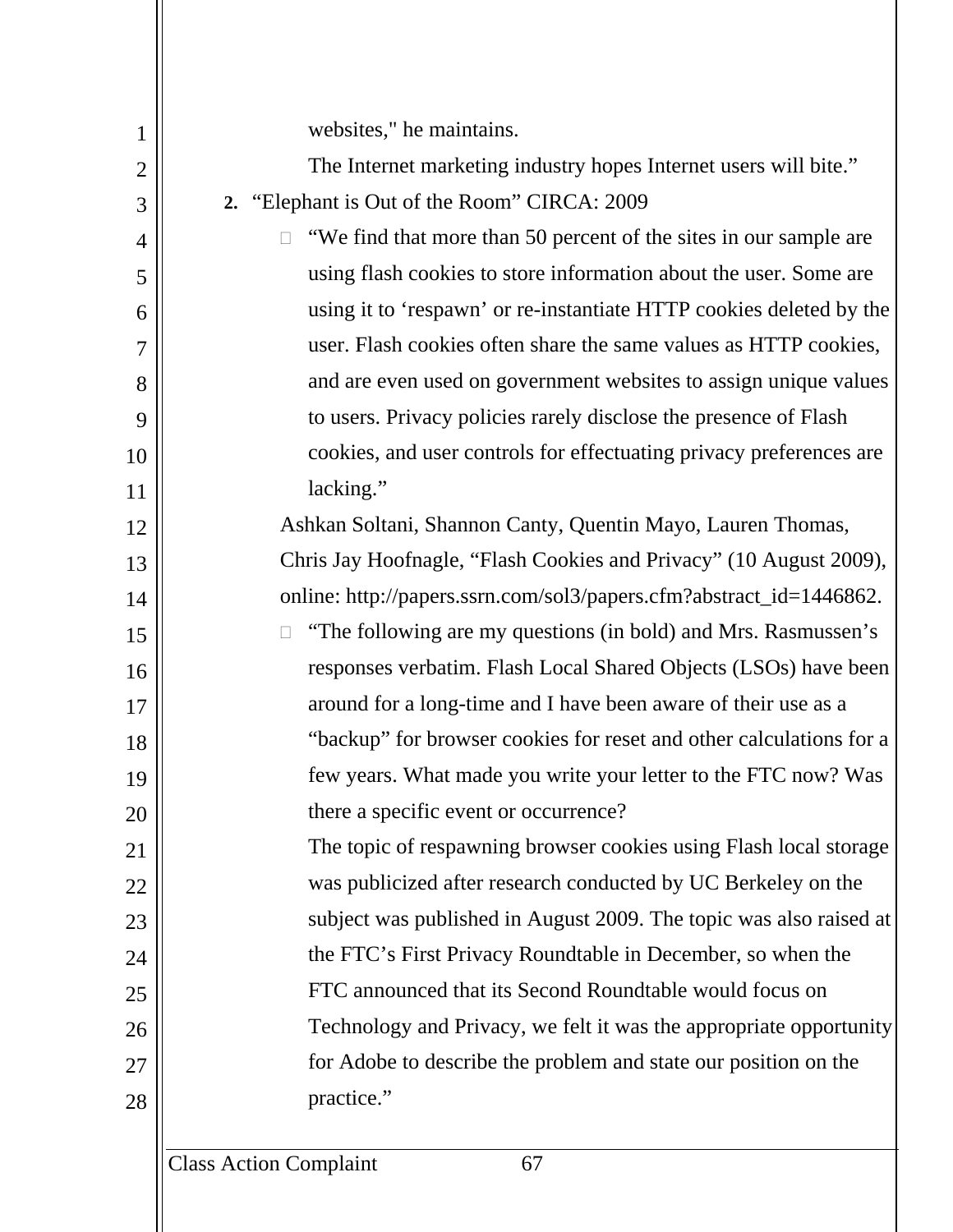websites," he maintains.

The Internet marketing industry hopes Internet users will bite."

**2.** "Elephant is Out of the Room" CIRCA: 2009

- "We find that more than 50 percent of the sites in our sample are using flash cookies to store information about the user. Some are using it to 'respawn' or re-instantiate HTTP cookies deleted by the user. Flash cookies often share the same values as HTTP cookies, and are even used on government websites to assign unique values to users. Privacy policies rarely disclose the presence of Flash cookies, and user controls for effectuating privacy preferences are lacking."

Ashkan Soltani, Shannon Canty, Quentin Mayo, Lauren Thomas, Chris Jay Hoofnagle, "Flash Cookies and Privacy" (10 August 2009), online: http://papers.ssrn.com/sol3/papers.cfm?abstract_id=1446862.

- "The following are my questions (in bold) and Mrs. Rasmussen's responses verbatim. Flash Local Shared Objects (LSOs) have been around for a long-time and I have been aware of their use as a "backup" for browser cookies for reset and other calculations for a few years. What made you write your letter to the FTC now? Was there a specific event or occurrence?

  The topic of respawning browser cookies using Flash local storage was publicized after research conducted by UC Berkeley on the subject was published in August 2009. The topic was also raised at the FTC's First Privacy Roundtable in December, so when the FTC announced that its Second Roundtable would focus on Technology and Privacy, we felt it was the appropriate opportunity for Adobe to describe the problem and state our position on the practice."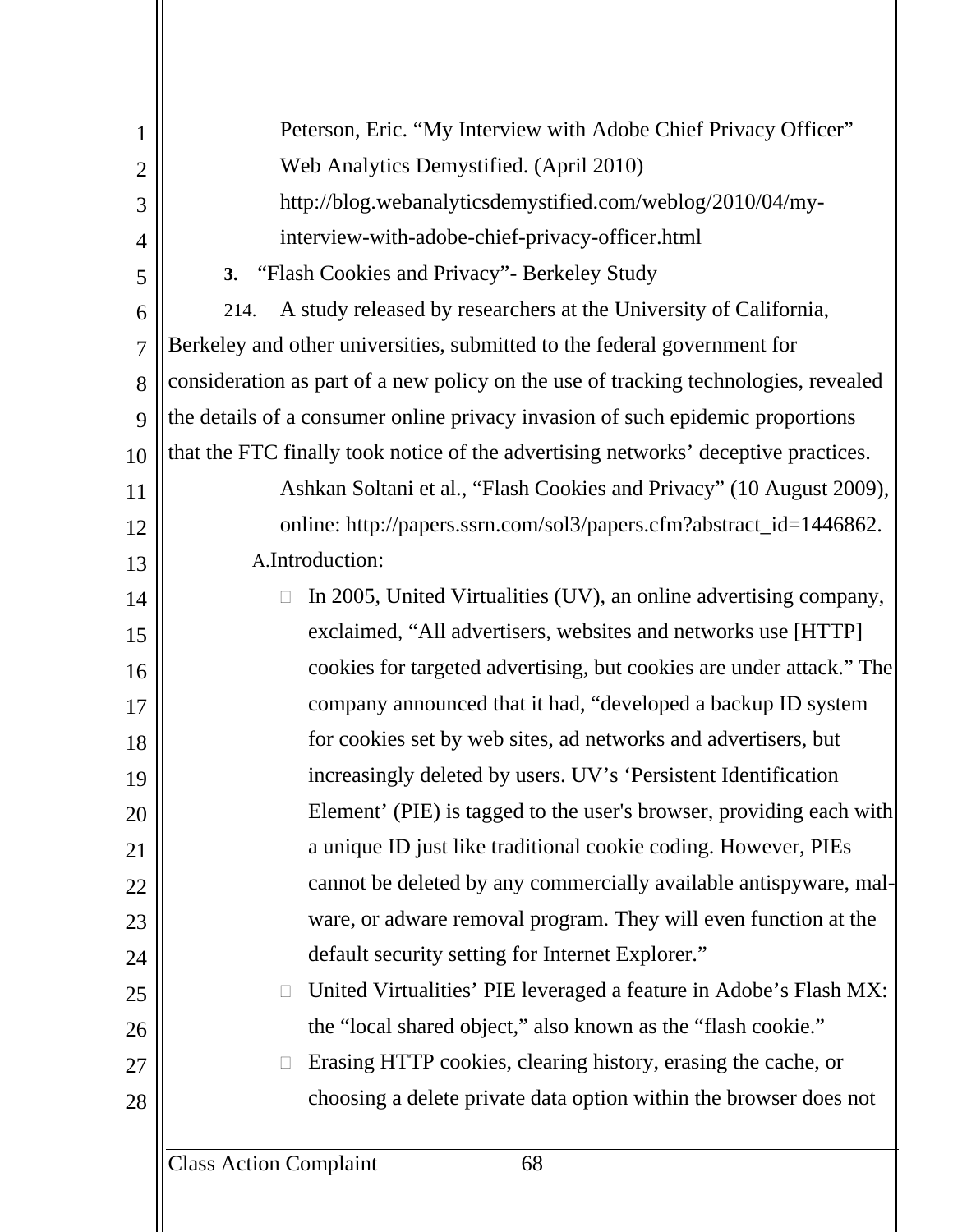Peterson, Eric. "My Interview with Adobe Chief Privacy Officer" Web Analytics Demystified. (April 2010) http://blog.webanalyticsdemystified.com/weblog/2010/04/my-interview-with-adobe-chief-privacy-officer.html

**3.** "Flash Cookies and Privacy"- Berkeley Study

214. A study released by researchers at the University of California, Berkeley and other universities, submitted to the federal government for consideration as part of a new policy on the use of tracking technologies, revealed the details of a consumer online privacy invasion of such epidemic proportions that the FTC finally took notice of the advertising networks' deceptive practices.

Ashkan Soltani et al., "Flash Cookies and Privacy" (10 August 2009), online: http://papers.ssrn.com/sol3/papers.cfm?abstract_id=1446862.

A. Introduction:

- In 2005, United Virtualities (UV), an online advertising company, exclaimed, "All advertisers, websites and networks use [HTTP] cookies for targeted advertising, but cookies are under attack." The company announced that it had, "developed a backup ID system for cookies set by web sites, ad networks and advertisers, but increasingly deleted by users. UV's 'Persistent Identification Element' (PIE) is tagged to the user's browser, providing each with a unique ID just like traditional cookie coding. However, PIEs cannot be deleted by any commercially available antispyware, mal-ware, or adware removal program. They will even function at the default security setting for Internet Explorer."
- United Virtualities' PIE leveraged a feature in Adobe's Flash MX: the "local shared object," also known as the "flash cookie."
- Erasing HTTP cookies, clearing history, erasing the cache, or choosing a delete private data option within the browser does not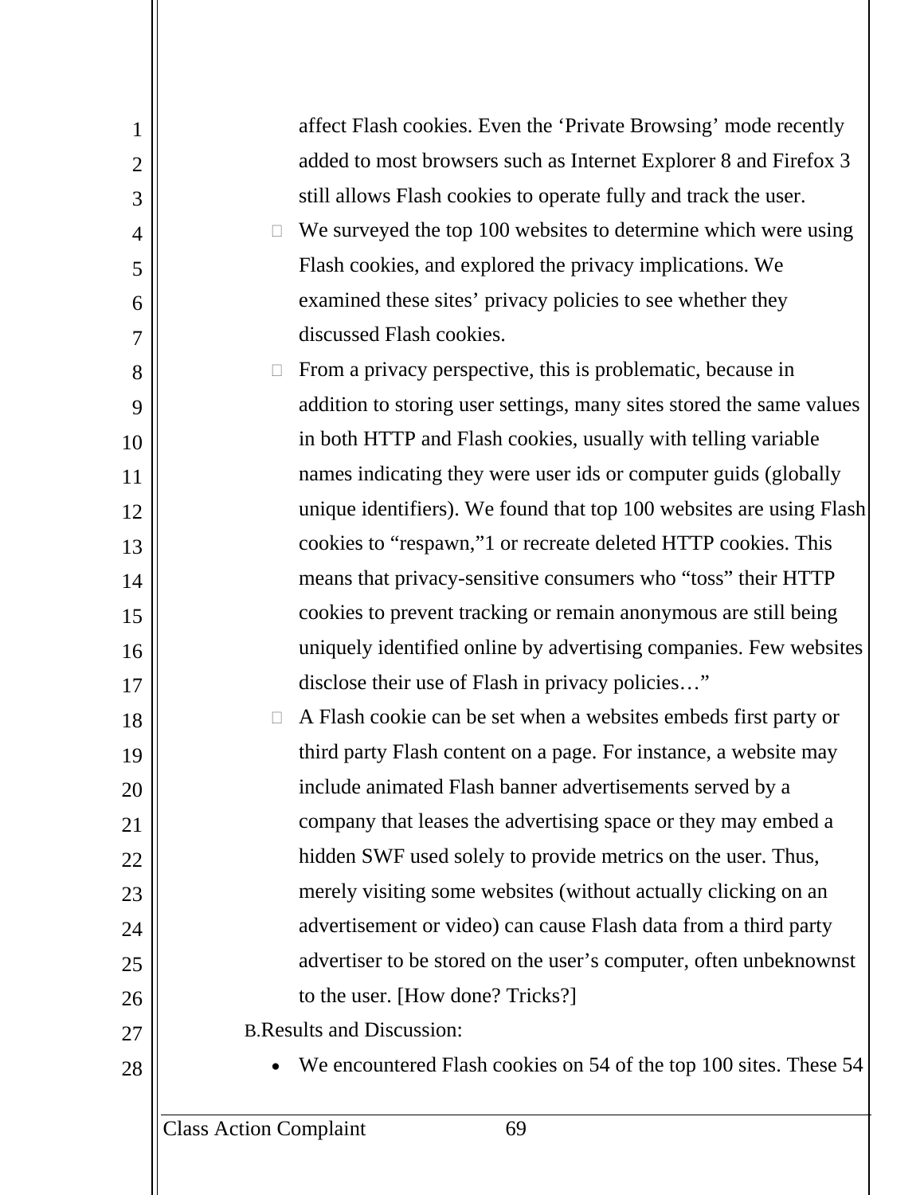affect Flash cookies. Even the 'Private Browsing' mode recently added to most browsers such as Internet Explorer 8 and Firefox 3 still allows Flash cookies to operate fully and track the user.

- We surveyed the top 100 websites to determine which were using Flash cookies, and explored the privacy implications. We examined these sites' privacy policies to see whether they discussed Flash cookies.
- From a privacy perspective, this is problematic, because in addition to storing user settings, many sites stored the same values in both HTTP and Flash cookies, usually with telling variable names indicating they were user ids or computer guids (globally unique identifiers). We found that top 100 websites are using Flash cookies to "respawn,"1 or recreate deleted HTTP cookies. This means that privacy-sensitive consumers who "toss" their HTTP cookies to prevent tracking or remain anonymous are still being uniquely identified online by advertising companies. Few websites disclose their use of Flash in privacy policies…"
- A Flash cookie can be set when a websites embeds first party or third party Flash content on a page. For instance, a website may include animated Flash banner advertisements served by a company that leases the advertising space or they may embed a hidden SWF used solely to provide metrics on the user. Thus, merely visiting some websites (without actually clicking on an advertisement or video) can cause Flash data from a third party advertiser to be stored on the user's computer, often unbeknownst to the user. [How done? Tricks?]

B. Results and Discussion:

- We encountered Flash cookies on 54 of the top 100 sites. These 54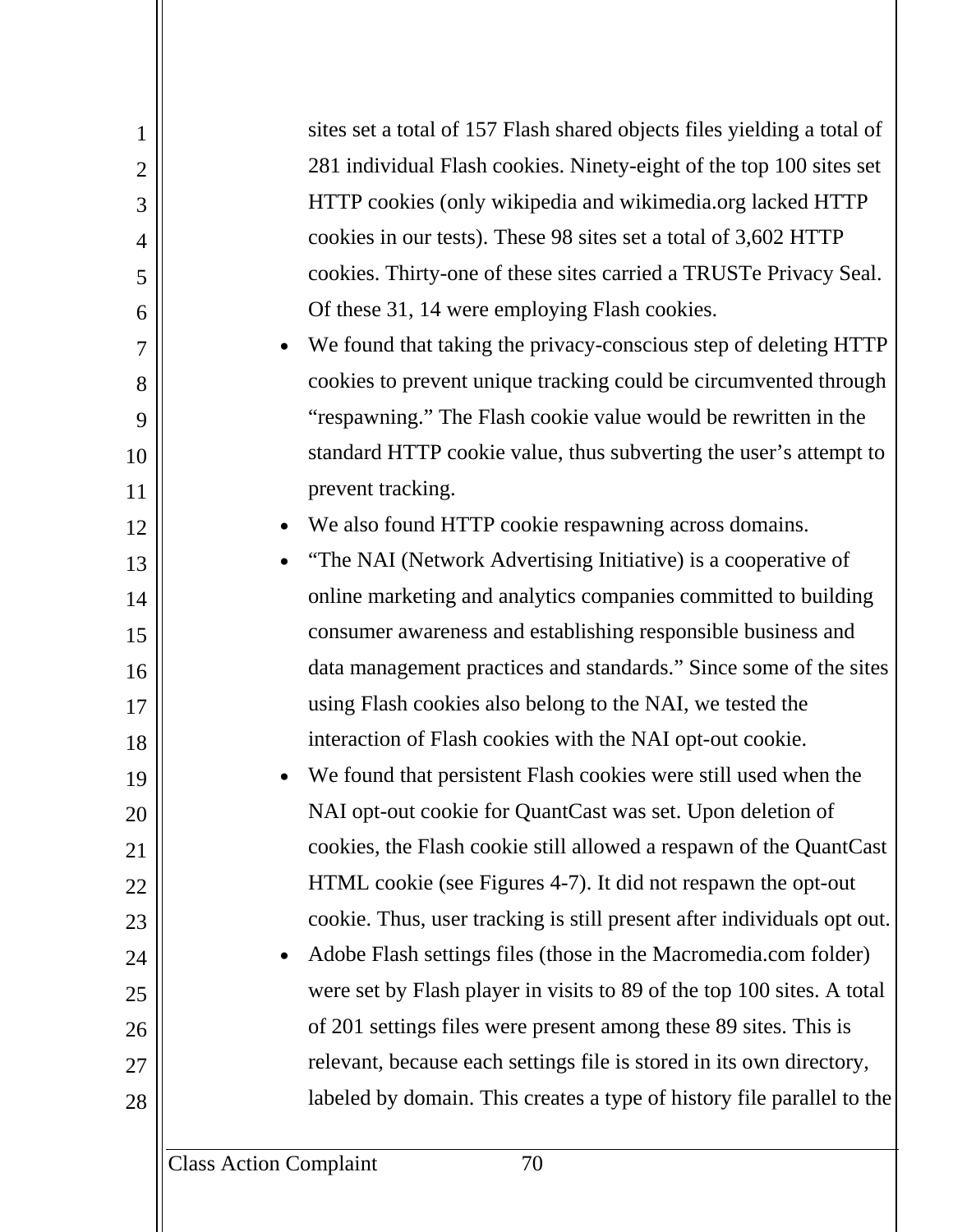sites set a total of 157 Flash shared objects files yielding a total of 281 individual Flash cookies. Ninety-eight of the top 100 sites set HTTP cookies (only wikipedia and wikimedia.org lacked HTTP cookies in our tests). These 98 sites set a total of 3,602 HTTP cookies. Thirty-one of these sites carried a TRUSTe Privacy Seal. Of these 31, 14 were employing Flash cookies.

- We found that taking the privacy-conscious step of deleting HTTP cookies to prevent unique tracking could be circumvented through "respawning." The Flash cookie value would be rewritten in the standard HTTP cookie value, thus subverting the user's attempt to prevent tracking.
- We also found HTTP cookie respawning across domains.
- "The NAI (Network Advertising Initiative) is a cooperative of online marketing and analytics companies committed to building consumer awareness and establishing responsible business and data management practices and standards." Since some of the sites using Flash cookies also belong to the NAI, we tested the interaction of Flash cookies with the NAI opt-out cookie.
- We found that persistent Flash cookies were still used when the NAI opt-out cookie for QuantCast was set. Upon deletion of cookies, the Flash cookie still allowed a respawn of the QuantCast HTML cookie (see Figures 4-7). It did not respawn the opt-out cookie. Thus, user tracking is still present after individuals opt out.
- Adobe Flash settings files (those in the Macromedia.com folder) were set by Flash player in visits to 89 of the top 100 sites. A total of 201 settings files were present among these 89 sites. This is relevant, because each settings file is stored in its own directory, labeled by domain. This creates a type of history file parallel to the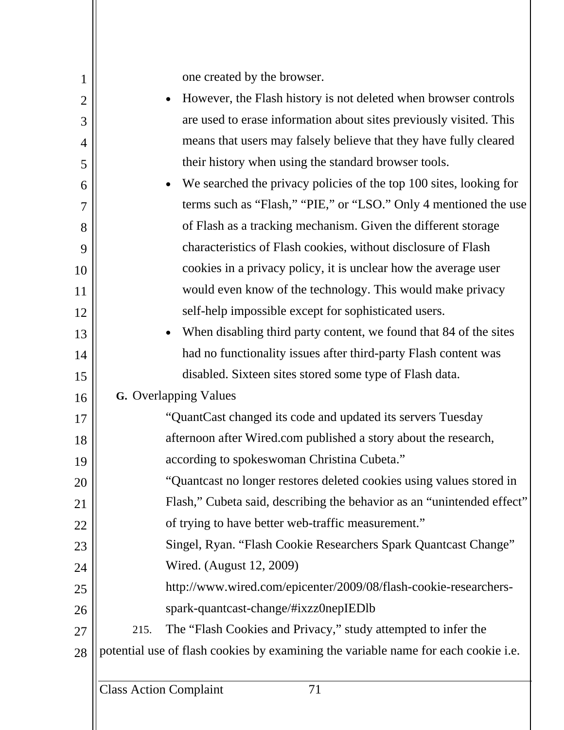one created by the browser.

- However, the Flash history is not deleted when browser controls are used to erase information about sites previously visited. This means that users may falsely believe that they have fully cleared their history when using the standard browser tools.
- We searched the privacy policies of the top 100 sites, looking for terms such as "Flash," "PIE," or "LSO." Only 4 mentioned the use of Flash as a tracking mechanism. Given the different storage characteristics of Flash cookies, without disclosure of Flash cookies in a privacy policy, it is unclear how the average user would even know of the technology. This would make privacy self-help impossible except for sophisticated users.
- When disabling third party content, we found that 84 of the sites had no functionality issues after third-party Flash content was disabled. Sixteen sites stored some type of Flash data.

**G.** Overlapping Values

> "QuantCast changed its code and updated its servers Tuesday afternoon after Wired.com published a story about the research, according to spokeswoman Christina Cubeta."
>
> "Quantcast no longer restores deleted cookies using values stored in Flash," Cubeta said, describing the behavior as an "unintended effect" of trying to have better web-traffic measurement."
>
> Singel, Ryan. "Flash Cookie Researchers Spark Quantcast Change" Wired. (August 12, 2009)
>
> http://www.wired.com/epicenter/2009/08/flash-cookie-researchers-spark-quantcast-change/#ixzz0nepIEDlb

215. The "Flash Cookies and Privacy," study attempted to infer the potential use of flash cookies by examining the variable name for each cookie i.e.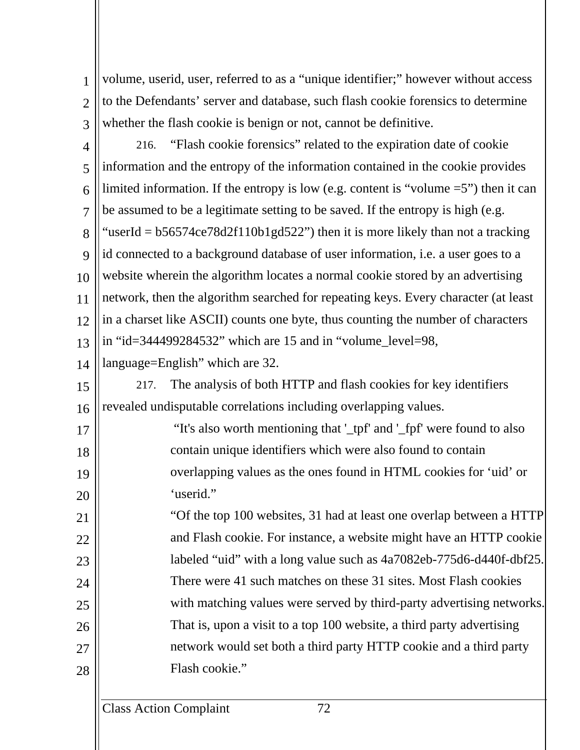volume, userid, user, referred to as a "unique identifier;" however without access to the Defendants' server and database, such flash cookie forensics to determine whether the flash cookie is benign or not, cannot be definitive.

216. "Flash cookie forensics" related to the expiration date of cookie information and the entropy of the information contained in the cookie provides limited information. If the entropy is low (e.g. content is "volume =5") then it can be assumed to be a legitimate setting to be saved. If the entropy is high (e.g. "userId = b56574ce78d2f110b1gd522") then it is more likely than not a tracking id connected to a background database of user information, i.e. a user goes to a website wherein the algorithm locates a normal cookie stored by an advertising network, then the algorithm searched for repeating keys. Every character (at least in a charset like ASCII) counts one byte, thus counting the number of characters in "id=344499284532" which are 15 and in "volume_level=98, language=English" which are 32.

217. The analysis of both HTTP and flash cookies for key identifiers revealed undisputable correlations including overlapping values.

> "It's also worth mentioning that '_tpf' and '_fpf' were found to also contain unique identifiers which were also found to contain overlapping values as the ones found in HTML cookies for 'uid' or 'userid."
>
> "Of the top 100 websites, 31 had at least one overlap between a HTTP and Flash cookie. For instance, a website might have an HTTP cookie labeled "uid" with a long value such as 4a7082eb-775d6-d440f-dbf25. There were 41 such matches on these 31 sites. Most Flash cookies with matching values were served by third-party advertising networks. That is, upon a visit to a top 100 website, a third party advertising network would set both a third party HTTP cookie and a third party Flash cookie."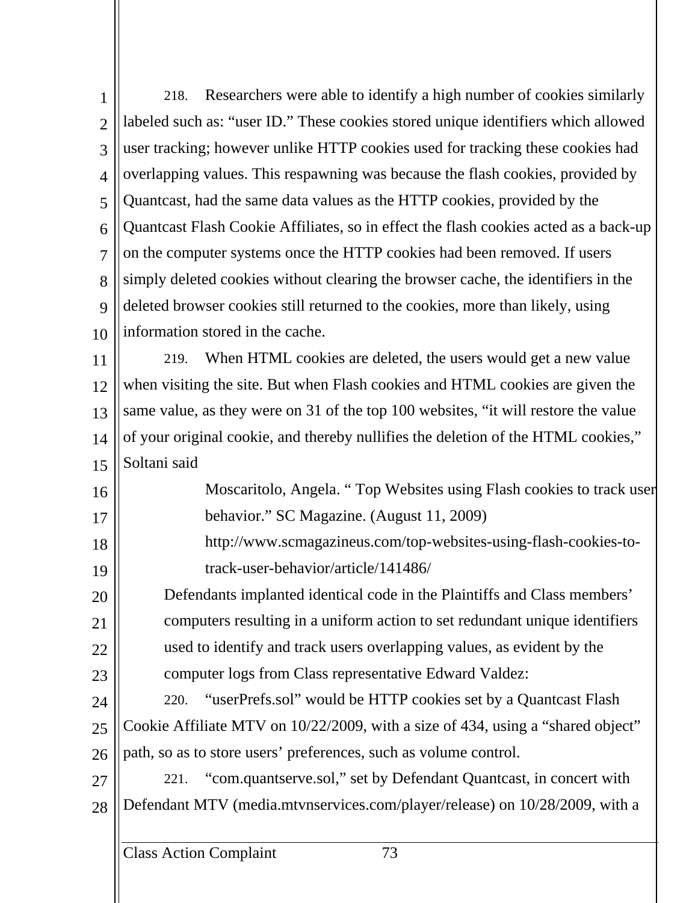218. Researchers were able to identify a high number of cookies similarly labeled such as: "user ID." These cookies stored unique identifiers which allowed user tracking; however unlike HTTP cookies used for tracking these cookies had overlapping values. This respawning was because the flash cookies, provided by Quantcast, had the same data values as the HTTP cookies, provided by the Quantcast Flash Cookie Affiliates, so in effect the flash cookies acted as a back-up on the computer systems once the HTTP cookies had been removed. If users simply deleted cookies without clearing the browser cache, the identifiers in the deleted browser cookies still returned to the cookies, more than likely, using information stored in the cache.

219. When HTML cookies are deleted, the users would get a new value when visiting the site. But when Flash cookies and HTML cookies are given the same value, as they were on 31 of the top 100 websites, "it will restore the value of your original cookie, and thereby nullifies the deletion of the HTML cookies," Soltani said

> Moscaritolo, Angela. " Top Websites using Flash cookies to track user behavior." SC Magazine. (August 11, 2009) http://www.scmagazineus.com/top-websites-using-flash-cookies-to-track-user-behavior/article/141486/

Defendants implanted identical code in the Plaintiffs and Class members' computers resulting in a uniform action to set redundant unique identifiers used to identify and track users overlapping values, as evident by the computer logs from Class representative Edward Valdez:

220. "userPrefs.sol" would be HTTP cookies set by a Quantcast Flash Cookie Affiliate MTV on 10/22/2009, with a size of 434, using a "shared object" path, so as to store users' preferences, such as volume control.

221. "com.quantserve.sol," set by Defendant Quantcast, in concert with Defendant MTV (media.mtvnservices.com/player/release) on 10/28/2009, with a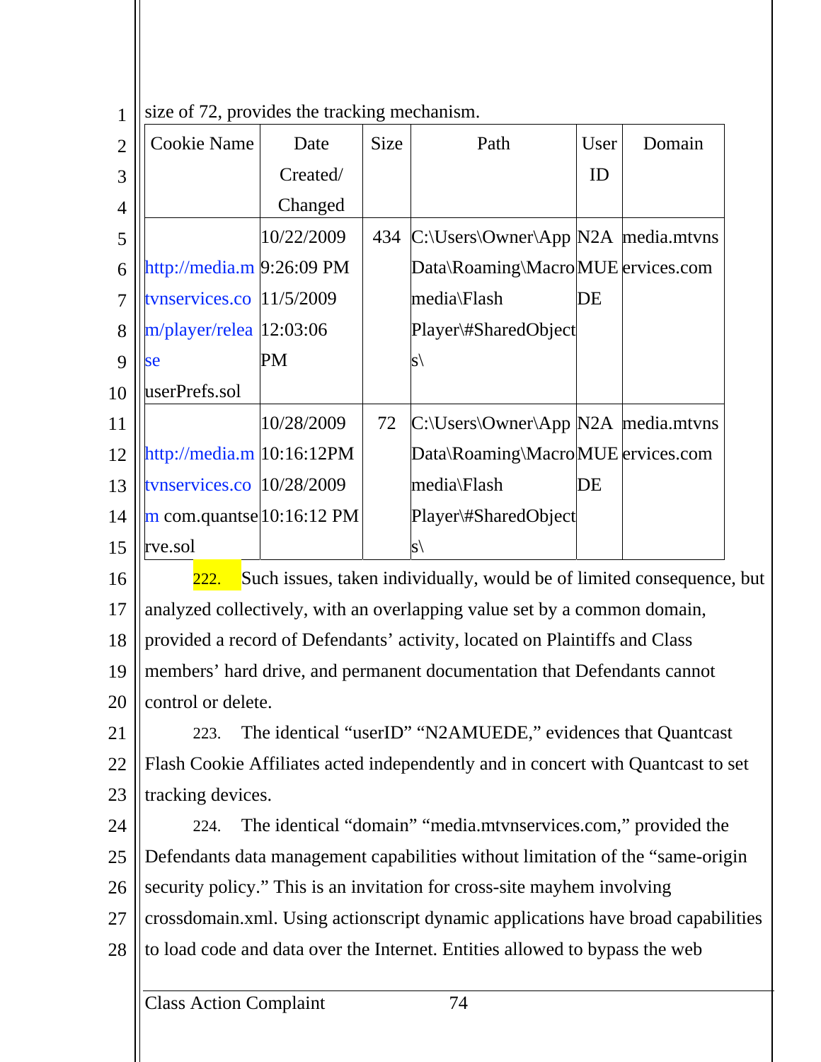size of 72, provides the tracking mechanism.

| Cookie Name | Date Created/ Changed | Size | Path | User ID | Domain |
|---|---|---|---|---|---|
| http://media.mtvnservices.com/player/release userPrefs.sol | 10/22/2009 9:26:09 PM 11/5/2009 12:03:06 PM | 434 | C:\Users\Owner\AppData\Roaming\Macromedia\Flash Player\#SharedObjects\ | N2AMUEDE | media.mtvnservices.com |
| http://media.mtvnservices.com com.quantserve.sol | 10/28/2009 10:16:12PM 10/28/2009 10:16:12 PM | 72 | C:\Users\Owner\AppData\Roaming\Macromedia\Flash Player\#SharedObjects\ | N2AMUEDE | media.mtvnservices.com |

222. Such issues, taken individually, would be of limited consequence, but analyzed collectively, with an overlapping value set by a common domain, provided a record of Defendants' activity, located on Plaintiffs and Class members' hard drive, and permanent documentation that Defendants cannot control or delete.

223. The identical "userID" "N2AMUEDE," evidences that Quantcast Flash Cookie Affiliates acted independently and in concert with Quantcast to set tracking devices.

224. The identical "domain" "media.mtvnservices.com," provided the Defendants data management capabilities without limitation of the "same-origin security policy." This is an invitation for cross-site mayhem involving crossdomain.xml. Using actionscript dynamic applications have broad capabilities to load code and data over the Internet. Entities allowed to bypass the web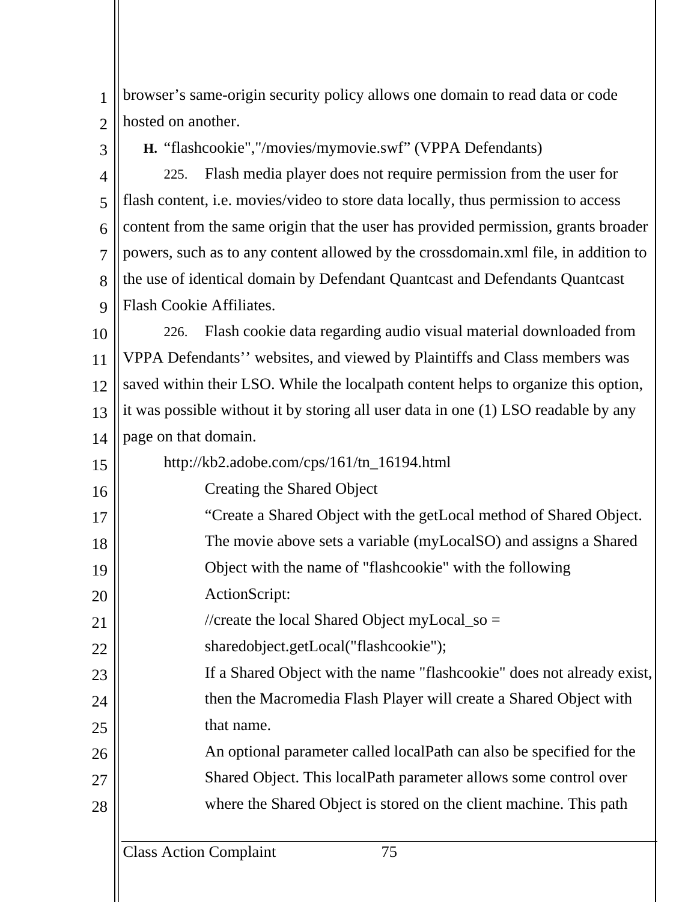browser's same-origin security policy allows one domain to read data or code hosted on another.

**H.** "flashcookie","/movies/mymovie.swf" (VPPA Defendants)

225. Flash media player does not require permission from the user for flash content, i.e. movies/video to store data locally, thus permission to access content from the same origin that the user has provided permission, grants broader powers, such as to any content allowed by the crossdomain.xml file, in addition to the use of identical domain by Defendant Quantcast and Defendants Quantcast Flash Cookie Affiliates.

226. Flash cookie data regarding audio visual material downloaded from VPPA Defendants'' websites, and viewed by Plaintiffs and Class members was saved within their LSO. While the localpath content helps to organize this option, it was possible without it by storing all user data in one (1) LSO readable by any page on that domain.

http://kb2.adobe.com/cps/161/tn_16194.html

> Creating the Shared Object
>
> "Create a Shared Object with the getLocal method of Shared Object. The movie above sets a variable (myLocalSO) and assigns a Shared Object with the name of "flashcookie" with the following ActionScript:
>
> //create the local Shared Object myLocal_so = sharedobject.getLocal("flashcookie");
>
> If a Shared Object with the name "flashcookie" does not already exist, then the Macromedia Flash Player will create a Shared Object with that name.
>
> An optional parameter called localPath can also be specified for the Shared Object. This localPath parameter allows some control over where the Shared Object is stored on the client machine. This path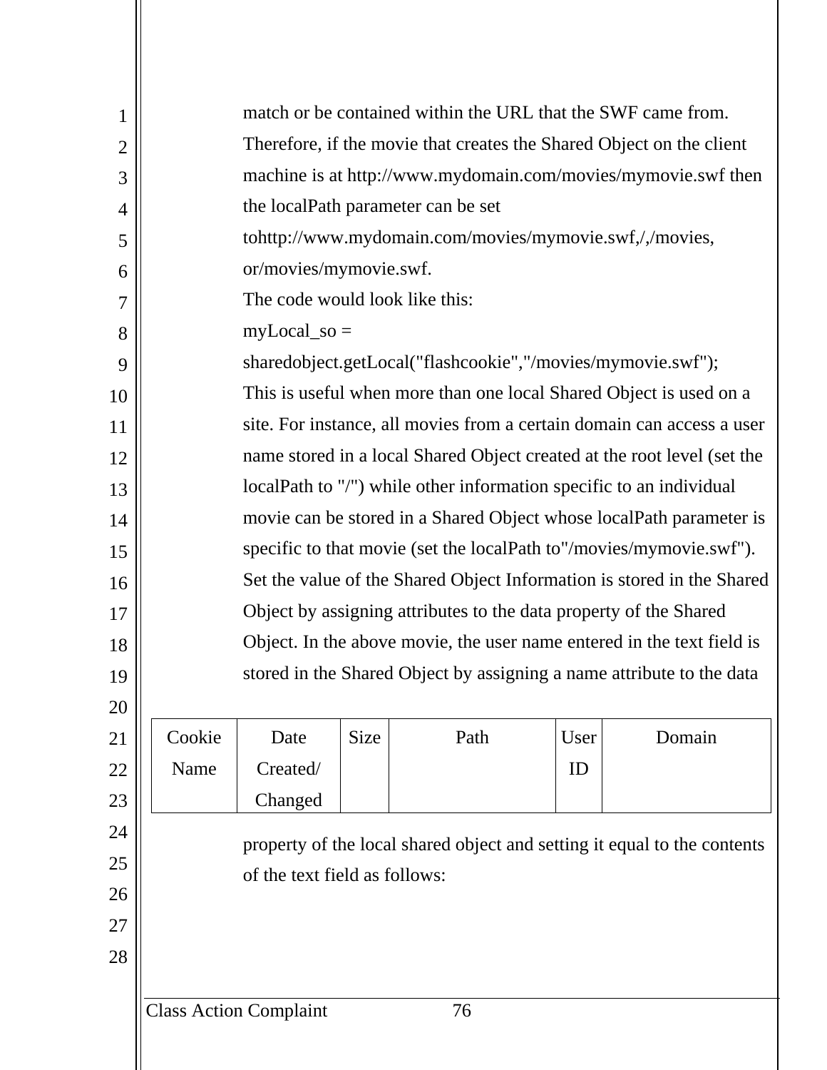match or be contained within the URL that the SWF came from. Therefore, if the movie that creates the Shared Object on the client machine is at http://www.mydomain.com/movies/mymovie.swf then the localPath parameter can be set tohttp://www.mydomain.com/movies/mymovie.swf,/,/movies, or/movies/mymovie.swf.

The code would look like this:

```
myLocal_so =
sharedobject.getLocal("flashcookie","/movies/mymovie.swf");
```

This is useful when more than one local Shared Object is used on a site. For instance, all movies from a certain domain can access a user name stored in a local Shared Object created at the root level (set the localPath to "/") while other information specific to an individual movie can be stored in a Shared Object whose localPath parameter is specific to that movie (set the localPath to"/movies/mymovie.swf"). Set the value of the Shared Object Information is stored in the Shared Object by assigning attributes to the data property of the Shared Object. In the above movie, the user name entered in the text field is stored in the Shared Object by assigning a name attribute to the data

| Cookie Name | Date Created/ Changed | Size | Path | User ID | Domain |
|---|---|---|---|---|---|

property of the local shared object and setting it equal to the contents of the text field as follows: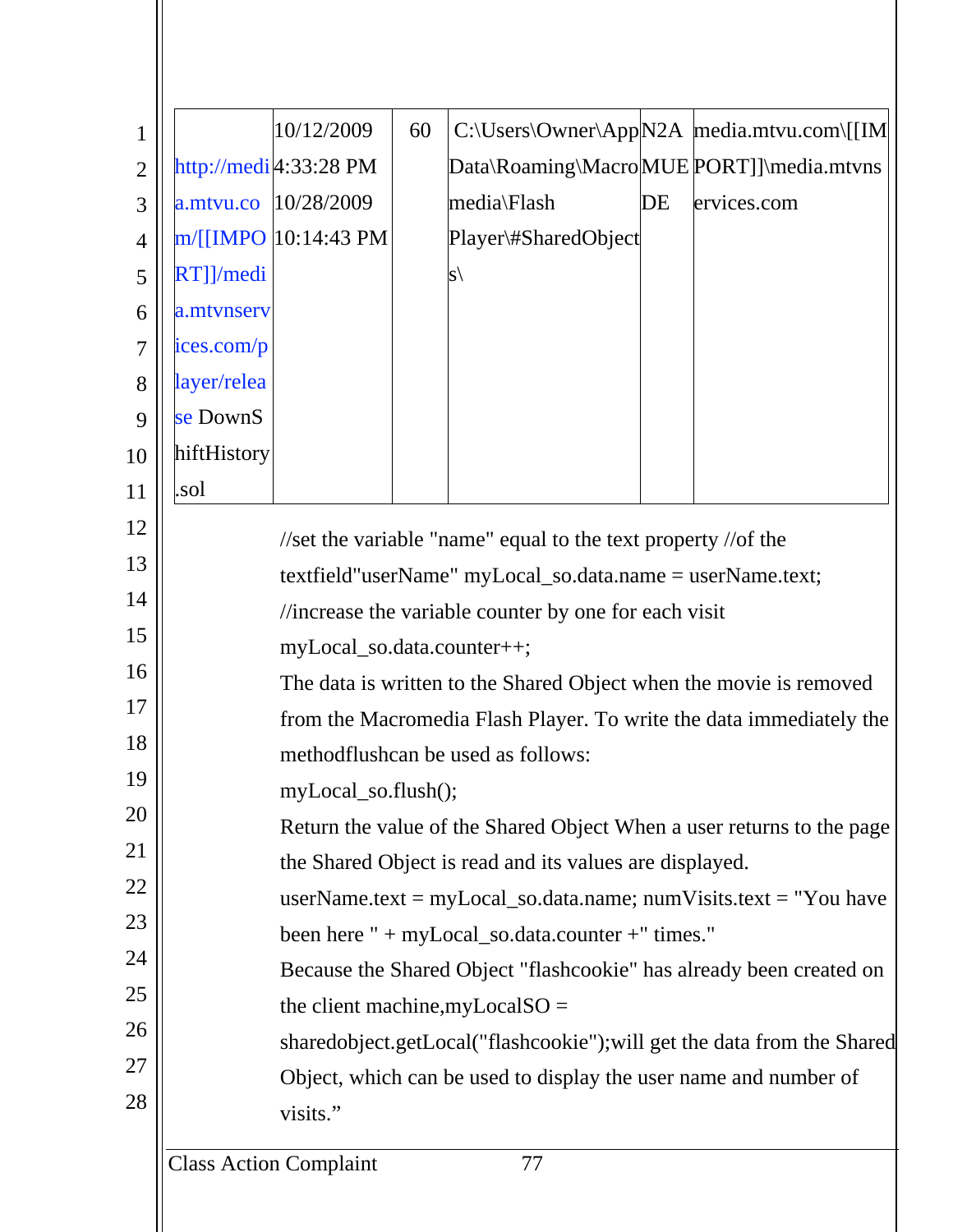| http://media.mtvu.com/[[IMPORT]]/media.mtvnservices.com/player/release DownShiftHistory.sol | 10/12/2009 4:33:28 PM 10/28/2009 10:14:43 PM | 60 | C:\Users\Owner\AppData\Roaming\Macromedia\Flash Player\#SharedObjects\ | N2AMUEDE | media.mtvu.com\[[IMPORT]]\media.mtvnservices.com |
|---|---|---|---|---|---|

//set the variable "name" equal to the text property //of the textfield"userName" myLocal_so.data.name = userName.text; //increase the variable counter by one for each visit myLocal_so.data.counter++;

The data is written to the Shared Object when the movie is removed from the Macromedia Flash Player. To write the data immediately the methodflushcan be used as follows:

myLocal_so.flush();

Return the value of the Shared Object When a user returns to the page the Shared Object is read and its values are displayed.

userName.text = myLocal_so.data.name; numVisits.text = "You have been here " + myLocal_so.data.counter +" times."

Because the Shared Object "flashcookie" has already been created on the client machine,myLocalSO = sharedobject.getLocal("flashcookie");will get the data from the Shared Object, which can be used to display the user name and number of visits."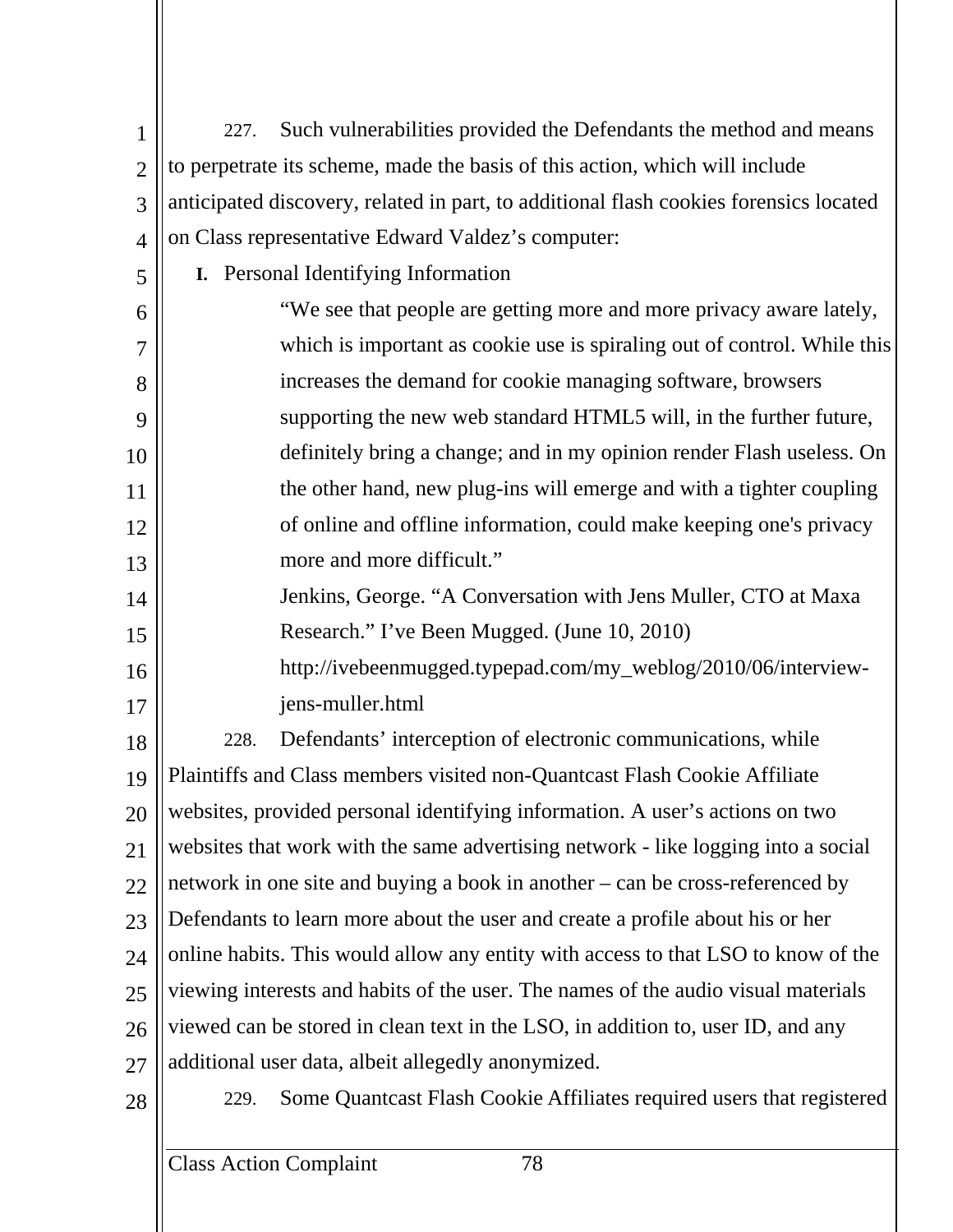227. Such vulnerabilities provided the Defendants the method and means to perpetrate its scheme, made the basis of this action, which will include anticipated discovery, related in part, to additional flash cookies forensics located on Class representative Edward Valdez's computer:

**I.** Personal Identifying Information

> "We see that people are getting more and more privacy aware lately, which is important as cookie use is spiraling out of control. While this increases the demand for cookie managing software, browsers supporting the new web standard HTML5 will, in the further future, definitely bring a change; and in my opinion render Flash useless. On the other hand, new plug-ins will emerge and with a tighter coupling of online and offline information, could make keeping one's privacy more and more difficult."
>
> Jenkins, George. "A Conversation with Jens Muller, CTO at Maxa Research." I've Been Mugged. (June 10, 2010) http://ivebeenmugged.typepad.com/my_weblog/2010/06/interview-jens-muller.html

228. Defendants' interception of electronic communications, while Plaintiffs and Class members visited non-Quantcast Flash Cookie Affiliate websites, provided personal identifying information. A user's actions on two websites that work with the same advertising network - like logging into a social network in one site and buying a book in another – can be cross-referenced by Defendants to learn more about the user and create a profile about his or her online habits. This would allow any entity with access to that LSO to know of the viewing interests and habits of the user. The names of the audio visual materials viewed can be stored in clean text in the LSO, in addition to, user ID, and any additional user data, albeit allegedly anonymized.

229. Some Quantcast Flash Cookie Affiliates required users that registered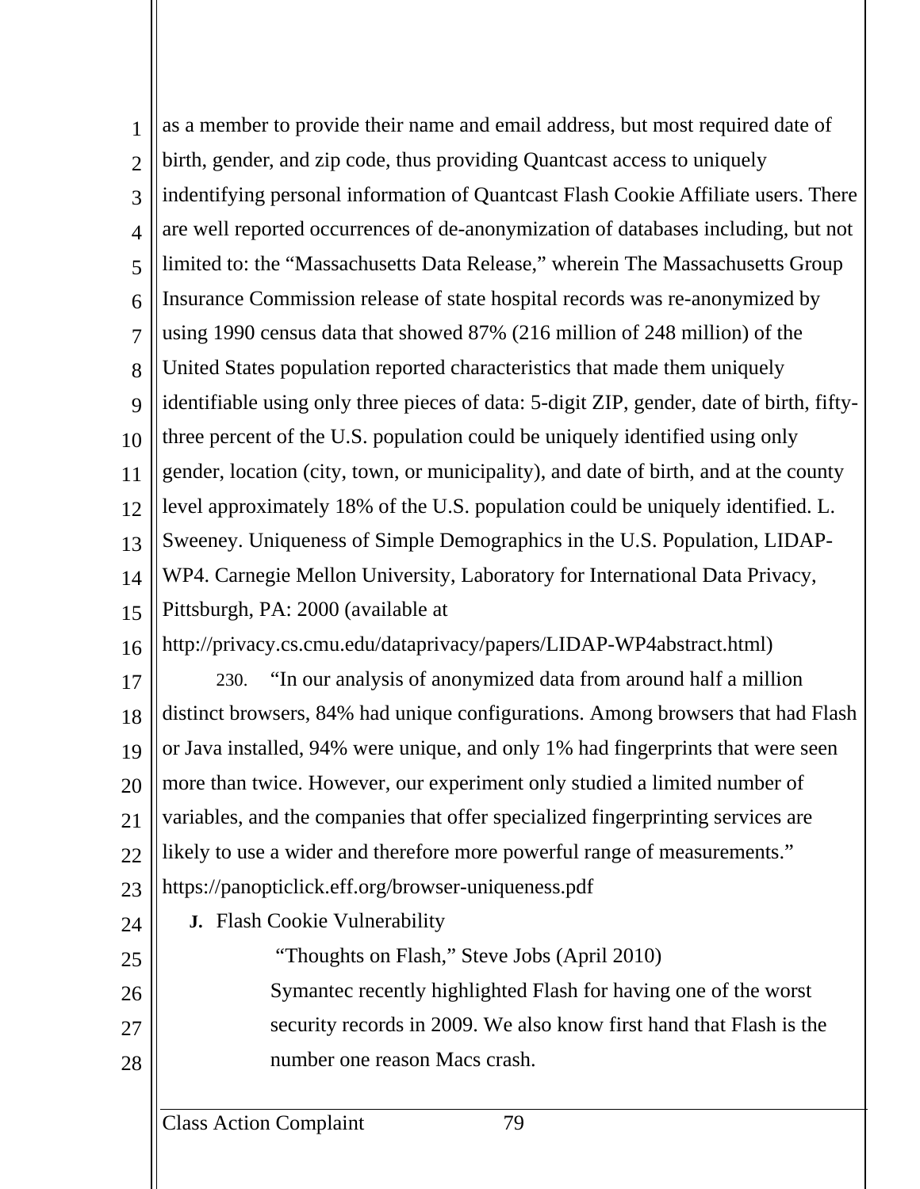as a member to provide their name and email address, but most required date of birth, gender, and zip code, thus providing Quantcast access to uniquely indentifying personal information of Quantcast Flash Cookie Affiliate users. There are well reported occurrences of de-anonymization of databases including, but not limited to: the "Massachusetts Data Release," wherein The Massachusetts Group Insurance Commission release of state hospital records was re-anonymized by using 1990 census data that showed 87% (216 million of 248 million) of the United States population reported characteristics that made them uniquely identifiable using only three pieces of data: 5-digit ZIP, gender, date of birth, fifty-three percent of the U.S. population could be uniquely identified using only gender, location (city, town, or municipality), and date of birth, and at the county level approximately 18% of the U.S. population could be uniquely identified. L. Sweeney. Uniqueness of Simple Demographics in the U.S. Population, LIDAP-WP4. Carnegie Mellon University, Laboratory for International Data Privacy, Pittsburgh, PA: 2000 (available at http://privacy.cs.cmu.edu/dataprivacy/papers/LIDAP-WP4abstract.html)

230. "In our analysis of anonymized data from around half a million distinct browsers, 84% had unique configurations. Among browsers that had Flash or Java installed, 94% were unique, and only 1% had fingerprints that were seen more than twice. However, our experiment only studied a limited number of variables, and the companies that offer specialized fingerprinting services are likely to use a wider and therefore more powerful range of measurements." https://panopticlick.eff.org/browser-uniqueness.pdf

**J.** Flash Cookie Vulnerability

> "Thoughts on Flash," Steve Jobs (April 2010)
>
> Symantec recently highlighted Flash for having one of the worst security records in 2009. We also know first hand that Flash is the number one reason Macs crash.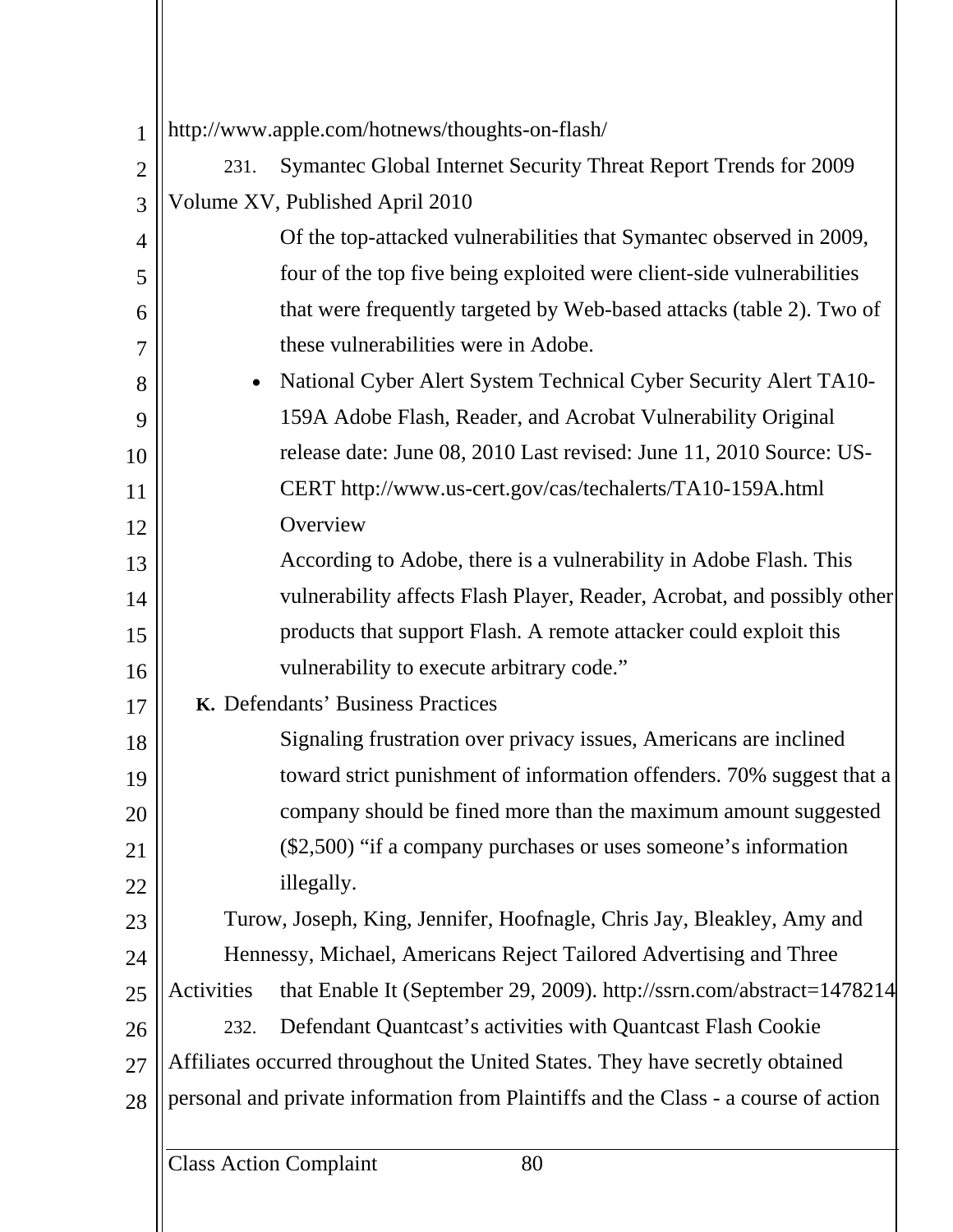http://www.apple.com/hotnews/thoughts-on-flash/

231. Symantec Global Internet Security Threat Report Trends for 2009 Volume XV, Published April 2010

> Of the top-attacked vulnerabilities that Symantec observed in 2009, four of the top five being exploited were client-side vulnerabilities that were frequently targeted by Web-based attacks (table 2). Two of these vulnerabilities were in Adobe.

- National Cyber Alert System Technical Cyber Security Alert TA10-159A Adobe Flash, Reader, and Acrobat Vulnerability Original release date: June 08, 2010 Last revised: June 11, 2010 Source: US-CERT http://www.us-cert.gov/cas/techalerts/TA10-159A.html

  Overview

  According to Adobe, there is a vulnerability in Adobe Flash. This vulnerability affects Flash Player, Reader, Acrobat, and possibly other products that support Flash. A remote attacker could exploit this vulnerability to execute arbitrary code."

**K.** Defendants' Business Practices

> Signaling frustration over privacy issues, Americans are inclined toward strict punishment of information offenders. 70% suggest that a company should be fined more than the maximum amount suggested ($2,500) "if a company purchases or uses someone's information illegally.

Turow, Joseph, King, Jennifer, Hoofnagle, Chris Jay, Bleakley, Amy and Hennessy, Michael, Americans Reject Tailored Advertising and Three Activities that Enable It (September 29, 2009). http://ssrn.com/abstract=1478214

232. Defendant Quantcast's activities with Quantcast Flash Cookie Affiliates occurred throughout the United States. They have secretly obtained personal and private information from Plaintiffs and the Class - a course of action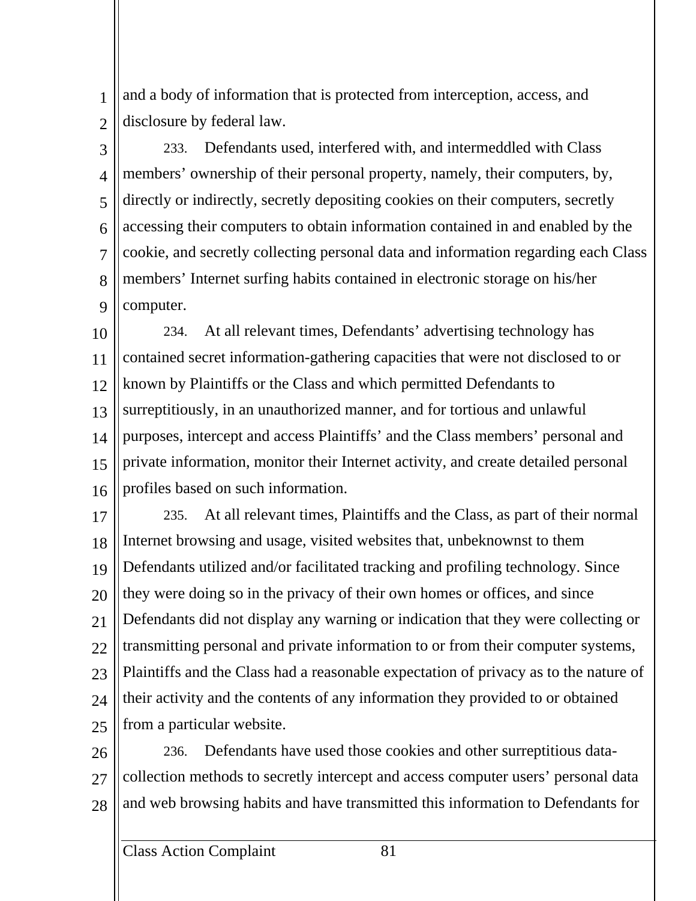and a body of information that is protected from interception, access, and disclosure by federal law.

233. Defendants used, interfered with, and intermeddled with Class members' ownership of their personal property, namely, their computers, by, directly or indirectly, secretly depositing cookies on their computers, secretly accessing their computers to obtain information contained in and enabled by the cookie, and secretly collecting personal data and information regarding each Class members' Internet surfing habits contained in electronic storage on his/her computer.

234. At all relevant times, Defendants' advertising technology has contained secret information-gathering capacities that were not disclosed to or known by Plaintiffs or the Class and which permitted Defendants to surreptitiously, in an unauthorized manner, and for tortious and unlawful purposes, intercept and access Plaintiffs' and the Class members' personal and private information, monitor their Internet activity, and create detailed personal profiles based on such information.

235. At all relevant times, Plaintiffs and the Class, as part of their normal Internet browsing and usage, visited websites that, unbeknownst to them Defendants utilized and/or facilitated tracking and profiling technology. Since they were doing so in the privacy of their own homes or offices, and since Defendants did not display any warning or indication that they were collecting or transmitting personal and private information to or from their computer systems, Plaintiffs and the Class had a reasonable expectation of privacy as to the nature of their activity and the contents of any information they provided to or obtained from a particular website.

236. Defendants have used those cookies and other surreptitious data-collection methods to secretly intercept and access computer users' personal data and web browsing habits and have transmitted this information to Defendants for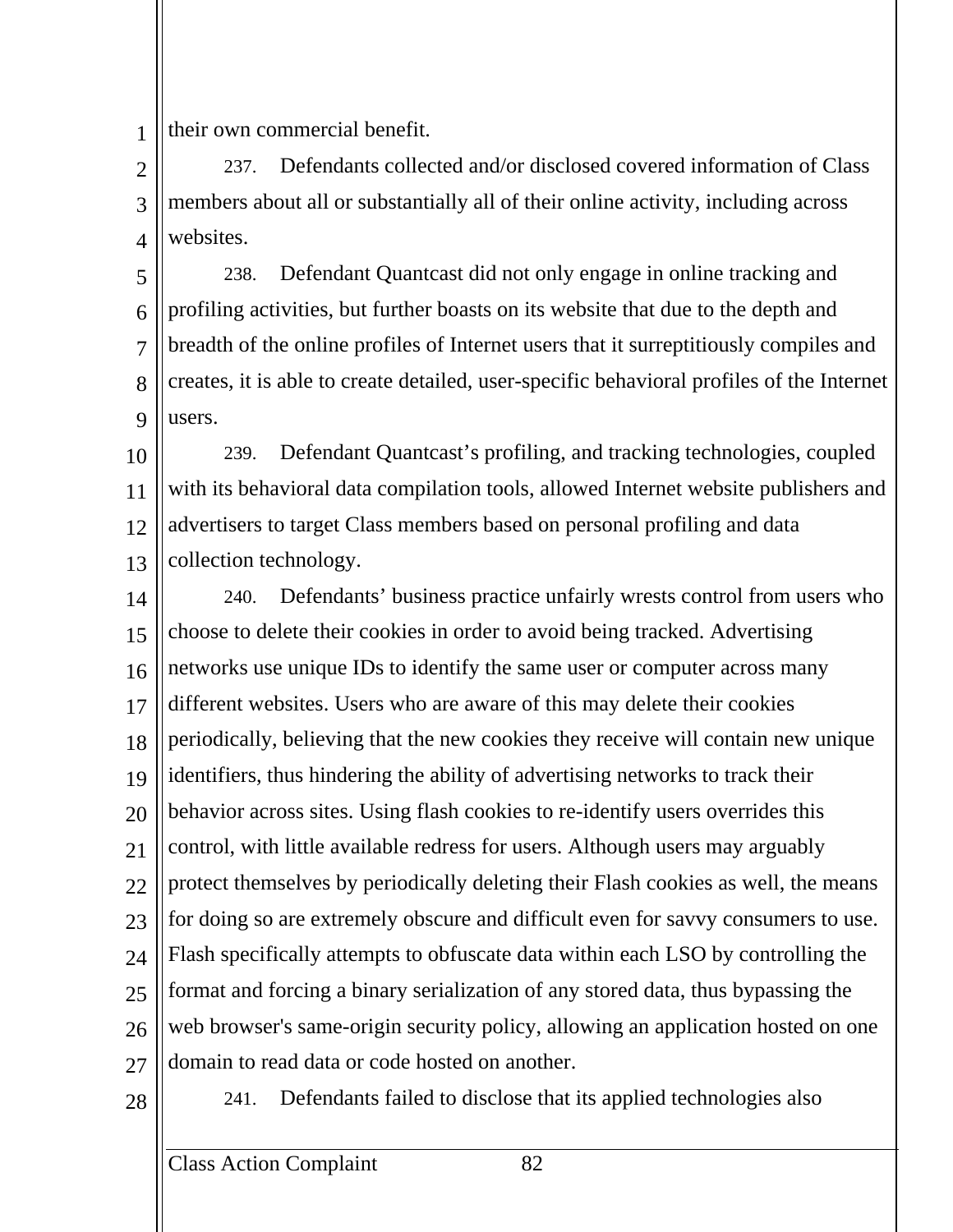their own commercial benefit.

237. Defendants collected and/or disclosed covered information of Class members about all or substantially all of their online activity, including across websites.

238. Defendant Quantcast did not only engage in online tracking and profiling activities, but further boasts on its website that due to the depth and breadth of the online profiles of Internet users that it surreptitiously compiles and creates, it is able to create detailed, user-specific behavioral profiles of the Internet users.

239. Defendant Quantcast's profiling, and tracking technologies, coupled with its behavioral data compilation tools, allowed Internet website publishers and advertisers to target Class members based on personal profiling and data collection technology.

240. Defendants' business practice unfairly wrests control from users who choose to delete their cookies in order to avoid being tracked. Advertising networks use unique IDs to identify the same user or computer across many different websites. Users who are aware of this may delete their cookies periodically, believing that the new cookies they receive will contain new unique identifiers, thus hindering the ability of advertising networks to track their behavior across sites. Using flash cookies to re-identify users overrides this control, with little available redress for users. Although users may arguably protect themselves by periodically deleting their Flash cookies as well, the means for doing so are extremely obscure and difficult even for savvy consumers to use. Flash specifically attempts to obfuscate data within each LSO by controlling the format and forcing a binary serialization of any stored data, thus bypassing the web browser's same-origin security policy, allowing an application hosted on one domain to read data or code hosted on another.

241. Defendants failed to disclose that its applied technologies also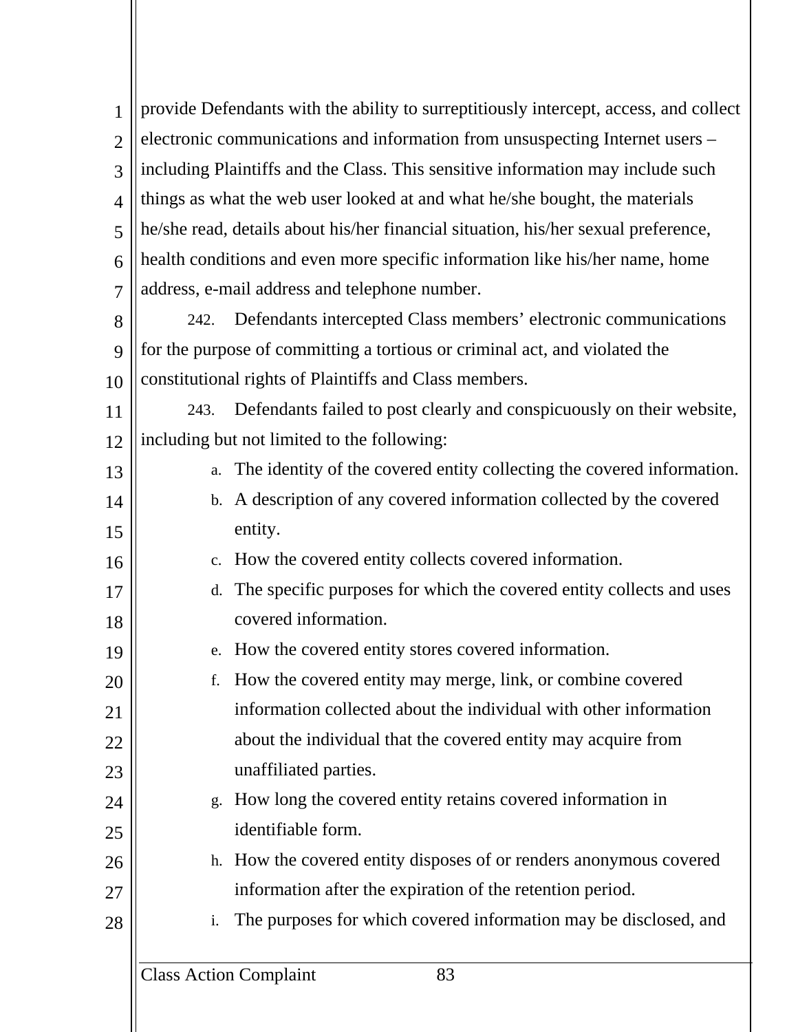provide Defendants with the ability to surreptitiously intercept, access, and collect electronic communications and information from unsuspecting Internet users – including Plaintiffs and the Class. This sensitive information may include such things as what the web user looked at and what he/she bought, the materials he/she read, details about his/her financial situation, his/her sexual preference, health conditions and even more specific information like his/her name, home address, e-mail address and telephone number.

242. Defendants intercepted Class members' electronic communications for the purpose of committing a tortious or criminal act, and violated the constitutional rights of Plaintiffs and Class members.

243. Defendants failed to post clearly and conspicuously on their website, including but not limited to the following:

a. The identity of the covered entity collecting the covered information.
b. A description of any covered information collected by the covered entity.
c. How the covered entity collects covered information.
d. The specific purposes for which the covered entity collects and uses covered information.
e. How the covered entity stores covered information.
f. How the covered entity may merge, link, or combine covered information collected about the individual with other information about the individual that the covered entity may acquire from unaffiliated parties.
g. How long the covered entity retains covered information in identifiable form.
h. How the covered entity disposes of or renders anonymous covered information after the expiration of the retention period.
i. The purposes for which covered information may be disclosed, and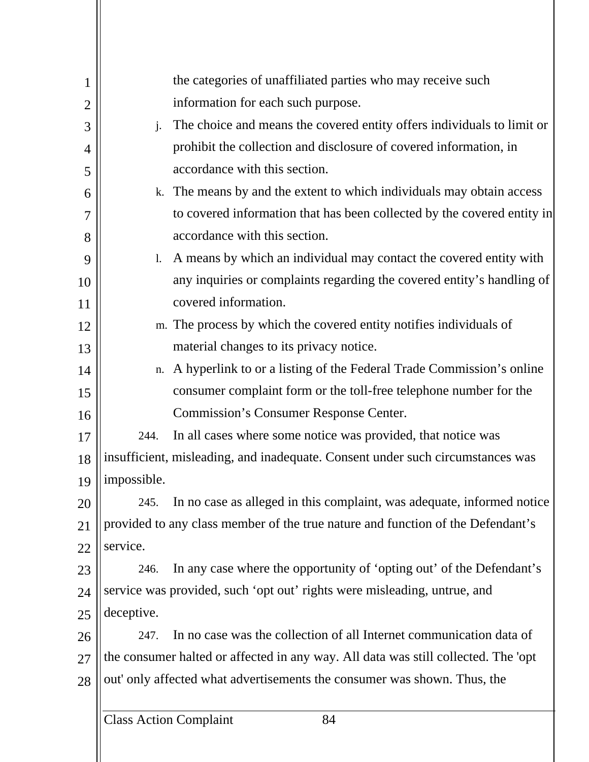the categories of unaffiliated parties who may receive such information for each such purpose.

j. The choice and means the covered entity offers individuals to limit or prohibit the collection and disclosure of covered information, in accordance with this section.

k. The means by and the extent to which individuals may obtain access to covered information that has been collected by the covered entity in accordance with this section.

l. A means by which an individual may contact the covered entity with any inquiries or complaints regarding the covered entity's handling of covered information.

m. The process by which the covered entity notifies individuals of material changes to its privacy notice.

n. A hyperlink to or a listing of the Federal Trade Commission's online consumer complaint form or the toll-free telephone number for the Commission's Consumer Response Center.

244. In all cases where some notice was provided, that notice was insufficient, misleading, and inadequate. Consent under such circumstances was impossible.

245. In no case as alleged in this complaint, was adequate, informed notice provided to any class member of the true nature and function of the Defendant's service.

246. In any case where the opportunity of 'opting out' of the Defendant's service was provided, such 'opt out' rights were misleading, untrue, and deceptive.

247. In no case was the collection of all Internet communication data of the consumer halted or affected in any way. All data was still collected. The 'opt out' only affected what advertisements the consumer was shown. Thus, the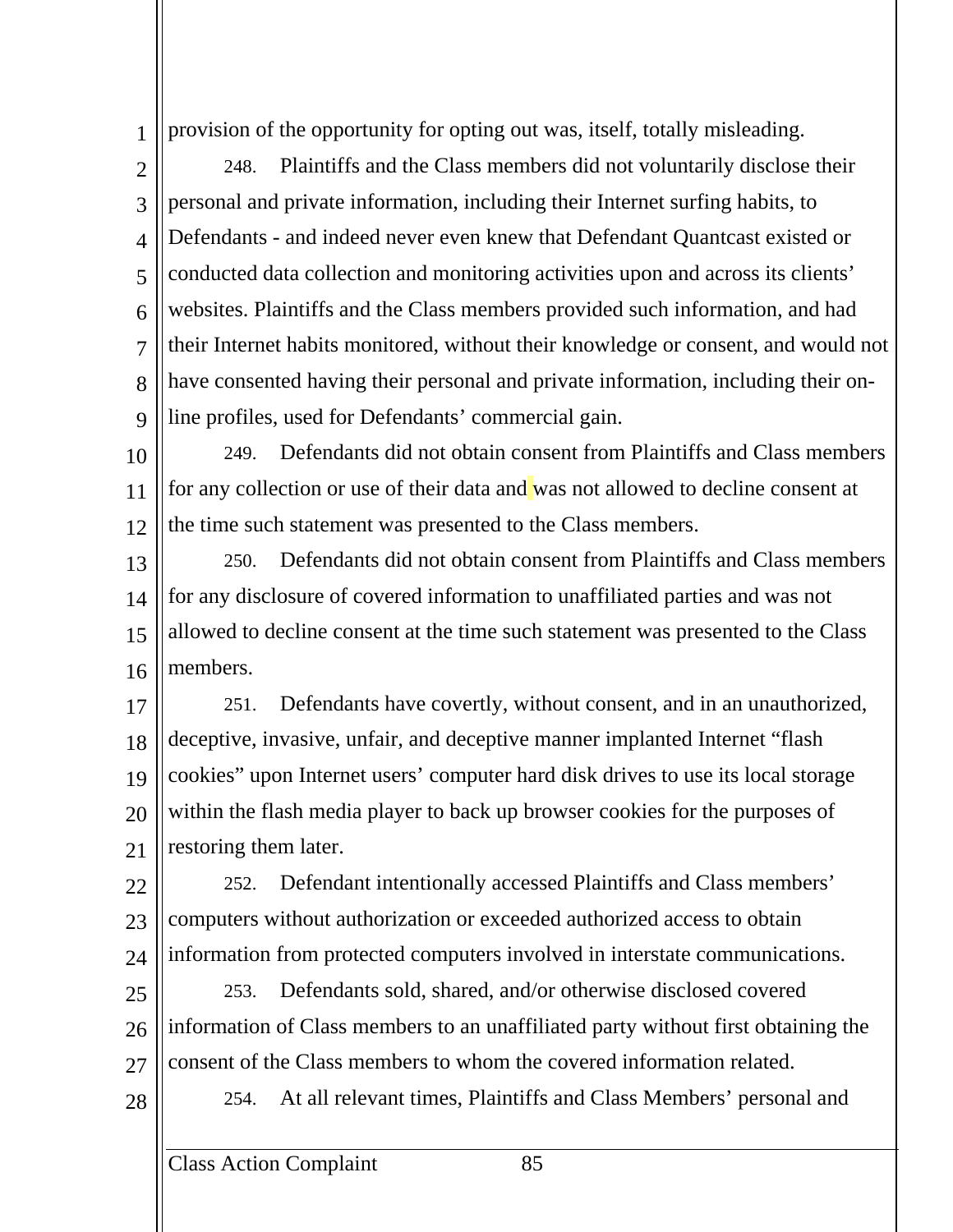provision of the opportunity for opting out was, itself, totally misleading.

248. Plaintiffs and the Class members did not voluntarily disclose their personal and private information, including their Internet surfing habits, to Defendants - and indeed never even knew that Defendant Quantcast existed or conducted data collection and monitoring activities upon and across its clients' websites. Plaintiffs and the Class members provided such information, and had their Internet habits monitored, without their knowledge or consent, and would not have consented having their personal and private information, including their on-line profiles, used for Defendants' commercial gain.

249. Defendants did not obtain consent from Plaintiffs and Class members for any collection or use of their data and was not allowed to decline consent at the time such statement was presented to the Class members.

250. Defendants did not obtain consent from Plaintiffs and Class members for any disclosure of covered information to unaffiliated parties and was not allowed to decline consent at the time such statement was presented to the Class members.

251. Defendants have covertly, without consent, and in an unauthorized, deceptive, invasive, unfair, and deceptive manner implanted Internet "flash cookies" upon Internet users' computer hard disk drives to use its local storage within the flash media player to back up browser cookies for the purposes of restoring them later.

252. Defendant intentionally accessed Plaintiffs and Class members' computers without authorization or exceeded authorized access to obtain information from protected computers involved in interstate communications.

253. Defendants sold, shared, and/or otherwise disclosed covered information of Class members to an unaffiliated party without first obtaining the consent of the Class members to whom the covered information related.

254. At all relevant times, Plaintiffs and Class Members' personal and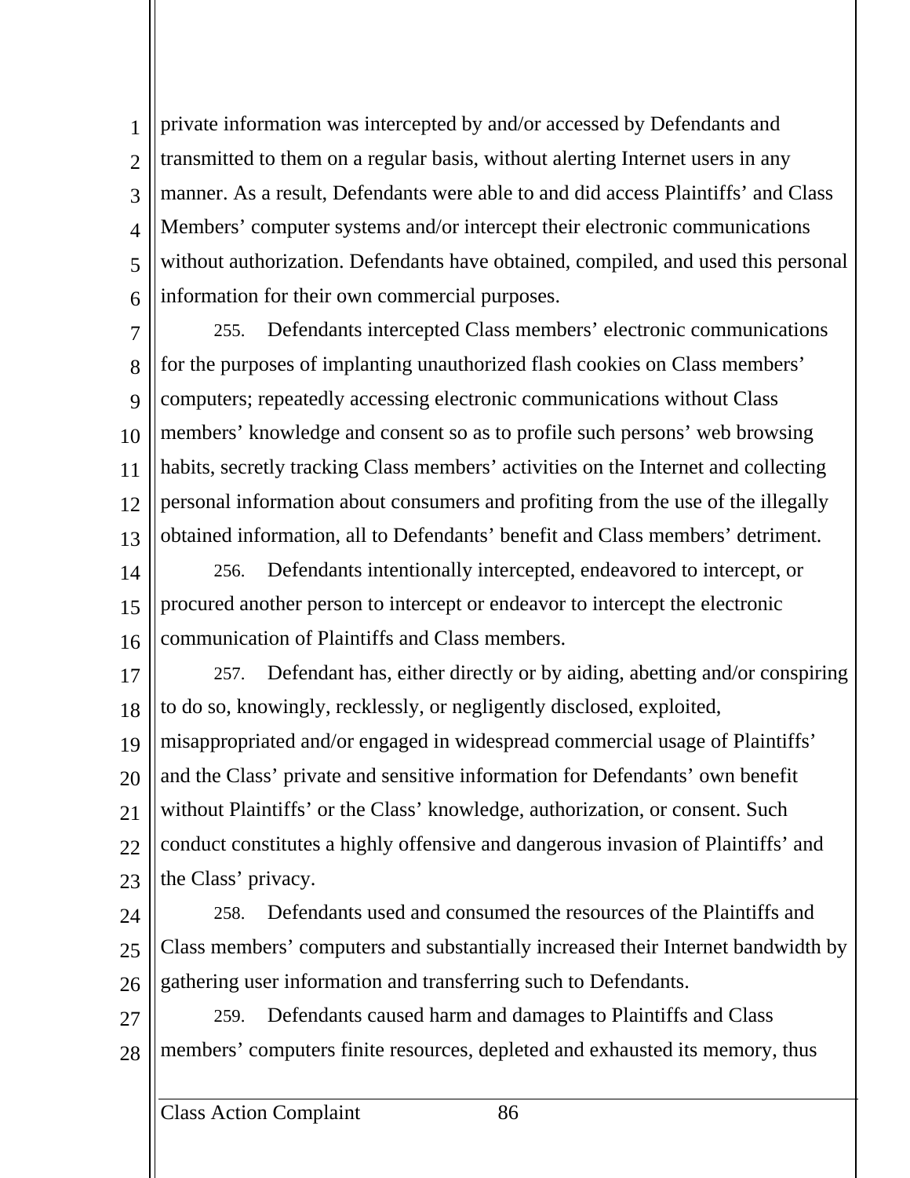private information was intercepted by and/or accessed by Defendants and transmitted to them on a regular basis, without alerting Internet users in any manner. As a result, Defendants were able to and did access Plaintiffs' and Class Members' computer systems and/or intercept their electronic communications without authorization. Defendants have obtained, compiled, and used this personal information for their own commercial purposes.

255. Defendants intercepted Class members' electronic communications for the purposes of implanting unauthorized flash cookies on Class members' computers; repeatedly accessing electronic communications without Class members' knowledge and consent so as to profile such persons' web browsing habits, secretly tracking Class members' activities on the Internet and collecting personal information about consumers and profiting from the use of the illegally obtained information, all to Defendants' benefit and Class members' detriment.

256. Defendants intentionally intercepted, endeavored to intercept, or procured another person to intercept or endeavor to intercept the electronic communication of Plaintiffs and Class members.

257. Defendant has, either directly or by aiding, abetting and/or conspiring to do so, knowingly, recklessly, or negligently disclosed, exploited, misappropriated and/or engaged in widespread commercial usage of Plaintiffs' and the Class' private and sensitive information for Defendants' own benefit without Plaintiffs' or the Class' knowledge, authorization, or consent. Such conduct constitutes a highly offensive and dangerous invasion of Plaintiffs' and the Class' privacy.

258. Defendants used and consumed the resources of the Plaintiffs and Class members' computers and substantially increased their Internet bandwidth by gathering user information and transferring such to Defendants.

259. Defendants caused harm and damages to Plaintiffs and Class members' computers finite resources, depleted and exhausted its memory, thus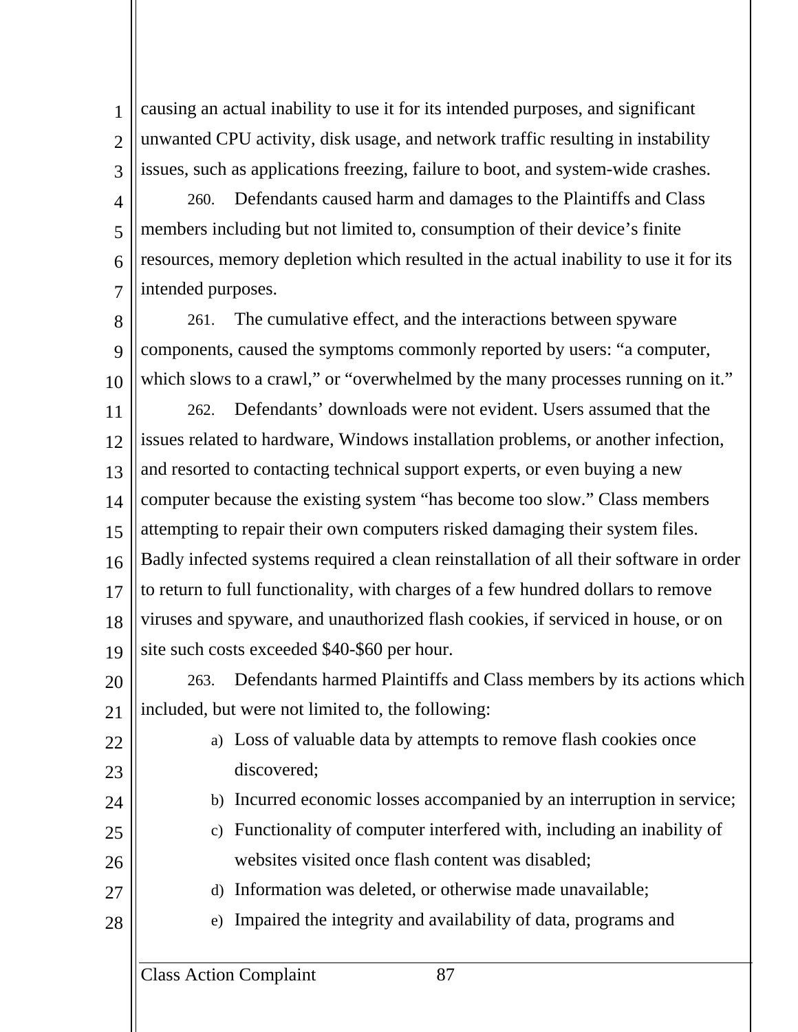causing an actual inability to use it for its intended purposes, and significant unwanted CPU activity, disk usage, and network traffic resulting in instability issues, such as applications freezing, failure to boot, and system-wide crashes.

260. Defendants caused harm and damages to the Plaintiffs and Class members including but not limited to, consumption of their device's finite resources, memory depletion which resulted in the actual inability to use it for its intended purposes.

261. The cumulative effect, and the interactions between spyware components, caused the symptoms commonly reported by users: "a computer, which slows to a crawl," or "overwhelmed by the many processes running on it."

262. Defendants' downloads were not evident. Users assumed that the issues related to hardware, Windows installation problems, or another infection, and resorted to contacting technical support experts, or even buying a new computer because the existing system "has become too slow." Class members attempting to repair their own computers risked damaging their system files. Badly infected systems required a clean reinstallation of all their software in order to return to full functionality, with charges of a few hundred dollars to remove viruses and spyware, and unauthorized flash cookies, if serviced in house, or on site such costs exceeded $40-$60 per hour.

263. Defendants harmed Plaintiffs and Class members by its actions which included, but were not limited to, the following:

a) Loss of valuable data by attempts to remove flash cookies once discovered;

b) Incurred economic losses accompanied by an interruption in service;

c) Functionality of computer interfered with, including an inability of websites visited once flash content was disabled;

d) Information was deleted, or otherwise made unavailable;

e) Impaired the integrity and availability of data, programs and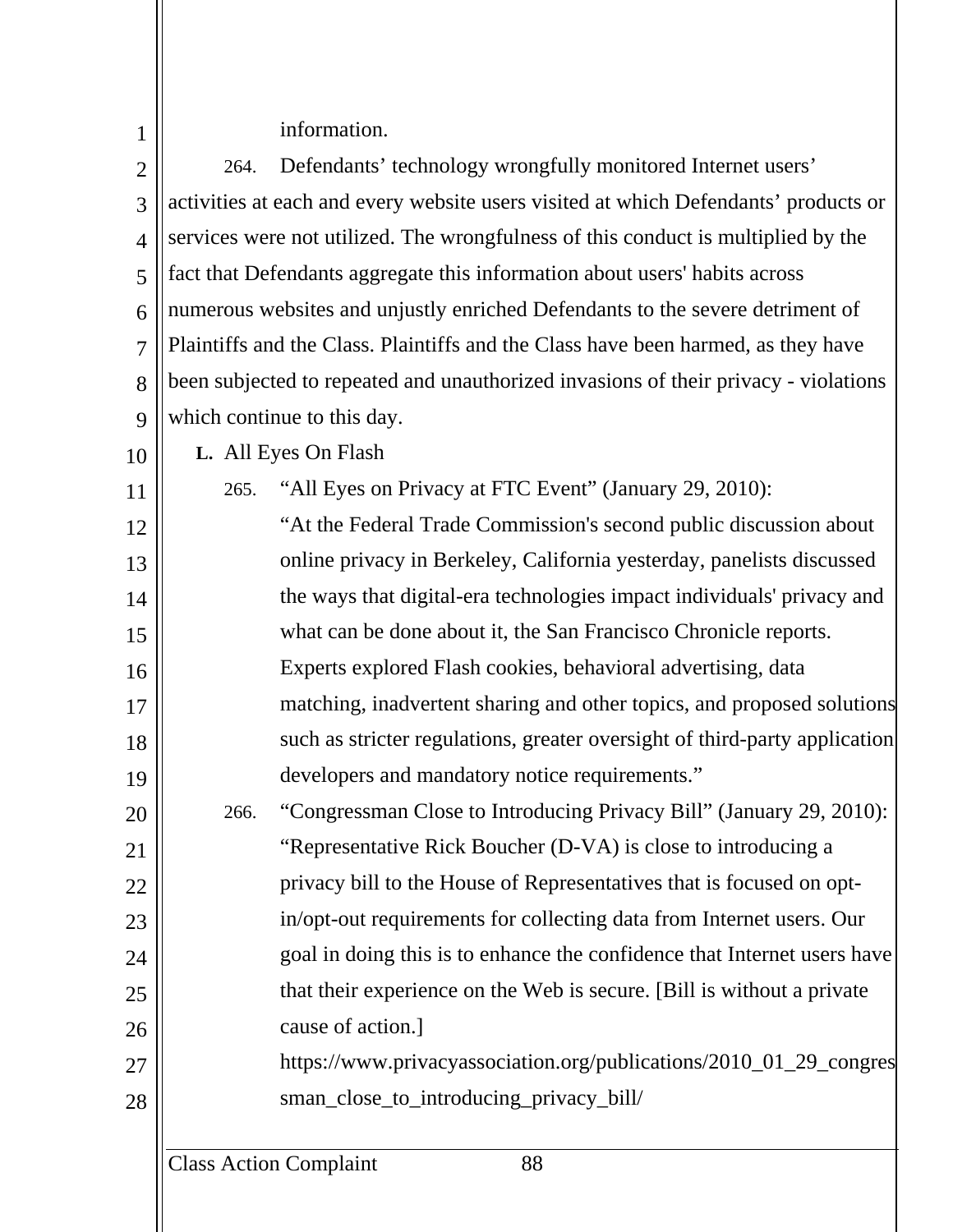information.

264. Defendants' technology wrongfully monitored Internet users' activities at each and every website users visited at which Defendants' products or services were not utilized. The wrongfulness of this conduct is multiplied by the fact that Defendants aggregate this information about users' habits across numerous websites and unjustly enriched Defendants to the severe detriment of Plaintiffs and the Class. Plaintiffs and the Class have been harmed, as they have been subjected to repeated and unauthorized invasions of their privacy - violations which continue to this day.

**L.** All Eyes On Flash

265. "All Eyes on Privacy at FTC Event" (January 29, 2010):

> "At the Federal Trade Commission's second public discussion about online privacy in Berkeley, California yesterday, panelists discussed the ways that digital-era technologies impact individuals' privacy and what can be done about it, the San Francisco Chronicle reports. Experts explored Flash cookies, behavioral advertising, data matching, inadvertent sharing and other topics, and proposed solutions such as stricter regulations, greater oversight of third-party application developers and mandatory notice requirements."

266. "Congressman Close to Introducing Privacy Bill" (January 29, 2010):

> "Representative Rick Boucher (D-VA) is close to introducing a privacy bill to the House of Representatives that is focused on opt-in/opt-out requirements for collecting data from Internet users. Our goal in doing this is to enhance the confidence that Internet users have that their experience on the Web is secure. [Bill is without a private cause of action.]
>
> https://www.privacyassociation.org/publications/2010_01_29_congressman_close_to_introducing_privacy_bill/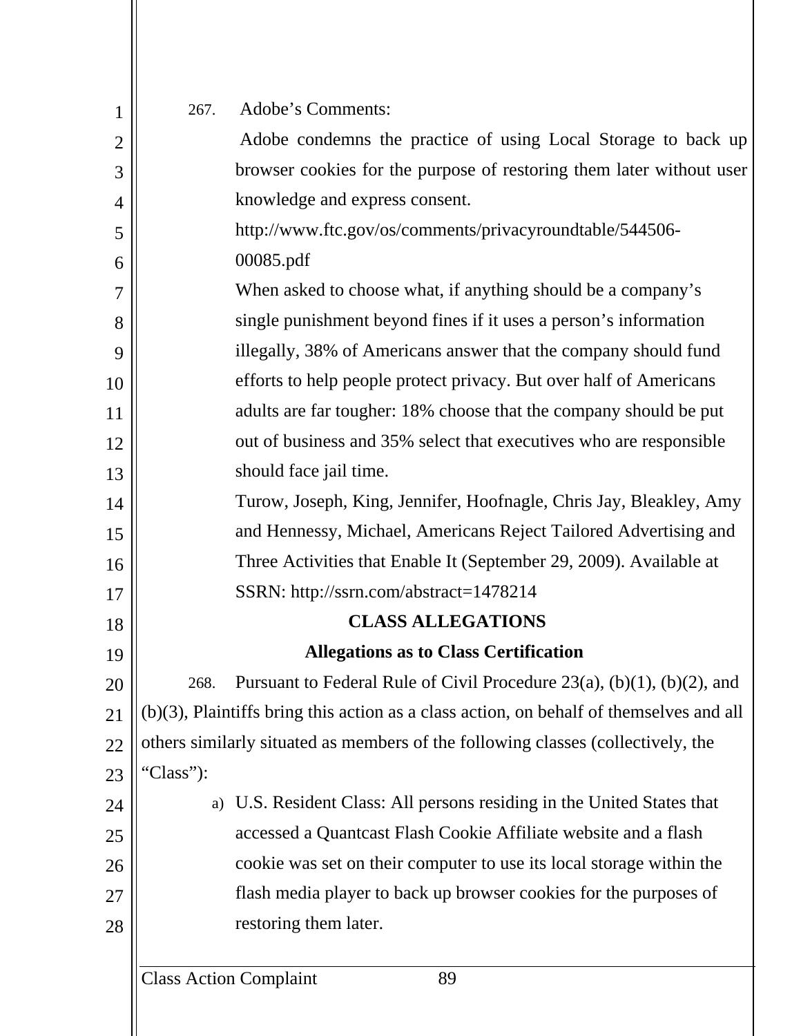267. Adobe's Comments:

> Adobe condemns the practice of using Local Storage to back up browser cookies for the purpose of restoring them later without user knowledge and express consent.
>
> http://www.ftc.gov/os/comments/privacyroundtable/544506-00085.pdf
>
> When asked to choose what, if anything should be a company's single punishment beyond fines if it uses a person's information illegally, 38% of Americans answer that the company should fund efforts to help people protect privacy. But over half of Americans adults are far tougher: 18% choose that the company should be put out of business and 35% select that executives who are responsible should face jail time.
>
> Turow, Joseph, King, Jennifer, Hoofnagle, Chris Jay, Bleakley, Amy and Hennessy, Michael, Americans Reject Tailored Advertising and Three Activities that Enable It (September 29, 2009). Available at SSRN: http://ssrn.com/abstract=1478214

## CLASS ALLEGATIONS

### Allegations as to Class Certification

268. Pursuant to Federal Rule of Civil Procedure 23(a), (b)(1), (b)(2), and (b)(3), Plaintiffs bring this action as a class action, on behalf of themselves and all others similarly situated as members of the following classes (collectively, the "Class"):

a) U.S. Resident Class: All persons residing in the United States that accessed a Quantcast Flash Cookie Affiliate website and a flash cookie was set on their computer to use its local storage within the flash media player to back up browser cookies for the purposes of restoring them later.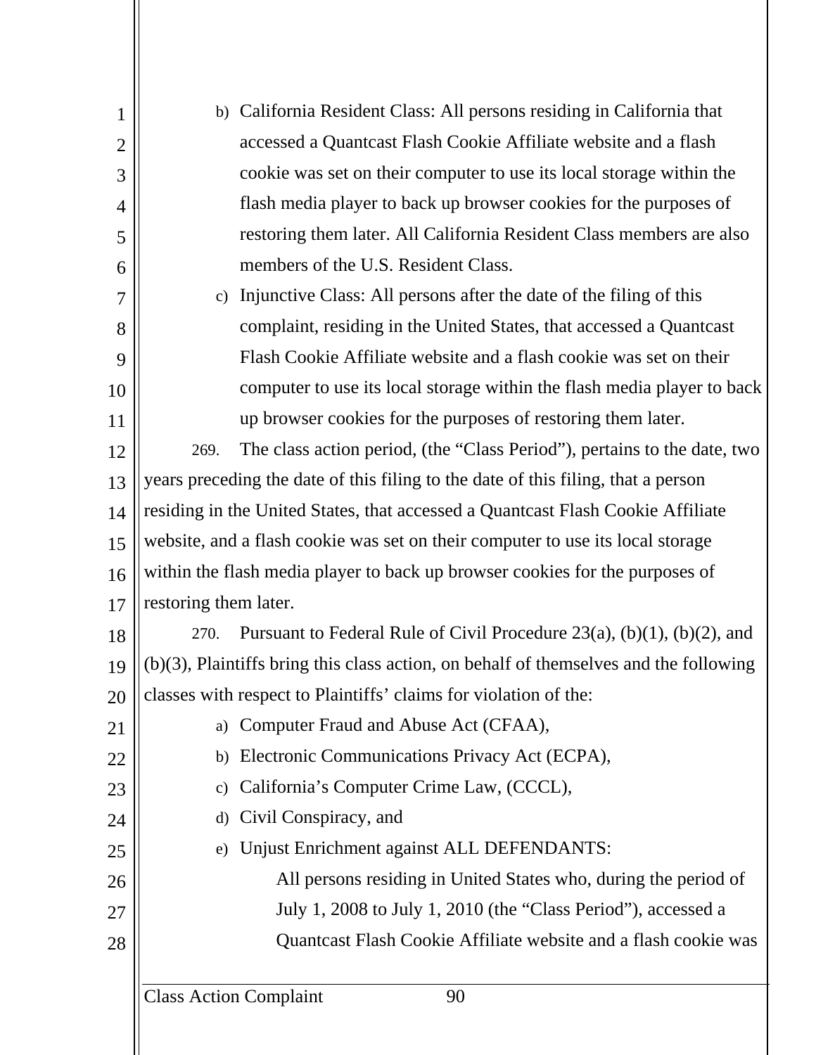b) California Resident Class: All persons residing in California that accessed a Quantcast Flash Cookie Affiliate website and a flash cookie was set on their computer to use its local storage within the flash media player to back up browser cookies for the purposes of restoring them later. All California Resident Class members are also members of the U.S. Resident Class.

c) Injunctive Class: All persons after the date of the filing of this complaint, residing in the United States, that accessed a Quantcast Flash Cookie Affiliate website and a flash cookie was set on their computer to use its local storage within the flash media player to back up browser cookies for the purposes of restoring them later.

269. The class action period, (the "Class Period"), pertains to the date, two years preceding the date of this filing to the date of this filing, that a person residing in the United States, that accessed a Quantcast Flash Cookie Affiliate website, and a flash cookie was set on their computer to use its local storage within the flash media player to back up browser cookies for the purposes of restoring them later.

270. Pursuant to Federal Rule of Civil Procedure 23(a), (b)(1), (b)(2), and (b)(3), Plaintiffs bring this class action, on behalf of themselves and the following classes with respect to Plaintiffs' claims for violation of the:

a) Computer Fraud and Abuse Act (CFAA),
b) Electronic Communications Privacy Act (ECPA),
c) California's Computer Crime Law, (CCCL),
d) Civil Conspiracy, and
e) Unjust Enrichment against ALL DEFENDANTS:

> All persons residing in United States who, during the period of July 1, 2008 to July 1, 2010 (the "Class Period"), accessed a Quantcast Flash Cookie Affiliate website and a flash cookie was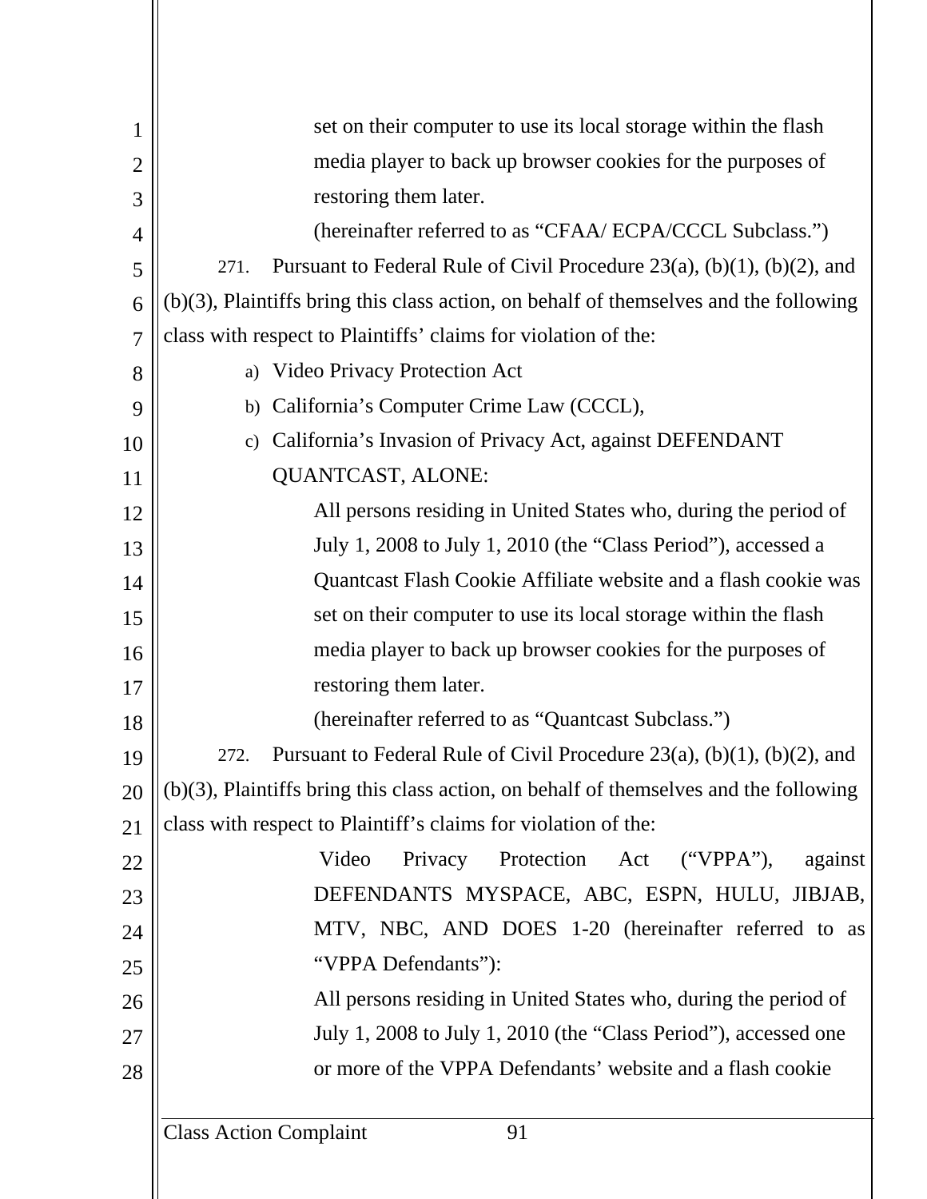set on their computer to use its local storage within the flash media player to back up browser cookies for the purposes of restoring them later.

(hereinafter referred to as "CFAA/ ECPA/CCCL Subclass.")

271. Pursuant to Federal Rule of Civil Procedure 23(a), (b)(1), (b)(2), and (b)(3), Plaintiffs bring this class action, on behalf of themselves and the following class with respect to Plaintiffs' claims for violation of the:

a) Video Privacy Protection Act
b) California's Computer Crime Law (CCCL),
c) California's Invasion of Privacy Act, against DEFENDANT QUANTCAST, ALONE:

All persons residing in United States who, during the period of July 1, 2008 to July 1, 2010 (the "Class Period"), accessed a Quantcast Flash Cookie Affiliate website and a flash cookie was set on their computer to use its local storage within the flash media player to back up browser cookies for the purposes of restoring them later.

(hereinafter referred to as "Quantcast Subclass.")

272. Pursuant to Federal Rule of Civil Procedure 23(a), (b)(1), (b)(2), and (b)(3), Plaintiffs bring this class action, on behalf of themselves and the following class with respect to Plaintiff's claims for violation of the:

Video Privacy Protection Act ("VPPA"), against DEFENDANTS MYSPACE, ABC, ESPN, HULU, JIBJAB, MTV, NBC, AND DOES 1-20 (hereinafter referred to as "VPPA Defendants"):

All persons residing in United States who, during the period of July 1, 2008 to July 1, 2010 (the "Class Period"), accessed one or more of the VPPA Defendants' website and a flash cookie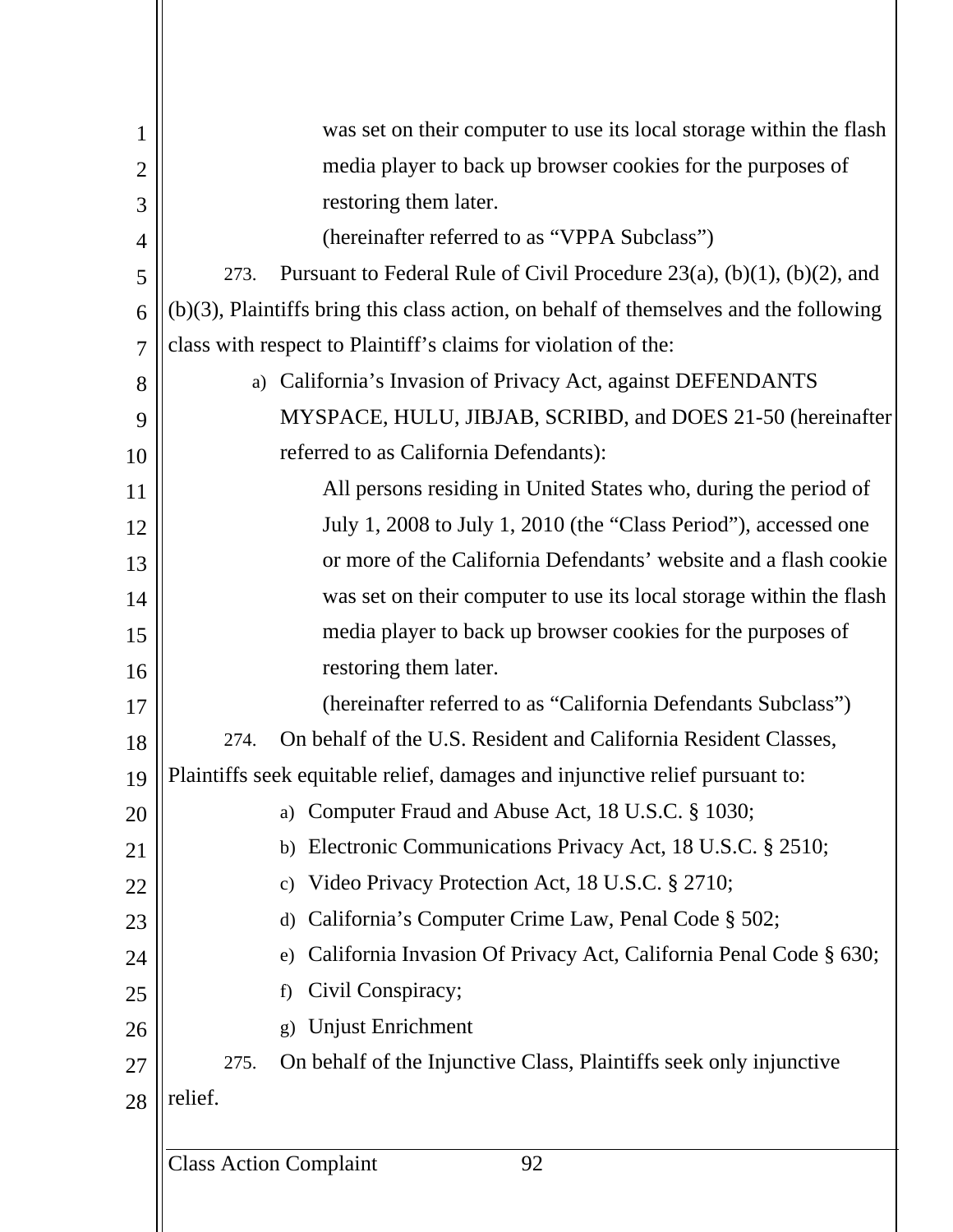was set on their computer to use its local storage within the flash media player to back up browser cookies for the purposes of restoring them later.

(hereinafter referred to as "VPPA Subclass")

273. Pursuant to Federal Rule of Civil Procedure 23(a), (b)(1), (b)(2), and (b)(3), Plaintiffs bring this class action, on behalf of themselves and the following class with respect to Plaintiff's claims for violation of the:

a) California's Invasion of Privacy Act, against DEFENDANTS MYSPACE, HULU, JIBJAB, SCRIBD, and DOES 21-50 (hereinafter referred to as California Defendants):

All persons residing in United States who, during the period of July 1, 2008 to July 1, 2010 (the "Class Period"), accessed one or more of the California Defendants' website and a flash cookie was set on their computer to use its local storage within the flash media player to back up browser cookies for the purposes of restoring them later.

(hereinafter referred to as "California Defendants Subclass")

274. On behalf of the U.S. Resident and California Resident Classes, Plaintiffs seek equitable relief, damages and injunctive relief pursuant to:

a) Computer Fraud and Abuse Act, 18 U.S.C. § 1030;
b) Electronic Communications Privacy Act, 18 U.S.C. § 2510;
c) Video Privacy Protection Act, 18 U.S.C. § 2710;
d) California's Computer Crime Law, Penal Code § 502;
e) California Invasion Of Privacy Act, California Penal Code § 630;
f) Civil Conspiracy;
g) Unjust Enrichment

275. On behalf of the Injunctive Class, Plaintiffs seek only injunctive relief.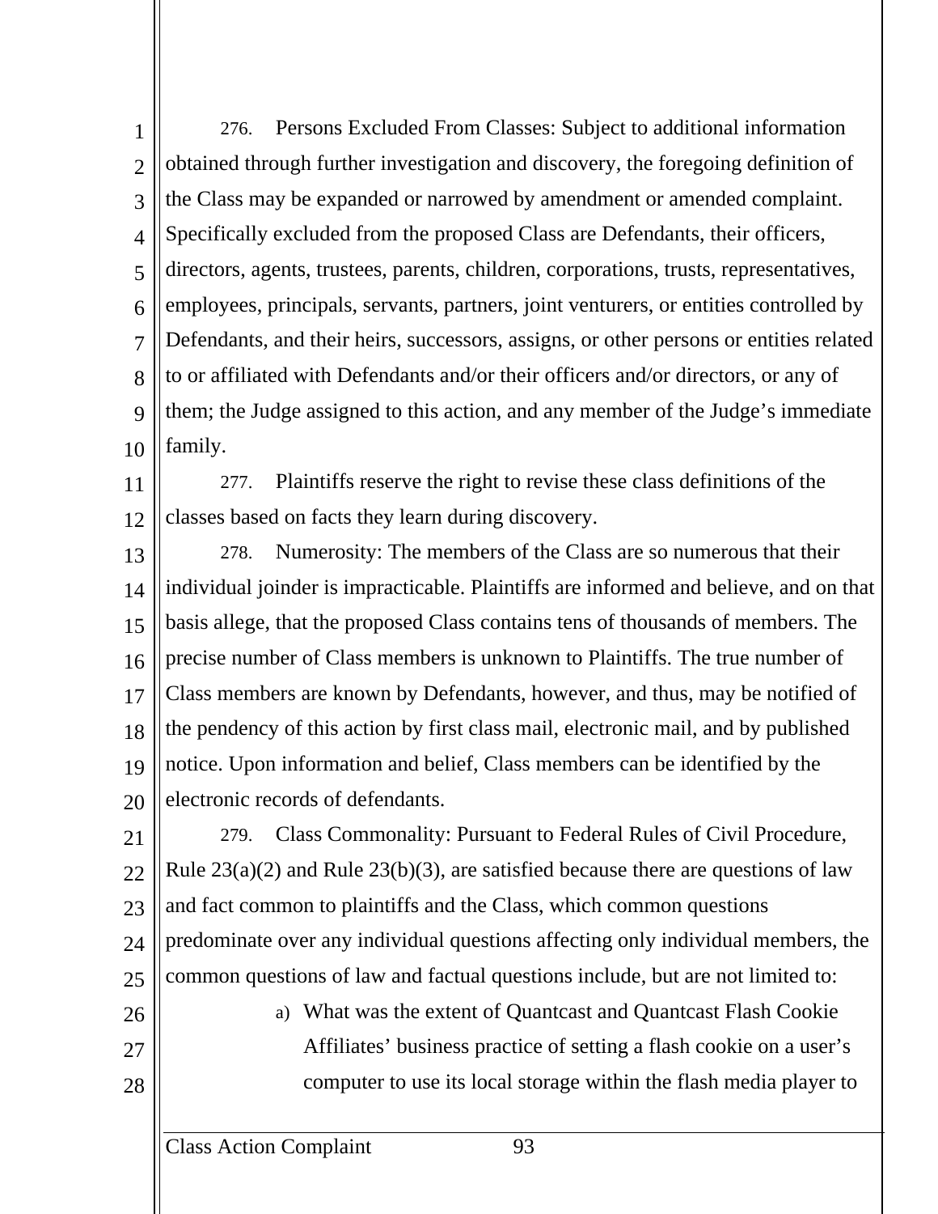276. Persons Excluded From Classes: Subject to additional information obtained through further investigation and discovery, the foregoing definition of the Class may be expanded or narrowed by amendment or amended complaint. Specifically excluded from the proposed Class are Defendants, their officers, directors, agents, trustees, parents, children, corporations, trusts, representatives, employees, principals, servants, partners, joint venturers, or entities controlled by Defendants, and their heirs, successors, assigns, or other persons or entities related to or affiliated with Defendants and/or their officers and/or directors, or any of them; the Judge assigned to this action, and any member of the Judge's immediate family.

277. Plaintiffs reserve the right to revise these class definitions of the classes based on facts they learn during discovery.

278. Numerosity: The members of the Class are so numerous that their individual joinder is impracticable. Plaintiffs are informed and believe, and on that basis allege, that the proposed Class contains tens of thousands of members. The precise number of Class members is unknown to Plaintiffs. The true number of Class members are known by Defendants, however, and thus, may be notified of the pendency of this action by first class mail, electronic mail, and by published notice. Upon information and belief, Class members can be identified by the electronic records of defendants.

279. Class Commonality: Pursuant to Federal Rules of Civil Procedure, Rule 23(a)(2) and Rule 23(b)(3), are satisfied because there are questions of law and fact common to plaintiffs and the Class, which common questions predominate over any individual questions affecting only individual members, the common questions of law and factual questions include, but are not limited to:

a) What was the extent of Quantcast and Quantcast Flash Cookie Affiliates' business practice of setting a flash cookie on a user's computer to use its local storage within the flash media player to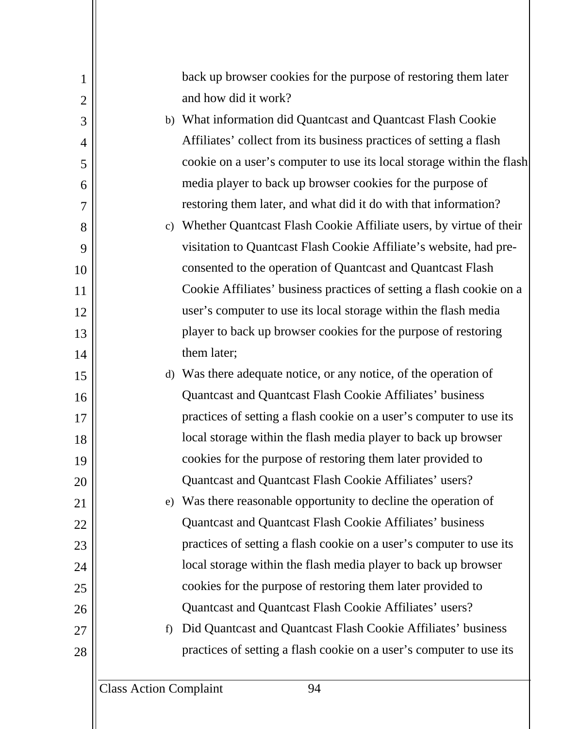back up browser cookies for the purpose of restoring them later and how did it work?

b) What information did Quantcast and Quantcast Flash Cookie Affiliates' collect from its business practices of setting a flash cookie on a user's computer to use its local storage within the flash media player to back up browser cookies for the purpose of restoring them later, and what did it do with that information?

c) Whether Quantcast Flash Cookie Affiliate users, by virtue of their visitation to Quantcast Flash Cookie Affiliate's website, had pre-consented to the operation of Quantcast and Quantcast Flash Cookie Affiliates' business practices of setting a flash cookie on a user's computer to use its local storage within the flash media player to back up browser cookies for the purpose of restoring them later;

d) Was there adequate notice, or any notice, of the operation of Quantcast and Quantcast Flash Cookie Affiliates' business practices of setting a flash cookie on a user's computer to use its local storage within the flash media player to back up browser cookies for the purpose of restoring them later provided to Quantcast and Quantcast Flash Cookie Affiliates' users?

e) Was there reasonable opportunity to decline the operation of Quantcast and Quantcast Flash Cookie Affiliates' business practices of setting a flash cookie on a user's computer to use its local storage within the flash media player to back up browser cookies for the purpose of restoring them later provided to Quantcast and Quantcast Flash Cookie Affiliates' users?

f) Did Quantcast and Quantcast Flash Cookie Affiliates' business practices of setting a flash cookie on a user's computer to use its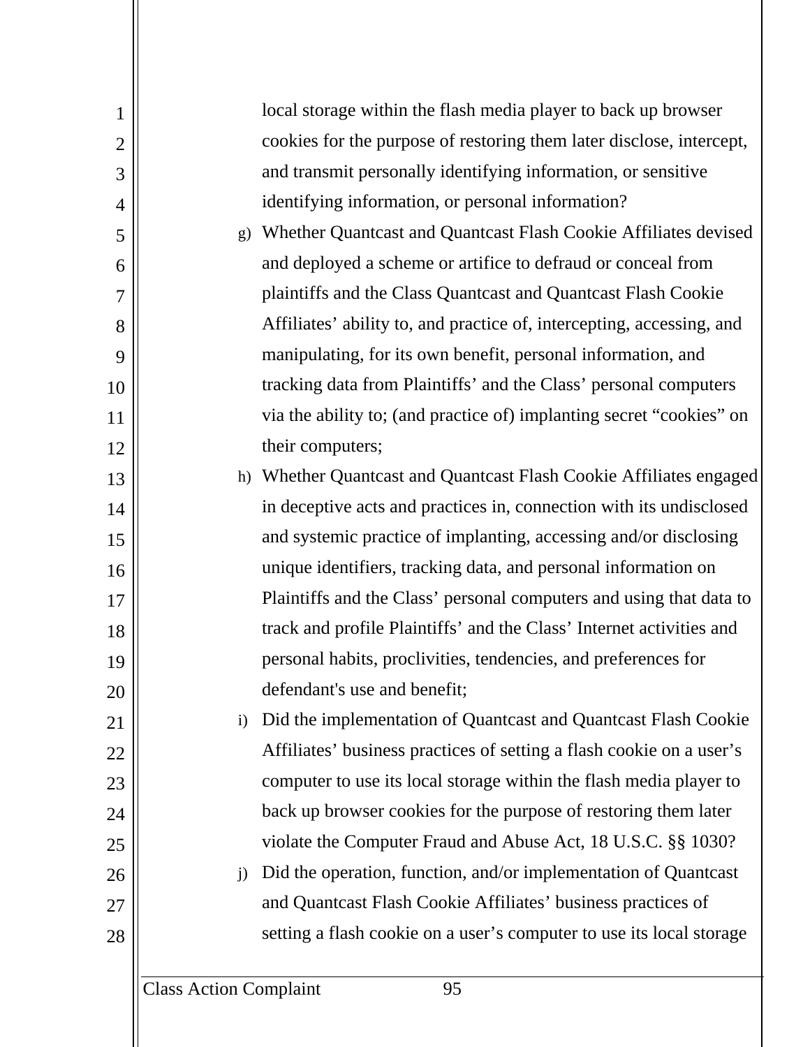local storage within the flash media player to back up browser cookies for the purpose of restoring them later disclose, intercept, and transmit personally identifying information, or sensitive identifying information, or personal information?

g) Whether Quantcast and Quantcast Flash Cookie Affiliates devised and deployed a scheme or artifice to defraud or conceal from plaintiffs and the Class Quantcast and Quantcast Flash Cookie Affiliates' ability to, and practice of, intercepting, accessing, and manipulating, for its own benefit, personal information, and tracking data from Plaintiffs' and the Class' personal computers via the ability to; (and practice of) implanting secret "cookies" on their computers;

h) Whether Quantcast and Quantcast Flash Cookie Affiliates engaged in deceptive acts and practices in, connection with its undisclosed and systemic practice of implanting, accessing and/or disclosing unique identifiers, tracking data, and personal information on Plaintiffs and the Class' personal computers and using that data to track and profile Plaintiffs' and the Class' Internet activities and personal habits, proclivities, tendencies, and preferences for defendant's use and benefit;

i) Did the implementation of Quantcast and Quantcast Flash Cookie Affiliates' business practices of setting a flash cookie on a user's computer to use its local storage within the flash media player to back up browser cookies for the purpose of restoring them later violate the Computer Fraud and Abuse Act, 18 U.S.C. §§ 1030?

j) Did the operation, function, and/or implementation of Quantcast and Quantcast Flash Cookie Affiliates' business practices of setting a flash cookie on a user's computer to use its local storage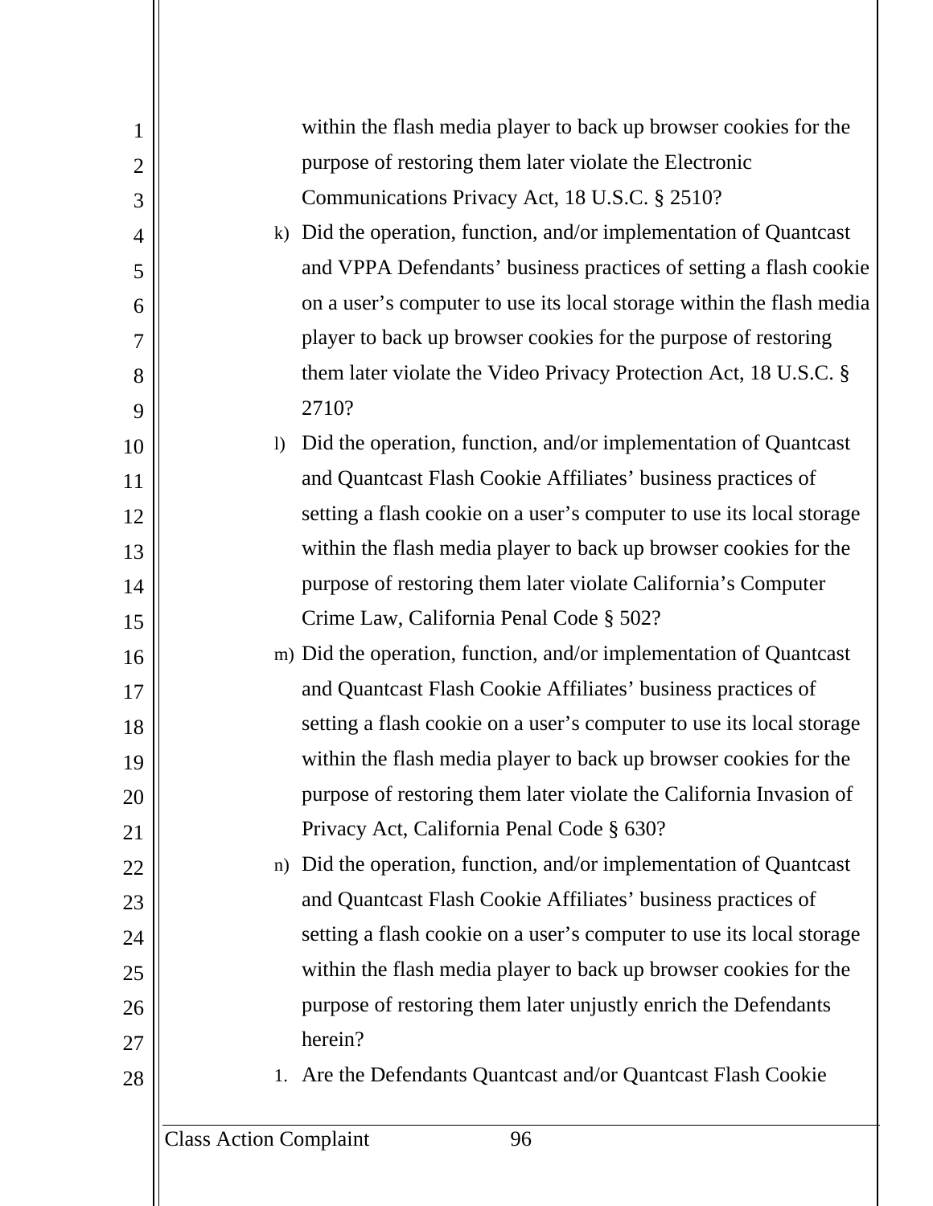within the flash media player to back up browser cookies for the purpose of restoring them later violate the Electronic Communications Privacy Act, 18 U.S.C. § 2510?

k) Did the operation, function, and/or implementation of Quantcast and VPPA Defendants' business practices of setting a flash cookie on a user's computer to use its local storage within the flash media player to back up browser cookies for the purpose of restoring them later violate the Video Privacy Protection Act, 18 U.S.C. § 2710?

l) Did the operation, function, and/or implementation of Quantcast and Quantcast Flash Cookie Affiliates' business practices of setting a flash cookie on a user's computer to use its local storage within the flash media player to back up browser cookies for the purpose of restoring them later violate California's Computer Crime Law, California Penal Code § 502?

m) Did the operation, function, and/or implementation of Quantcast and Quantcast Flash Cookie Affiliates' business practices of setting a flash cookie on a user's computer to use its local storage within the flash media player to back up browser cookies for the purpose of restoring them later violate the California Invasion of Privacy Act, California Penal Code § 630?

n) Did the operation, function, and/or implementation of Quantcast and Quantcast Flash Cookie Affiliates' business practices of setting a flash cookie on a user's computer to use its local storage within the flash media player to back up browser cookies for the purpose of restoring them later unjustly enrich the Defendants herein?

1. Are the Defendants Quantcast and/or Quantcast Flash Cookie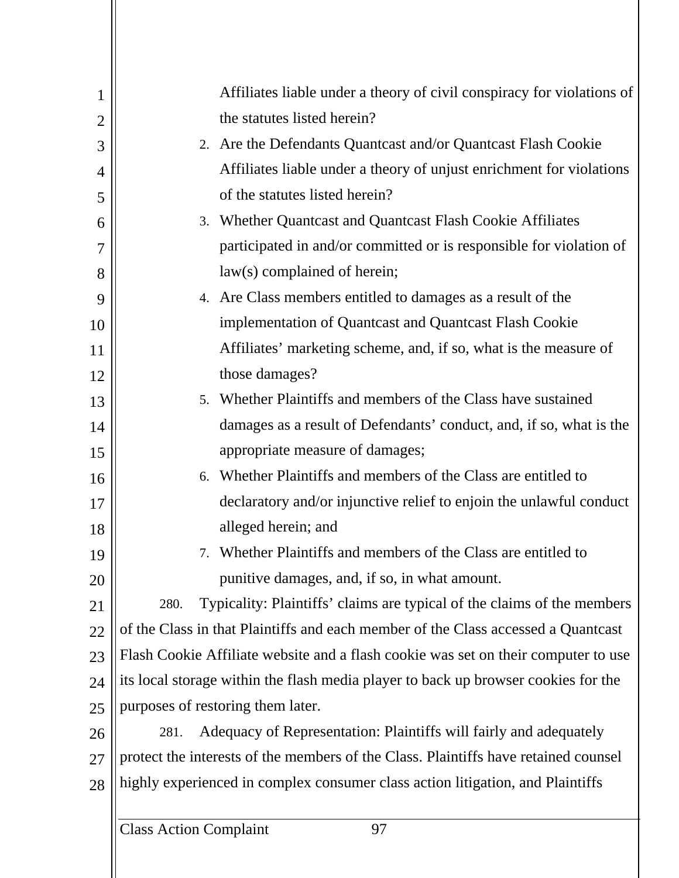Affiliates liable under a theory of civil conspiracy for violations of the statutes listed herein?

2. Are the Defendants Quantcast and/or Quantcast Flash Cookie Affiliates liable under a theory of unjust enrichment for violations of the statutes listed herein?
3. Whether Quantcast and Quantcast Flash Cookie Affiliates participated in and/or committed or is responsible for violation of law(s) complained of herein;
4. Are Class members entitled to damages as a result of the implementation of Quantcast and Quantcast Flash Cookie Affiliates' marketing scheme, and, if so, what is the measure of those damages?
5. Whether Plaintiffs and members of the Class have sustained damages as a result of Defendants' conduct, and, if so, what is the appropriate measure of damages;
6. Whether Plaintiffs and members of the Class are entitled to declaratory and/or injunctive relief to enjoin the unlawful conduct alleged herein; and
7. Whether Plaintiffs and members of the Class are entitled to punitive damages, and, if so, in what amount.

280. Typicality: Plaintiffs' claims are typical of the claims of the members of the Class in that Plaintiffs and each member of the Class accessed a Quantcast Flash Cookie Affiliate website and a flash cookie was set on their computer to use its local storage within the flash media player to back up browser cookies for the purposes of restoring them later.

281. Adequacy of Representation: Plaintiffs will fairly and adequately protect the interests of the members of the Class. Plaintiffs have retained counsel highly experienced in complex consumer class action litigation, and Plaintiffs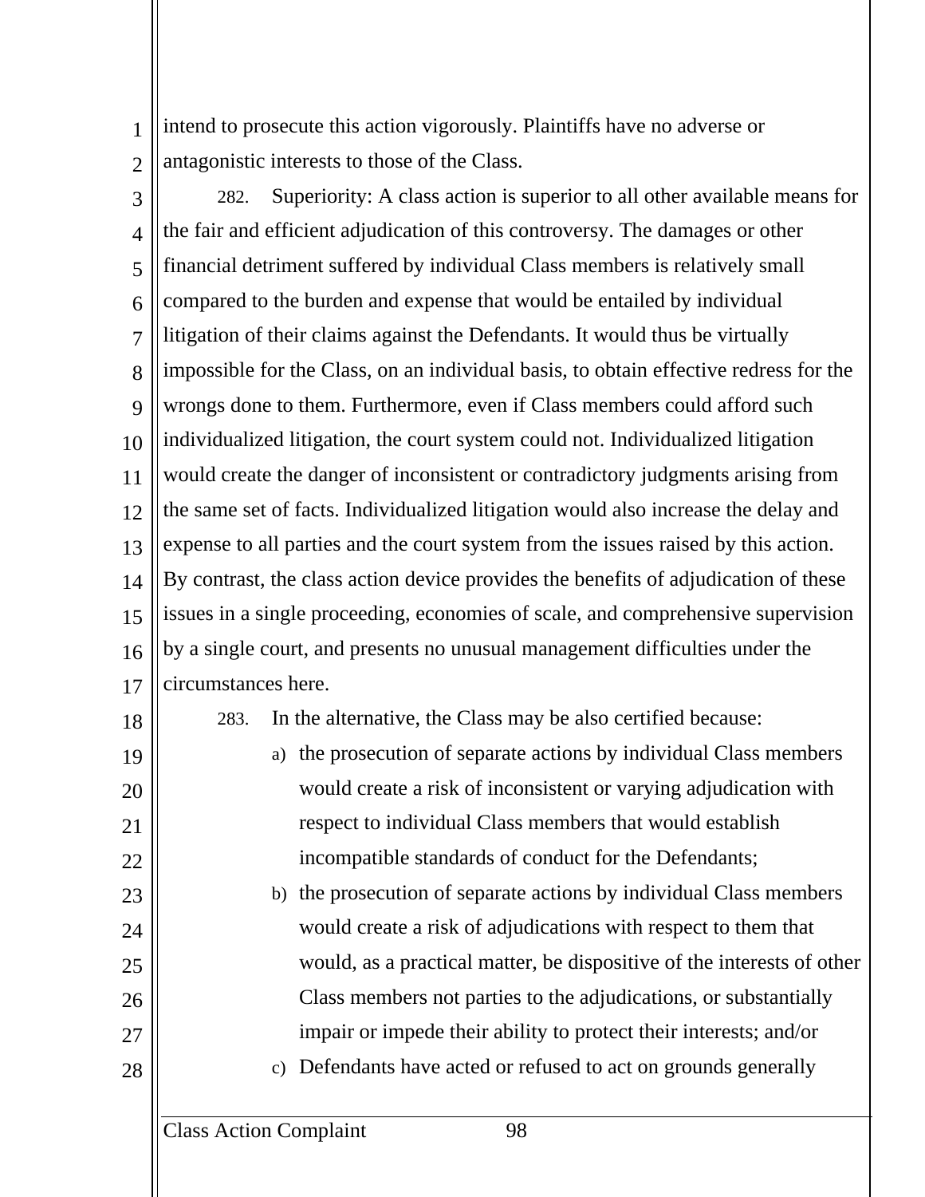intend to prosecute this action vigorously. Plaintiffs have no adverse or antagonistic interests to those of the Class.

282. Superiority: A class action is superior to all other available means for the fair and efficient adjudication of this controversy. The damages or other financial detriment suffered by individual Class members is relatively small compared to the burden and expense that would be entailed by individual litigation of their claims against the Defendants. It would thus be virtually impossible for the Class, on an individual basis, to obtain effective redress for the wrongs done to them. Furthermore, even if Class members could afford such individualized litigation, the court system could not. Individualized litigation would create the danger of inconsistent or contradictory judgments arising from the same set of facts. Individualized litigation would also increase the delay and expense to all parties and the court system from the issues raised by this action. By contrast, the class action device provides the benefits of adjudication of these issues in a single proceeding, economies of scale, and comprehensive supervision by a single court, and presents no unusual management difficulties under the circumstances here.

283. In the alternative, the Class may be also certified because:

a) the prosecution of separate actions by individual Class members would create a risk of inconsistent or varying adjudication with respect to individual Class members that would establish incompatible standards of conduct for the Defendants;

b) the prosecution of separate actions by individual Class members would create a risk of adjudications with respect to them that would, as a practical matter, be dispositive of the interests of other Class members not parties to the adjudications, or substantially impair or impede their ability to protect their interests; and/or

c) Defendants have acted or refused to act on grounds generally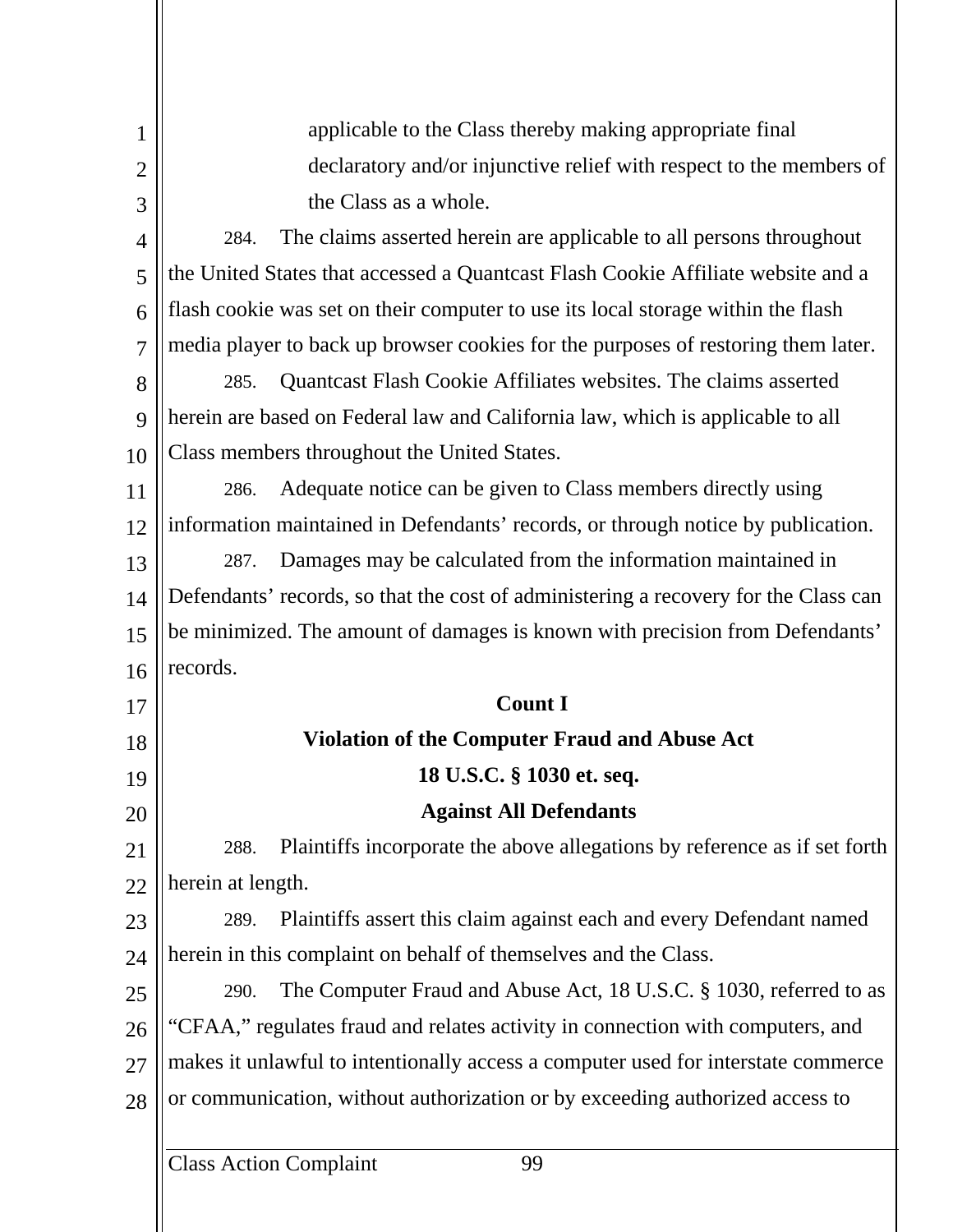applicable to the Class thereby making appropriate final declaratory and/or injunctive relief with respect to the members of the Class as a whole.

284. The claims asserted herein are applicable to all persons throughout the United States that accessed a Quantcast Flash Cookie Affiliate website and a flash cookie was set on their computer to use its local storage within the flash media player to back up browser cookies for the purposes of restoring them later.

285. Quantcast Flash Cookie Affiliates websites. The claims asserted herein are based on Federal law and California law, which is applicable to all Class members throughout the United States.

286. Adequate notice can be given to Class members directly using information maintained in Defendants' records, or through notice by publication.

287. Damages may be calculated from the information maintained in Defendants' records, so that the cost of administering a recovery for the Class can be minimized. The amount of damages is known with precision from Defendants' records.

**Count I**

**Violation of the Computer Fraud and Abuse Act**

**18 U.S.C. § 1030 et. seq.**

**Against All Defendants**

288. Plaintiffs incorporate the above allegations by reference as if set forth herein at length.

289. Plaintiffs assert this claim against each and every Defendant named herein in this complaint on behalf of themselves and the Class.

290. The Computer Fraud and Abuse Act, 18 U.S.C. § 1030, referred to as "CFAA," regulates fraud and relates activity in connection with computers, and makes it unlawful to intentionally access a computer used for interstate commerce or communication, without authorization or by exceeding authorized access to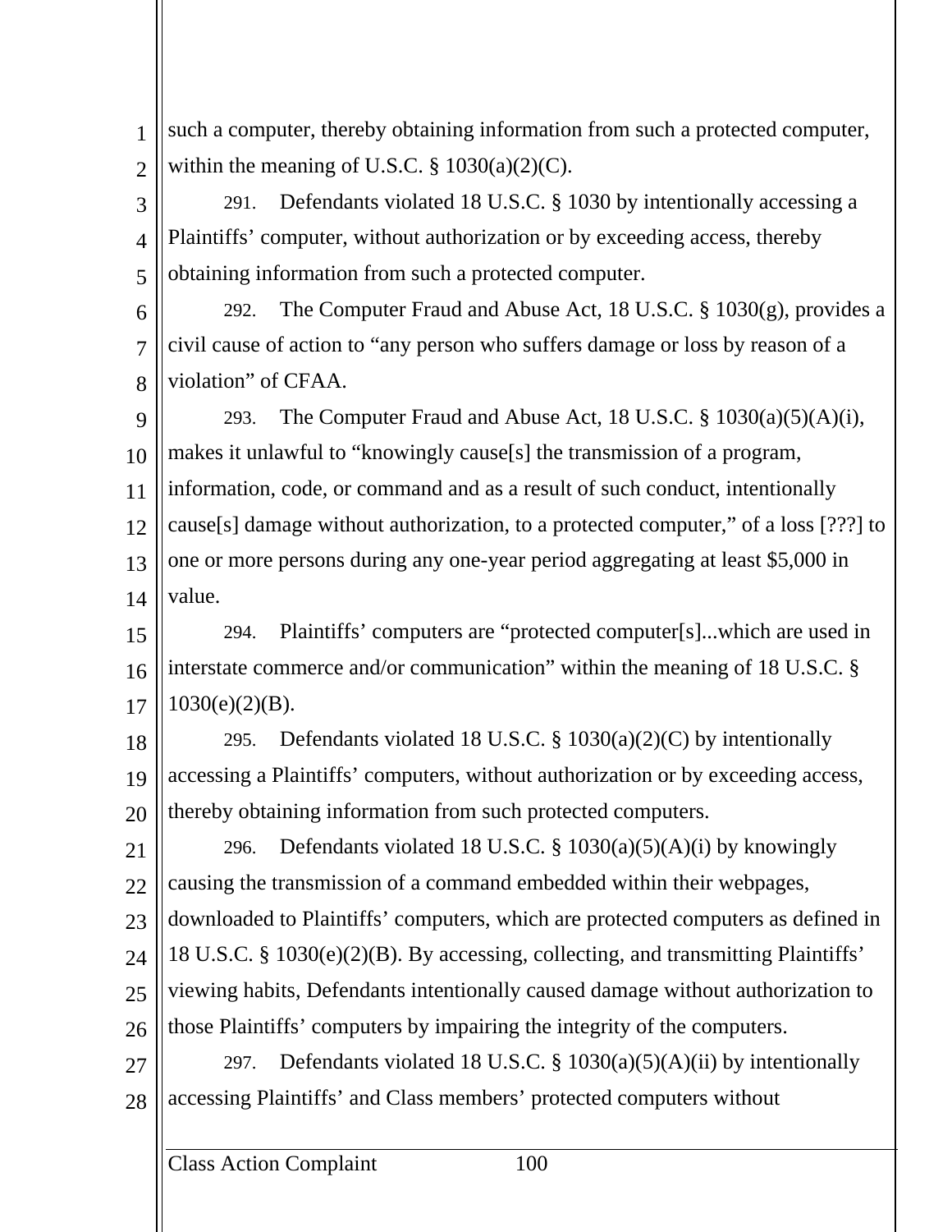such a computer, thereby obtaining information from such a protected computer, within the meaning of U.S.C. § 1030(a)(2)(C).

291. Defendants violated 18 U.S.C. § 1030 by intentionally accessing a Plaintiffs' computer, without authorization or by exceeding access, thereby obtaining information from such a protected computer.

292. The Computer Fraud and Abuse Act, 18 U.S.C. § 1030(g), provides a civil cause of action to "any person who suffers damage or loss by reason of a violation" of CFAA.

293. The Computer Fraud and Abuse Act, 18 U.S.C. § 1030(a)(5)(A)(i), makes it unlawful to "knowingly cause[s] the transmission of a program, information, code, or command and as a result of such conduct, intentionally cause[s] damage without authorization, to a protected computer," of a loss [???] to one or more persons during any one-year period aggregating at least $5,000 in value.

294. Plaintiffs' computers are "protected computer[s]...which are used in interstate commerce and/or communication" within the meaning of 18 U.S.C. § 1030(e)(2)(B).

295. Defendants violated 18 U.S.C. § 1030(a)(2)(C) by intentionally accessing a Plaintiffs' computers, without authorization or by exceeding access, thereby obtaining information from such protected computers.

296. Defendants violated 18 U.S.C. § 1030(a)(5)(A)(i) by knowingly causing the transmission of a command embedded within their webpages, downloaded to Plaintiffs' computers, which are protected computers as defined in 18 U.S.C. § 1030(e)(2)(B). By accessing, collecting, and transmitting Plaintiffs' viewing habits, Defendants intentionally caused damage without authorization to those Plaintiffs' computers by impairing the integrity of the computers.

297. Defendants violated 18 U.S.C. § 1030(a)(5)(A)(ii) by intentionally accessing Plaintiffs' and Class members' protected computers without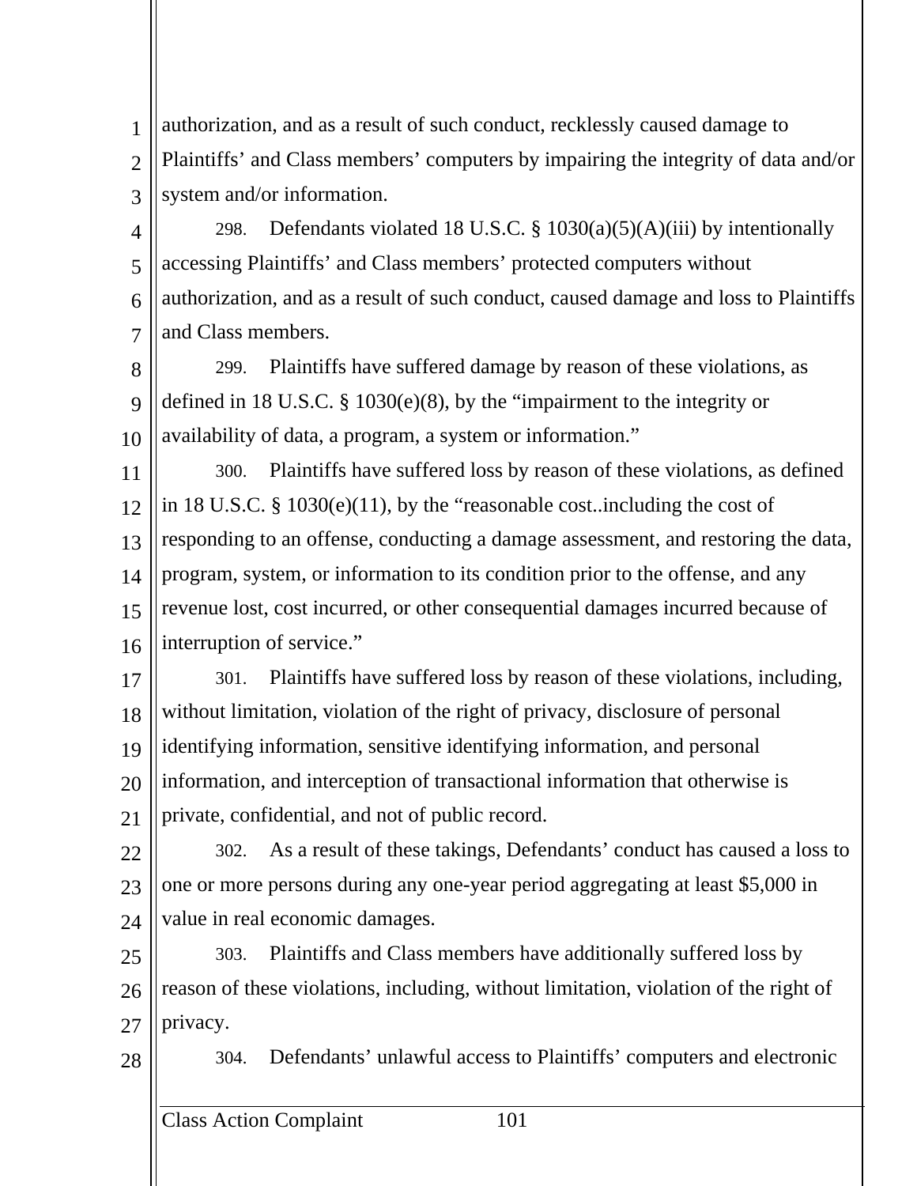authorization, and as a result of such conduct, recklessly caused damage to Plaintiffs' and Class members' computers by impairing the integrity of data and/or system and/or information.

298. Defendants violated 18 U.S.C. § 1030(a)(5)(A)(iii) by intentionally accessing Plaintiffs' and Class members' protected computers without authorization, and as a result of such conduct, caused damage and loss to Plaintiffs and Class members.

299. Plaintiffs have suffered damage by reason of these violations, as defined in 18 U.S.C. § 1030(e)(8), by the "impairment to the integrity or availability of data, a program, a system or information."

300. Plaintiffs have suffered loss by reason of these violations, as defined in 18 U.S.C. § 1030(e)(11), by the "reasonable cost..including the cost of responding to an offense, conducting a damage assessment, and restoring the data, program, system, or information to its condition prior to the offense, and any revenue lost, cost incurred, or other consequential damages incurred because of interruption of service."

301. Plaintiffs have suffered loss by reason of these violations, including, without limitation, violation of the right of privacy, disclosure of personal identifying information, sensitive identifying information, and personal information, and interception of transactional information that otherwise is private, confidential, and not of public record.

302. As a result of these takings, Defendants' conduct has caused a loss to one or more persons during any one-year period aggregating at least $5,000 in value in real economic damages.

303. Plaintiffs and Class members have additionally suffered loss by reason of these violations, including, without limitation, violation of the right of privacy.

304. Defendants' unlawful access to Plaintiffs' computers and electronic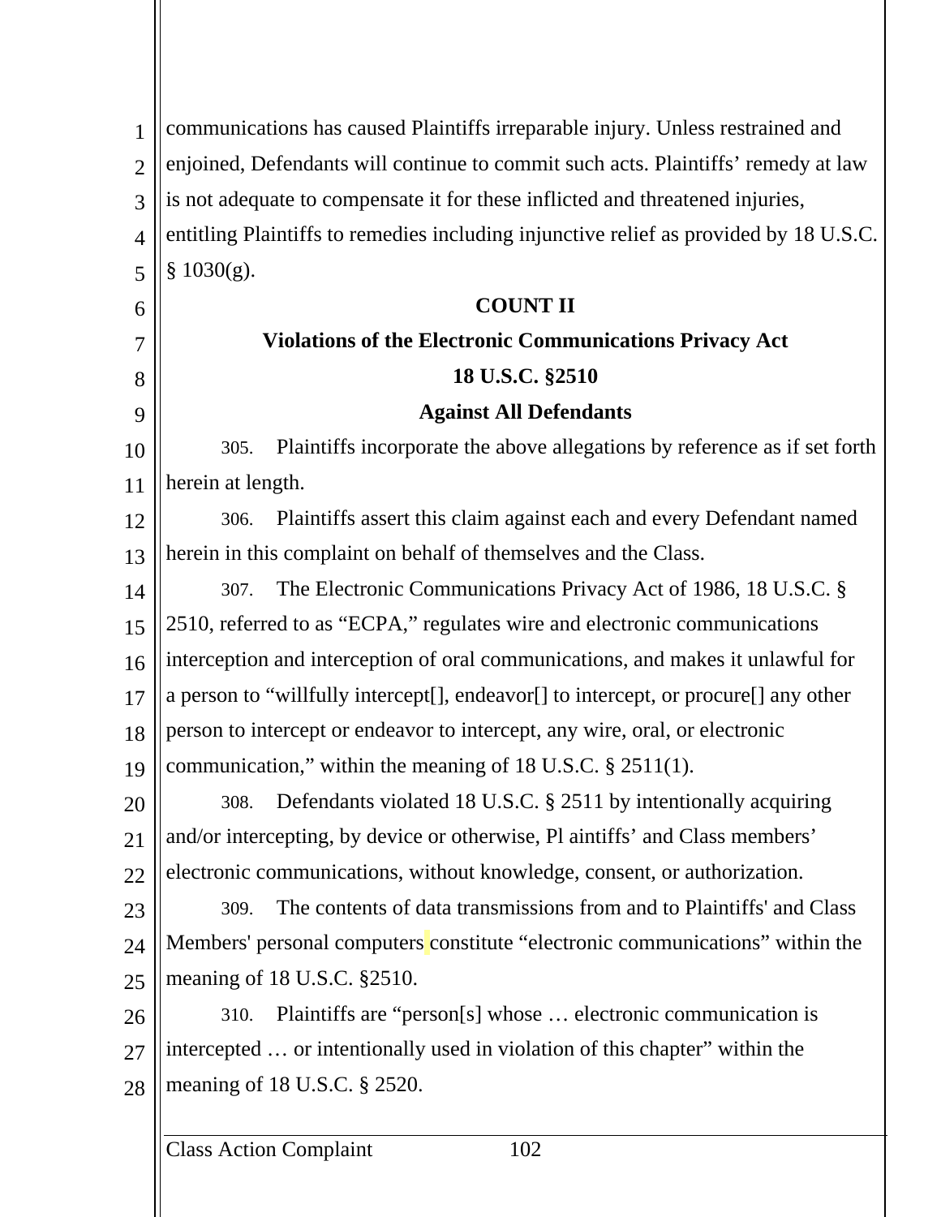communications has caused Plaintiffs irreparable injury. Unless restrained and enjoined, Defendants will continue to commit such acts. Plaintiffs' remedy at law is not adequate to compensate it for these inflicted and threatened injuries, entitling Plaintiffs to remedies including injunctive relief as provided by 18 U.S.C. § 1030(g).

**COUNT II**

**Violations of the Electronic Communications Privacy Act**

**18 U.S.C. §2510**

**Against All Defendants**

305. Plaintiffs incorporate the above allegations by reference as if set forth herein at length.

306. Plaintiffs assert this claim against each and every Defendant named herein in this complaint on behalf of themselves and the Class.

307. The Electronic Communications Privacy Act of 1986, 18 U.S.C. § 2510, referred to as "ECPA," regulates wire and electronic communications interception and interception of oral communications, and makes it unlawful for a person to "willfully intercept[], endeavor[] to intercept, or procure[] any other person to intercept or endeavor to intercept, any wire, oral, or electronic communication," within the meaning of 18 U.S.C. § 2511(1).

308. Defendants violated 18 U.S.C. § 2511 by intentionally acquiring and/or intercepting, by device or otherwise, Pl aintiffs' and Class members' electronic communications, without knowledge, consent, or authorization.

309. The contents of data transmissions from and to Plaintiffs' and Class Members' personal computers constitute "electronic communications" within the meaning of 18 U.S.C. §2510.

310. Plaintiffs are "person[s] whose … electronic communication is intercepted … or intentionally used in violation of this chapter" within the meaning of 18 U.S.C. § 2520.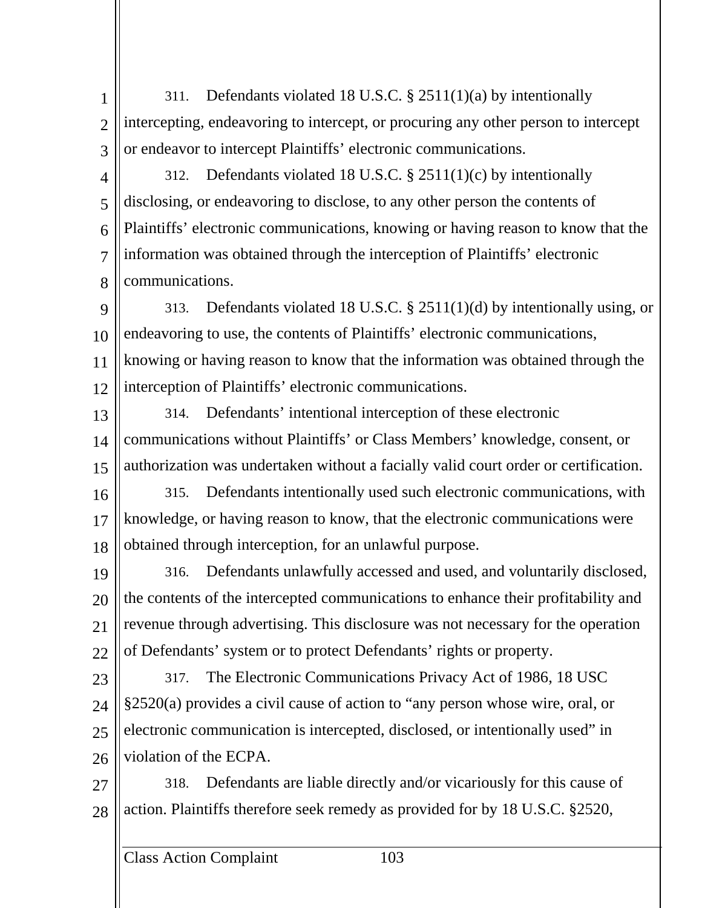311. Defendants violated 18 U.S.C. § 2511(1)(a) by intentionally intercepting, endeavoring to intercept, or procuring any other person to intercept or endeavor to intercept Plaintiffs' electronic communications.

312. Defendants violated 18 U.S.C. § 2511(1)(c) by intentionally disclosing, or endeavoring to disclose, to any other person the contents of Plaintiffs' electronic communications, knowing or having reason to know that the information was obtained through the interception of Plaintiffs' electronic communications.

313. Defendants violated 18 U.S.C. § 2511(1)(d) by intentionally using, or endeavoring to use, the contents of Plaintiffs' electronic communications, knowing or having reason to know that the information was obtained through the interception of Plaintiffs' electronic communications.

314. Defendants' intentional interception of these electronic communications without Plaintiffs' or Class Members' knowledge, consent, or authorization was undertaken without a facially valid court order or certification.

315. Defendants intentionally used such electronic communications, with knowledge, or having reason to know, that the electronic communications were obtained through interception, for an unlawful purpose.

316. Defendants unlawfully accessed and used, and voluntarily disclosed, the contents of the intercepted communications to enhance their profitability and revenue through advertising. This disclosure was not necessary for the operation of Defendants' system or to protect Defendants' rights or property.

317. The Electronic Communications Privacy Act of 1986, 18 USC §2520(a) provides a civil cause of action to "any person whose wire, oral, or electronic communication is intercepted, disclosed, or intentionally used" in violation of the ECPA.

318. Defendants are liable directly and/or vicariously for this cause of action. Plaintiffs therefore seek remedy as provided for by 18 U.S.C. §2520,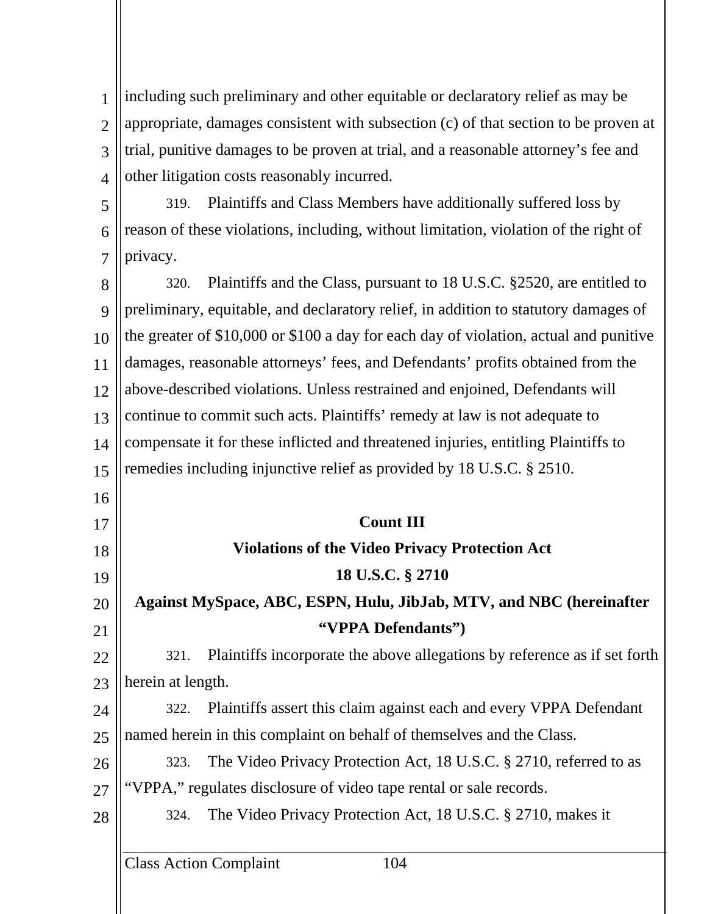including such preliminary and other equitable or declaratory relief as may be appropriate, damages consistent with subsection (c) of that section to be proven at trial, punitive damages to be proven at trial, and a reasonable attorney's fee and other litigation costs reasonably incurred.

319. Plaintiffs and Class Members have additionally suffered loss by reason of these violations, including, without limitation, violation of the right of privacy.

320. Plaintiffs and the Class, pursuant to 18 U.S.C. §2520, are entitled to preliminary, equitable, and declaratory relief, in addition to statutory damages of the greater of $10,000 or $100 a day for each day of violation, actual and punitive damages, reasonable attorneys' fees, and Defendants' profits obtained from the above-described violations. Unless restrained and enjoined, Defendants will continue to commit such acts. Plaintiffs' remedy at law is not adequate to compensate it for these inflicted and threatened injuries, entitling Plaintiffs to remedies including injunctive relief as provided by 18 U.S.C. § 2510.

**Count III**

**Violations of the Video Privacy Protection Act**

**18 U.S.C. § 2710**

**Against MySpace, ABC, ESPN, Hulu, JibJab, MTV, and NBC (hereinafter "VPPA Defendants")**

321. Plaintiffs incorporate the above allegations by reference as if set forth herein at length.

322. Plaintiffs assert this claim against each and every VPPA Defendant named herein in this complaint on behalf of themselves and the Class.

323. The Video Privacy Protection Act, 18 U.S.C. § 2710, referred to as "VPPA," regulates disclosure of video tape rental or sale records.

324. The Video Privacy Protection Act, 18 U.S.C. § 2710, makes it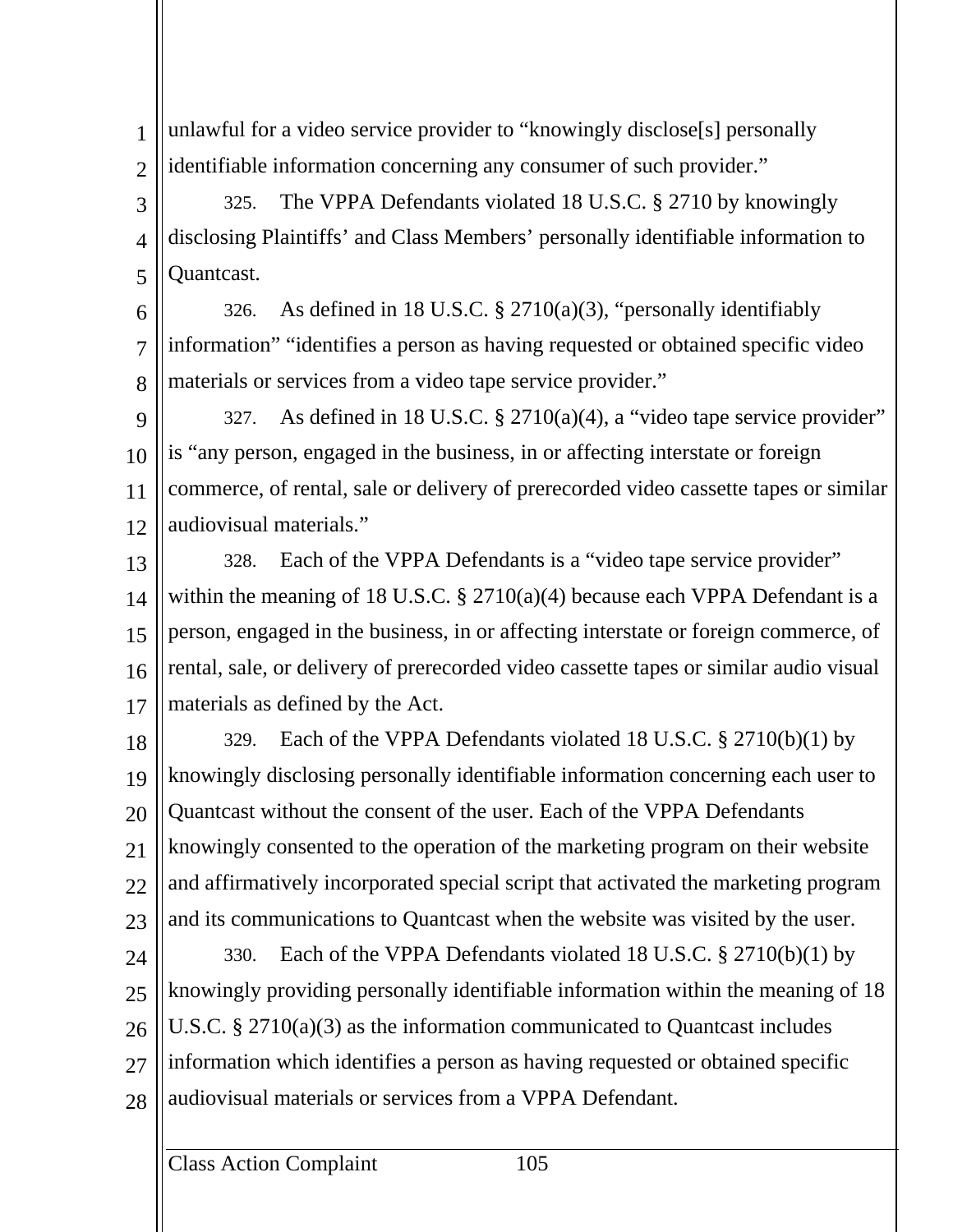unlawful for a video service provider to "knowingly disclose[s] personally identifiable information concerning any consumer of such provider."

325. The VPPA Defendants violated 18 U.S.C. § 2710 by knowingly disclosing Plaintiffs' and Class Members' personally identifiable information to Quantcast.

326. As defined in 18 U.S.C. § 2710(a)(3), "personally identifiably information" "identifies a person as having requested or obtained specific video materials or services from a video tape service provider."

327. As defined in 18 U.S.C. § 2710(a)(4), a "video tape service provider" is "any person, engaged in the business, in or affecting interstate or foreign commerce, of rental, sale or delivery of prerecorded video cassette tapes or similar audiovisual materials."

328. Each of the VPPA Defendants is a "video tape service provider" within the meaning of 18 U.S.C. § 2710(a)(4) because each VPPA Defendant is a person, engaged in the business, in or affecting interstate or foreign commerce, of rental, sale, or delivery of prerecorded video cassette tapes or similar audio visual materials as defined by the Act.

329. Each of the VPPA Defendants violated 18 U.S.C. § 2710(b)(1) by knowingly disclosing personally identifiable information concerning each user to Quantcast without the consent of the user. Each of the VPPA Defendants knowingly consented to the operation of the marketing program on their website and affirmatively incorporated special script that activated the marketing program and its communications to Quantcast when the website was visited by the user.

330. Each of the VPPA Defendants violated 18 U.S.C. § 2710(b)(1) by knowingly providing personally identifiable information within the meaning of 18 U.S.C. § 2710(a)(3) as the information communicated to Quantcast includes information which identifies a person as having requested or obtained specific audiovisual materials or services from a VPPA Defendant.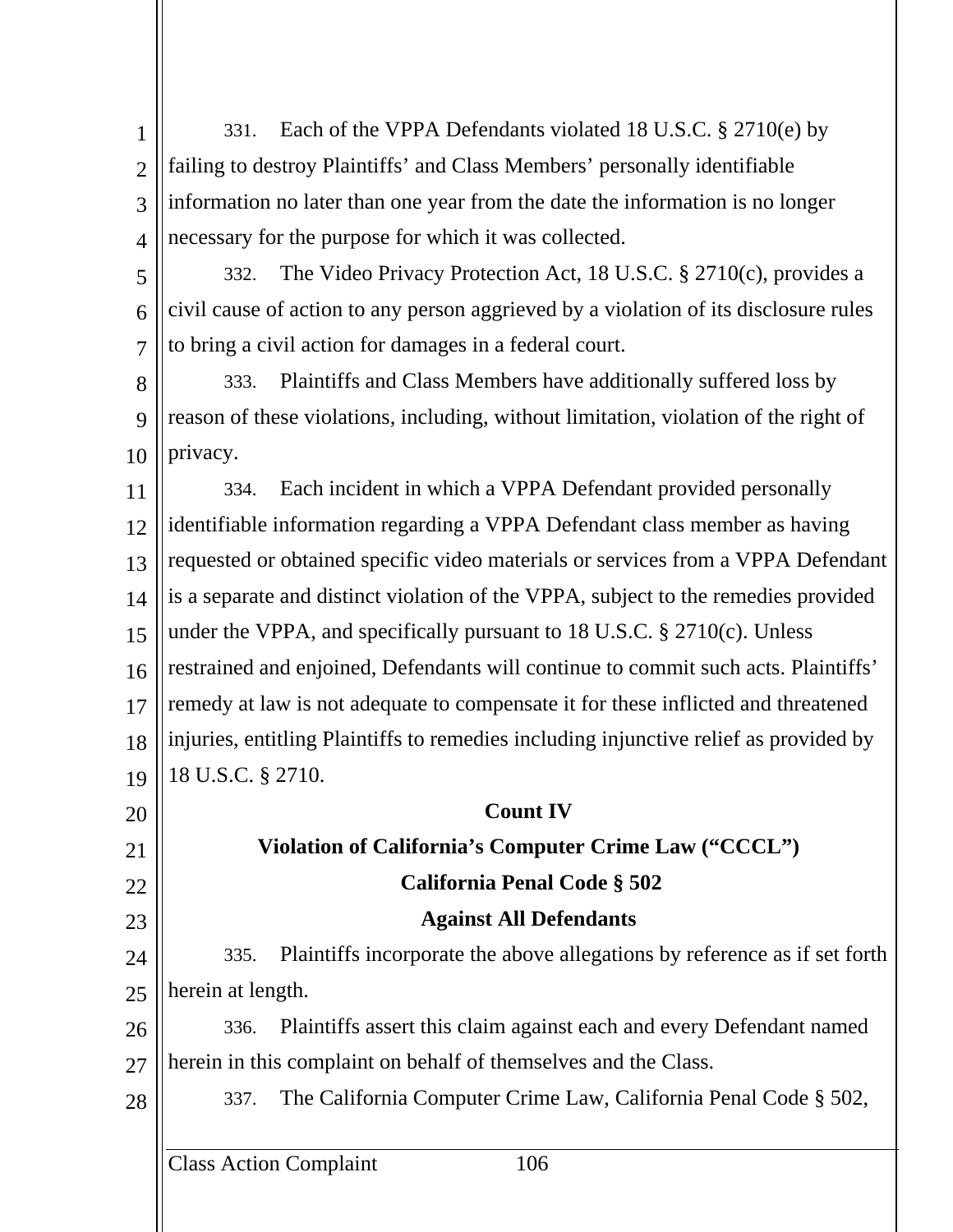331. Each of the VPPA Defendants violated 18 U.S.C. § 2710(e) by failing to destroy Plaintiffs' and Class Members' personally identifiable information no later than one year from the date the information is no longer necessary for the purpose for which it was collected.

332. The Video Privacy Protection Act, 18 U.S.C. § 2710(c), provides a civil cause of action to any person aggrieved by a violation of its disclosure rules to bring a civil action for damages in a federal court.

333. Plaintiffs and Class Members have additionally suffered loss by reason of these violations, including, without limitation, violation of the right of privacy.

334. Each incident in which a VPPA Defendant provided personally identifiable information regarding a VPPA Defendant class member as having requested or obtained specific video materials or services from a VPPA Defendant is a separate and distinct violation of the VPPA, subject to the remedies provided under the VPPA, and specifically pursuant to 18 U.S.C. § 2710(c). Unless restrained and enjoined, Defendants will continue to commit such acts. Plaintiffs' remedy at law is not adequate to compensate it for these inflicted and threatened injuries, entitling Plaintiffs to remedies including injunctive relief as provided by 18 U.S.C. § 2710.

**Count IV**

**Violation of California's Computer Crime Law ("CCCL")**

**California Penal Code § 502**

**Against All Defendants**

335. Plaintiffs incorporate the above allegations by reference as if set forth herein at length.

336. Plaintiffs assert this claim against each and every Defendant named herein in this complaint on behalf of themselves and the Class.

337. The California Computer Crime Law, California Penal Code § 502,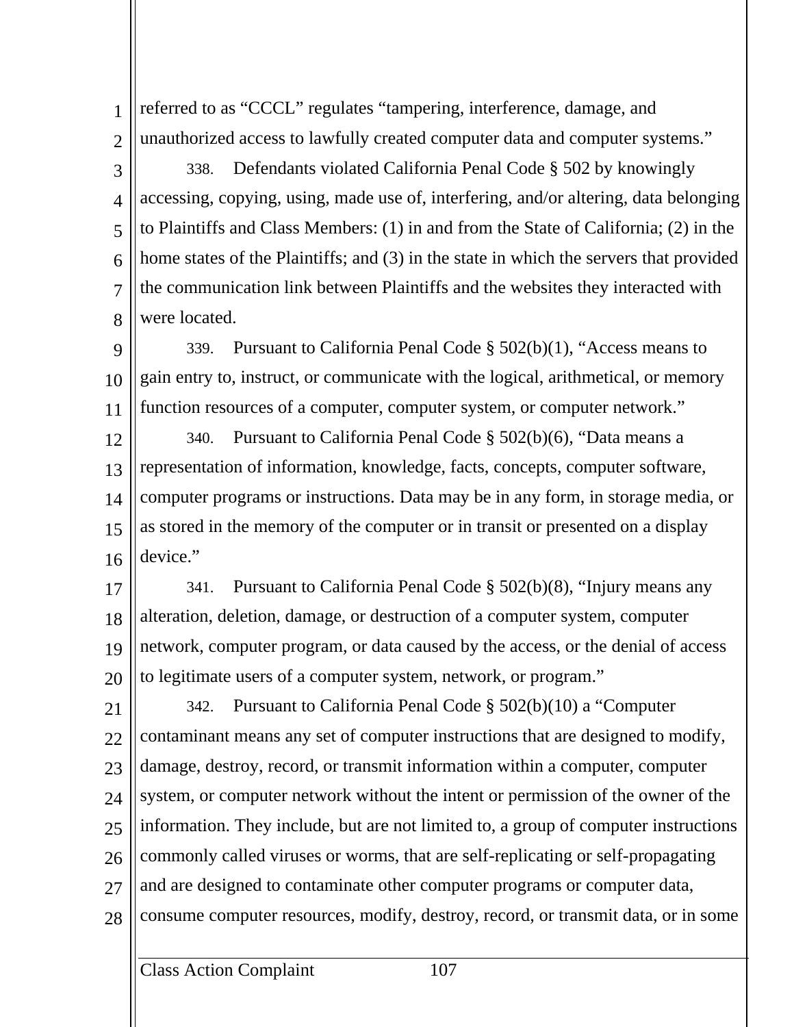referred to as "CCCL" regulates "tampering, interference, damage, and unauthorized access to lawfully created computer data and computer systems."

338. Defendants violated California Penal Code § 502 by knowingly accessing, copying, using, made use of, interfering, and/or altering, data belonging to Plaintiffs and Class Members: (1) in and from the State of California; (2) in the home states of the Plaintiffs; and (3) in the state in which the servers that provided the communication link between Plaintiffs and the websites they interacted with were located.

339. Pursuant to California Penal Code § 502(b)(1), "Access means to gain entry to, instruct, or communicate with the logical, arithmetical, or memory function resources of a computer, computer system, or computer network."

340. Pursuant to California Penal Code § 502(b)(6), "Data means a representation of information, knowledge, facts, concepts, computer software, computer programs or instructions. Data may be in any form, in storage media, or as stored in the memory of the computer or in transit or presented on a display device."

341. Pursuant to California Penal Code § 502(b)(8), "Injury means any alteration, deletion, damage, or destruction of a computer system, computer network, computer program, or data caused by the access, or the denial of access to legitimate users of a computer system, network, or program."

342. Pursuant to California Penal Code § 502(b)(10) a "Computer contaminant means any set of computer instructions that are designed to modify, damage, destroy, record, or transmit information within a computer, computer system, or computer network without the intent or permission of the owner of the information. They include, but are not limited to, a group of computer instructions commonly called viruses or worms, that are self-replicating or self-propagating and are designed to contaminate other computer programs or computer data, consume computer resources, modify, destroy, record, or transmit data, or in some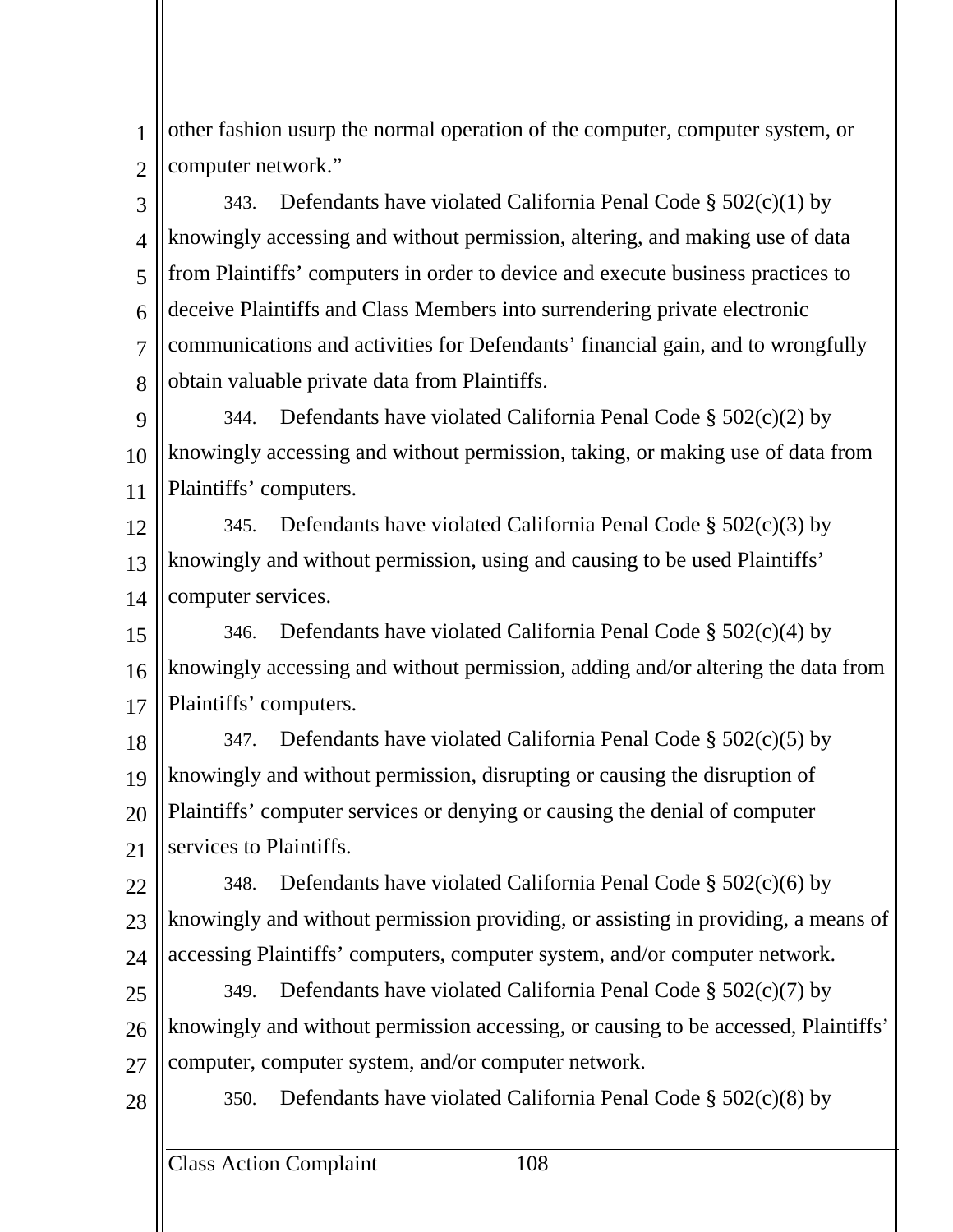other fashion usurp the normal operation of the computer, computer system, or computer network."

343. Defendants have violated California Penal Code § 502(c)(1) by knowingly accessing and without permission, altering, and making use of data from Plaintiffs' computers in order to device and execute business practices to deceive Plaintiffs and Class Members into surrendering private electronic communications and activities for Defendants' financial gain, and to wrongfully obtain valuable private data from Plaintiffs.

344. Defendants have violated California Penal Code § 502(c)(2) by knowingly accessing and without permission, taking, or making use of data from Plaintiffs' computers.

345. Defendants have violated California Penal Code § 502(c)(3) by knowingly and without permission, using and causing to be used Plaintiffs' computer services.

346. Defendants have violated California Penal Code § 502(c)(4) by knowingly accessing and without permission, adding and/or altering the data from Plaintiffs' computers.

347. Defendants have violated California Penal Code § 502(c)(5) by knowingly and without permission, disrupting or causing the disruption of Plaintiffs' computer services or denying or causing the denial of computer services to Plaintiffs.

348. Defendants have violated California Penal Code § 502(c)(6) by knowingly and without permission providing, or assisting in providing, a means of accessing Plaintiffs' computers, computer system, and/or computer network.

349. Defendants have violated California Penal Code § 502(c)(7) by knowingly and without permission accessing, or causing to be accessed, Plaintiffs' computer, computer system, and/or computer network.

350. Defendants have violated California Penal Code § 502(c)(8) by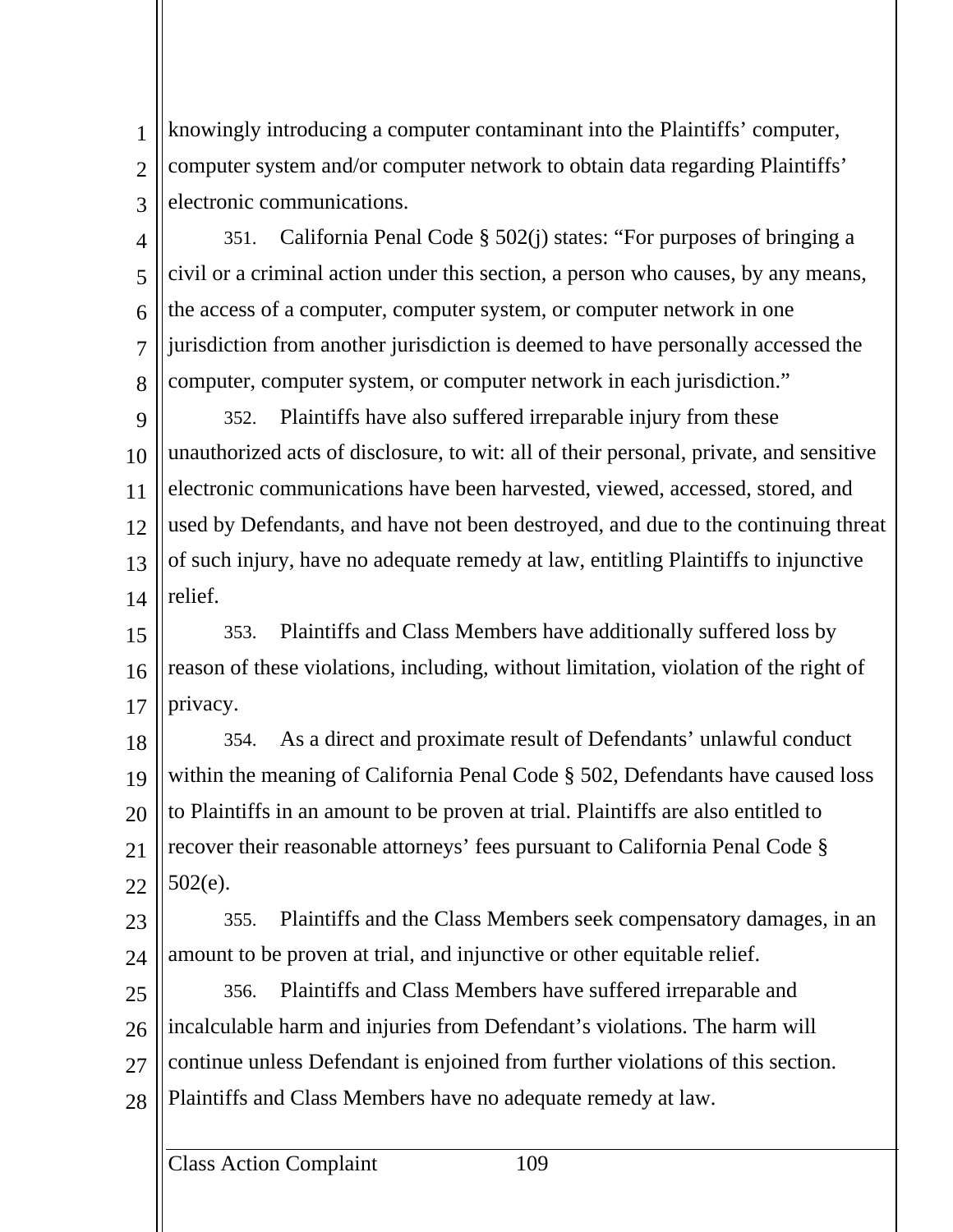knowingly introducing a computer contaminant into the Plaintiffs' computer, computer system and/or computer network to obtain data regarding Plaintiffs' electronic communications.

351. California Penal Code § 502(j) states: "For purposes of bringing a civil or a criminal action under this section, a person who causes, by any means, the access of a computer, computer system, or computer network in one jurisdiction from another jurisdiction is deemed to have personally accessed the computer, computer system, or computer network in each jurisdiction."

352. Plaintiffs have also suffered irreparable injury from these unauthorized acts of disclosure, to wit: all of their personal, private, and sensitive electronic communications have been harvested, viewed, accessed, stored, and used by Defendants, and have not been destroyed, and due to the continuing threat of such injury, have no adequate remedy at law, entitling Plaintiffs to injunctive relief.

353. Plaintiffs and Class Members have additionally suffered loss by reason of these violations, including, without limitation, violation of the right of privacy.

354. As a direct and proximate result of Defendants' unlawful conduct within the meaning of California Penal Code § 502, Defendants have caused loss to Plaintiffs in an amount to be proven at trial. Plaintiffs are also entitled to recover their reasonable attorneys' fees pursuant to California Penal Code § 502(e).

355. Plaintiffs and the Class Members seek compensatory damages, in an amount to be proven at trial, and injunctive or other equitable relief.

356. Plaintiffs and Class Members have suffered irreparable and incalculable harm and injuries from Defendant's violations. The harm will continue unless Defendant is enjoined from further violations of this section. Plaintiffs and Class Members have no adequate remedy at law.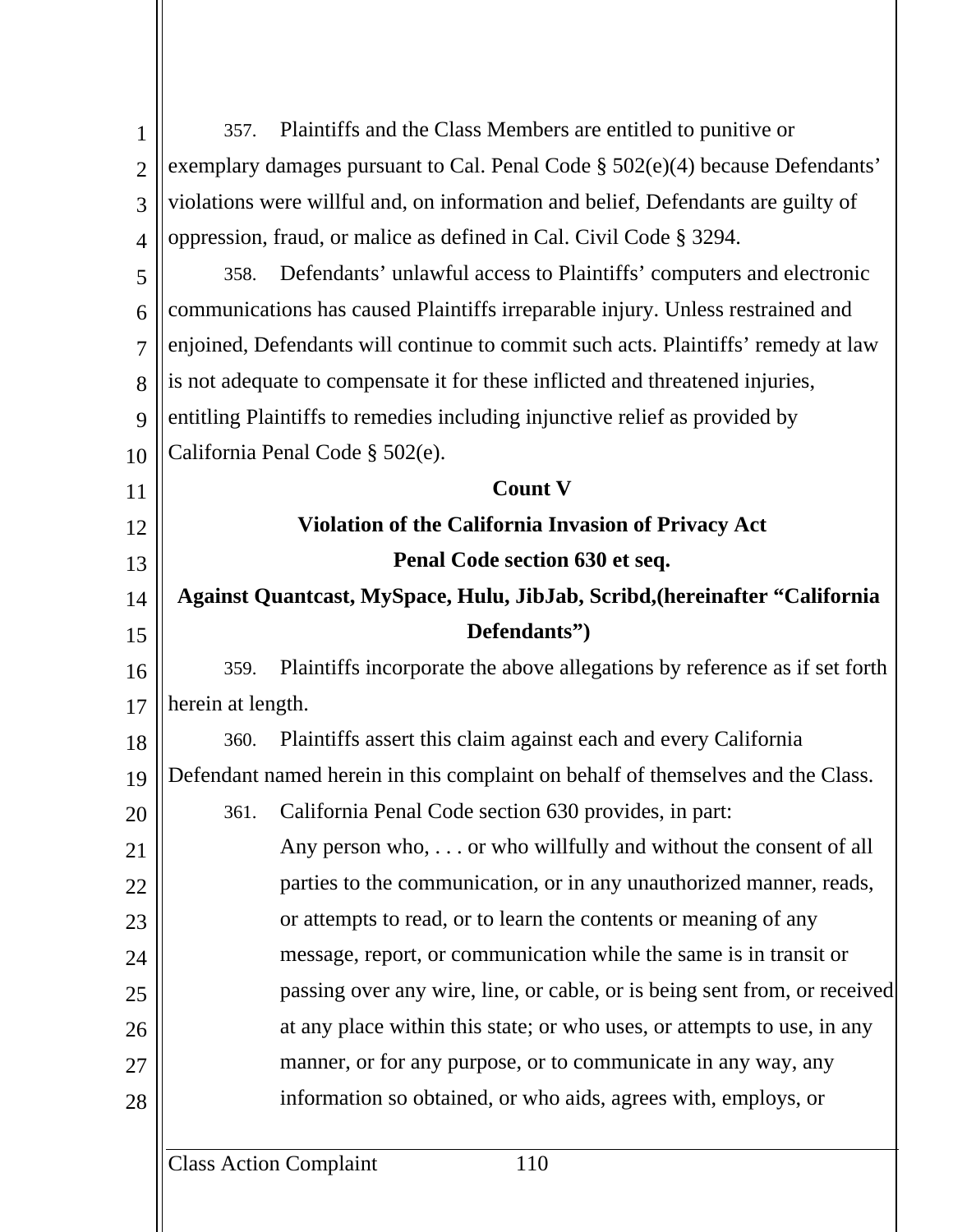357. Plaintiffs and the Class Members are entitled to punitive or exemplary damages pursuant to Cal. Penal Code § 502(e)(4) because Defendants' violations were willful and, on information and belief, Defendants are guilty of oppression, fraud, or malice as defined in Cal. Civil Code § 3294.

358. Defendants' unlawful access to Plaintiffs' computers and electronic communications has caused Plaintiffs irreparable injury. Unless restrained and enjoined, Defendants will continue to commit such acts. Plaintiffs' remedy at law is not adequate to compensate it for these inflicted and threatened injuries, entitling Plaintiffs to remedies including injunctive relief as provided by California Penal Code § 502(e).

**Count V**

**Violation of the California Invasion of Privacy Act**

**Penal Code section 630 et seq.**

**Against Quantcast, MySpace, Hulu, JibJab, Scribd,(hereinafter "California Defendants")**

359. Plaintiffs incorporate the above allegations by reference as if set forth herein at length.

360. Plaintiffs assert this claim against each and every California Defendant named herein in this complaint on behalf of themselves and the Class.

361. California Penal Code section 630 provides, in part:

> Any person who, . . . or who willfully and without the consent of all parties to the communication, or in any unauthorized manner, reads, or attempts to read, or to learn the contents or meaning of any message, report, or communication while the same is in transit or passing over any wire, line, or cable, or is being sent from, or received at any place within this state; or who uses, or attempts to use, in any manner, or for any purpose, or to communicate in any way, any information so obtained, or who aids, agrees with, employs, or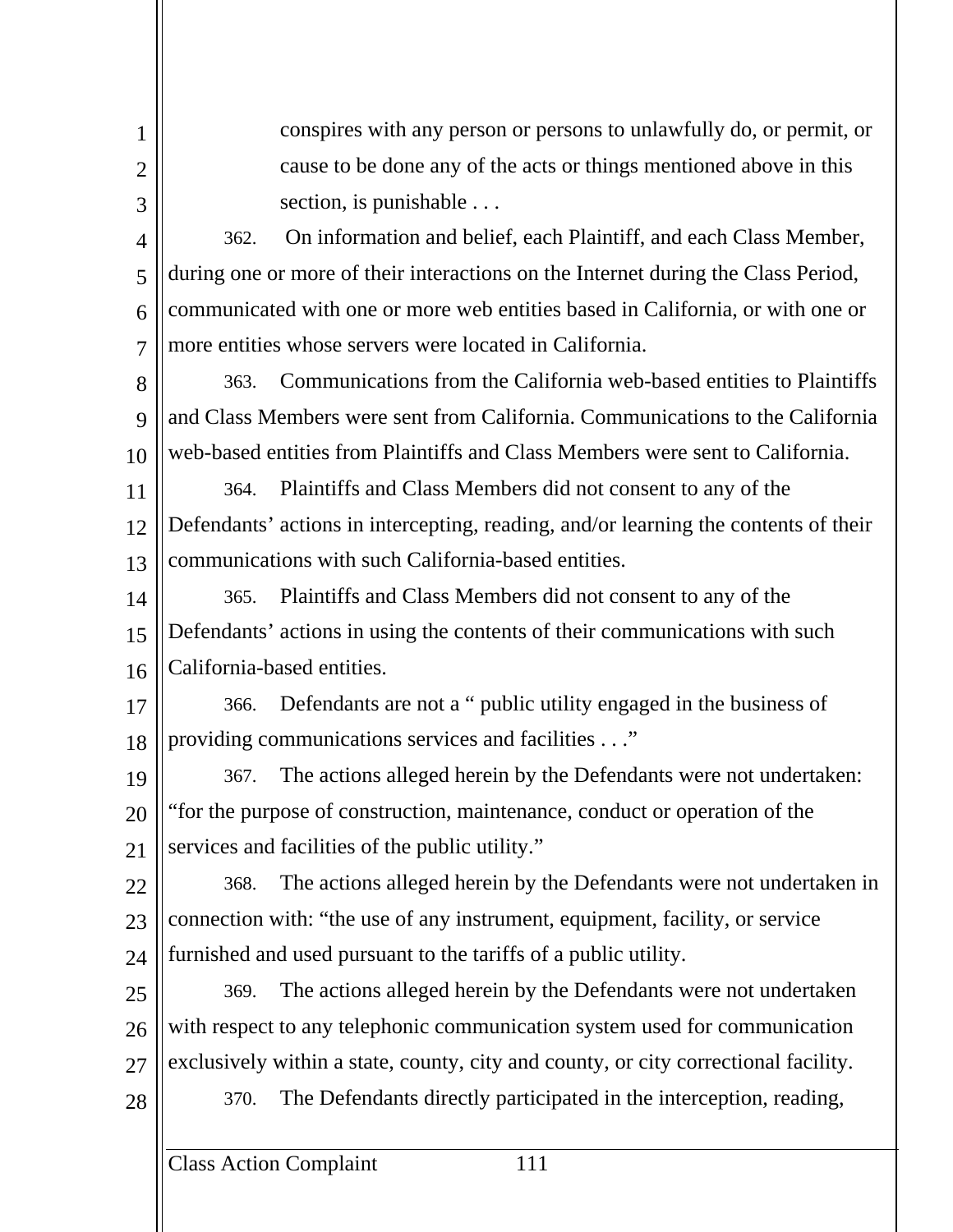> conspires with any person or persons to unlawfully do, or permit, or cause to be done any of the acts or things mentioned above in this section, is punishable . . .

362. On information and belief, each Plaintiff, and each Class Member, during one or more of their interactions on the Internet during the Class Period, communicated with one or more web entities based in California, or with one or more entities whose servers were located in California.

363. Communications from the California web-based entities to Plaintiffs and Class Members were sent from California. Communications to the California web-based entities from Plaintiffs and Class Members were sent to California.

364. Plaintiffs and Class Members did not consent to any of the Defendants' actions in intercepting, reading, and/or learning the contents of their communications with such California-based entities.

365. Plaintiffs and Class Members did not consent to any of the Defendants' actions in using the contents of their communications with such California-based entities.

366. Defendants are not a " public utility engaged in the business of providing communications services and facilities . . ."

367. The actions alleged herein by the Defendants were not undertaken: "for the purpose of construction, maintenance, conduct or operation of the services and facilities of the public utility."

368. The actions alleged herein by the Defendants were not undertaken in connection with: "the use of any instrument, equipment, facility, or service furnished and used pursuant to the tariffs of a public utility.

369. The actions alleged herein by the Defendants were not undertaken with respect to any telephonic communication system used for communication exclusively within a state, county, city and county, or city correctional facility.

370. The Defendants directly participated in the interception, reading,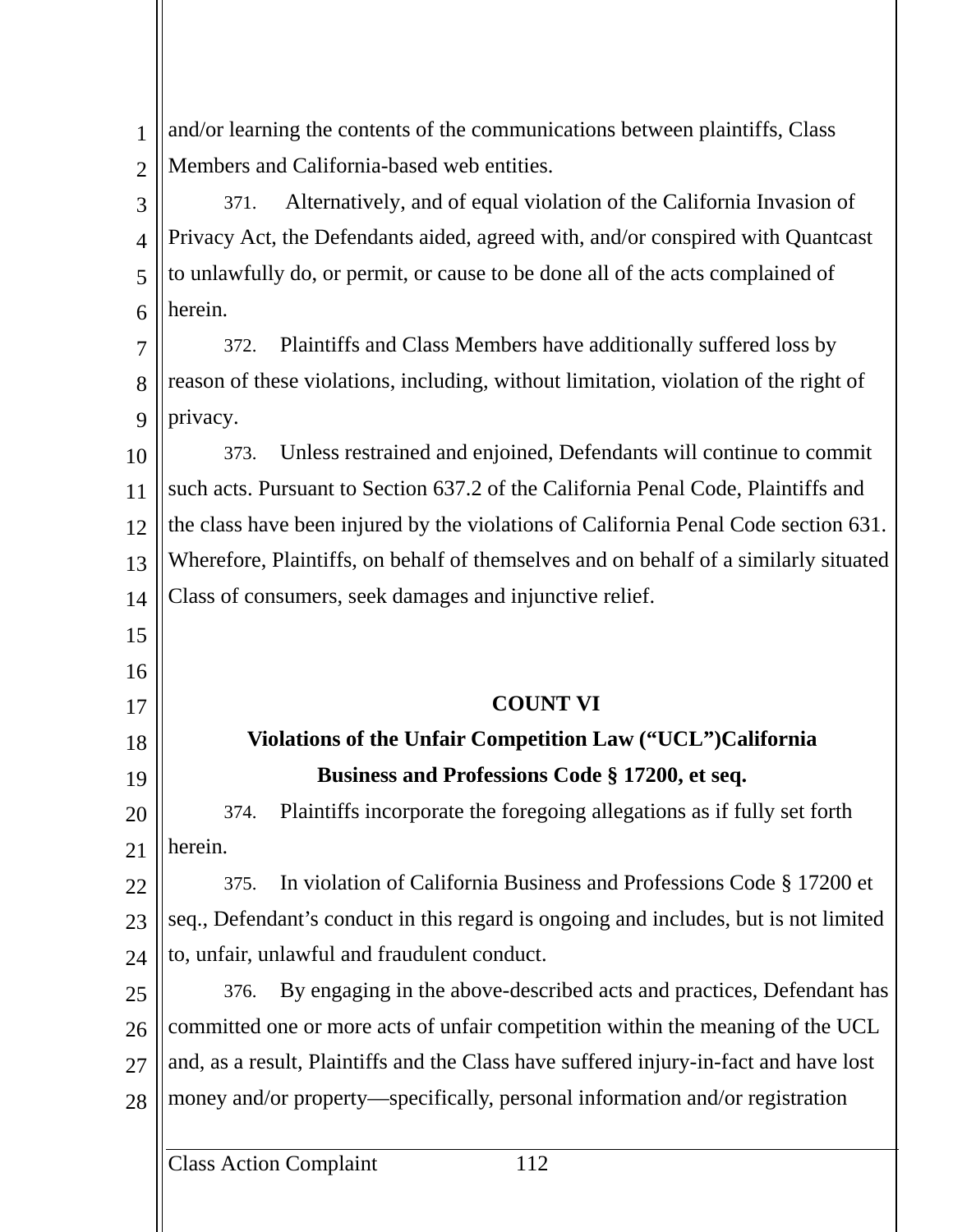and/or learning the contents of the communications between plaintiffs, Class Members and California-based web entities.

371. Alternatively, and of equal violation of the California Invasion of Privacy Act, the Defendants aided, agreed with, and/or conspired with Quantcast to unlawfully do, or permit, or cause to be done all of the acts complained of herein.

372. Plaintiffs and Class Members have additionally suffered loss by reason of these violations, including, without limitation, violation of the right of privacy.

373. Unless restrained and enjoined, Defendants will continue to commit such acts. Pursuant to Section 637.2 of the California Penal Code, Plaintiffs and the class have been injured by the violations of California Penal Code section 631. Wherefore, Plaintiffs, on behalf of themselves and on behalf of a similarly situated Class of consumers, seek damages and injunctive relief.

## COUNT VI

### Violations of the Unfair Competition Law (“UCL”)California Business and Professions Code § 17200, et seq.

374. Plaintiffs incorporate the foregoing allegations as if fully set forth herein.

375. In violation of California Business and Professions Code § 17200 et seq., Defendant’s conduct in this regard is ongoing and includes, but is not limited to, unfair, unlawful and fraudulent conduct.

376. By engaging in the above-described acts and practices, Defendant has committed one or more acts of unfair competition within the meaning of the UCL and, as a result, Plaintiffs and the Class have suffered injury-in-fact and have lost money and/or property—specifically, personal information and/or registration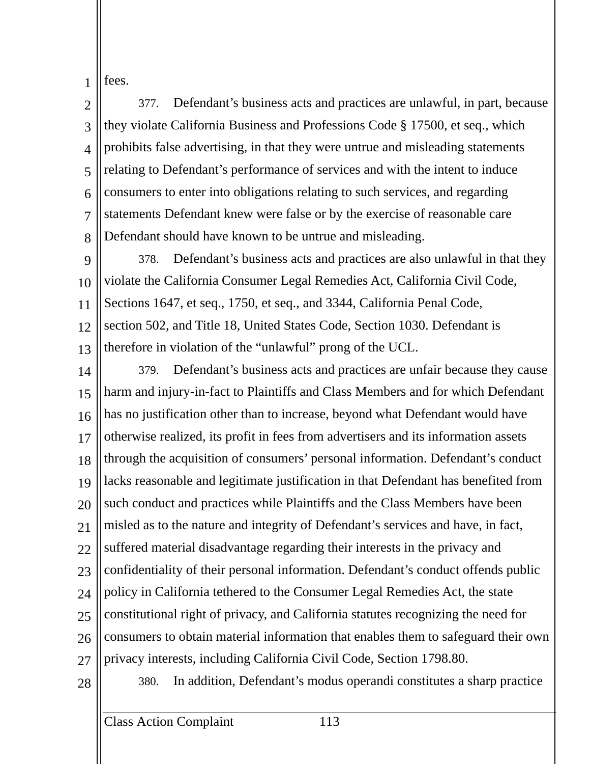fees.

377. Defendant's business acts and practices are unlawful, in part, because they violate California Business and Professions Code § 17500, et seq., which prohibits false advertising, in that they were untrue and misleading statements relating to Defendant's performance of services and with the intent to induce consumers to enter into obligations relating to such services, and regarding statements Defendant knew were false or by the exercise of reasonable care Defendant should have known to be untrue and misleading.

378. Defendant's business acts and practices are also unlawful in that they violate the California Consumer Legal Remedies Act, California Civil Code, Sections 1647, et seq., 1750, et seq., and 3344, California Penal Code, section 502, and Title 18, United States Code, Section 1030. Defendant is therefore in violation of the "unlawful" prong of the UCL.

379. Defendant's business acts and practices are unfair because they cause harm and injury-in-fact to Plaintiffs and Class Members and for which Defendant has no justification other than to increase, beyond what Defendant would have otherwise realized, its profit in fees from advertisers and its information assets through the acquisition of consumers' personal information. Defendant's conduct lacks reasonable and legitimate justification in that Defendant has benefited from such conduct and practices while Plaintiffs and the Class Members have been misled as to the nature and integrity of Defendant's services and have, in fact, suffered material disadvantage regarding their interests in the privacy and confidentiality of their personal information. Defendant's conduct offends public policy in California tethered to the Consumer Legal Remedies Act, the state constitutional right of privacy, and California statutes recognizing the need for consumers to obtain material information that enables them to safeguard their own privacy interests, including California Civil Code, Section 1798.80.

380. In addition, Defendant's modus operandi constitutes a sharp practice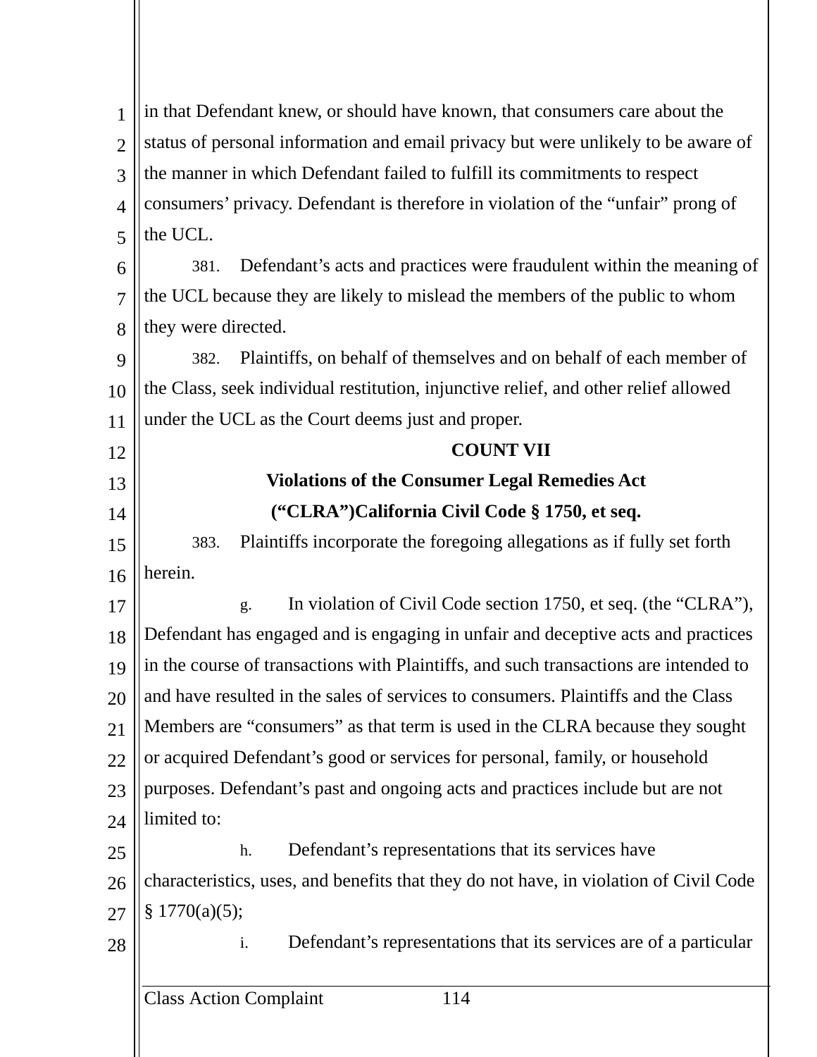in that Defendant knew, or should have known, that consumers care about the status of personal information and email privacy but were unlikely to be aware of the manner in which Defendant failed to fulfill its commitments to respect consumers' privacy. Defendant is therefore in violation of the "unfair" prong of the UCL.

381. Defendant's acts and practices were fraudulent within the meaning of the UCL because they are likely to mislead the members of the public to whom they were directed.

382. Plaintiffs, on behalf of themselves and on behalf of each member of the Class, seek individual restitution, injunctive relief, and other relief allowed under the UCL as the Court deems just and proper.

**COUNT VII**

**Violations of the Consumer Legal Remedies Act**

**("CLRA")California Civil Code § 1750, et seq.**

383. Plaintiffs incorporate the foregoing allegations as if fully set forth herein.

g. In violation of Civil Code section 1750, et seq. (the "CLRA"), Defendant has engaged and is engaging in unfair and deceptive acts and practices in the course of transactions with Plaintiffs, and such transactions are intended to and have resulted in the sales of services to consumers. Plaintiffs and the Class Members are "consumers" as that term is used in the CLRA because they sought or acquired Defendant's good or services for personal, family, or household purposes. Defendant's past and ongoing acts and practices include but are not limited to:

h. Defendant's representations that its services have characteristics, uses, and benefits that they do not have, in violation of Civil Code § 1770(a)(5);

i. Defendant's representations that its services are of a particular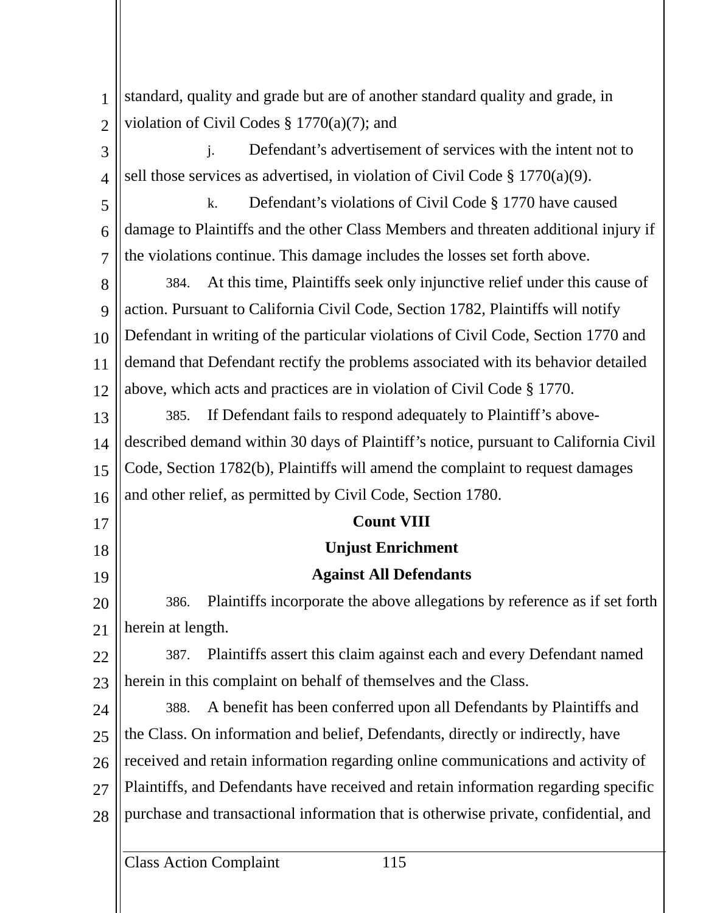standard, quality and grade but are of another standard quality and grade, in violation of Civil Codes § 1770(a)(7); and

j. Defendant's advertisement of services with the intent not to sell those services as advertised, in violation of Civil Code § 1770(a)(9).

k. Defendant's violations of Civil Code § 1770 have caused damage to Plaintiffs and the other Class Members and threaten additional injury if the violations continue. This damage includes the losses set forth above.

384. At this time, Plaintiffs seek only injunctive relief under this cause of action. Pursuant to California Civil Code, Section 1782, Plaintiffs will notify Defendant in writing of the particular violations of Civil Code, Section 1770 and demand that Defendant rectify the problems associated with its behavior detailed above, which acts and practices are in violation of Civil Code § 1770.

385. If Defendant fails to respond adequately to Plaintiff's above-described demand within 30 days of Plaintiff's notice, pursuant to California Civil Code, Section 1782(b), Plaintiffs will amend the complaint to request damages and other relief, as permitted by Civil Code, Section 1780.

**Count VIII**

**Unjust Enrichment**

**Against All Defendants**

386. Plaintiffs incorporate the above allegations by reference as if set forth herein at length.

387. Plaintiffs assert this claim against each and every Defendant named herein in this complaint on behalf of themselves and the Class.

388. A benefit has been conferred upon all Defendants by Plaintiffs and the Class. On information and belief, Defendants, directly or indirectly, have received and retain information regarding online communications and activity of Plaintiffs, and Defendants have received and retain information regarding specific purchase and transactional information that is otherwise private, confidential, and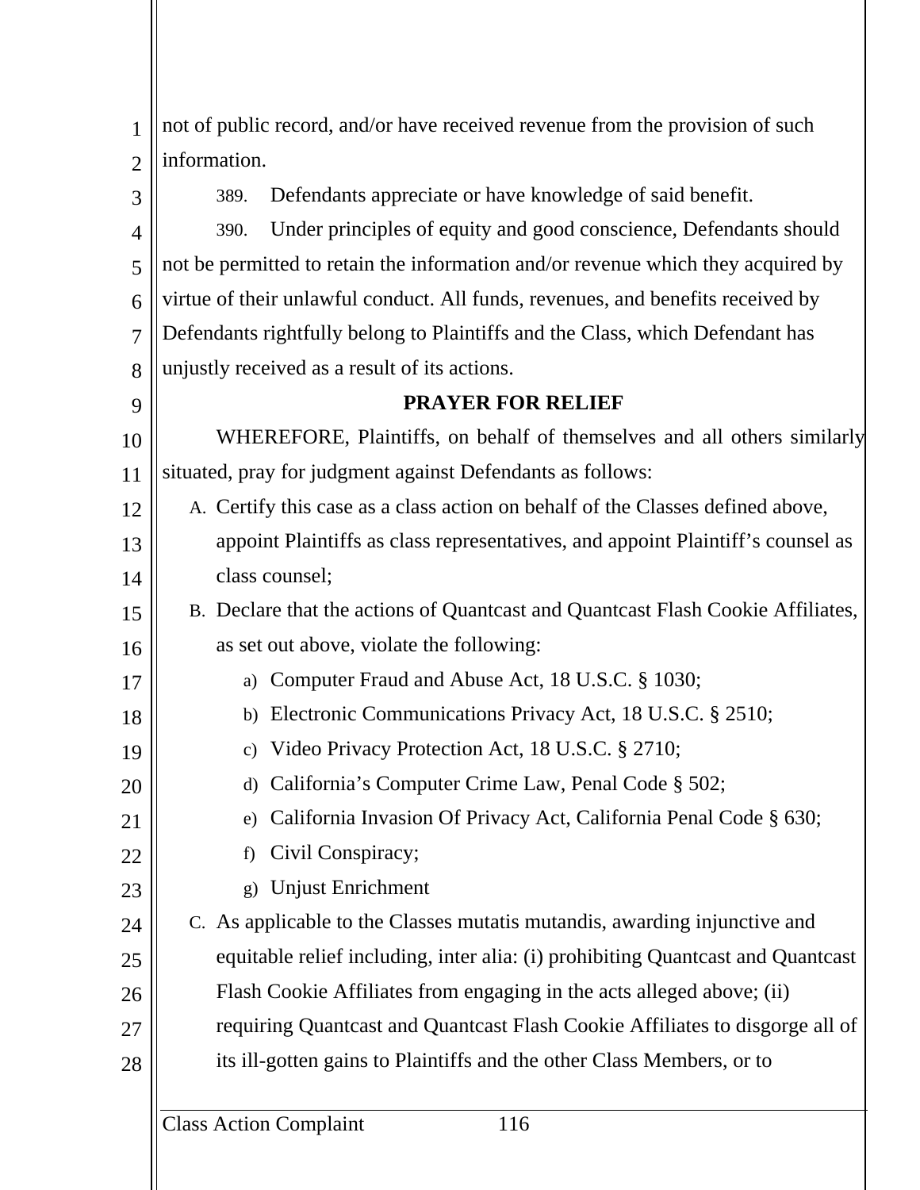not of public record, and/or have received revenue from the provision of such information.

389. Defendants appreciate or have knowledge of said benefit.

390. Under principles of equity and good conscience, Defendants should not be permitted to retain the information and/or revenue which they acquired by virtue of their unlawful conduct. All funds, revenues, and benefits received by Defendants rightfully belong to Plaintiffs and the Class, which Defendant has unjustly received as a result of its actions.

**PRAYER FOR RELIEF**

WHEREFORE, Plaintiffs, on behalf of themselves and all others similarly situated, pray for judgment against Defendants as follows:

A. Certify this case as a class action on behalf of the Classes defined above, appoint Plaintiffs as class representatives, and appoint Plaintiff's counsel as class counsel;

B. Declare that the actions of Quantcast and Quantcast Flash Cookie Affiliates, as set out above, violate the following:

   a) Computer Fraud and Abuse Act, 18 U.S.C. § 1030;

   b) Electronic Communications Privacy Act, 18 U.S.C. § 2510;

   c) Video Privacy Protection Act, 18 U.S.C. § 2710;

   d) California's Computer Crime Law, Penal Code § 502;

   e) California Invasion Of Privacy Act, California Penal Code § 630;

   f) Civil Conspiracy;

   g) Unjust Enrichment

C. As applicable to the Classes mutatis mutandis, awarding injunctive and equitable relief including, inter alia: (i) prohibiting Quantcast and Quantcast Flash Cookie Affiliates from engaging in the acts alleged above; (ii) requiring Quantcast and Quantcast Flash Cookie Affiliates to disgorge all of its ill-gotten gains to Plaintiffs and the other Class Members, or to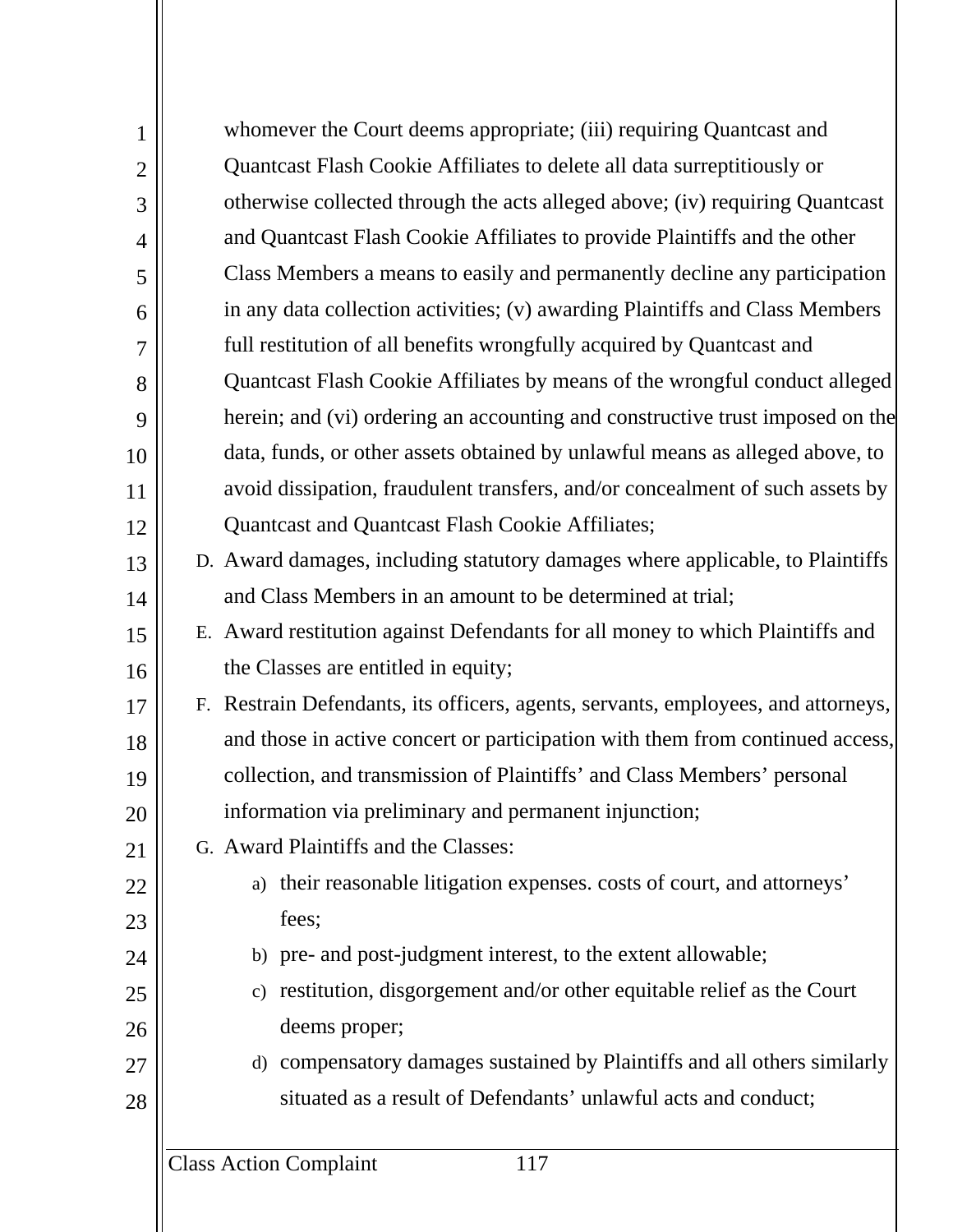whomever the Court deems appropriate; (iii) requiring Quantcast and Quantcast Flash Cookie Affiliates to delete all data surreptitiously or otherwise collected through the acts alleged above; (iv) requiring Quantcast and Quantcast Flash Cookie Affiliates to provide Plaintiffs and the other Class Members a means to easily and permanently decline any participation in any data collection activities; (v) awarding Plaintiffs and Class Members full restitution of all benefits wrongfully acquired by Quantcast and Quantcast Flash Cookie Affiliates by means of the wrongful conduct alleged herein; and (vi) ordering an accounting and constructive trust imposed on the data, funds, or other assets obtained by unlawful means as alleged above, to avoid dissipation, fraudulent transfers, and/or concealment of such assets by Quantcast and Quantcast Flash Cookie Affiliates;

D. Award damages, including statutory damages where applicable, to Plaintiffs and Class Members in an amount to be determined at trial;

E. Award restitution against Defendants for all money to which Plaintiffs and the Classes are entitled in equity;

F. Restrain Defendants, its officers, agents, servants, employees, and attorneys, and those in active concert or participation with them from continued access, collection, and transmission of Plaintiffs' and Class Members' personal information via preliminary and permanent injunction;

G. Award Plaintiffs and the Classes:

   a) their reasonable litigation expenses. costs of court, and attorneys' fees;

   b) pre- and post-judgment interest, to the extent allowable;

   c) restitution, disgorgement and/or other equitable relief as the Court deems proper;

   d) compensatory damages sustained by Plaintiffs and all others similarly situated as a result of Defendants' unlawful acts and conduct;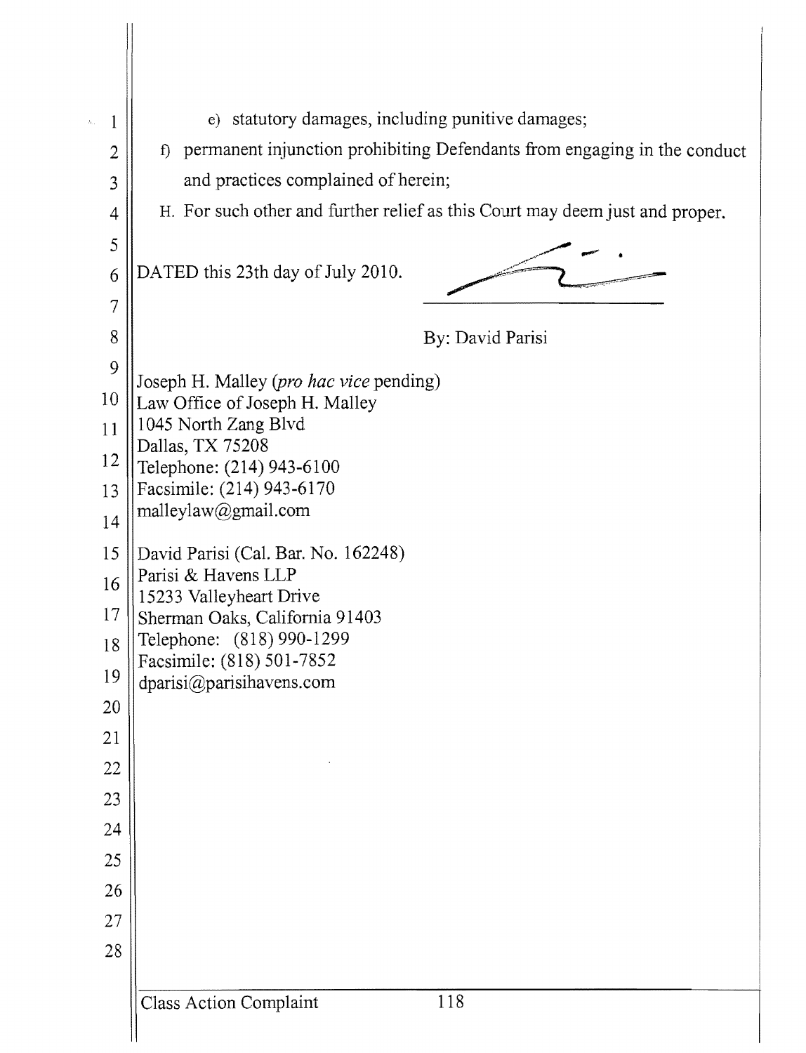e) statutory damages, including punitive damages;

f) permanent injunction prohibiting Defendants from engaging in the conduct and practices complained of herein;

H. For such other and further relief as this Court may deem just and proper.

DATED this 23th day of July 2010.

By: David Parisi

Joseph H. Malley (*pro hac vice* pending)
Law Office of Joseph H. Malley
1045 North Zang Blvd
Dallas, TX 75208
Telephone: (214) 943-6100
Facsimile: (214) 943-6170
malleylaw@gmail.com

David Parisi (Cal. Bar. No. 162248)
Parisi & Havens LLP
15233 Valleyheart Drive
Sherman Oaks, California 91403
Telephone: (818) 990-1299
Facsimile: (818) 501-7852
dparisi@parisihavens.com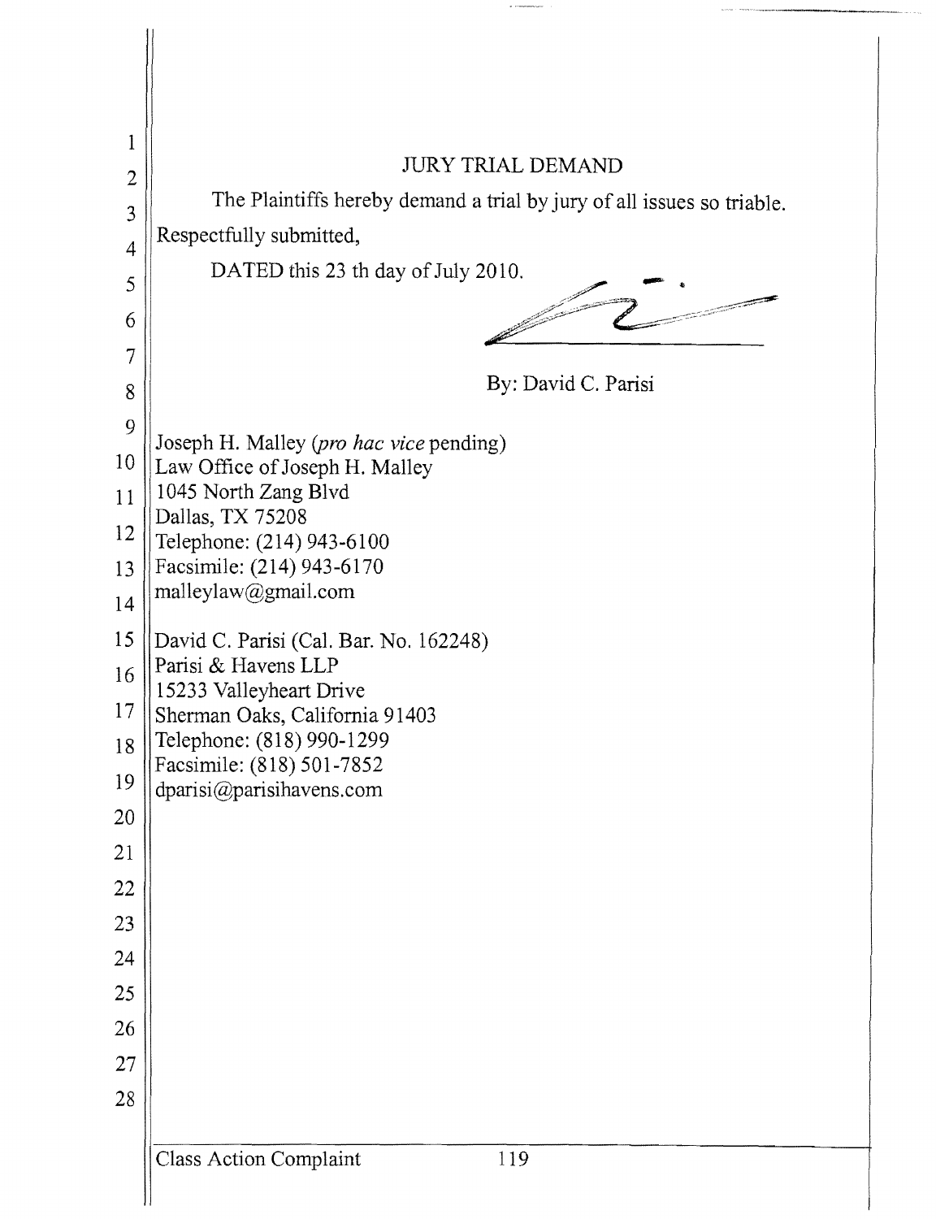## JURY TRIAL DEMAND

The Plaintiffs hereby demand a trial by jury of all issues so triable.

Respectfully submitted,

DATED this 23 th day of July 2010.

By: David C. Parisi

Joseph H. Malley (*pro hac vice* pending)
Law Office of Joseph H. Malley
1045 North Zang Blvd
Dallas, TX 75208
Telephone: (214) 943-6100
Facsimile: (214) 943-6170
malleylaw@gmail.com

David C. Parisi (Cal. Bar. No. 162248)
Parisi & Havens LLP
15233 Valleyheart Drive
Sherman Oaks, California 91403
Telephone: (818) 990-1299
Facsimile: (818) 501-7852
dparisi@parisihavens.com